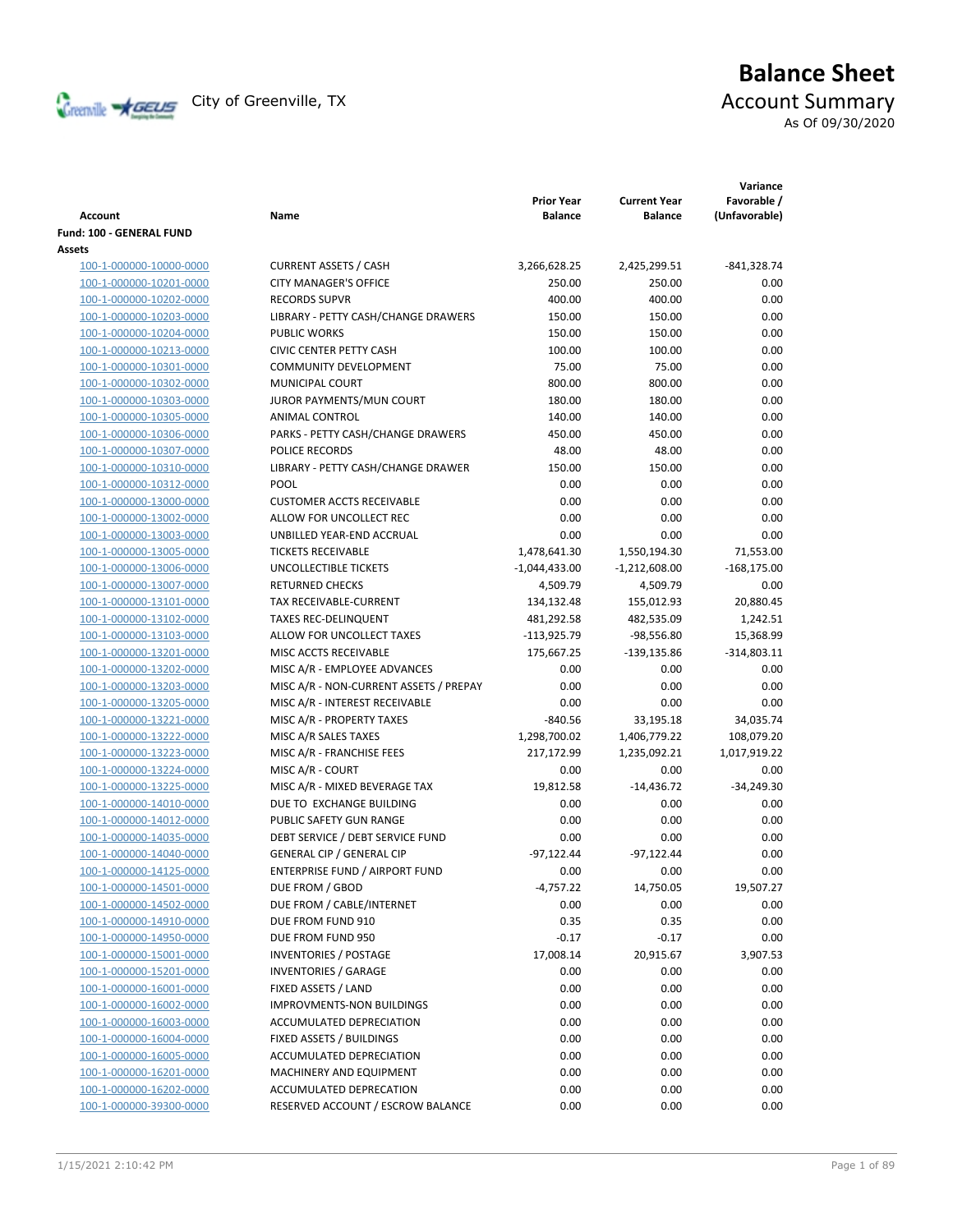City of Greenville, TX

# Balance Sheet

## Account Summary

As Of 09/30/2020

| Account | Name | Prior Year Balance | Current Year Balance | Variance Favorable / (Unfavorable) |
|---|---|---|---|---|
| **Fund: 100 - GENERAL FUND** | | | | |
| **Assets** | | | | |
| 100-1-000000-10000-0000 | CURRENT ASSETS / CASH | 3,266,628.25 | 2,425,299.51 | -841,328.74 |
| 100-1-000000-10201-0000 | CITY MANAGER'S OFFICE | 250.00 | 250.00 | 0.00 |
| 100-1-000000-10202-0000 | RECORDS SUPVR | 400.00 | 400.00 | 0.00 |
| 100-1-000000-10203-0000 | LIBRARY - PETTY CASH/CHANGE DRAWERS | 150.00 | 150.00 | 0.00 |
| 100-1-000000-10204-0000 | PUBLIC WORKS | 150.00 | 150.00 | 0.00 |
| 100-1-000000-10213-0000 | CIVIC CENTER PETTY CASH | 100.00 | 100.00 | 0.00 |
| 100-1-000000-10301-0000 | COMMUNITY DEVELOPMENT | 75.00 | 75.00 | 0.00 |
| 100-1-000000-10302-0000 | MUNICIPAL COURT | 800.00 | 800.00 | 0.00 |
| 100-1-000000-10303-0000 | JUROR PAYMENTS/MUN COURT | 180.00 | 180.00 | 0.00 |
| 100-1-000000-10305-0000 | ANIMAL CONTROL | 140.00 | 140.00 | 0.00 |
| 100-1-000000-10306-0000 | PARKS - PETTY CASH/CHANGE DRAWERS | 450.00 | 450.00 | 0.00 |
| 100-1-000000-10307-0000 | POLICE RECORDS | 48.00 | 48.00 | 0.00 |
| 100-1-000000-10310-0000 | LIBRARY - PETTY CASH/CHANGE DRAWER | 150.00 | 150.00 | 0.00 |
| 100-1-000000-10312-0000 | POOL | 0.00 | 0.00 | 0.00 |
| 100-1-000000-13000-0000 | CUSTOMER ACCTS RECEIVABLE | 0.00 | 0.00 | 0.00 |
| 100-1-000000-13002-0000 | ALLOW FOR UNCOLLECT REC | 0.00 | 0.00 | 0.00 |
| 100-1-000000-13003-0000 | UNBILLED YEAR-END ACCRUAL | 0.00 | 0.00 | 0.00 |
| 100-1-000000-13005-0000 | TICKETS RECEIVABLE | 1,478,641.30 | 1,550,194.30 | 71,553.00 |
| 100-1-000000-13006-0000 | UNCOLLECTIBLE TICKETS | -1,044,433.00 | -1,212,608.00 | -168,175.00 |
| 100-1-000000-13007-0000 | RETURNED CHECKS | 4,509.79 | 4,509.79 | 0.00 |
| 100-1-000000-13101-0000 | TAX RECEIVABLE-CURRENT | 134,132.48 | 155,012.93 | 20,880.45 |
| 100-1-000000-13102-0000 | TAXES REC-DELINQUENT | 481,292.58 | 482,535.09 | 1,242.51 |
| 100-1-000000-13103-0000 | ALLOW FOR UNCOLLECT TAXES | -113,925.79 | -98,556.80 | 15,368.99 |
| 100-1-000000-13201-0000 | MISC ACCTS RECEIVABLE | 175,667.25 | -139,135.86 | -314,803.11 |
| 100-1-000000-13202-0000 | MISC A/R - EMPLOYEE ADVANCES | 0.00 | 0.00 | 0.00 |
| 100-1-000000-13203-0000 | MISC A/R - NON-CURRENT ASSETS / PREPAY | 0.00 | 0.00 | 0.00 |
| 100-1-000000-13205-0000 | MISC A/R - INTEREST RECEIVABLE | 0.00 | 0.00 | 0.00 |
| 100-1-000000-13221-0000 | MISC A/R - PROPERTY TAXES | -840.56 | 33,195.18 | 34,035.74 |
| 100-1-000000-13222-0000 | MISC A/R SALES TAXES | 1,298,700.02 | 1,406,779.22 | 108,079.20 |
| 100-1-000000-13223-0000 | MISC A/R - FRANCHISE FEES | 217,172.99 | 1,235,092.21 | 1,017,919.22 |
| 100-1-000000-13224-0000 | MISC A/R - COURT | 0.00 | 0.00 | 0.00 |
| 100-1-000000-13225-0000 | MISC A/R - MIXED BEVERAGE TAX | 19,812.58 | -14,436.72 | -34,249.30 |
| 100-1-000000-14010-0000 | DUE TO EXCHANGE BUILDING | 0.00 | 0.00 | 0.00 |
| 100-1-000000-14012-0000 | PUBLIC SAFETY GUN RANGE | 0.00 | 0.00 | 0.00 |
| 100-1-000000-14035-0000 | DEBT SERVICE / DEBT SERVICE FUND | 0.00 | 0.00 | 0.00 |
| 100-1-000000-14040-0000 | GENERAL CIP / GENERAL CIP | -97,122.44 | -97,122.44 | 0.00 |
| 100-1-000000-14125-0000 | ENTERPRISE FUND / AIRPORT FUND | 0.00 | 0.00 | 0.00 |
| 100-1-000000-14501-0000 | DUE FROM / GBOD | -4,757.22 | 14,750.05 | 19,507.27 |
| 100-1-000000-14502-0000 | DUE FROM / CABLE/INTERNET | 0.00 | 0.00 | 0.00 |
| 100-1-000000-14910-0000 | DUE FROM FUND 910 | 0.35 | 0.35 | 0.00 |
| 100-1-000000-14950-0000 | DUE FROM FUND 950 | -0.17 | -0.17 | 0.00 |
| 100-1-000000-15001-0000 | INVENTORIES / POSTAGE | 17,008.14 | 20,915.67 | 3,907.53 |
| 100-1-000000-15201-0000 | INVENTORIES / GARAGE | 0.00 | 0.00 | 0.00 |
| 100-1-000000-16001-0000 | FIXED ASSETS / LAND | 0.00 | 0.00 | 0.00 |
| 100-1-000000-16002-0000 | IMPROVMENTS-NON BUILDINGS | 0.00 | 0.00 | 0.00 |
| 100-1-000000-16003-0000 | ACCUMULATED DEPRECIATION | 0.00 | 0.00 | 0.00 |
| 100-1-000000-16004-0000 | FIXED ASSETS / BUILDINGS | 0.00 | 0.00 | 0.00 |
| 100-1-000000-16005-0000 | ACCUMULATED DEPRECIATION | 0.00 | 0.00 | 0.00 |
| 100-1-000000-16201-0000 | MACHINERY AND EQUIPMENT | 0.00 | 0.00 | 0.00 |
| 100-1-000000-16202-0000 | ACCUMULATED DEPRECATION | 0.00 | 0.00 | 0.00 |
| 100-1-000000-39300-0000 | RESERVED ACCOUNT / ESCROW BALANCE | 0.00 | 0.00 | 0.00 |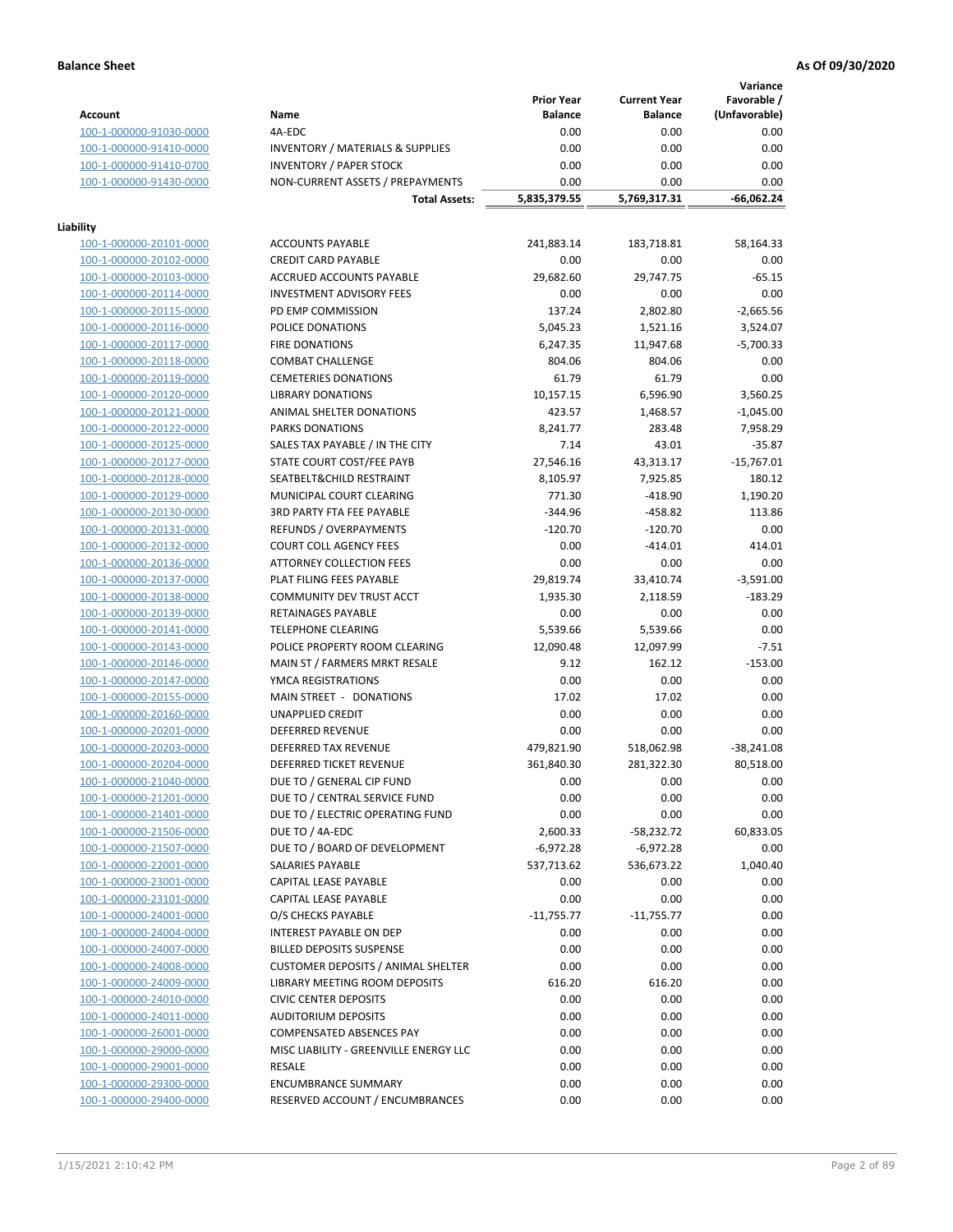**Balance Sheet** **As Of 09/30/2020**

| Account | Name | Prior Year Balance | Current Year Balance | Variance Favorable / (Unfavorable) |
|---|---|---|---|---|
| 100-1-000000-91030-0000 | 4A-EDC | 0.00 | 0.00 | 0.00 |
| 100-1-000000-91410-0000 | INVENTORY / MATERIALS & SUPPLIES | 0.00 | 0.00 | 0.00 |
| 100-1-000000-91410-0700 | INVENTORY / PAPER STOCK | 0.00 | 0.00 | 0.00 |
| 100-1-000000-91430-0000 | NON-CURRENT ASSETS / PREPAYMENTS | 0.00 | 0.00 | 0.00 |
| | **Total Assets:** | **5,835,379.55** | **5,769,317.31** | **-66,062.24** |

**Liability**

| Account | Name | Prior Year Balance | Current Year Balance | Variance Favorable / (Unfavorable) |
|---|---|---|---|---|
| 100-1-000000-20101-0000 | ACCOUNTS PAYABLE | 241,883.14 | 183,718.81 | 58,164.33 |
| 100-1-000000-20102-0000 | CREDIT CARD PAYABLE | 0.00 | 0.00 | 0.00 |
| 100-1-000000-20103-0000 | ACCRUED ACCOUNTS PAYABLE | 29,682.60 | 29,747.75 | -65.15 |
| 100-1-000000-20114-0000 | INVESTMENT ADVISORY FEES | 0.00 | 0.00 | 0.00 |
| 100-1-000000-20115-0000 | PD EMP COMMISSION | 137.24 | 2,802.80 | -2,665.56 |
| 100-1-000000-20116-0000 | POLICE DONATIONS | 5,045.23 | 1,521.16 | 3,524.07 |
| 100-1-000000-20117-0000 | FIRE DONATIONS | 6,247.35 | 11,947.68 | -5,700.33 |
| 100-1-000000-20118-0000 | COMBAT CHALLENGE | 804.06 | 804.06 | 0.00 |
| 100-1-000000-20119-0000 | CEMETERIES DONATIONS | 61.79 | 61.79 | 0.00 |
| 100-1-000000-20120-0000 | LIBRARY DONATIONS | 10,157.15 | 6,596.90 | 3,560.25 |
| 100-1-000000-20121-0000 | ANIMAL SHELTER DONATIONS | 423.57 | 1,468.57 | -1,045.00 |
| 100-1-000000-20122-0000 | PARKS DONATIONS | 8,241.77 | 283.48 | 7,958.29 |
| 100-1-000000-20125-0000 | SALES TAX PAYABLE / IN THE CITY | 7.14 | 43.01 | -35.87 |
| 100-1-000000-20127-0000 | STATE COURT COST/FEE PAYB | 27,546.16 | 43,313.17 | -15,767.01 |
| 100-1-000000-20128-0000 | SEATBELT&CHILD RESTRAINT | 8,105.97 | 7,925.85 | 180.12 |
| 100-1-000000-20129-0000 | MUNICIPAL COURT CLEARING | 771.30 | -418.90 | 1,190.20 |
| 100-1-000000-20130-0000 | 3RD PARTY FTA FEE PAYABLE | -344.96 | -458.82 | 113.86 |
| 100-1-000000-20131-0000 | REFUNDS / OVERPAYMENTS | -120.70 | -120.70 | 0.00 |
| 100-1-000000-20132-0000 | COURT COLL AGENCY FEES | 0.00 | -414.01 | 414.01 |
| 100-1-000000-20136-0000 | ATTORNEY COLLECTION FEES | 0.00 | 0.00 | 0.00 |
| 100-1-000000-20137-0000 | PLAT FILING FEES PAYABLE | 29,819.74 | 33,410.74 | -3,591.00 |
| 100-1-000000-20138-0000 | COMMUNITY DEV TRUST ACCT | 1,935.30 | 2,118.59 | -183.29 |
| 100-1-000000-20139-0000 | RETAINAGES PAYABLE | 0.00 | 0.00 | 0.00 |
| 100-1-000000-20141-0000 | TELEPHONE CLEARING | 5,539.66 | 5,539.66 | 0.00 |
| 100-1-000000-20143-0000 | POLICE PROPERTY ROOM CLEARING | 12,090.48 | 12,097.99 | -7.51 |
| 100-1-000000-20146-0000 | MAIN ST / FARMERS MRKT RESALE | 9.12 | 162.12 | -153.00 |
| 100-1-000000-20147-0000 | YMCA REGISTRATIONS | 0.00 | 0.00 | 0.00 |
| 100-1-000000-20155-0000 | MAIN STREET - DONATIONS | 17.02 | 17.02 | 0.00 |
| 100-1-000000-20160-0000 | UNAPPLIED CREDIT | 0.00 | 0.00 | 0.00 |
| 100-1-000000-20201-0000 | DEFERRED REVENUE | 0.00 | 0.00 | 0.00 |
| 100-1-000000-20203-0000 | DEFERRED TAX REVENUE | 479,821.90 | 518,062.98 | -38,241.08 |
| 100-1-000000-20204-0000 | DEFERRED TICKET REVENUE | 361,840.30 | 281,322.30 | 80,518.00 |
| 100-1-000000-21040-0000 | DUE TO / GENERAL CIP FUND | 0.00 | 0.00 | 0.00 |
| 100-1-000000-21201-0000 | DUE TO / CENTRAL SERVICE FUND | 0.00 | 0.00 | 0.00 |
| 100-1-000000-21401-0000 | DUE TO / ELECTRIC OPERATING FUND | 0.00 | 0.00 | 0.00 |
| 100-1-000000-21506-0000 | DUE TO / 4A-EDC | 2,600.33 | -58,232.72 | 60,833.05 |
| 100-1-000000-21507-0000 | DUE TO / BOARD OF DEVELOPMENT | -6,972.28 | -6,972.28 | 0.00 |
| 100-1-000000-22001-0000 | SALARIES PAYABLE | 537,713.62 | 536,673.22 | 1,040.40 |
| 100-1-000000-23001-0000 | CAPITAL LEASE PAYABLE | 0.00 | 0.00 | 0.00 |
| 100-1-000000-23101-0000 | CAPITAL LEASE PAYABLE | 0.00 | 0.00 | 0.00 |
| 100-1-000000-24001-0000 | O/S CHECKS PAYABLE | -11,755.77 | -11,755.77 | 0.00 |
| 100-1-000000-24004-0000 | INTEREST PAYABLE ON DEP | 0.00 | 0.00 | 0.00 |
| 100-1-000000-24007-0000 | BILLED DEPOSITS SUSPENSE | 0.00 | 0.00 | 0.00 |
| 100-1-000000-24008-0000 | CUSTOMER DEPOSITS / ANIMAL SHELTER | 0.00 | 0.00 | 0.00 |
| 100-1-000000-24009-0000 | LIBRARY MEETING ROOM DEPOSITS | 616.20 | 616.20 | 0.00 |
| 100-1-000000-24010-0000 | CIVIC CENTER DEPOSITS | 0.00 | 0.00 | 0.00 |
| 100-1-000000-24011-0000 | AUDITORIUM DEPOSITS | 0.00 | 0.00 | 0.00 |
| 100-1-000000-26001-0000 | COMPENSATED ABSENCES PAY | 0.00 | 0.00 | 0.00 |
| 100-1-000000-29000-0000 | MISC LIABILITY - GREENVILLE ENERGY LLC | 0.00 | 0.00 | 0.00 |
| 100-1-000000-29001-0000 | RESALE | 0.00 | 0.00 | 0.00 |
| 100-1-000000-29300-0000 | ENCUMBRANCE SUMMARY | 0.00 | 0.00 | 0.00 |
| 100-1-000000-29400-0000 | RESERVED ACCOUNT / ENCUMBRANCES | 0.00 | 0.00 | 0.00 |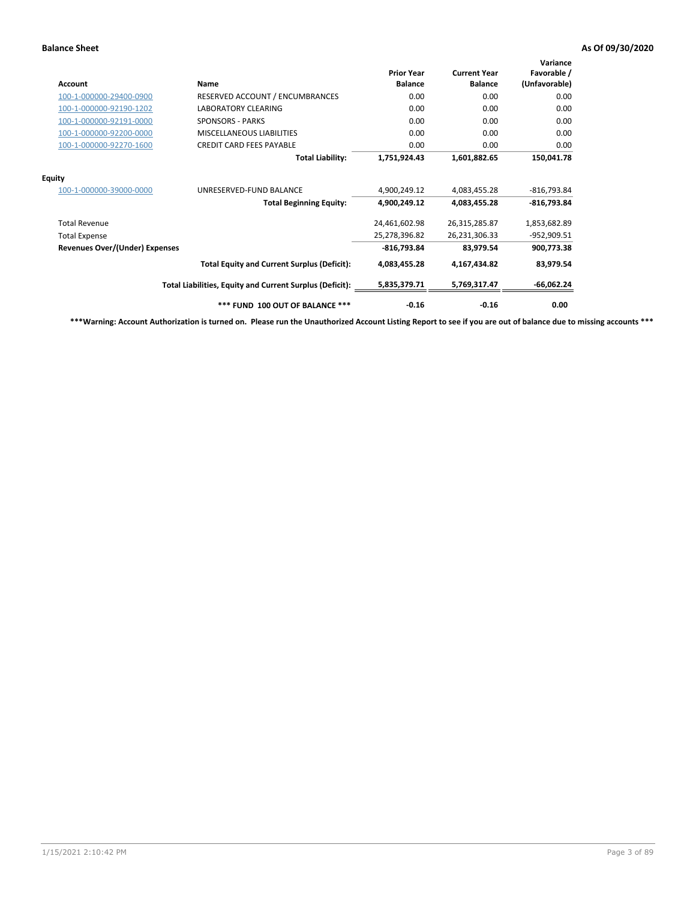**Balance Sheet** **As Of 09/30/2020**

| Account | Name | Prior Year Balance | Current Year Balance | Variance Favorable / (Unfavorable) |
|---|---|---|---|---|
| 100-1-000000-29400-0900 | RESERVED ACCOUNT / ENCUMBRANCES | 0.00 | 0.00 | 0.00 |
| 100-1-000000-92190-1202 | LABORATORY CLEARING | 0.00 | 0.00 | 0.00 |
| 100-1-000000-92191-0000 | SPONSORS - PARKS | 0.00 | 0.00 | 0.00 |
| 100-1-000000-92200-0000 | MISCELLANEOUS LIABILITIES | 0.00 | 0.00 | 0.00 |
| 100-1-000000-92270-1600 | CREDIT CARD FEES PAYABLE | 0.00 | 0.00 | 0.00 |
| | **Total Liability:** | **1,751,924.43** | **1,601,882.65** | **150,041.78** |
| **Equity** | | | | |
| 100-1-000000-39000-0000 | UNRESERVED-FUND BALANCE | 4,900,249.12 | 4,083,455.28 | -816,793.84 |
| | **Total Beginning Equity:** | **4,900,249.12** | **4,083,455.28** | **-816,793.84** |
| Total Revenue | | 24,461,602.98 | 26,315,285.87 | 1,853,682.89 |
| Total Expense | | 25,278,396.82 | 26,231,306.33 | -952,909.51 |
| **Revenues Over/(Under) Expenses** | | **-816,793.84** | **83,979.54** | **900,773.38** |
| | **Total Equity and Current Surplus (Deficit):** | **4,083,455.28** | **4,167,434.82** | **83,979.54** |
| | **Total Liabilities, Equity and Current Surplus (Deficit):** | **5,835,379.71** | **5,769,317.47** | **-66,062.24** |
| | **\*\*\* FUND 100 OUT OF BALANCE \*\*\*** | **-0.16** | **-0.16** | **0.00** |

**\*\*\*Warning: Account Authorization is turned on. Please run the Unauthorized Account Listing Report to see if you are out of balance due to missing accounts \*\*\***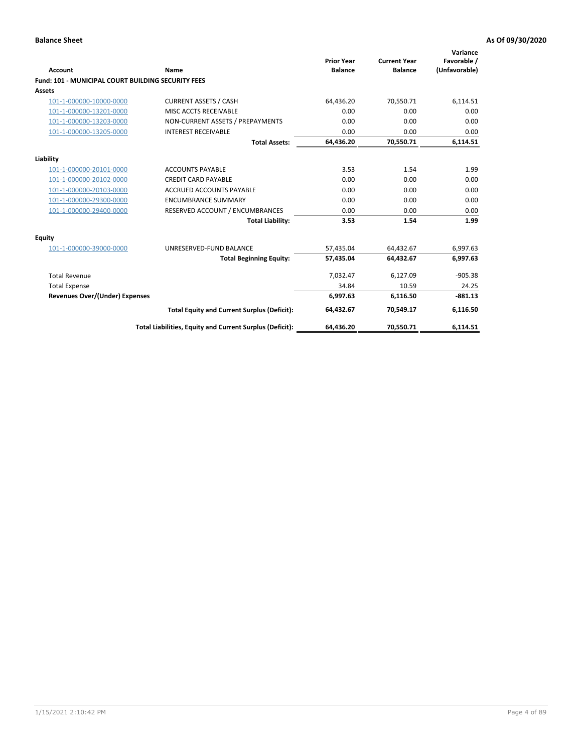**Balance Sheet** | **As Of 09/30/2020**

| Account | Name | Prior Year Balance | Current Year Balance | Variance Favorable / (Unfavorable) |
|---|---|---|---|---|
| **Fund: 101 - MUNICIPAL COURT BUILDING SECURITY FEES** | | | | |
| **Assets** | | | | |
| 101-1-000000-10000-0000 | CURRENT ASSETS / CASH | 64,436.20 | 70,550.71 | 6,114.51 |
| 101-1-000000-13201-0000 | MISC ACCTS RECEIVABLE | 0.00 | 0.00 | 0.00 |
| 101-1-000000-13203-0000 | NON-CURRENT ASSETS / PREPAYMENTS | 0.00 | 0.00 | 0.00 |
| 101-1-000000-13205-0000 | INTEREST RECEIVABLE | 0.00 | 0.00 | 0.00 |
| | **Total Assets:** | **64,436.20** | **70,550.71** | **6,114.51** |
| **Liability** | | | | |
| 101-1-000000-20101-0000 | ACCOUNTS PAYABLE | 3.53 | 1.54 | 1.99 |
| 101-1-000000-20102-0000 | CREDIT CARD PAYABLE | 0.00 | 0.00 | 0.00 |
| 101-1-000000-20103-0000 | ACCRUED ACCOUNTS PAYABLE | 0.00 | 0.00 | 0.00 |
| 101-1-000000-29300-0000 | ENCUMBRANCE SUMMARY | 0.00 | 0.00 | 0.00 |
| 101-1-000000-29400-0000 | RESERVED ACCOUNT / ENCUMBRANCES | 0.00 | 0.00 | 0.00 |
| | **Total Liability:** | **3.53** | **1.54** | **1.99** |
| **Equity** | | | | |
| 101-1-000000-39000-0000 | UNRESERVED-FUND BALANCE | 57,435.04 | 64,432.67 | 6,997.63 |
| | **Total Beginning Equity:** | **57,435.04** | **64,432.67** | **6,997.63** |
| Total Revenue | | 7,032.47 | 6,127.09 | -905.38 |
| Total Expense | | 34.84 | 10.59 | 24.25 |
| **Revenues Over/(Under) Expenses** | | **6,997.63** | **6,116.50** | **-881.13** |
| | **Total Equity and Current Surplus (Deficit):** | **64,432.67** | **70,549.17** | **6,116.50** |
| | **Total Liabilities, Equity and Current Surplus (Deficit):** | **64,436.20** | **70,550.71** | **6,114.51** |

1/15/2021 2:10:42 PM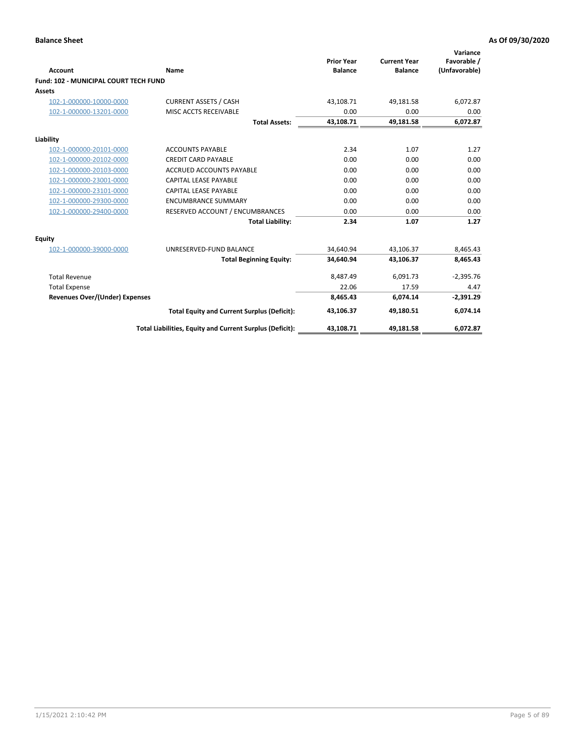**Balance Sheet** **As Of 09/30/2020**

| Account | Name | Prior Year Balance | Current Year Balance | Variance Favorable / (Unfavorable) |
|---|---|---|---|---|
| **Fund: 102 - MUNICIPAL COURT TECH FUND** | | | | |
| **Assets** | | | | |
| 102-1-000000-10000-0000 | CURRENT ASSETS / CASH | 43,108.71 | 49,181.58 | 6,072.87 |
| 102-1-000000-13201-0000 | MISC ACCTS RECEIVABLE | 0.00 | 0.00 | 0.00 |
| | **Total Assets:** | **43,108.71** | **49,181.58** | **6,072.87** |
| **Liability** | | | | |
| 102-1-000000-20101-0000 | ACCOUNTS PAYABLE | 2.34 | 1.07 | 1.27 |
| 102-1-000000-20102-0000 | CREDIT CARD PAYABLE | 0.00 | 0.00 | 0.00 |
| 102-1-000000-20103-0000 | ACCRUED ACCOUNTS PAYABLE | 0.00 | 0.00 | 0.00 |
| 102-1-000000-23001-0000 | CAPITAL LEASE PAYABLE | 0.00 | 0.00 | 0.00 |
| 102-1-000000-23101-0000 | CAPITAL LEASE PAYABLE | 0.00 | 0.00 | 0.00 |
| 102-1-000000-29300-0000 | ENCUMBRANCE SUMMARY | 0.00 | 0.00 | 0.00 |
| 102-1-000000-29400-0000 | RESERVED ACCOUNT / ENCUMBRANCES | 0.00 | 0.00 | 0.00 |
| | **Total Liability:** | **2.34** | **1.07** | **1.27** |
| **Equity** | | | | |
| 102-1-000000-39000-0000 | UNRESERVED-FUND BALANCE | 34,640.94 | 43,106.37 | 8,465.43 |
| | **Total Beginning Equity:** | **34,640.94** | **43,106.37** | **8,465.43** |
| Total Revenue | | 8,487.49 | 6,091.73 | -2,395.76 |
| Total Expense | | 22.06 | 17.59 | 4.47 |
| **Revenues Over/(Under) Expenses** | | **8,465.43** | **6,074.14** | **-2,391.29** |
| | **Total Equity and Current Surplus (Deficit):** | **43,106.37** | **49,180.51** | **6,074.14** |
| | **Total Liabilities, Equity and Current Surplus (Deficit):** | **43,108.71** | **49,181.58** | **6,072.87** |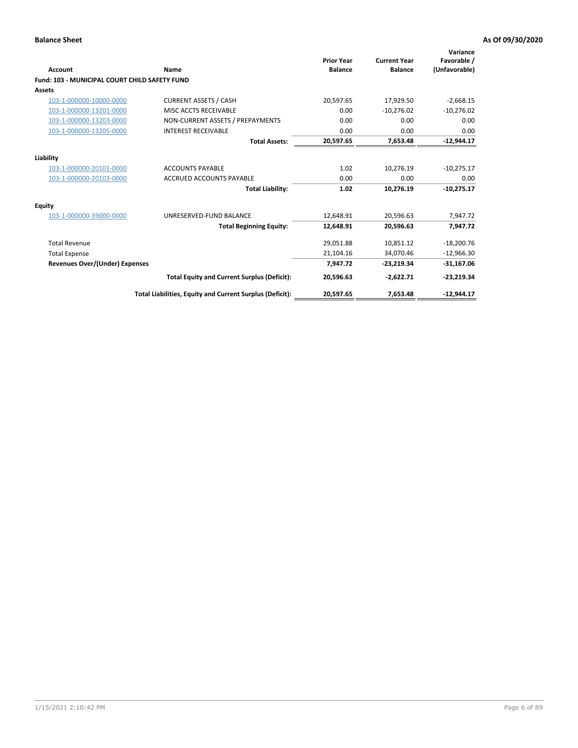**Balance Sheet** **As Of 09/30/2020**

| Account | Name | Prior Year Balance | Current Year Balance | Variance Favorable / (Unfavorable) |
|---|---|---|---|---|
| **Fund: 103 - MUNICIPAL COURT CHILD SAFETY FUND** | | | | |
| **Assets** | | | | |
| 103-1-000000-10000-0000 | CURRENT ASSETS / CASH | 20,597.65 | 17,929.50 | -2,668.15 |
| 103-1-000000-13201-0000 | MISC ACCTS RECEIVABLE | 0.00 | -10,276.02 | -10,276.02 |
| 103-1-000000-13203-0000 | NON-CURRENT ASSETS / PREPAYMENTS | 0.00 | 0.00 | 0.00 |
| 103-1-000000-13205-0000 | INTEREST RECEIVABLE | 0.00 | 0.00 | 0.00 |
| | **Total Assets:** | **20,597.65** | **7,653.48** | **-12,944.17** |
| **Liability** | | | | |
| 103-1-000000-20101-0000 | ACCOUNTS PAYABLE | 1.02 | 10,276.19 | -10,275.17 |
| 103-1-000000-20103-0000 | ACCRUED ACCOUNTS PAYABLE | 0.00 | 0.00 | 0.00 |
| | **Total Liability:** | **1.02** | **10,276.19** | **-10,275.17** |
| **Equity** | | | | |
| 103-1-000000-39000-0000 | UNRESERVED-FUND BALANCE | 12,648.91 | 20,596.63 | 7,947.72 |
| | **Total Beginning Equity:** | **12,648.91** | **20,596.63** | **7,947.72** |
| Total Revenue | | 29,051.88 | 10,851.12 | -18,200.76 |
| Total Expense | | 21,104.16 | 34,070.46 | -12,966.30 |
| **Revenues Over/(Under) Expenses** | | **7,947.72** | **-23,219.34** | **-31,167.06** |
| | **Total Equity and Current Surplus (Deficit):** | **20,596.63** | **-2,622.71** | **-23,219.34** |
| | **Total Liabilities, Equity and Current Surplus (Deficit):** | **20,597.65** | **7,653.48** | **-12,944.17** |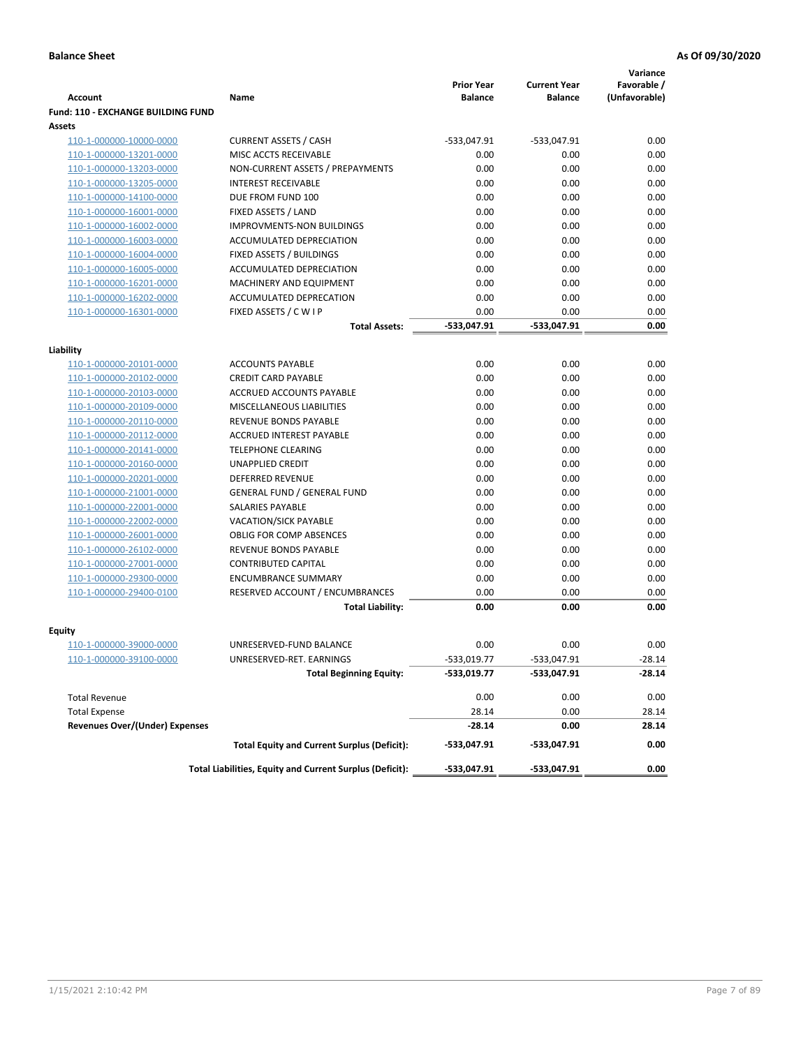**Balance Sheet** **As Of 09/30/2020**

| Account | Name | Prior Year Balance | Current Year Balance | Variance Favorable / (Unfavorable) |
|---|---|---|---|---|
| **Fund: 110 - EXCHANGE BUILDING FUND** | | | | |
| **Assets** | | | | |
| 110-1-000000-10000-0000 | CURRENT ASSETS / CASH | -533,047.91 | -533,047.91 | 0.00 |
| 110-1-000000-13201-0000 | MISC ACCTS RECEIVABLE | 0.00 | 0.00 | 0.00 |
| 110-1-000000-13203-0000 | NON-CURRENT ASSETS / PREPAYMENTS | 0.00 | 0.00 | 0.00 |
| 110-1-000000-13205-0000 | INTEREST RECEIVABLE | 0.00 | 0.00 | 0.00 |
| 110-1-000000-14100-0000 | DUE FROM FUND 100 | 0.00 | 0.00 | 0.00 |
| 110-1-000000-16001-0000 | FIXED ASSETS / LAND | 0.00 | 0.00 | 0.00 |
| 110-1-000000-16002-0000 | IMPROVMENTS-NON BUILDINGS | 0.00 | 0.00 | 0.00 |
| 110-1-000000-16003-0000 | ACCUMULATED DEPRECIATION | 0.00 | 0.00 | 0.00 |
| 110-1-000000-16004-0000 | FIXED ASSETS / BUILDINGS | 0.00 | 0.00 | 0.00 |
| 110-1-000000-16005-0000 | ACCUMULATED DEPRECIATION | 0.00 | 0.00 | 0.00 |
| 110-1-000000-16201-0000 | MACHINERY AND EQUIPMENT | 0.00 | 0.00 | 0.00 |
| 110-1-000000-16202-0000 | ACCUMULATED DEPRECATION | 0.00 | 0.00 | 0.00 |
| 110-1-000000-16301-0000 | FIXED ASSETS / C W I P | 0.00 | 0.00 | 0.00 |
| | **Total Assets:** | **-533,047.91** | **-533,047.91** | **0.00** |
| **Liability** | | | | |
| 110-1-000000-20101-0000 | ACCOUNTS PAYABLE | 0.00 | 0.00 | 0.00 |
| 110-1-000000-20102-0000 | CREDIT CARD PAYABLE | 0.00 | 0.00 | 0.00 |
| 110-1-000000-20103-0000 | ACCRUED ACCOUNTS PAYABLE | 0.00 | 0.00 | 0.00 |
| 110-1-000000-20109-0000 | MISCELLANEOUS LIABILITIES | 0.00 | 0.00 | 0.00 |
| 110-1-000000-20110-0000 | REVENUE BONDS PAYABLE | 0.00 | 0.00 | 0.00 |
| 110-1-000000-20112-0000 | ACCRUED INTEREST PAYABLE | 0.00 | 0.00 | 0.00 |
| 110-1-000000-20141-0000 | TELEPHONE CLEARING | 0.00 | 0.00 | 0.00 |
| 110-1-000000-20160-0000 | UNAPPLIED CREDIT | 0.00 | 0.00 | 0.00 |
| 110-1-000000-20201-0000 | DEFERRED REVENUE | 0.00 | 0.00 | 0.00 |
| 110-1-000000-21001-0000 | GENERAL FUND / GENERAL FUND | 0.00 | 0.00 | 0.00 |
| 110-1-000000-22001-0000 | SALARIES PAYABLE | 0.00 | 0.00 | 0.00 |
| 110-1-000000-22002-0000 | VACATION/SICK PAYABLE | 0.00 | 0.00 | 0.00 |
| 110-1-000000-26001-0000 | OBLIG FOR COMP ABSENCES | 0.00 | 0.00 | 0.00 |
| 110-1-000000-26102-0000 | REVENUE BONDS PAYABLE | 0.00 | 0.00 | 0.00 |
| 110-1-000000-27001-0000 | CONTRIBUTED CAPITAL | 0.00 | 0.00 | 0.00 |
| 110-1-000000-29300-0000 | ENCUMBRANCE SUMMARY | 0.00 | 0.00 | 0.00 |
| 110-1-000000-29400-0100 | RESERVED ACCOUNT / ENCUMBRANCES | 0.00 | 0.00 | 0.00 |
| | **Total Liability:** | **0.00** | **0.00** | **0.00** |
| **Equity** | | | | |
| 110-1-000000-39000-0000 | UNRESERVED-FUND BALANCE | 0.00 | 0.00 | 0.00 |
| 110-1-000000-39100-0000 | UNRESERVED-RET. EARNINGS | -533,019.77 | -533,047.91 | -28.14 |
| | **Total Beginning Equity:** | **-533,019.77** | **-533,047.91** | **-28.14** |
| Total Revenue | | 0.00 | 0.00 | 0.00 |
| Total Expense | | 28.14 | 0.00 | 28.14 |
| **Revenues Over/(Under) Expenses** | | **-28.14** | **0.00** | **28.14** |
| | **Total Equity and Current Surplus (Deficit):** | **-533,047.91** | **-533,047.91** | **0.00** |
| | **Total Liabilities, Equity and Current Surplus (Deficit):** | **-533,047.91** | **-533,047.91** | **0.00** |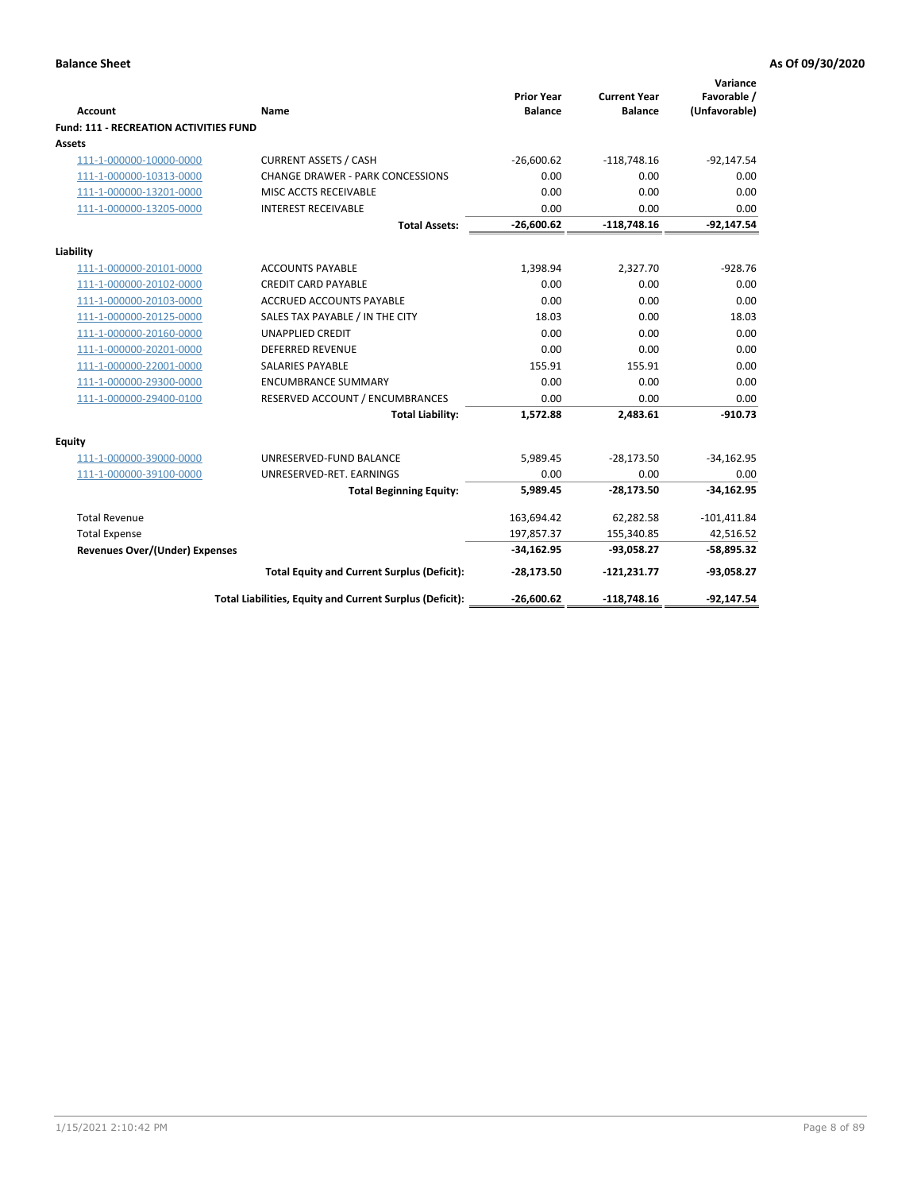**Balance Sheet** **As Of 09/30/2020**

| Account | Name | Prior Year Balance | Current Year Balance | Variance Favorable / (Unfavorable) |
|---|---|---|---|---|
| **Fund: 111 - RECREATION ACTIVITIES FUND** | | | | |
| **Assets** | | | | |
| 111-1-000000-10000-0000 | CURRENT ASSETS / CASH | -26,600.62 | -118,748.16 | -92,147.54 |
| 111-1-000000-10313-0000 | CHANGE DRAWER - PARK CONCESSIONS | 0.00 | 0.00 | 0.00 |
| 111-1-000000-13201-0000 | MISC ACCTS RECEIVABLE | 0.00 | 0.00 | 0.00 |
| 111-1-000000-13205-0000 | INTEREST RECEIVABLE | 0.00 | 0.00 | 0.00 |
| | **Total Assets:** | **-26,600.62** | **-118,748.16** | **-92,147.54** |
| **Liability** | | | | |
| 111-1-000000-20101-0000 | ACCOUNTS PAYABLE | 1,398.94 | 2,327.70 | -928.76 |
| 111-1-000000-20102-0000 | CREDIT CARD PAYABLE | 0.00 | 0.00 | 0.00 |
| 111-1-000000-20103-0000 | ACCRUED ACCOUNTS PAYABLE | 0.00 | 0.00 | 0.00 |
| 111-1-000000-20125-0000 | SALES TAX PAYABLE / IN THE CITY | 18.03 | 0.00 | 18.03 |
| 111-1-000000-20160-0000 | UNAPPLIED CREDIT | 0.00 | 0.00 | 0.00 |
| 111-1-000000-20201-0000 | DEFERRED REVENUE | 0.00 | 0.00 | 0.00 |
| 111-1-000000-22001-0000 | SALARIES PAYABLE | 155.91 | 155.91 | 0.00 |
| 111-1-000000-29300-0000 | ENCUMBRANCE SUMMARY | 0.00 | 0.00 | 0.00 |
| 111-1-000000-29400-0100 | RESERVED ACCOUNT / ENCUMBRANCES | 0.00 | 0.00 | 0.00 |
| | **Total Liability:** | **1,572.88** | **2,483.61** | **-910.73** |
| **Equity** | | | | |
| 111-1-000000-39000-0000 | UNRESERVED-FUND BALANCE | 5,989.45 | -28,173.50 | -34,162.95 |
| 111-1-000000-39100-0000 | UNRESERVED-RET. EARNINGS | 0.00 | 0.00 | 0.00 |
| | **Total Beginning Equity:** | **5,989.45** | **-28,173.50** | **-34,162.95** |
| Total Revenue | | 163,694.42 | 62,282.58 | -101,411.84 |
| Total Expense | | 197,857.37 | 155,340.85 | 42,516.52 |
| **Revenues Over/(Under) Expenses** | | **-34,162.95** | **-93,058.27** | **-58,895.32** |
| | **Total Equity and Current Surplus (Deficit):** | **-28,173.50** | **-121,231.77** | **-93,058.27** |
| | **Total Liabilities, Equity and Current Surplus (Deficit):** | **-26,600.62** | **-118,748.16** | **-92,147.54** |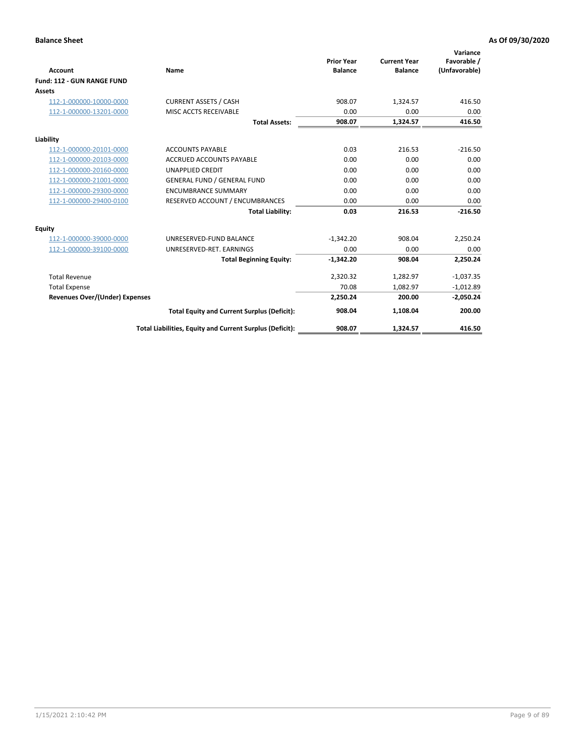**Balance Sheet** — **As Of 09/30/2020**

| Account | Name | Prior Year Balance | Current Year Balance | Variance Favorable / (Unfavorable) |
|---|---|---|---|---|
| **Fund: 112 - GUN RANGE FUND** | | | | |
| **Assets** | | | | |
| 112-1-000000-10000-0000 | CURRENT ASSETS / CASH | 908.07 | 1,324.57 | 416.50 |
| 112-1-000000-13201-0000 | MISC ACCTS RECEIVABLE | 0.00 | 0.00 | 0.00 |
| | **Total Assets:** | **908.07** | **1,324.57** | **416.50** |
| **Liability** | | | | |
| 112-1-000000-20101-0000 | ACCOUNTS PAYABLE | 0.03 | 216.53 | -216.50 |
| 112-1-000000-20103-0000 | ACCRUED ACCOUNTS PAYABLE | 0.00 | 0.00 | 0.00 |
| 112-1-000000-20160-0000 | UNAPPLIED CREDIT | 0.00 | 0.00 | 0.00 |
| 112-1-000000-21001-0000 | GENERAL FUND / GENERAL FUND | 0.00 | 0.00 | 0.00 |
| 112-1-000000-29300-0000 | ENCUMBRANCE SUMMARY | 0.00 | 0.00 | 0.00 |
| 112-1-000000-29400-0100 | RESERVED ACCOUNT / ENCUMBRANCES | 0.00 | 0.00 | 0.00 |
| | **Total Liability:** | **0.03** | **216.53** | **-216.50** |
| **Equity** | | | | |
| 112-1-000000-39000-0000 | UNRESERVED-FUND BALANCE | -1,342.20 | 908.04 | 2,250.24 |
| 112-1-000000-39100-0000 | UNRESERVED-RET. EARNINGS | 0.00 | 0.00 | 0.00 |
| | **Total Beginning Equity:** | **-1,342.20** | **908.04** | **2,250.24** |
| Total Revenue | | 2,320.32 | 1,282.97 | -1,037.35 |
| Total Expense | | 70.08 | 1,082.97 | -1,012.89 |
| **Revenues Over/(Under) Expenses** | | **2,250.24** | **200.00** | **-2,050.24** |
| | **Total Equity and Current Surplus (Deficit):** | **908.04** | **1,108.04** | **200.00** |
| | **Total Liabilities, Equity and Current Surplus (Deficit):** | **908.07** | **1,324.57** | **416.50** |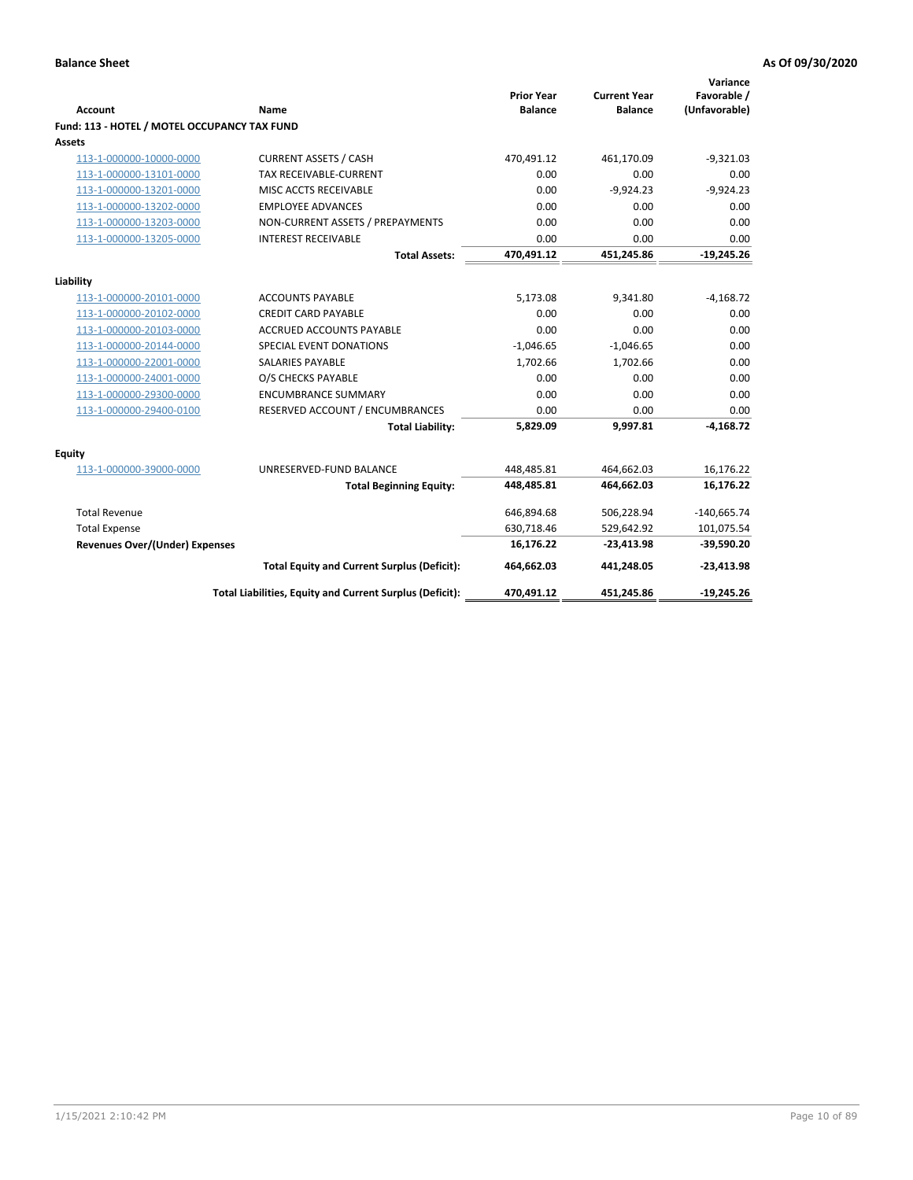**Balance Sheet** **As Of 09/30/2020**

| Account | Name | Prior Year Balance | Current Year Balance | Variance Favorable / (Unfavorable) |
|---|---|---|---|---|
| **Fund: 113 - HOTEL / MOTEL OCCUPANCY TAX FUND** | | | | |
| **Assets** | | | | |
| 113-1-000000-10000-0000 | CURRENT ASSETS / CASH | 470,491.12 | 461,170.09 | -9,321.03 |
| 113-1-000000-13101-0000 | TAX RECEIVABLE-CURRENT | 0.00 | 0.00 | 0.00 |
| 113-1-000000-13201-0000 | MISC ACCTS RECEIVABLE | 0.00 | -9,924.23 | -9,924.23 |
| 113-1-000000-13202-0000 | EMPLOYEE ADVANCES | 0.00 | 0.00 | 0.00 |
| 113-1-000000-13203-0000 | NON-CURRENT ASSETS / PREPAYMENTS | 0.00 | 0.00 | 0.00 |
| 113-1-000000-13205-0000 | INTEREST RECEIVABLE | 0.00 | 0.00 | 0.00 |
| | **Total Assets:** | **470,491.12** | **451,245.86** | **-19,245.26** |
| **Liability** | | | | |
| 113-1-000000-20101-0000 | ACCOUNTS PAYABLE | 5,173.08 | 9,341.80 | -4,168.72 |
| 113-1-000000-20102-0000 | CREDIT CARD PAYABLE | 0.00 | 0.00 | 0.00 |
| 113-1-000000-20103-0000 | ACCRUED ACCOUNTS PAYABLE | 0.00 | 0.00 | 0.00 |
| 113-1-000000-20144-0000 | SPECIAL EVENT DONATIONS | -1,046.65 | -1,046.65 | 0.00 |
| 113-1-000000-22001-0000 | SALARIES PAYABLE | 1,702.66 | 1,702.66 | 0.00 |
| 113-1-000000-24001-0000 | O/S CHECKS PAYABLE | 0.00 | 0.00 | 0.00 |
| 113-1-000000-29300-0000 | ENCUMBRANCE SUMMARY | 0.00 | 0.00 | 0.00 |
| 113-1-000000-29400-0100 | RESERVED ACCOUNT / ENCUMBRANCES | 0.00 | 0.00 | 0.00 |
| | **Total Liability:** | **5,829.09** | **9,997.81** | **-4,168.72** |
| **Equity** | | | | |
| 113-1-000000-39000-0000 | UNRESERVED-FUND BALANCE | 448,485.81 | 464,662.03 | 16,176.22 |
| | **Total Beginning Equity:** | **448,485.81** | **464,662.03** | **16,176.22** |
| Total Revenue | | 646,894.68 | 506,228.94 | -140,665.74 |
| Total Expense | | 630,718.46 | 529,642.92 | 101,075.54 |
| **Revenues Over/(Under) Expenses** | | **16,176.22** | **-23,413.98** | **-39,590.20** |
| | **Total Equity and Current Surplus (Deficit):** | **464,662.03** | **441,248.05** | **-23,413.98** |
| | **Total Liabilities, Equity and Current Surplus (Deficit):** | **470,491.12** | **451,245.86** | **-19,245.26** |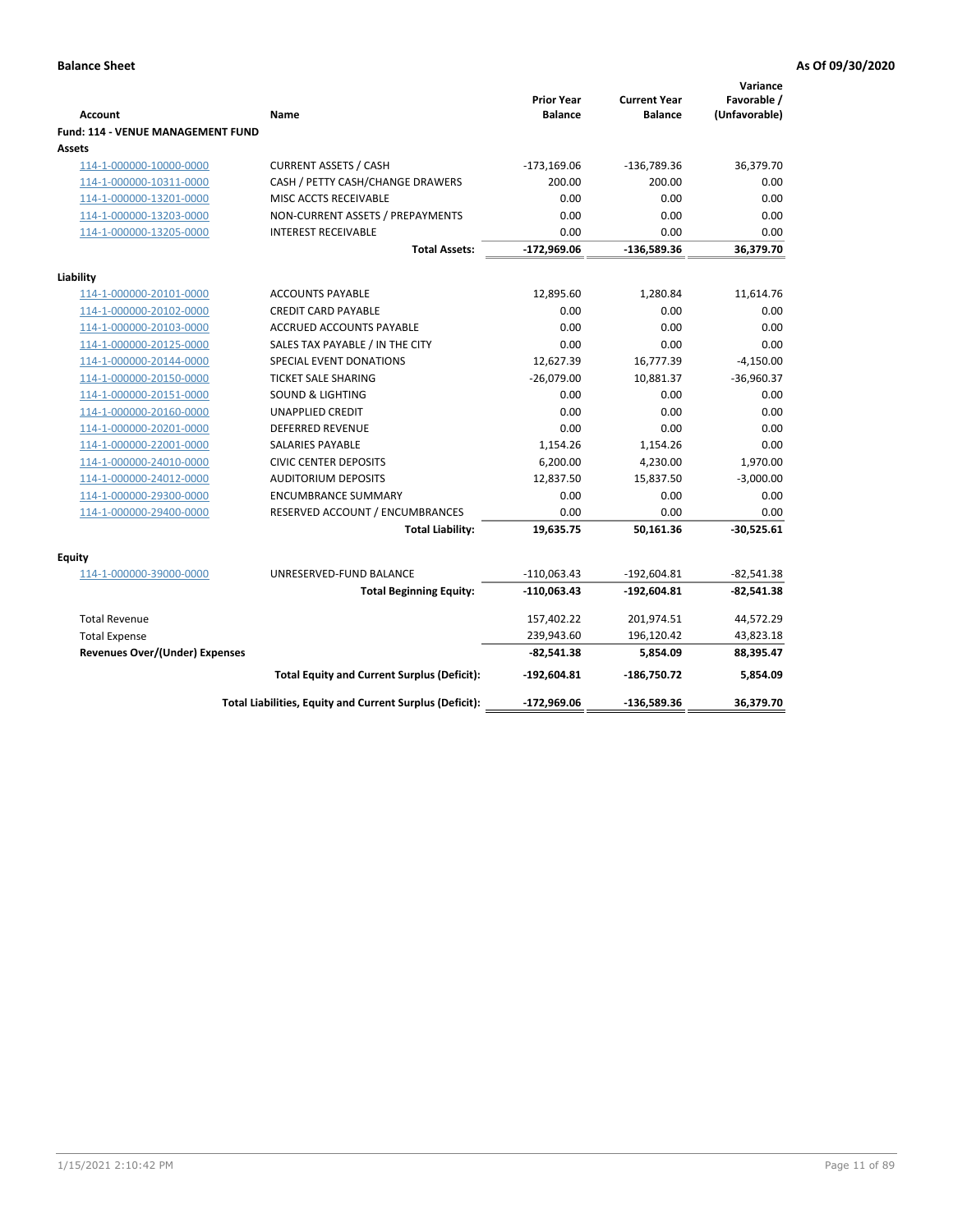**Balance Sheet** **As Of 09/30/2020**

| Account | Name | Prior Year Balance | Current Year Balance | Variance Favorable / (Unfavorable) |
|---|---|---|---|---|
| **Fund: 114 - VENUE MANAGEMENT FUND** | | | | |
| **Assets** | | | | |
| 114-1-000000-10000-0000 | CURRENT ASSETS / CASH | -173,169.06 | -136,789.36 | 36,379.70 |
| 114-1-000000-10311-0000 | CASH / PETTY CASH/CHANGE DRAWERS | 200.00 | 200.00 | 0.00 |
| 114-1-000000-13201-0000 | MISC ACCTS RECEIVABLE | 0.00 | 0.00 | 0.00 |
| 114-1-000000-13203-0000 | NON-CURRENT ASSETS / PREPAYMENTS | 0.00 | 0.00 | 0.00 |
| 114-1-000000-13205-0000 | INTEREST RECEIVABLE | 0.00 | 0.00 | 0.00 |
| | **Total Assets:** | **-172,969.06** | **-136,589.36** | **36,379.70** |
| **Liability** | | | | |
| 114-1-000000-20101-0000 | ACCOUNTS PAYABLE | 12,895.60 | 1,280.84 | 11,614.76 |
| 114-1-000000-20102-0000 | CREDIT CARD PAYABLE | 0.00 | 0.00 | 0.00 |
| 114-1-000000-20103-0000 | ACCRUED ACCOUNTS PAYABLE | 0.00 | 0.00 | 0.00 |
| 114-1-000000-20125-0000 | SALES TAX PAYABLE / IN THE CITY | 0.00 | 0.00 | 0.00 |
| 114-1-000000-20144-0000 | SPECIAL EVENT DONATIONS | 12,627.39 | 16,777.39 | -4,150.00 |
| 114-1-000000-20150-0000 | TICKET SALE SHARING | -26,079.00 | 10,881.37 | -36,960.37 |
| 114-1-000000-20151-0000 | SOUND & LIGHTING | 0.00 | 0.00 | 0.00 |
| 114-1-000000-20160-0000 | UNAPPLIED CREDIT | 0.00 | 0.00 | 0.00 |
| 114-1-000000-20201-0000 | DEFERRED REVENUE | 0.00 | 0.00 | 0.00 |
| 114-1-000000-22001-0000 | SALARIES PAYABLE | 1,154.26 | 1,154.26 | 0.00 |
| 114-1-000000-24010-0000 | CIVIC CENTER DEPOSITS | 6,200.00 | 4,230.00 | 1,970.00 |
| 114-1-000000-24012-0000 | AUDITORIUM DEPOSITS | 12,837.50 | 15,837.50 | -3,000.00 |
| 114-1-000000-29300-0000 | ENCUMBRANCE SUMMARY | 0.00 | 0.00 | 0.00 |
| 114-1-000000-29400-0000 | RESERVED ACCOUNT / ENCUMBRANCES | 0.00 | 0.00 | 0.00 |
| | **Total Liability:** | **19,635.75** | **50,161.36** | **-30,525.61** |
| **Equity** | | | | |
| 114-1-000000-39000-0000 | UNRESERVED-FUND BALANCE | -110,063.43 | -192,604.81 | -82,541.38 |
| | **Total Beginning Equity:** | **-110,063.43** | **-192,604.81** | **-82,541.38** |
| Total Revenue | | 157,402.22 | 201,974.51 | 44,572.29 |
| Total Expense | | 239,943.60 | 196,120.42 | 43,823.18 |
| **Revenues Over/(Under) Expenses** | | **-82,541.38** | **5,854.09** | **88,395.47** |
| | **Total Equity and Current Surplus (Deficit):** | **-192,604.81** | **-186,750.72** | **5,854.09** |
| | **Total Liabilities, Equity and Current Surplus (Deficit):** | **-172,969.06** | **-136,589.36** | **36,379.70** |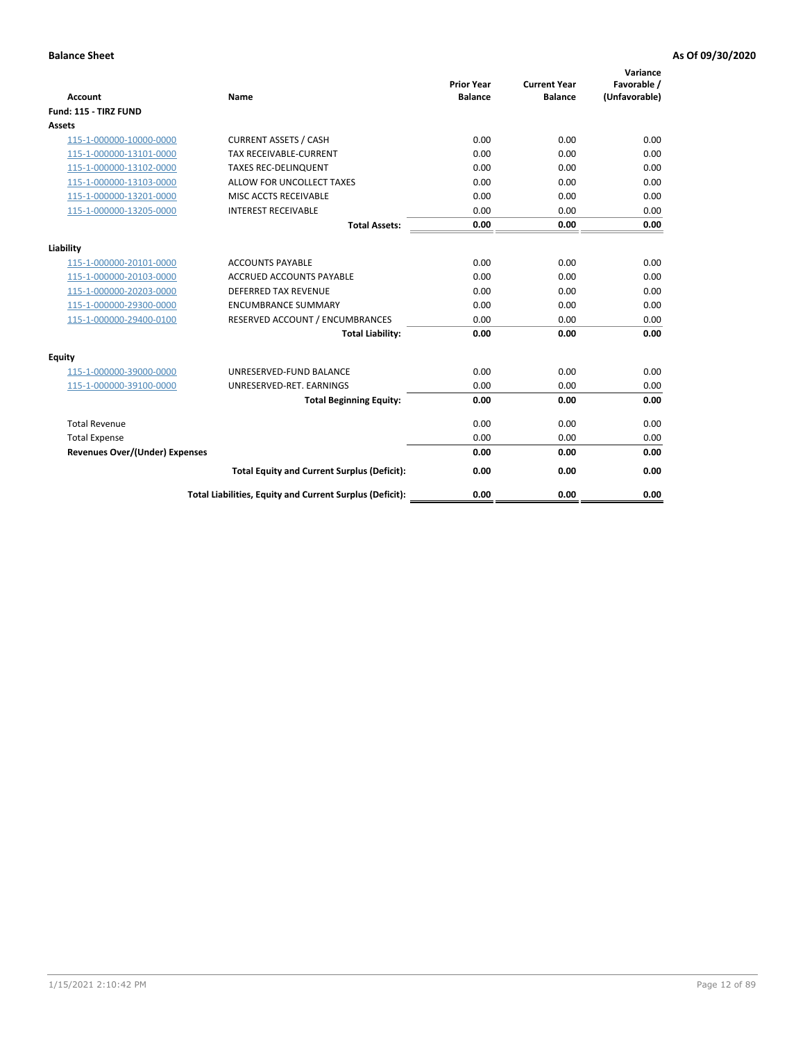**Balance Sheet** **As Of 09/30/2020**

| Account | Name | Prior Year Balance | Current Year Balance | Variance Favorable / (Unfavorable) |
|---|---|---|---|---|
| **Fund: 115 - TIRZ FUND** | | | | |
| **Assets** | | | | |
| 115-1-000000-10000-0000 | CURRENT ASSETS / CASH | 0.00 | 0.00 | 0.00 |
| 115-1-000000-13101-0000 | TAX RECEIVABLE-CURRENT | 0.00 | 0.00 | 0.00 |
| 115-1-000000-13102-0000 | TAXES REC-DELINQUENT | 0.00 | 0.00 | 0.00 |
| 115-1-000000-13103-0000 | ALLOW FOR UNCOLLECT TAXES | 0.00 | 0.00 | 0.00 |
| 115-1-000000-13201-0000 | MISC ACCTS RECEIVABLE | 0.00 | 0.00 | 0.00 |
| 115-1-000000-13205-0000 | INTEREST RECEIVABLE | 0.00 | 0.00 | 0.00 |
| | **Total Assets:** | **0.00** | **0.00** | **0.00** |
| **Liability** | | | | |
| 115-1-000000-20101-0000 | ACCOUNTS PAYABLE | 0.00 | 0.00 | 0.00 |
| 115-1-000000-20103-0000 | ACCRUED ACCOUNTS PAYABLE | 0.00 | 0.00 | 0.00 |
| 115-1-000000-20203-0000 | DEFERRED TAX REVENUE | 0.00 | 0.00 | 0.00 |
| 115-1-000000-29300-0000 | ENCUMBRANCE SUMMARY | 0.00 | 0.00 | 0.00 |
| 115-1-000000-29400-0100 | RESERVED ACCOUNT / ENCUMBRANCES | 0.00 | 0.00 | 0.00 |
| | **Total Liability:** | **0.00** | **0.00** | **0.00** |
| **Equity** | | | | |
| 115-1-000000-39000-0000 | UNRESERVED-FUND BALANCE | 0.00 | 0.00 | 0.00 |
| 115-1-000000-39100-0000 | UNRESERVED-RET. EARNINGS | 0.00 | 0.00 | 0.00 |
| | **Total Beginning Equity:** | **0.00** | **0.00** | **0.00** |
| Total Revenue | | 0.00 | 0.00 | 0.00 |
| Total Expense | | 0.00 | 0.00 | 0.00 |
| **Revenues Over/(Under) Expenses** | | **0.00** | **0.00** | **0.00** |
| | **Total Equity and Current Surplus (Deficit):** | **0.00** | **0.00** | **0.00** |
| | **Total Liabilities, Equity and Current Surplus (Deficit):** | **0.00** | **0.00** | **0.00** |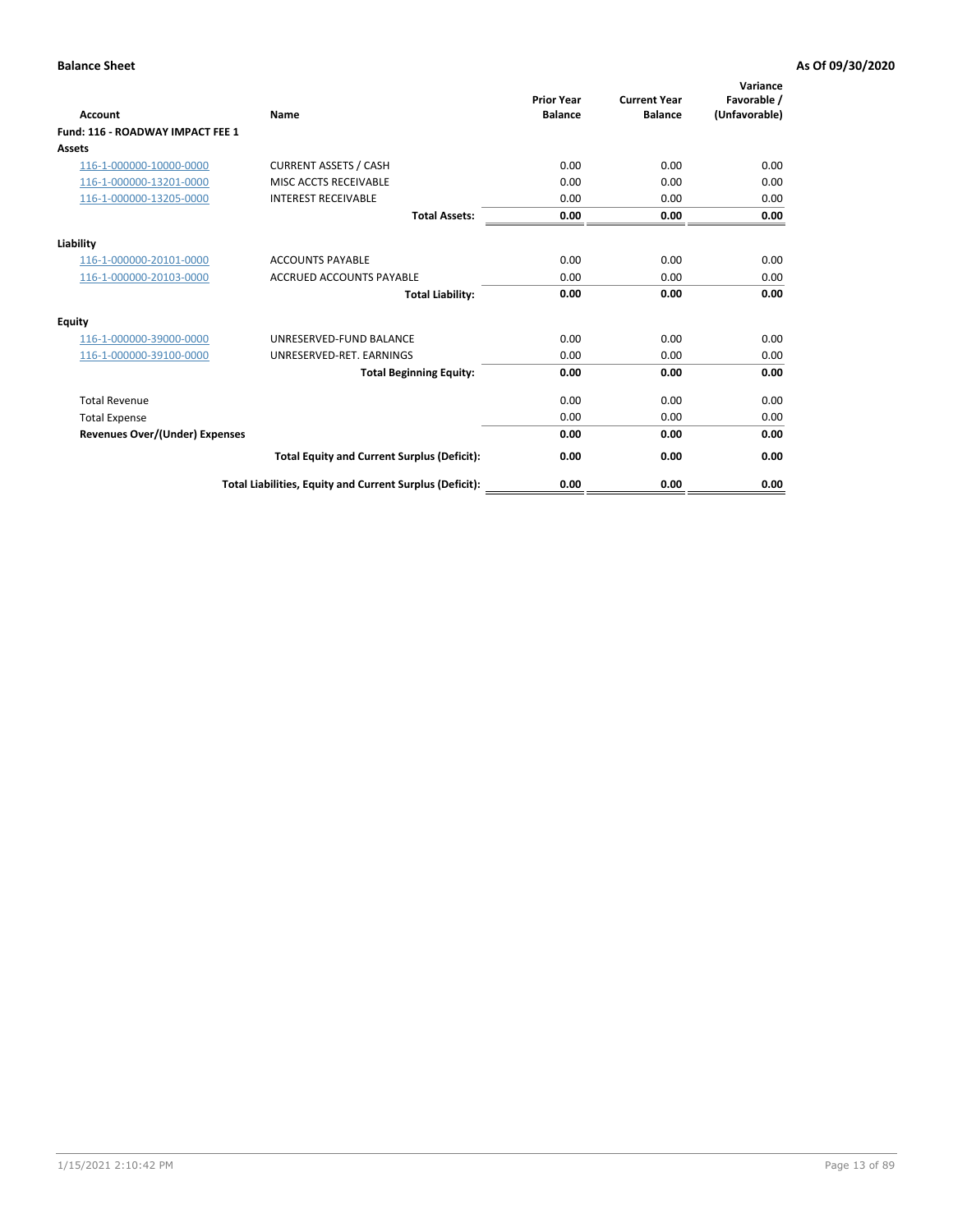**Balance Sheet** — **As Of 09/30/2020**

| Account | Name | Prior Year Balance | Current Year Balance | Variance Favorable / (Unfavorable) |
|---|---|---|---|---|
| **Fund: 116 - ROADWAY IMPACT FEE 1** | | | | |
| **Assets** | | | | |
| 116-1-000000-10000-0000 | CURRENT ASSETS / CASH | 0.00 | 0.00 | 0.00 |
| 116-1-000000-13201-0000 | MISC ACCTS RECEIVABLE | 0.00 | 0.00 | 0.00 |
| 116-1-000000-13205-0000 | INTEREST RECEIVABLE | 0.00 | 0.00 | 0.00 |
| | **Total Assets:** | **0.00** | **0.00** | **0.00** |
| **Liability** | | | | |
| 116-1-000000-20101-0000 | ACCOUNTS PAYABLE | 0.00 | 0.00 | 0.00 |
| 116-1-000000-20103-0000 | ACCRUED ACCOUNTS PAYABLE | 0.00 | 0.00 | 0.00 |
| | **Total Liability:** | **0.00** | **0.00** | **0.00** |
| **Equity** | | | | |
| 116-1-000000-39000-0000 | UNRESERVED-FUND BALANCE | 0.00 | 0.00 | 0.00 |
| 116-1-000000-39100-0000 | UNRESERVED-RET. EARNINGS | 0.00 | 0.00 | 0.00 |
| | **Total Beginning Equity:** | **0.00** | **0.00** | **0.00** |
| Total Revenue | | 0.00 | 0.00 | 0.00 |
| Total Expense | | 0.00 | 0.00 | 0.00 |
| **Revenues Over/(Under) Expenses** | | **0.00** | **0.00** | **0.00** |
| | **Total Equity and Current Surplus (Deficit):** | **0.00** | **0.00** | **0.00** |
| | **Total Liabilities, Equity and Current Surplus (Deficit):** | **0.00** | **0.00** | **0.00** |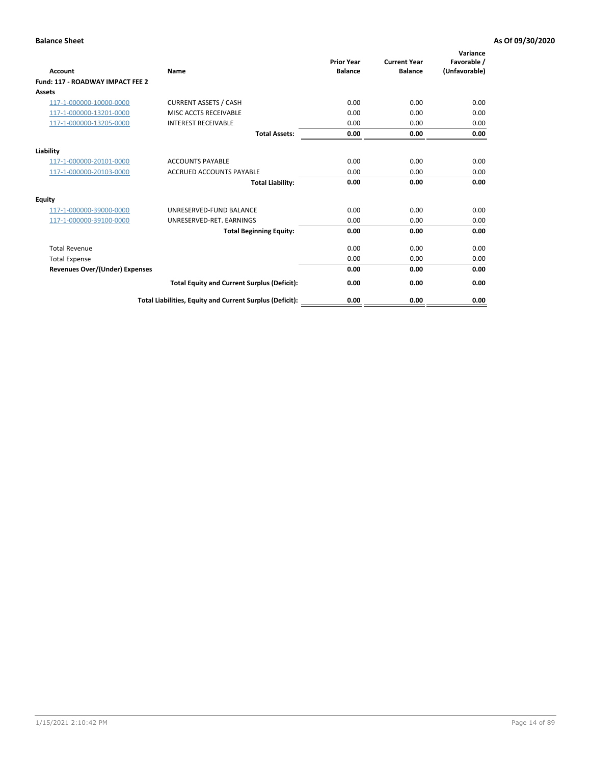**Balance Sheet** **As Of 09/30/2020**

| Account | Name | Prior Year Balance | Current Year Balance | Variance Favorable / (Unfavorable) |
|---|---|---|---|---|
| **Fund: 117 - ROADWAY IMPACT FEE 2** | | | | |
| **Assets** | | | | |
| 117-1-000000-10000-0000 | CURRENT ASSETS / CASH | 0.00 | 0.00 | 0.00 |
| 117-1-000000-13201-0000 | MISC ACCTS RECEIVABLE | 0.00 | 0.00 | 0.00 |
| 117-1-000000-13205-0000 | INTEREST RECEIVABLE | 0.00 | 0.00 | 0.00 |
| | **Total Assets:** | **0.00** | **0.00** | **0.00** |
| **Liability** | | | | |
| 117-1-000000-20101-0000 | ACCOUNTS PAYABLE | 0.00 | 0.00 | 0.00 |
| 117-1-000000-20103-0000 | ACCRUED ACCOUNTS PAYABLE | 0.00 | 0.00 | 0.00 |
| | **Total Liability:** | **0.00** | **0.00** | **0.00** |
| **Equity** | | | | |
| 117-1-000000-39000-0000 | UNRESERVED-FUND BALANCE | 0.00 | 0.00 | 0.00 |
| 117-1-000000-39100-0000 | UNRESERVED-RET. EARNINGS | 0.00 | 0.00 | 0.00 |
| | **Total Beginning Equity:** | **0.00** | **0.00** | **0.00** |
| Total Revenue | | 0.00 | 0.00 | 0.00 |
| Total Expense | | 0.00 | 0.00 | 0.00 |
| **Revenues Over/(Under) Expenses** | | **0.00** | **0.00** | **0.00** |
| | **Total Equity and Current Surplus (Deficit):** | **0.00** | **0.00** | **0.00** |
| | **Total Liabilities, Equity and Current Surplus (Deficit):** | **0.00** | **0.00** | **0.00** |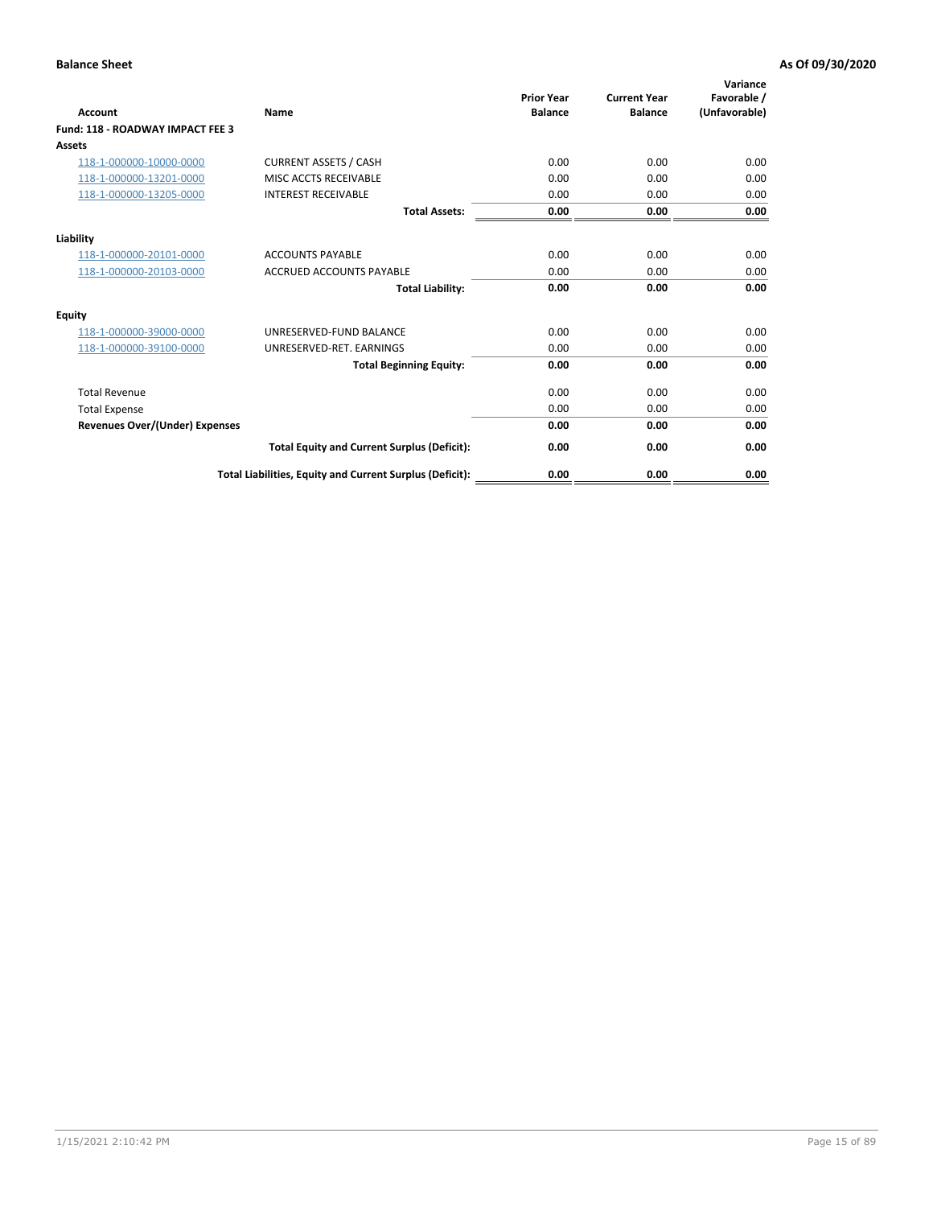**Balance Sheet** **As Of 09/30/2020**

| Account | Name | Prior Year Balance | Current Year Balance | Variance Favorable / (Unfavorable) |
|---|---|---|---|---|
| **Fund: 118 - ROADWAY IMPACT FEE 3** | | | | |
| **Assets** | | | | |
| 118-1-000000-10000-0000 | CURRENT ASSETS / CASH | 0.00 | 0.00 | 0.00 |
| 118-1-000000-13201-0000 | MISC ACCTS RECEIVABLE | 0.00 | 0.00 | 0.00 |
| 118-1-000000-13205-0000 | INTEREST RECEIVABLE | 0.00 | 0.00 | 0.00 |
| | **Total Assets:** | **0.00** | **0.00** | **0.00** |
| **Liability** | | | | |
| 118-1-000000-20101-0000 | ACCOUNTS PAYABLE | 0.00 | 0.00 | 0.00 |
| 118-1-000000-20103-0000 | ACCRUED ACCOUNTS PAYABLE | 0.00 | 0.00 | 0.00 |
| | **Total Liability:** | **0.00** | **0.00** | **0.00** |
| **Equity** | | | | |
| 118-1-000000-39000-0000 | UNRESERVED-FUND BALANCE | 0.00 | 0.00 | 0.00 |
| 118-1-000000-39100-0000 | UNRESERVED-RET. EARNINGS | 0.00 | 0.00 | 0.00 |
| | **Total Beginning Equity:** | **0.00** | **0.00** | **0.00** |
| Total Revenue | | 0.00 | 0.00 | 0.00 |
| Total Expense | | 0.00 | 0.00 | 0.00 |
| **Revenues Over/(Under) Expenses** | | **0.00** | **0.00** | **0.00** |
| | **Total Equity and Current Surplus (Deficit):** | **0.00** | **0.00** | **0.00** |
| | **Total Liabilities, Equity and Current Surplus (Deficit):** | **0.00** | **0.00** | **0.00** |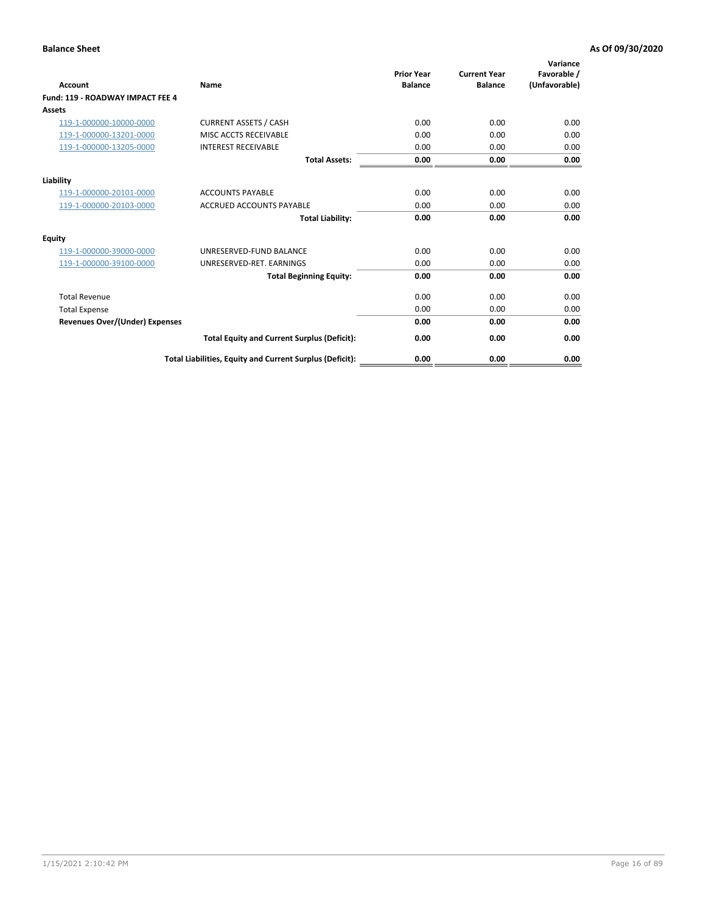**Balance Sheet** — **As Of 09/30/2020**

| Account | Name | Prior Year Balance | Current Year Balance | Variance Favorable / (Unfavorable) |
|---|---|---|---|---|
| **Fund: 119 - ROADWAY IMPACT FEE 4** | | | | |
| **Assets** | | | | |
| 119-1-000000-10000-0000 | CURRENT ASSETS / CASH | 0.00 | 0.00 | 0.00 |
| 119-1-000000-13201-0000 | MISC ACCTS RECEIVABLE | 0.00 | 0.00 | 0.00 |
| 119-1-000000-13205-0000 | INTEREST RECEIVABLE | 0.00 | 0.00 | 0.00 |
| | **Total Assets:** | **0.00** | **0.00** | **0.00** |
| **Liability** | | | | |
| 119-1-000000-20101-0000 | ACCOUNTS PAYABLE | 0.00 | 0.00 | 0.00 |
| 119-1-000000-20103-0000 | ACCRUED ACCOUNTS PAYABLE | 0.00 | 0.00 | 0.00 |
| | **Total Liability:** | **0.00** | **0.00** | **0.00** |
| **Equity** | | | | |
| 119-1-000000-39000-0000 | UNRESERVED-FUND BALANCE | 0.00 | 0.00 | 0.00 |
| 119-1-000000-39100-0000 | UNRESERVED-RET. EARNINGS | 0.00 | 0.00 | 0.00 |
| | **Total Beginning Equity:** | **0.00** | **0.00** | **0.00** |
| Total Revenue | | 0.00 | 0.00 | 0.00 |
| Total Expense | | 0.00 | 0.00 | 0.00 |
| **Revenues Over/(Under) Expenses** | | **0.00** | **0.00** | **0.00** |
| | **Total Equity and Current Surplus (Deficit):** | **0.00** | **0.00** | **0.00** |
| | **Total Liabilities, Equity and Current Surplus (Deficit):** | **0.00** | **0.00** | **0.00** |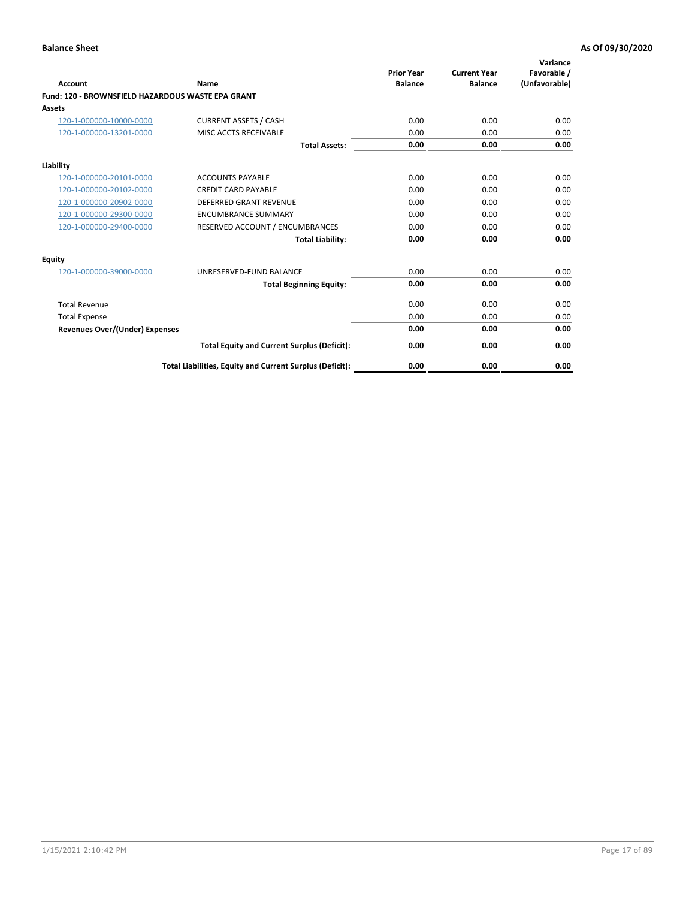**Balance Sheet** **As Of 09/30/2020**

| Account | Name | Prior Year Balance | Current Year Balance | Variance Favorable / (Unfavorable) |
|---|---|---|---|---|
| **Fund: 120 - BROWNSFIELD HAZARDOUS WASTE EPA GRANT** | | | | |
| **Assets** | | | | |
| 120-1-000000-10000-0000 | CURRENT ASSETS / CASH | 0.00 | 0.00 | 0.00 |
| 120-1-000000-13201-0000 | MISC ACCTS RECEIVABLE | 0.00 | 0.00 | 0.00 |
| | **Total Assets:** | **0.00** | **0.00** | **0.00** |
| **Liability** | | | | |
| 120-1-000000-20101-0000 | ACCOUNTS PAYABLE | 0.00 | 0.00 | 0.00 |
| 120-1-000000-20102-0000 | CREDIT CARD PAYABLE | 0.00 | 0.00 | 0.00 |
| 120-1-000000-20902-0000 | DEFERRED GRANT REVENUE | 0.00 | 0.00 | 0.00 |
| 120-1-000000-29300-0000 | ENCUMBRANCE SUMMARY | 0.00 | 0.00 | 0.00 |
| 120-1-000000-29400-0000 | RESERVED ACCOUNT / ENCUMBRANCES | 0.00 | 0.00 | 0.00 |
| | **Total Liability:** | **0.00** | **0.00** | **0.00** |
| **Equity** | | | | |
| 120-1-000000-39000-0000 | UNRESERVED-FUND BALANCE | 0.00 | 0.00 | 0.00 |
| | **Total Beginning Equity:** | **0.00** | **0.00** | **0.00** |
| Total Revenue | | 0.00 | 0.00 | 0.00 |
| Total Expense | | 0.00 | 0.00 | 0.00 |
| **Revenues Over/(Under) Expenses** | | **0.00** | **0.00** | **0.00** |
| | **Total Equity and Current Surplus (Deficit):** | **0.00** | **0.00** | **0.00** |
| | **Total Liabilities, Equity and Current Surplus (Deficit):** | **0.00** | **0.00** | **0.00** |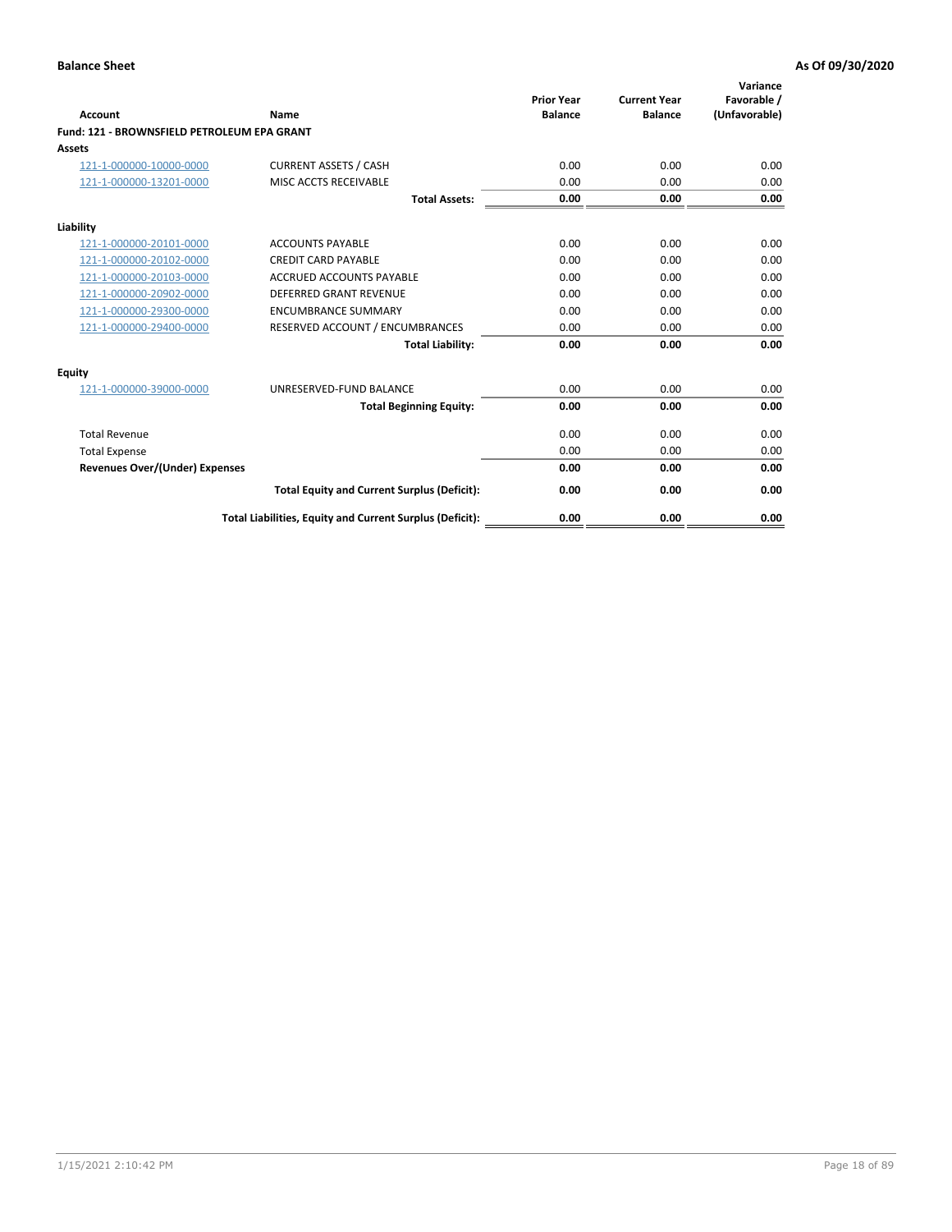**Balance Sheet** **As Of 09/30/2020**

| Account | Name | Prior Year Balance | Current Year Balance | Variance Favorable / (Unfavorable) |
|---|---|---|---|---|
| **Fund: 121 - BROWNSFIELD PETROLEUM EPA GRANT** | | | | |
| **Assets** | | | | |
| 121-1-000000-10000-0000 | CURRENT ASSETS / CASH | 0.00 | 0.00 | 0.00 |
| 121-1-000000-13201-0000 | MISC ACCTS RECEIVABLE | 0.00 | 0.00 | 0.00 |
| | **Total Assets:** | **0.00** | **0.00** | **0.00** |
| **Liability** | | | | |
| 121-1-000000-20101-0000 | ACCOUNTS PAYABLE | 0.00 | 0.00 | 0.00 |
| 121-1-000000-20102-0000 | CREDIT CARD PAYABLE | 0.00 | 0.00 | 0.00 |
| 121-1-000000-20103-0000 | ACCRUED ACCOUNTS PAYABLE | 0.00 | 0.00 | 0.00 |
| 121-1-000000-20902-0000 | DEFERRED GRANT REVENUE | 0.00 | 0.00 | 0.00 |
| 121-1-000000-29300-0000 | ENCUMBRANCE SUMMARY | 0.00 | 0.00 | 0.00 |
| 121-1-000000-29400-0000 | RESERVED ACCOUNT / ENCUMBRANCES | 0.00 | 0.00 | 0.00 |
| | **Total Liability:** | **0.00** | **0.00** | **0.00** |
| **Equity** | | | | |
| 121-1-000000-39000-0000 | UNRESERVED-FUND BALANCE | 0.00 | 0.00 | 0.00 |
| | **Total Beginning Equity:** | **0.00** | **0.00** | **0.00** |
| Total Revenue | | 0.00 | 0.00 | 0.00 |
| Total Expense | | 0.00 | 0.00 | 0.00 |
| **Revenues Over/(Under) Expenses** | | **0.00** | **0.00** | **0.00** |
| | **Total Equity and Current Surplus (Deficit):** | **0.00** | **0.00** | **0.00** |
| | **Total Liabilities, Equity and Current Surplus (Deficit):** | **0.00** | **0.00** | **0.00** |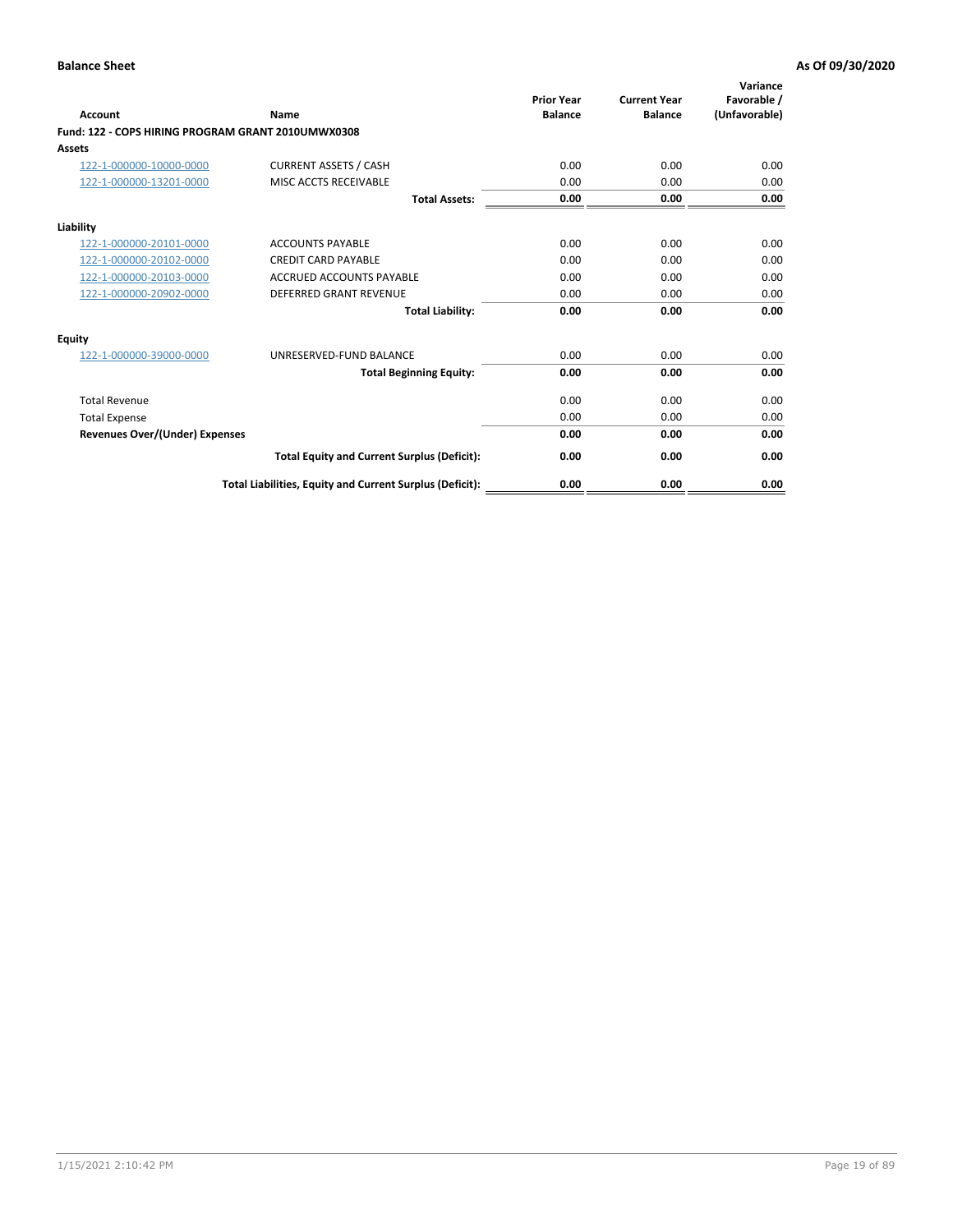**Balance Sheet** **As Of 09/30/2020**

| Account | Name | Prior Year Balance | Current Year Balance | Variance Favorable / (Unfavorable) |
|---|---|---|---|---|
| **Fund: 122 - COPS HIRING PROGRAM GRANT 2010UMWX0308** | | | | |
| **Assets** | | | | |
| 122-1-000000-10000-0000 | CURRENT ASSETS / CASH | 0.00 | 0.00 | 0.00 |
| 122-1-000000-13201-0000 | MISC ACCTS RECEIVABLE | 0.00 | 0.00 | 0.00 |
| | **Total Assets:** | **0.00** | **0.00** | **0.00** |
| **Liability** | | | | |
| 122-1-000000-20101-0000 | ACCOUNTS PAYABLE | 0.00 | 0.00 | 0.00 |
| 122-1-000000-20102-0000 | CREDIT CARD PAYABLE | 0.00 | 0.00 | 0.00 |
| 122-1-000000-20103-0000 | ACCRUED ACCOUNTS PAYABLE | 0.00 | 0.00 | 0.00 |
| 122-1-000000-20902-0000 | DEFERRED GRANT REVENUE | 0.00 | 0.00 | 0.00 |
| | **Total Liability:** | **0.00** | **0.00** | **0.00** |
| **Equity** | | | | |
| 122-1-000000-39000-0000 | UNRESERVED-FUND BALANCE | 0.00 | 0.00 | 0.00 |
| | **Total Beginning Equity:** | **0.00** | **0.00** | **0.00** |
| Total Revenue | | 0.00 | 0.00 | 0.00 |
| Total Expense | | 0.00 | 0.00 | 0.00 |
| **Revenues Over/(Under) Expenses** | | **0.00** | **0.00** | **0.00** |
| | **Total Equity and Current Surplus (Deficit):** | **0.00** | **0.00** | **0.00** |
| | **Total Liabilities, Equity and Current Surplus (Deficit):** | **0.00** | **0.00** | **0.00** |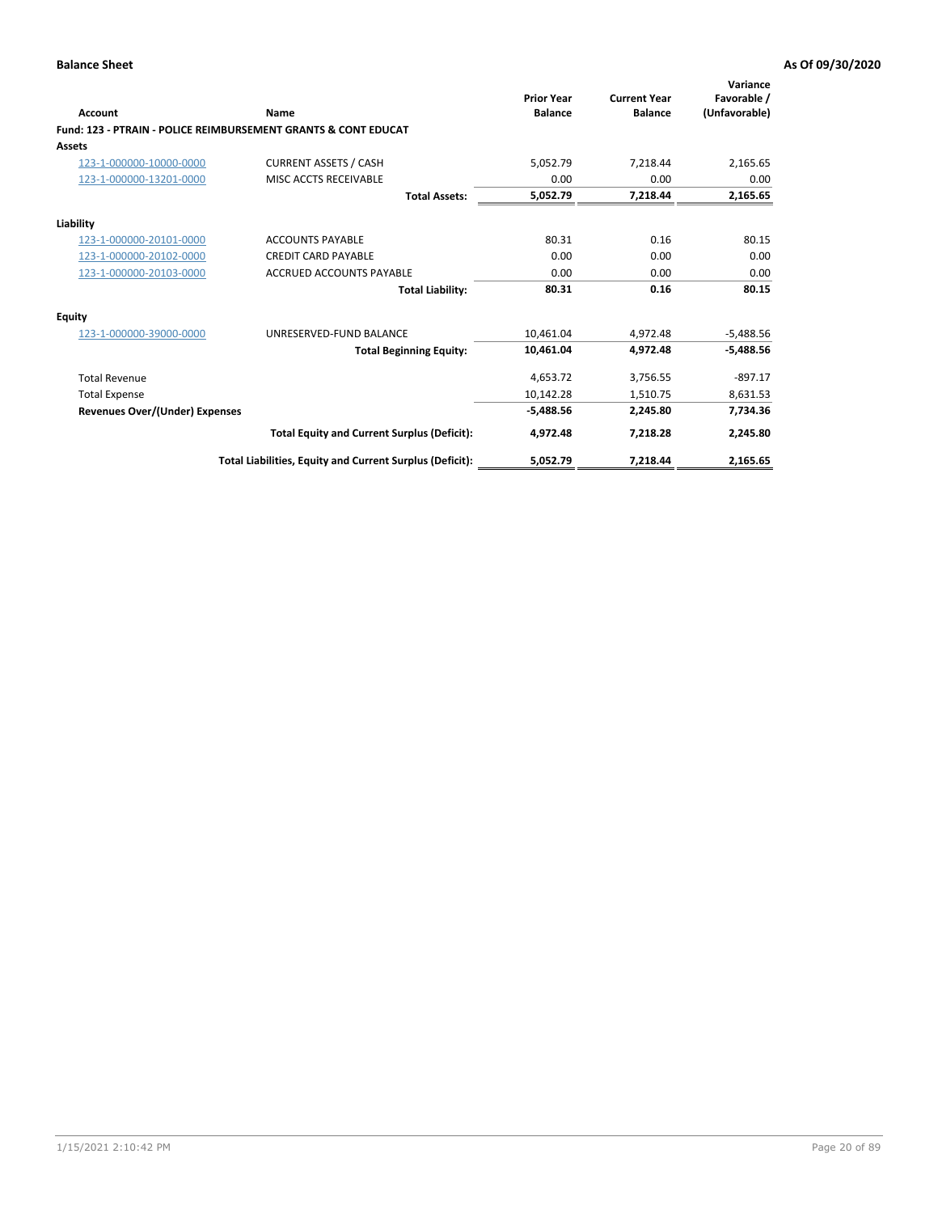**Balance Sheet** **As Of 09/30/2020**

| Account | Name | Prior Year Balance | Current Year Balance | Variance Favorable / (Unfavorable) |
|---|---|---|---|---|
| **Fund: 123 - PTRAIN - POLICE REIMBURSEMENT GRANTS & CONT EDUCAT** | | | | |
| **Assets** | | | | |
| 123-1-000000-10000-0000 | CURRENT ASSETS / CASH | 5,052.79 | 7,218.44 | 2,165.65 |
| 123-1-000000-13201-0000 | MISC ACCTS RECEIVABLE | 0.00 | 0.00 | 0.00 |
| | **Total Assets:** | **5,052.79** | **7,218.44** | **2,165.65** |
| **Liability** | | | | |
| 123-1-000000-20101-0000 | ACCOUNTS PAYABLE | 80.31 | 0.16 | 80.15 |
| 123-1-000000-20102-0000 | CREDIT CARD PAYABLE | 0.00 | 0.00 | 0.00 |
| 123-1-000000-20103-0000 | ACCRUED ACCOUNTS PAYABLE | 0.00 | 0.00 | 0.00 |
| | **Total Liability:** | **80.31** | **0.16** | **80.15** |
| **Equity** | | | | |
| 123-1-000000-39000-0000 | UNRESERVED-FUND BALANCE | 10,461.04 | 4,972.48 | -5,488.56 |
| | **Total Beginning Equity:** | **10,461.04** | **4,972.48** | **-5,488.56** |
| Total Revenue | | 4,653.72 | 3,756.55 | -897.17 |
| Total Expense | | 10,142.28 | 1,510.75 | 8,631.53 |
| **Revenues Over/(Under) Expenses** | | **-5,488.56** | **2,245.80** | **7,734.36** |
| | **Total Equity and Current Surplus (Deficit):** | **4,972.48** | **7,218.28** | **2,245.80** |
| | **Total Liabilities, Equity and Current Surplus (Deficit):** | **5,052.79** | **7,218.44** | **2,165.65** |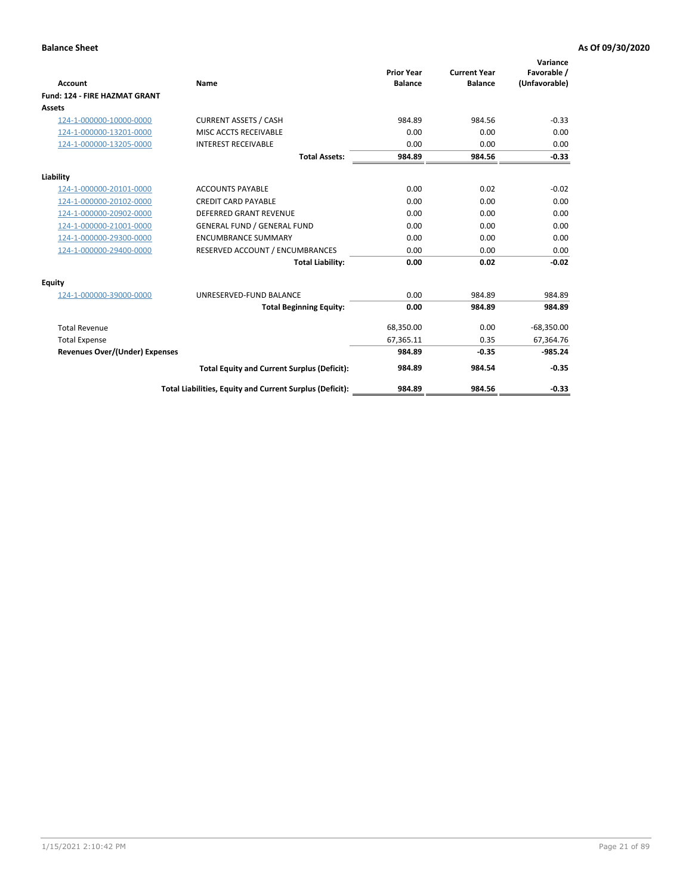**Balance Sheet** **As Of 09/30/2020**

| Account | Name | Prior Year Balance | Current Year Balance | Variance Favorable / (Unfavorable) |
|---|---|---|---|---|
| **Fund: 124 - FIRE HAZMAT GRANT** | | | | |
| **Assets** | | | | |
| 124-1-000000-10000-0000 | CURRENT ASSETS / CASH | 984.89 | 984.56 | -0.33 |
| 124-1-000000-13201-0000 | MISC ACCTS RECEIVABLE | 0.00 | 0.00 | 0.00 |
| 124-1-000000-13205-0000 | INTEREST RECEIVABLE | 0.00 | 0.00 | 0.00 |
| | **Total Assets:** | **984.89** | **984.56** | **-0.33** |
| **Liability** | | | | |
| 124-1-000000-20101-0000 | ACCOUNTS PAYABLE | 0.00 | 0.02 | -0.02 |
| 124-1-000000-20102-0000 | CREDIT CARD PAYABLE | 0.00 | 0.00 | 0.00 |
| 124-1-000000-20902-0000 | DEFERRED GRANT REVENUE | 0.00 | 0.00 | 0.00 |
| 124-1-000000-21001-0000 | GENERAL FUND / GENERAL FUND | 0.00 | 0.00 | 0.00 |
| 124-1-000000-29300-0000 | ENCUMBRANCE SUMMARY | 0.00 | 0.00 | 0.00 |
| 124-1-000000-29400-0000 | RESERVED ACCOUNT / ENCUMBRANCES | 0.00 | 0.00 | 0.00 |
| | **Total Liability:** | **0.00** | **0.02** | **-0.02** |
| **Equity** | | | | |
| 124-1-000000-39000-0000 | UNRESERVED-FUND BALANCE | 0.00 | 984.89 | 984.89 |
| | **Total Beginning Equity:** | **0.00** | **984.89** | **984.89** |
| Total Revenue | | 68,350.00 | 0.00 | -68,350.00 |
| Total Expense | | 67,365.11 | 0.35 | 67,364.76 |
| **Revenues Over/(Under) Expenses** | | **984.89** | **-0.35** | **-985.24** |
| | **Total Equity and Current Surplus (Deficit):** | **984.89** | **984.54** | **-0.35** |
| | **Total Liabilities, Equity and Current Surplus (Deficit):** | **984.89** | **984.56** | **-0.33** |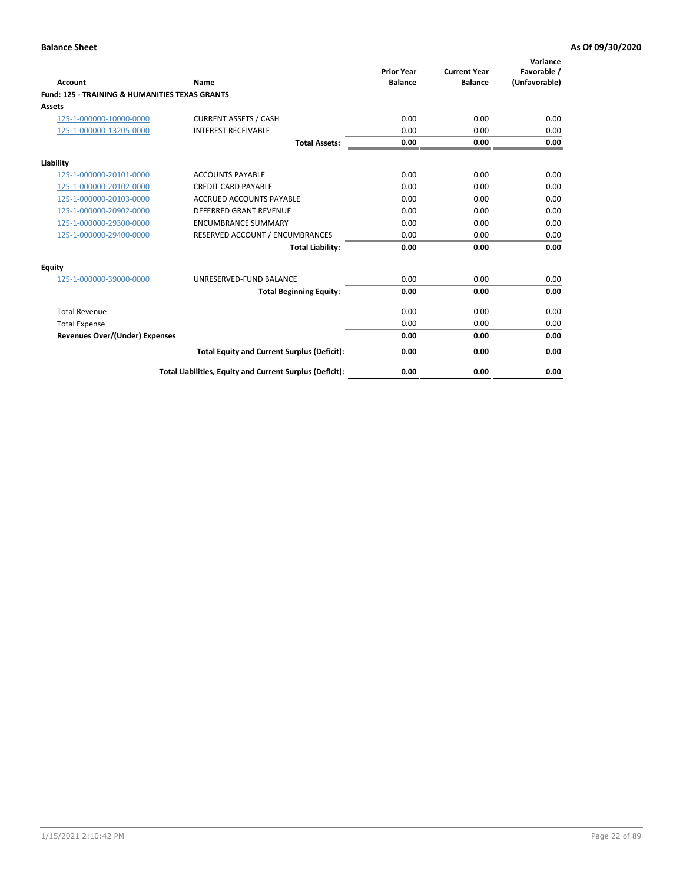**Balance Sheet** **As Of 09/30/2020**

| Account | Name | Prior Year Balance | Current Year Balance | Variance Favorable / (Unfavorable) |
|---|---|---|---|---|
| **Fund: 125 - TRAINING & HUMANITIES TEXAS GRANTS** | | | | |
| **Assets** | | | | |
| 125-1-000000-10000-0000 | CURRENT ASSETS / CASH | 0.00 | 0.00 | 0.00 |
| 125-1-000000-13205-0000 | INTEREST RECEIVABLE | 0.00 | 0.00 | 0.00 |
| | **Total Assets:** | **0.00** | **0.00** | **0.00** |
| **Liability** | | | | |
| 125-1-000000-20101-0000 | ACCOUNTS PAYABLE | 0.00 | 0.00 | 0.00 |
| 125-1-000000-20102-0000 | CREDIT CARD PAYABLE | 0.00 | 0.00 | 0.00 |
| 125-1-000000-20103-0000 | ACCRUED ACCOUNTS PAYABLE | 0.00 | 0.00 | 0.00 |
| 125-1-000000-20902-0000 | DEFERRED GRANT REVENUE | 0.00 | 0.00 | 0.00 |
| 125-1-000000-29300-0000 | ENCUMBRANCE SUMMARY | 0.00 | 0.00 | 0.00 |
| 125-1-000000-29400-0000 | RESERVED ACCOUNT / ENCUMBRANCES | 0.00 | 0.00 | 0.00 |
| | **Total Liability:** | **0.00** | **0.00** | **0.00** |
| **Equity** | | | | |
| 125-1-000000-39000-0000 | UNRESERVED-FUND BALANCE | 0.00 | 0.00 | 0.00 |
| | **Total Beginning Equity:** | **0.00** | **0.00** | **0.00** |
| Total Revenue | | 0.00 | 0.00 | 0.00 |
| Total Expense | | 0.00 | 0.00 | 0.00 |
| **Revenues Over/(Under) Expenses** | | **0.00** | **0.00** | **0.00** |
| | **Total Equity and Current Surplus (Deficit):** | **0.00** | **0.00** | **0.00** |
| | **Total Liabilities, Equity and Current Surplus (Deficit):** | **0.00** | **0.00** | **0.00** |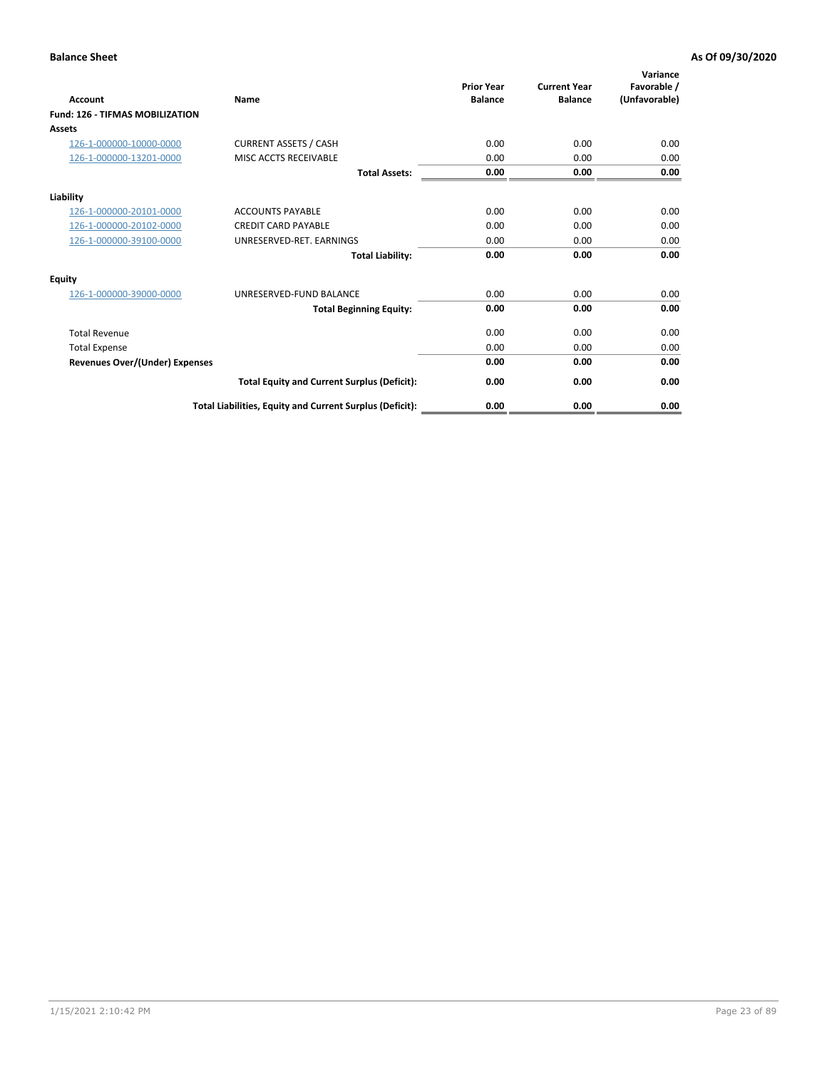**Balance Sheet** **As Of 09/30/2020**

| Account | Name | Prior Year Balance | Current Year Balance | Variance Favorable / (Unfavorable) |
|---|---|---|---|---|
| **Fund: 126 - TIFMAS MOBILIZATION** | | | | |
| **Assets** | | | | |
| 126-1-000000-10000-0000 | CURRENT ASSETS / CASH | 0.00 | 0.00 | 0.00 |
| 126-1-000000-13201-0000 | MISC ACCTS RECEIVABLE | 0.00 | 0.00 | 0.00 |
| | **Total Assets:** | **0.00** | **0.00** | **0.00** |
| **Liability** | | | | |
| 126-1-000000-20101-0000 | ACCOUNTS PAYABLE | 0.00 | 0.00 | 0.00 |
| 126-1-000000-20102-0000 | CREDIT CARD PAYABLE | 0.00 | 0.00 | 0.00 |
| 126-1-000000-39100-0000 | UNRESERVED-RET. EARNINGS | 0.00 | 0.00 | 0.00 |
| | **Total Liability:** | **0.00** | **0.00** | **0.00** |
| **Equity** | | | | |
| 126-1-000000-39000-0000 | UNRESERVED-FUND BALANCE | 0.00 | 0.00 | 0.00 |
| | **Total Beginning Equity:** | **0.00** | **0.00** | **0.00** |
| Total Revenue | | 0.00 | 0.00 | 0.00 |
| Total Expense | | 0.00 | 0.00 | 0.00 |
| **Revenues Over/(Under) Expenses** | | **0.00** | **0.00** | **0.00** |
| | **Total Equity and Current Surplus (Deficit):** | **0.00** | **0.00** | **0.00** |
| | **Total Liabilities, Equity and Current Surplus (Deficit):** | **0.00** | **0.00** | **0.00** |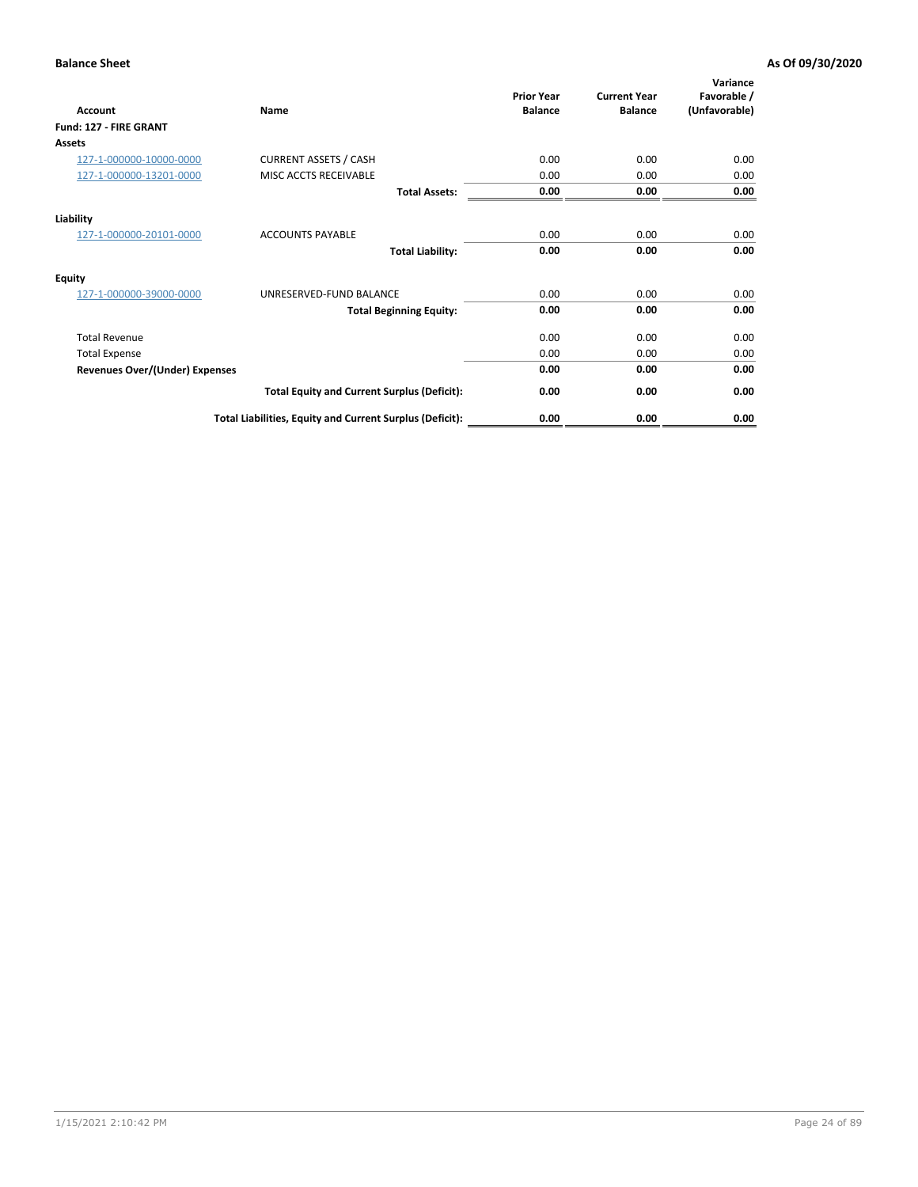**Balance Sheet** **As Of 09/30/2020**

| Account | Name | Prior Year Balance | Current Year Balance | Variance Favorable / (Unfavorable) |
|---|---|---|---|---|
| **Fund: 127 - FIRE GRANT** | | | | |
| **Assets** | | | | |
| 127-1-000000-10000-0000 | CURRENT ASSETS / CASH | 0.00 | 0.00 | 0.00 |
| 127-1-000000-13201-0000 | MISC ACCTS RECEIVABLE | 0.00 | 0.00 | 0.00 |
| | **Total Assets:** | **0.00** | **0.00** | **0.00** |
| **Liability** | | | | |
| 127-1-000000-20101-0000 | ACCOUNTS PAYABLE | 0.00 | 0.00 | 0.00 |
| | **Total Liability:** | **0.00** | **0.00** | **0.00** |
| **Equity** | | | | |
| 127-1-000000-39000-0000 | UNRESERVED-FUND BALANCE | 0.00 | 0.00 | 0.00 |
| | **Total Beginning Equity:** | **0.00** | **0.00** | **0.00** |
| Total Revenue | | 0.00 | 0.00 | 0.00 |
| Total Expense | | 0.00 | 0.00 | 0.00 |
| **Revenues Over/(Under) Expenses** | | **0.00** | **0.00** | **0.00** |
| | **Total Equity and Current Surplus (Deficit):** | **0.00** | **0.00** | **0.00** |
| | **Total Liabilities, Equity and Current Surplus (Deficit):** | **0.00** | **0.00** | **0.00** |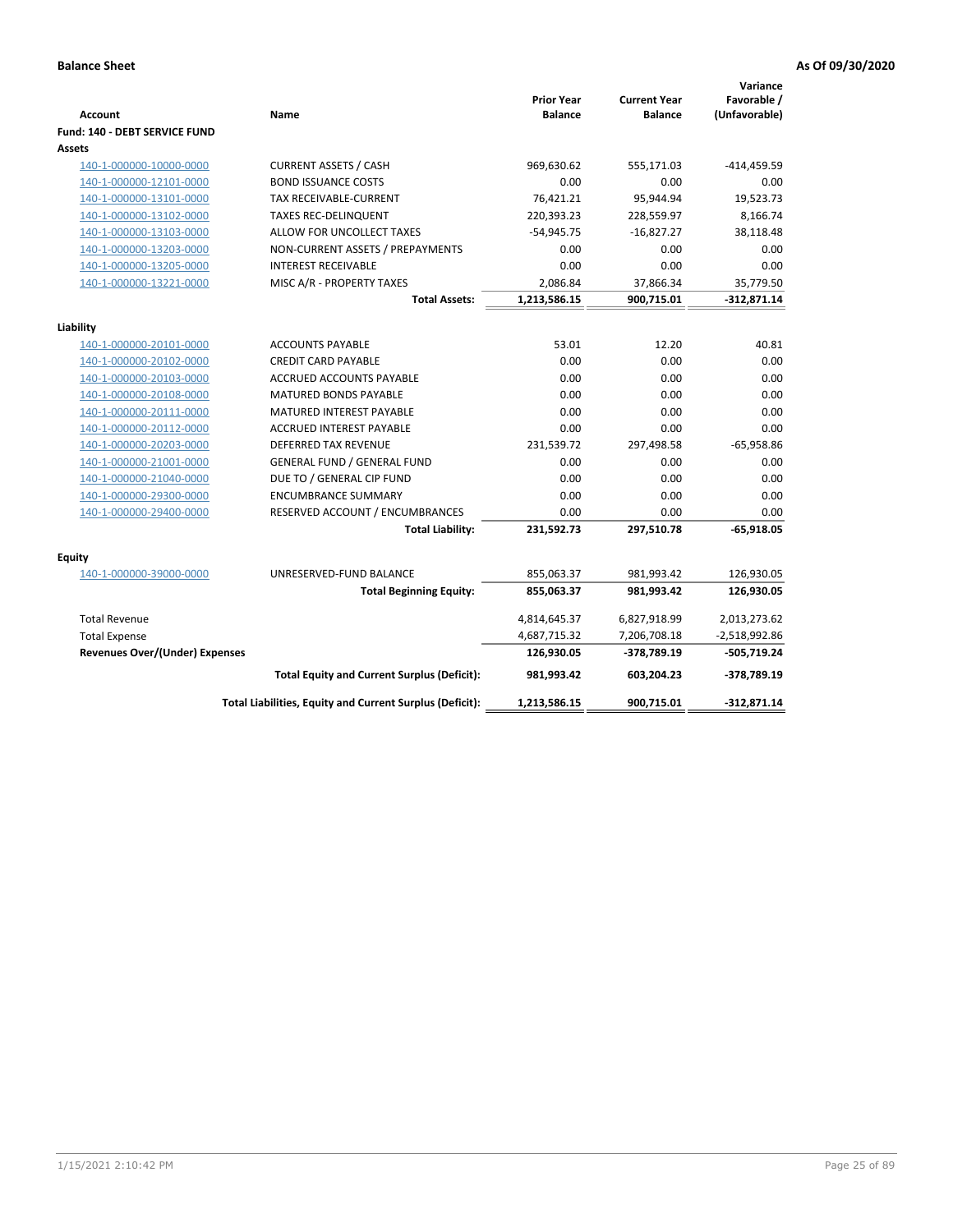**Balance Sheet** **As Of 09/30/2020**

| Account | Name | Prior Year Balance | Current Year Balance | Variance Favorable / (Unfavorable) |
|---|---|---|---|---|
| **Fund: 140 - DEBT SERVICE FUND** | | | | |
| **Assets** | | | | |
| 140-1-000000-10000-0000 | CURRENT ASSETS / CASH | 969,630.62 | 555,171.03 | -414,459.59 |
| 140-1-000000-12101-0000 | BOND ISSUANCE COSTS | 0.00 | 0.00 | 0.00 |
| 140-1-000000-13101-0000 | TAX RECEIVABLE-CURRENT | 76,421.21 | 95,944.94 | 19,523.73 |
| 140-1-000000-13102-0000 | TAXES REC-DELINQUENT | 220,393.23 | 228,559.97 | 8,166.74 |
| 140-1-000000-13103-0000 | ALLOW FOR UNCOLLECT TAXES | -54,945.75 | -16,827.27 | 38,118.48 |
| 140-1-000000-13203-0000 | NON-CURRENT ASSETS / PREPAYMENTS | 0.00 | 0.00 | 0.00 |
| 140-1-000000-13205-0000 | INTEREST RECEIVABLE | 0.00 | 0.00 | 0.00 |
| 140-1-000000-13221-0000 | MISC A/R - PROPERTY TAXES | 2,086.84 | 37,866.34 | 35,779.50 |
| | **Total Assets:** | **1,213,586.15** | **900,715.01** | **-312,871.14** |
| **Liability** | | | | |
| 140-1-000000-20101-0000 | ACCOUNTS PAYABLE | 53.01 | 12.20 | 40.81 |
| 140-1-000000-20102-0000 | CREDIT CARD PAYABLE | 0.00 | 0.00 | 0.00 |
| 140-1-000000-20103-0000 | ACCRUED ACCOUNTS PAYABLE | 0.00 | 0.00 | 0.00 |
| 140-1-000000-20108-0000 | MATURED BONDS PAYABLE | 0.00 | 0.00 | 0.00 |
| 140-1-000000-20111-0000 | MATURED INTEREST PAYABLE | 0.00 | 0.00 | 0.00 |
| 140-1-000000-20112-0000 | ACCRUED INTEREST PAYABLE | 0.00 | 0.00 | 0.00 |
| 140-1-000000-20203-0000 | DEFERRED TAX REVENUE | 231,539.72 | 297,498.58 | -65,958.86 |
| 140-1-000000-21001-0000 | GENERAL FUND / GENERAL FUND | 0.00 | 0.00 | 0.00 |
| 140-1-000000-21040-0000 | DUE TO / GENERAL CIP FUND | 0.00 | 0.00 | 0.00 |
| 140-1-000000-29300-0000 | ENCUMBRANCE SUMMARY | 0.00 | 0.00 | 0.00 |
| 140-1-000000-29400-0000 | RESERVED ACCOUNT / ENCUMBRANCES | 0.00 | 0.00 | 0.00 |
| | **Total Liability:** | **231,592.73** | **297,510.78** | **-65,918.05** |
| **Equity** | | | | |
| 140-1-000000-39000-0000 | UNRESERVED-FUND BALANCE | 855,063.37 | 981,993.42 | 126,930.05 |
| | **Total Beginning Equity:** | **855,063.37** | **981,993.42** | **126,930.05** |
| Total Revenue | | 4,814,645.37 | 6,827,918.99 | 2,013,273.62 |
| Total Expense | | 4,687,715.32 | 7,206,708.18 | -2,518,992.86 |
| **Revenues Over/(Under) Expenses** | | **126,930.05** | **-378,789.19** | **-505,719.24** |
| | **Total Equity and Current Surplus (Deficit):** | **981,993.42** | **603,204.23** | **-378,789.19** |
| | **Total Liabilities, Equity and Current Surplus (Deficit):** | **1,213,586.15** | **900,715.01** | **-312,871.14** |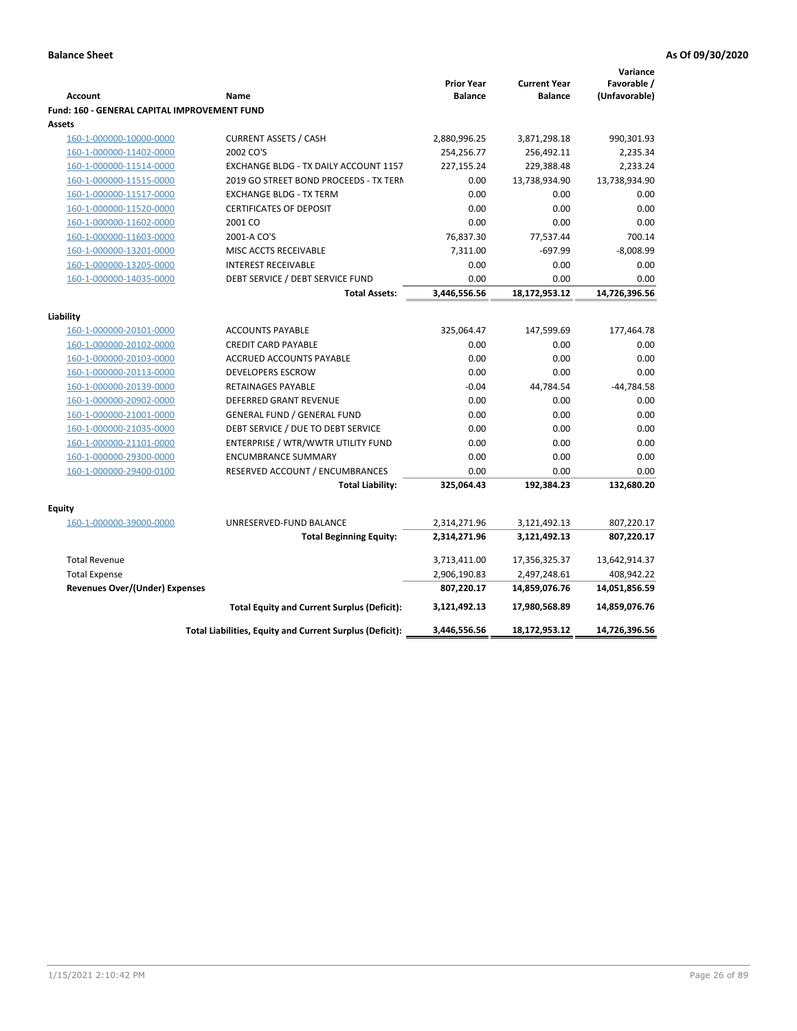**Balance Sheet** **As Of 09/30/2020**

| Account | Name | Prior Year Balance | Current Year Balance | Variance Favorable / (Unfavorable) |
|---|---|---|---|---|
| **Fund: 160 - GENERAL CAPITAL IMPROVEMENT FUND** | | | | |
| **Assets** | | | | |
| 160-1-000000-10000-0000 | CURRENT ASSETS / CASH | 2,880,996.25 | 3,871,298.18 | 990,301.93 |
| 160-1-000000-11402-0000 | 2002 CO'S | 254,256.77 | 256,492.11 | 2,235.34 |
| 160-1-000000-11514-0000 | EXCHANGE BLDG - TX DAILY ACCOUNT 1157 | 227,155.24 | 229,388.48 | 2,233.24 |
| 160-1-000000-11515-0000 | 2019 GO STREET BOND PROCEEDS - TX TERM | 0.00 | 13,738,934.90 | 13,738,934.90 |
| 160-1-000000-11517-0000 | EXCHANGE BLDG - TX TERM | 0.00 | 0.00 | 0.00 |
| 160-1-000000-11520-0000 | CERTIFICATES OF DEPOSIT | 0.00 | 0.00 | 0.00 |
| 160-1-000000-11602-0000 | 2001 CO | 0.00 | 0.00 | 0.00 |
| 160-1-000000-11603-0000 | 2001-A CO'S | 76,837.30 | 77,537.44 | 700.14 |
| 160-1-000000-13201-0000 | MISC ACCTS RECEIVABLE | 7,311.00 | -697.99 | -8,008.99 |
| 160-1-000000-13205-0000 | INTEREST RECEIVABLE | 0.00 | 0.00 | 0.00 |
| 160-1-000000-14035-0000 | DEBT SERVICE / DEBT SERVICE FUND | 0.00 | 0.00 | 0.00 |
| | **Total Assets:** | **3,446,556.56** | **18,172,953.12** | **14,726,396.56** |
| **Liability** | | | | |
| 160-1-000000-20101-0000 | ACCOUNTS PAYABLE | 325,064.47 | 147,599.69 | 177,464.78 |
| 160-1-000000-20102-0000 | CREDIT CARD PAYABLE | 0.00 | 0.00 | 0.00 |
| 160-1-000000-20103-0000 | ACCRUED ACCOUNTS PAYABLE | 0.00 | 0.00 | 0.00 |
| 160-1-000000-20113-0000 | DEVELOPERS ESCROW | 0.00 | 0.00 | 0.00 |
| 160-1-000000-20139-0000 | RETAINAGES PAYABLE | -0.04 | 44,784.54 | -44,784.58 |
| 160-1-000000-20902-0000 | DEFERRED GRANT REVENUE | 0.00 | 0.00 | 0.00 |
| 160-1-000000-21001-0000 | GENERAL FUND / GENERAL FUND | 0.00 | 0.00 | 0.00 |
| 160-1-000000-21035-0000 | DEBT SERVICE / DUE TO DEBT SERVICE | 0.00 | 0.00 | 0.00 |
| 160-1-000000-21101-0000 | ENTERPRISE / WTR/WWTR UTILITY FUND | 0.00 | 0.00 | 0.00 |
| 160-1-000000-29300-0000 | ENCUMBRANCE SUMMARY | 0.00 | 0.00 | 0.00 |
| 160-1-000000-29400-0100 | RESERVED ACCOUNT / ENCUMBRANCES | 0.00 | 0.00 | 0.00 |
| | **Total Liability:** | **325,064.43** | **192,384.23** | **132,680.20** |
| **Equity** | | | | |
| 160-1-000000-39000-0000 | UNRESERVED-FUND BALANCE | 2,314,271.96 | 3,121,492.13 | 807,220.17 |
| | **Total Beginning Equity:** | **2,314,271.96** | **3,121,492.13** | **807,220.17** |
| Total Revenue | | 3,713,411.00 | 17,356,325.37 | 13,642,914.37 |
| Total Expense | | 2,906,190.83 | 2,497,248.61 | 408,942.22 |
| **Revenues Over/(Under) Expenses** | | **807,220.17** | **14,859,076.76** | **14,051,856.59** |
| | **Total Equity and Current Surplus (Deficit):** | **3,121,492.13** | **17,980,568.89** | **14,859,076.76** |
| | **Total Liabilities, Equity and Current Surplus (Deficit):** | **3,446,556.56** | **18,172,953.12** | **14,726,396.56** |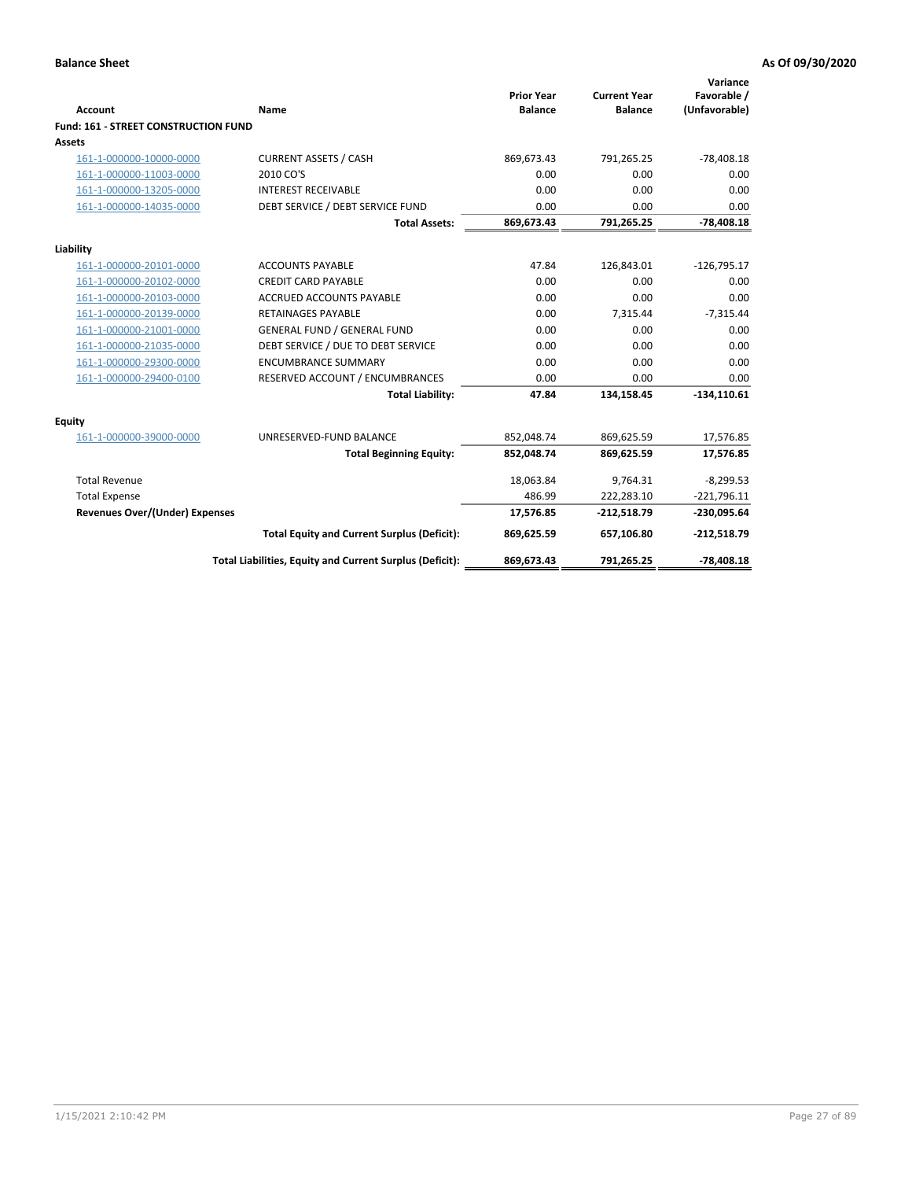**Balance Sheet** **As Of 09/30/2020**

| Account | Name | Prior Year Balance | Current Year Balance | Variance Favorable / (Unfavorable) |
|---|---|---|---|---|
| **Fund: 161 - STREET CONSTRUCTION FUND** | | | | |
| **Assets** | | | | |
| 161-1-000000-10000-0000 | CURRENT ASSETS / CASH | 869,673.43 | 791,265.25 | -78,408.18 |
| 161-1-000000-11003-0000 | 2010 CO'S | 0.00 | 0.00 | 0.00 |
| 161-1-000000-13205-0000 | INTEREST RECEIVABLE | 0.00 | 0.00 | 0.00 |
| 161-1-000000-14035-0000 | DEBT SERVICE / DEBT SERVICE FUND | 0.00 | 0.00 | 0.00 |
| | **Total Assets:** | **869,673.43** | **791,265.25** | **-78,408.18** |
| **Liability** | | | | |
| 161-1-000000-20101-0000 | ACCOUNTS PAYABLE | 47.84 | 126,843.01 | -126,795.17 |
| 161-1-000000-20102-0000 | CREDIT CARD PAYABLE | 0.00 | 0.00 | 0.00 |
| 161-1-000000-20103-0000 | ACCRUED ACCOUNTS PAYABLE | 0.00 | 0.00 | 0.00 |
| 161-1-000000-20139-0000 | RETAINAGES PAYABLE | 0.00 | 7,315.44 | -7,315.44 |
| 161-1-000000-21001-0000 | GENERAL FUND / GENERAL FUND | 0.00 | 0.00 | 0.00 |
| 161-1-000000-21035-0000 | DEBT SERVICE / DUE TO DEBT SERVICE | 0.00 | 0.00 | 0.00 |
| 161-1-000000-29300-0000 | ENCUMBRANCE SUMMARY | 0.00 | 0.00 | 0.00 |
| 161-1-000000-29400-0100 | RESERVED ACCOUNT / ENCUMBRANCES | 0.00 | 0.00 | 0.00 |
| | **Total Liability:** | **47.84** | **134,158.45** | **-134,110.61** |
| **Equity** | | | | |
| 161-1-000000-39000-0000 | UNRESERVED-FUND BALANCE | 852,048.74 | 869,625.59 | 17,576.85 |
| | **Total Beginning Equity:** | **852,048.74** | **869,625.59** | **17,576.85** |
| Total Revenue | | 18,063.84 | 9,764.31 | -8,299.53 |
| Total Expense | | 486.99 | 222,283.10 | -221,796.11 |
| **Revenues Over/(Under) Expenses** | | **17,576.85** | **-212,518.79** | **-230,095.64** |
| | **Total Equity and Current Surplus (Deficit):** | **869,625.59** | **657,106.80** | **-212,518.79** |
| | **Total Liabilities, Equity and Current Surplus (Deficit):** | **869,673.43** | **791,265.25** | **-78,408.18** |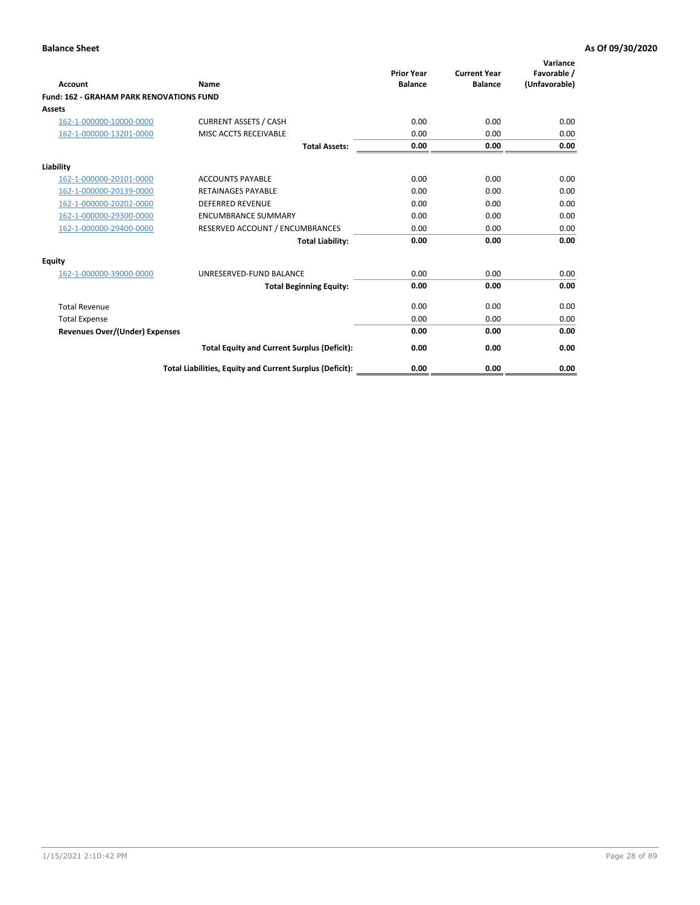**Balance Sheet** — **As Of 09/30/2020**

| Account | Name | Prior Year Balance | Current Year Balance | Variance Favorable / (Unfavorable) |
|---|---|---|---|---|
| **Fund: 162 - GRAHAM PARK RENOVATIONS FUND** | | | | |
| **Assets** | | | | |
| 162-1-000000-10000-0000 | CURRENT ASSETS / CASH | 0.00 | 0.00 | 0.00 |
| 162-1-000000-13201-0000 | MISC ACCTS RECEIVABLE | 0.00 | 0.00 | 0.00 |
| | **Total Assets:** | **0.00** | **0.00** | **0.00** |
| **Liability** | | | | |
| 162-1-000000-20101-0000 | ACCOUNTS PAYABLE | 0.00 | 0.00 | 0.00 |
| 162-1-000000-20139-0000 | RETAINAGES PAYABLE | 0.00 | 0.00 | 0.00 |
| 162-1-000000-20202-0000 | DEFERRED REVENUE | 0.00 | 0.00 | 0.00 |
| 162-1-000000-29300-0000 | ENCUMBRANCE SUMMARY | 0.00 | 0.00 | 0.00 |
| 162-1-000000-29400-0000 | RESERVED ACCOUNT / ENCUMBRANCES | 0.00 | 0.00 | 0.00 |
| | **Total Liability:** | **0.00** | **0.00** | **0.00** |
| **Equity** | | | | |
| 162-1-000000-39000-0000 | UNRESERVED-FUND BALANCE | 0.00 | 0.00 | 0.00 |
| | **Total Beginning Equity:** | **0.00** | **0.00** | **0.00** |
| Total Revenue | | 0.00 | 0.00 | 0.00 |
| Total Expense | | 0.00 | 0.00 | 0.00 |
| **Revenues Over/(Under) Expenses** | | **0.00** | **0.00** | **0.00** |
| | **Total Equity and Current Surplus (Deficit):** | **0.00** | **0.00** | **0.00** |
| | **Total Liabilities, Equity and Current Surplus (Deficit):** | **0.00** | **0.00** | **0.00** |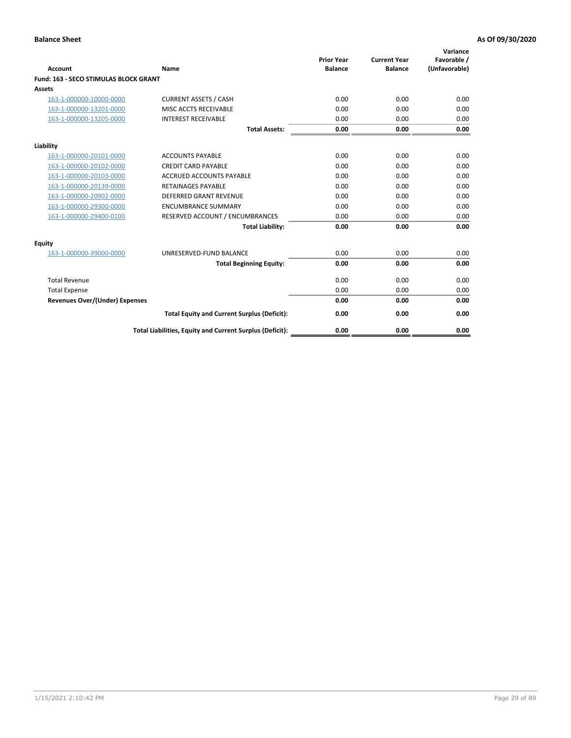**Balance Sheet** **As Of 09/30/2020**

| Account | Name | Prior Year Balance | Current Year Balance | Variance Favorable / (Unfavorable) |
|---|---|---|---|---|
| **Fund: 163 - SECO STIMULAS BLOCK GRANT** | | | | |
| **Assets** | | | | |
| 163-1-000000-10000-0000 | CURRENT ASSETS / CASH | 0.00 | 0.00 | 0.00 |
| 163-1-000000-13201-0000 | MISC ACCTS RECEIVABLE | 0.00 | 0.00 | 0.00 |
| 163-1-000000-13205-0000 | INTEREST RECEIVABLE | 0.00 | 0.00 | 0.00 |
| | **Total Assets:** | **0.00** | **0.00** | **0.00** |
| **Liability** | | | | |
| 163-1-000000-20101-0000 | ACCOUNTS PAYABLE | 0.00 | 0.00 | 0.00 |
| 163-1-000000-20102-0000 | CREDIT CARD PAYABLE | 0.00 | 0.00 | 0.00 |
| 163-1-000000-20103-0000 | ACCRUED ACCOUNTS PAYABLE | 0.00 | 0.00 | 0.00 |
| 163-1-000000-20139-0000 | RETAINAGES PAYABLE | 0.00 | 0.00 | 0.00 |
| 163-1-000000-20902-0000 | DEFERRED GRANT REVENUE | 0.00 | 0.00 | 0.00 |
| 163-1-000000-29300-0000 | ENCUMBRANCE SUMMARY | 0.00 | 0.00 | 0.00 |
| 163-1-000000-29400-0100 | RESERVED ACCOUNT / ENCUMBRANCES | 0.00 | 0.00 | 0.00 |
| | **Total Liability:** | **0.00** | **0.00** | **0.00** |
| **Equity** | | | | |
| 163-1-000000-39000-0000 | UNRESERVED-FUND BALANCE | 0.00 | 0.00 | 0.00 |
| | **Total Beginning Equity:** | **0.00** | **0.00** | **0.00** |
| Total Revenue | | 0.00 | 0.00 | 0.00 |
| Total Expense | | 0.00 | 0.00 | 0.00 |
| **Revenues Over/(Under) Expenses** | | **0.00** | **0.00** | **0.00** |
| | **Total Equity and Current Surplus (Deficit):** | **0.00** | **0.00** | **0.00** |
| | **Total Liabilities, Equity and Current Surplus (Deficit):** | **0.00** | **0.00** | **0.00** |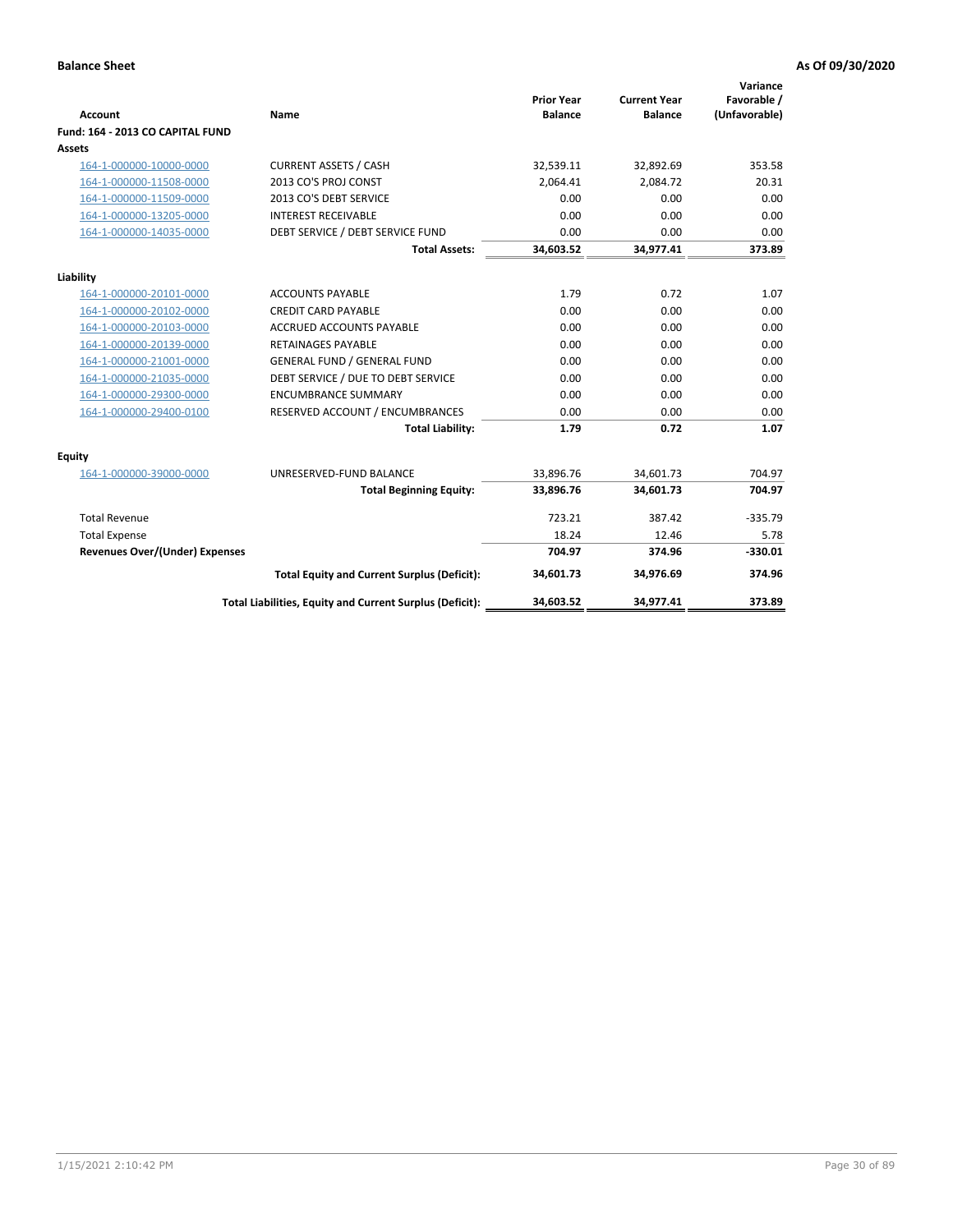**Balance Sheet** **As Of 09/30/2020**

| Account | Name | Prior Year Balance | Current Year Balance | Variance Favorable / (Unfavorable) |
|---|---|---|---|---|
| **Fund: 164 - 2013 CO CAPITAL FUND** | | | | |
| **Assets** | | | | |
| 164-1-000000-10000-0000 | CURRENT ASSETS / CASH | 32,539.11 | 32,892.69 | 353.58 |
| 164-1-000000-11508-0000 | 2013 CO'S PROJ CONST | 2,064.41 | 2,084.72 | 20.31 |
| 164-1-000000-11509-0000 | 2013 CO'S DEBT SERVICE | 0.00 | 0.00 | 0.00 |
| 164-1-000000-13205-0000 | INTEREST RECEIVABLE | 0.00 | 0.00 | 0.00 |
| 164-1-000000-14035-0000 | DEBT SERVICE / DEBT SERVICE FUND | 0.00 | 0.00 | 0.00 |
| | **Total Assets:** | **34,603.52** | **34,977.41** | **373.89** |
| **Liability** | | | | |
| 164-1-000000-20101-0000 | ACCOUNTS PAYABLE | 1.79 | 0.72 | 1.07 |
| 164-1-000000-20102-0000 | CREDIT CARD PAYABLE | 0.00 | 0.00 | 0.00 |
| 164-1-000000-20103-0000 | ACCRUED ACCOUNTS PAYABLE | 0.00 | 0.00 | 0.00 |
| 164-1-000000-20139-0000 | RETAINAGES PAYABLE | 0.00 | 0.00 | 0.00 |
| 164-1-000000-21001-0000 | GENERAL FUND / GENERAL FUND | 0.00 | 0.00 | 0.00 |
| 164-1-000000-21035-0000 | DEBT SERVICE / DUE TO DEBT SERVICE | 0.00 | 0.00 | 0.00 |
| 164-1-000000-29300-0000 | ENCUMBRANCE SUMMARY | 0.00 | 0.00 | 0.00 |
| 164-1-000000-29400-0100 | RESERVED ACCOUNT / ENCUMBRANCES | 0.00 | 0.00 | 0.00 |
| | **Total Liability:** | **1.79** | **0.72** | **1.07** |
| **Equity** | | | | |
| 164-1-000000-39000-0000 | UNRESERVED-FUND BALANCE | 33,896.76 | 34,601.73 | 704.97 |
| | **Total Beginning Equity:** | **33,896.76** | **34,601.73** | **704.97** |
| Total Revenue | | 723.21 | 387.42 | -335.79 |
| Total Expense | | 18.24 | 12.46 | 5.78 |
| **Revenues Over/(Under) Expenses** | | **704.97** | **374.96** | **-330.01** |
| | **Total Equity and Current Surplus (Deficit):** | **34,601.73** | **34,976.69** | **374.96** |
| | **Total Liabilities, Equity and Current Surplus (Deficit):** | **34,603.52** | **34,977.41** | **373.89** |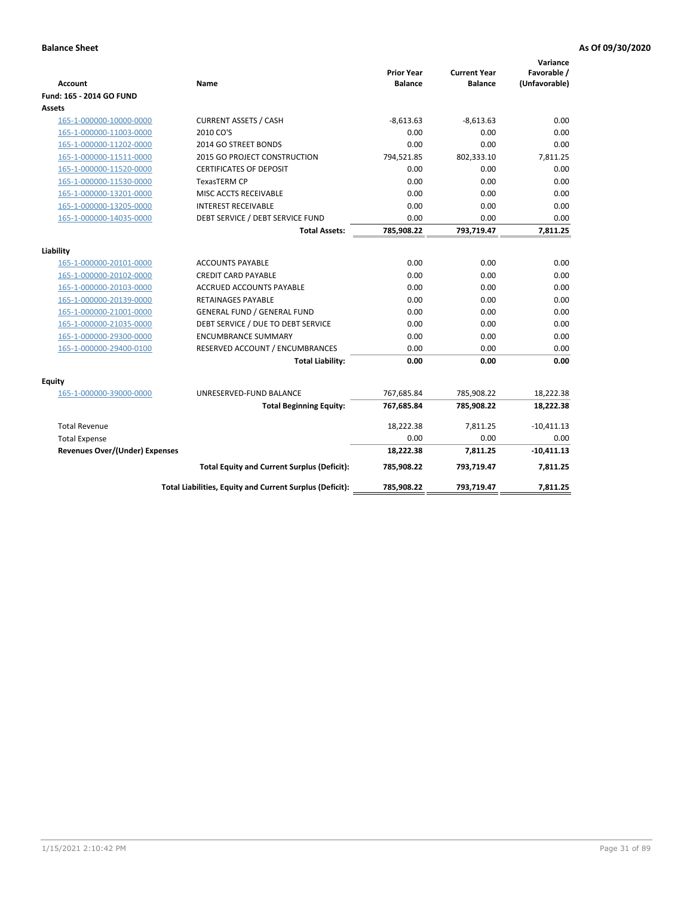**Balance Sheet** **As Of 09/30/2020**

| Account | Name | Prior Year Balance | Current Year Balance | Variance Favorable / (Unfavorable) |
|---|---|---|---|---|
| **Fund: 165 - 2014 GO FUND** | | | | |
| **Assets** | | | | |
| 165-1-000000-10000-0000 | CURRENT ASSETS / CASH | -8,613.63 | -8,613.63 | 0.00 |
| 165-1-000000-11003-0000 | 2010 CO'S | 0.00 | 0.00 | 0.00 |
| 165-1-000000-11202-0000 | 2014 GO STREET BONDS | 0.00 | 0.00 | 0.00 |
| 165-1-000000-11511-0000 | 2015 GO PROJECT CONSTRUCTION | 794,521.85 | 802,333.10 | 7,811.25 |
| 165-1-000000-11520-0000 | CERTIFICATES OF DEPOSIT | 0.00 | 0.00 | 0.00 |
| 165-1-000000-11530-0000 | TexasTERM CP | 0.00 | 0.00 | 0.00 |
| 165-1-000000-13201-0000 | MISC ACCTS RECEIVABLE | 0.00 | 0.00 | 0.00 |
| 165-1-000000-13205-0000 | INTEREST RECEIVABLE | 0.00 | 0.00 | 0.00 |
| 165-1-000000-14035-0000 | DEBT SERVICE / DEBT SERVICE FUND | 0.00 | 0.00 | 0.00 |
| | **Total Assets:** | **785,908.22** | **793,719.47** | **7,811.25** |
| **Liability** | | | | |
| 165-1-000000-20101-0000 | ACCOUNTS PAYABLE | 0.00 | 0.00 | 0.00 |
| 165-1-000000-20102-0000 | CREDIT CARD PAYABLE | 0.00 | 0.00 | 0.00 |
| 165-1-000000-20103-0000 | ACCRUED ACCOUNTS PAYABLE | 0.00 | 0.00 | 0.00 |
| 165-1-000000-20139-0000 | RETAINAGES PAYABLE | 0.00 | 0.00 | 0.00 |
| 165-1-000000-21001-0000 | GENERAL FUND / GENERAL FUND | 0.00 | 0.00 | 0.00 |
| 165-1-000000-21035-0000 | DEBT SERVICE / DUE TO DEBT SERVICE | 0.00 | 0.00 | 0.00 |
| 165-1-000000-29300-0000 | ENCUMBRANCE SUMMARY | 0.00 | 0.00 | 0.00 |
| 165-1-000000-29400-0100 | RESERVED ACCOUNT / ENCUMBRANCES | 0.00 | 0.00 | 0.00 |
| | **Total Liability:** | **0.00** | **0.00** | **0.00** |
| **Equity** | | | | |
| 165-1-000000-39000-0000 | UNRESERVED-FUND BALANCE | 767,685.84 | 785,908.22 | 18,222.38 |
| | **Total Beginning Equity:** | **767,685.84** | **785,908.22** | **18,222.38** |
| Total Revenue | | 18,222.38 | 7,811.25 | -10,411.13 |
| Total Expense | | 0.00 | 0.00 | 0.00 |
| **Revenues Over/(Under) Expenses** | | **18,222.38** | **7,811.25** | **-10,411.13** |
| | **Total Equity and Current Surplus (Deficit):** | **785,908.22** | **793,719.47** | **7,811.25** |
| | **Total Liabilities, Equity and Current Surplus (Deficit):** | **785,908.22** | **793,719.47** | **7,811.25** |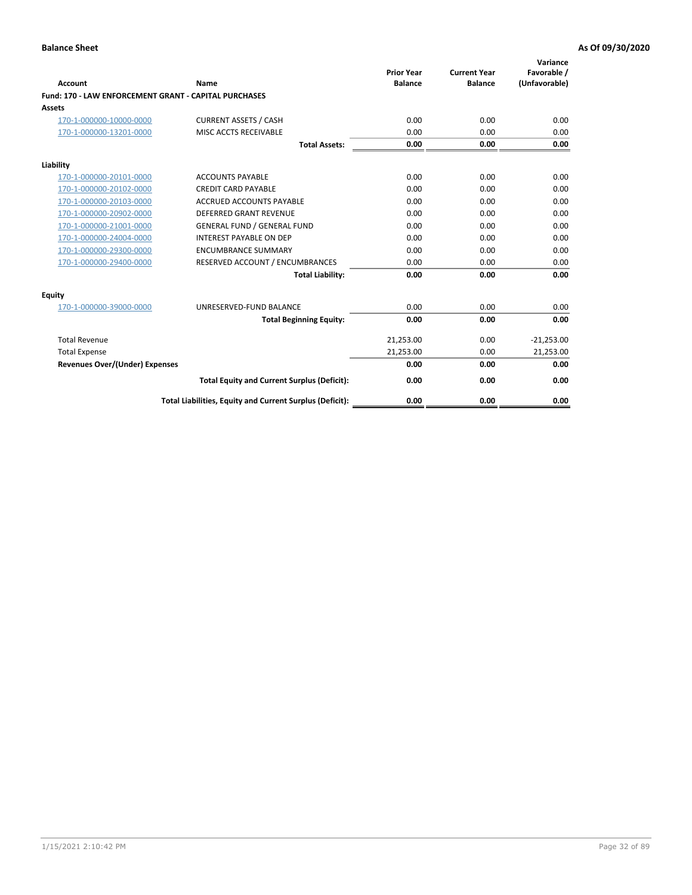**Balance Sheet** **As Of 09/30/2020**

| Account | Name | Prior Year Balance | Current Year Balance | Variance Favorable / (Unfavorable) |
|---|---|---|---|---|
| **Fund: 170 - LAW ENFORCEMENT GRANT - CAPITAL PURCHASES** | | | | |
| **Assets** | | | | |
| 170-1-000000-10000-0000 | CURRENT ASSETS / CASH | 0.00 | 0.00 | 0.00 |
| 170-1-000000-13201-0000 | MISC ACCTS RECEIVABLE | 0.00 | 0.00 | 0.00 |
| | **Total Assets:** | **0.00** | **0.00** | **0.00** |
| **Liability** | | | | |
| 170-1-000000-20101-0000 | ACCOUNTS PAYABLE | 0.00 | 0.00 | 0.00 |
| 170-1-000000-20102-0000 | CREDIT CARD PAYABLE | 0.00 | 0.00 | 0.00 |
| 170-1-000000-20103-0000 | ACCRUED ACCOUNTS PAYABLE | 0.00 | 0.00 | 0.00 |
| 170-1-000000-20902-0000 | DEFERRED GRANT REVENUE | 0.00 | 0.00 | 0.00 |
| 170-1-000000-21001-0000 | GENERAL FUND / GENERAL FUND | 0.00 | 0.00 | 0.00 |
| 170-1-000000-24004-0000 | INTEREST PAYABLE ON DEP | 0.00 | 0.00 | 0.00 |
| 170-1-000000-29300-0000 | ENCUMBRANCE SUMMARY | 0.00 | 0.00 | 0.00 |
| 170-1-000000-29400-0000 | RESERVED ACCOUNT / ENCUMBRANCES | 0.00 | 0.00 | 0.00 |
| | **Total Liability:** | **0.00** | **0.00** | **0.00** |
| **Equity** | | | | |
| 170-1-000000-39000-0000 | UNRESERVED-FUND BALANCE | 0.00 | 0.00 | 0.00 |
| | **Total Beginning Equity:** | **0.00** | **0.00** | **0.00** |
| Total Revenue | | 21,253.00 | 0.00 | -21,253.00 |
| Total Expense | | 21,253.00 | 0.00 | 21,253.00 |
| **Revenues Over/(Under) Expenses** | | **0.00** | **0.00** | **0.00** |
| | **Total Equity and Current Surplus (Deficit):** | **0.00** | **0.00** | **0.00** |
| | **Total Liabilities, Equity and Current Surplus (Deficit):** | **0.00** | **0.00** | **0.00** |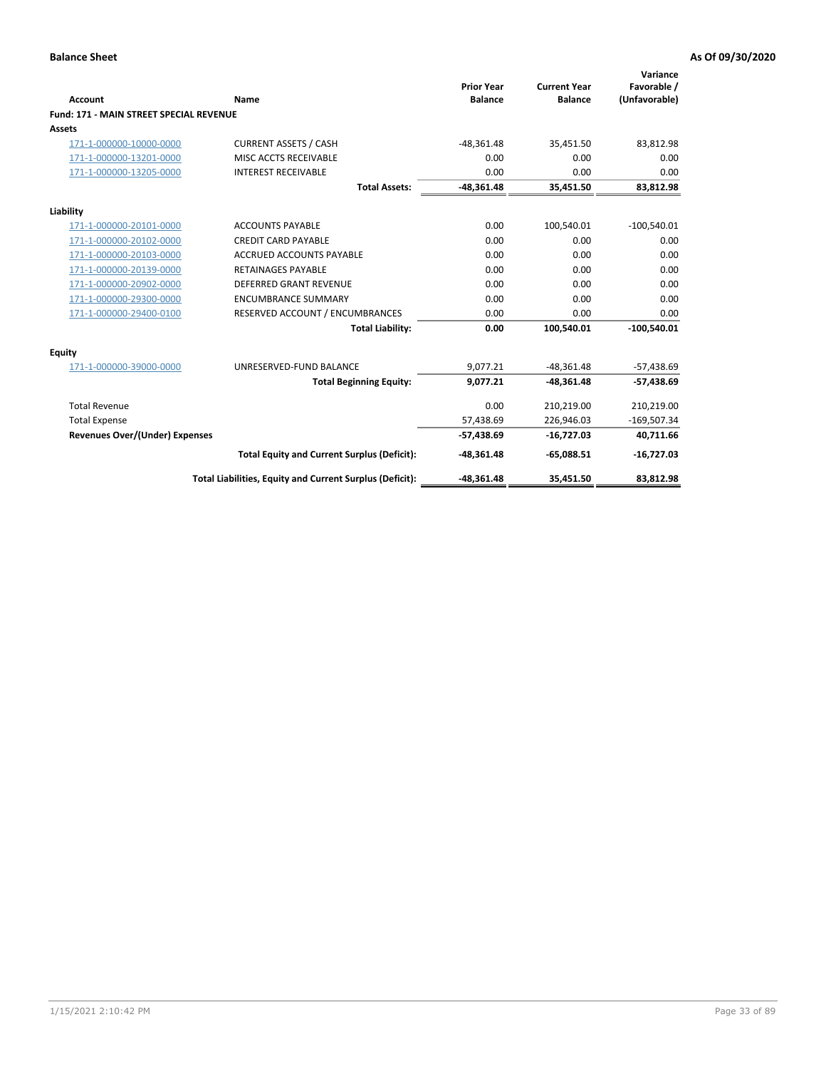**Balance Sheet** **As Of 09/30/2020**

| Account | Name | Prior Year Balance | Current Year Balance | Variance Favorable / (Unfavorable) |
|---|---|---|---|---|
| **Fund: 171 - MAIN STREET SPECIAL REVENUE** | | | | |
| **Assets** | | | | |
| 171-1-000000-10000-0000 | CURRENT ASSETS / CASH | -48,361.48 | 35,451.50 | 83,812.98 |
| 171-1-000000-13201-0000 | MISC ACCTS RECEIVABLE | 0.00 | 0.00 | 0.00 |
| 171-1-000000-13205-0000 | INTEREST RECEIVABLE | 0.00 | 0.00 | 0.00 |
| | **Total Assets:** | **-48,361.48** | **35,451.50** | **83,812.98** |
| **Liability** | | | | |
| 171-1-000000-20101-0000 | ACCOUNTS PAYABLE | 0.00 | 100,540.01 | -100,540.01 |
| 171-1-000000-20102-0000 | CREDIT CARD PAYABLE | 0.00 | 0.00 | 0.00 |
| 171-1-000000-20103-0000 | ACCRUED ACCOUNTS PAYABLE | 0.00 | 0.00 | 0.00 |
| 171-1-000000-20139-0000 | RETAINAGES PAYABLE | 0.00 | 0.00 | 0.00 |
| 171-1-000000-20902-0000 | DEFERRED GRANT REVENUE | 0.00 | 0.00 | 0.00 |
| 171-1-000000-29300-0000 | ENCUMBRANCE SUMMARY | 0.00 | 0.00 | 0.00 |
| 171-1-000000-29400-0100 | RESERVED ACCOUNT / ENCUMBRANCES | 0.00 | 0.00 | 0.00 |
| | **Total Liability:** | **0.00** | **100,540.01** | **-100,540.01** |
| **Equity** | | | | |
| 171-1-000000-39000-0000 | UNRESERVED-FUND BALANCE | 9,077.21 | -48,361.48 | -57,438.69 |
| | **Total Beginning Equity:** | **9,077.21** | **-48,361.48** | **-57,438.69** |
| Total Revenue | | 0.00 | 210,219.00 | 210,219.00 |
| Total Expense | | 57,438.69 | 226,946.03 | -169,507.34 |
| **Revenues Over/(Under) Expenses** | | **-57,438.69** | **-16,727.03** | **40,711.66** |
| | **Total Equity and Current Surplus (Deficit):** | **-48,361.48** | **-65,088.51** | **-16,727.03** |
| | **Total Liabilities, Equity and Current Surplus (Deficit):** | **-48,361.48** | **35,451.50** | **83,812.98** |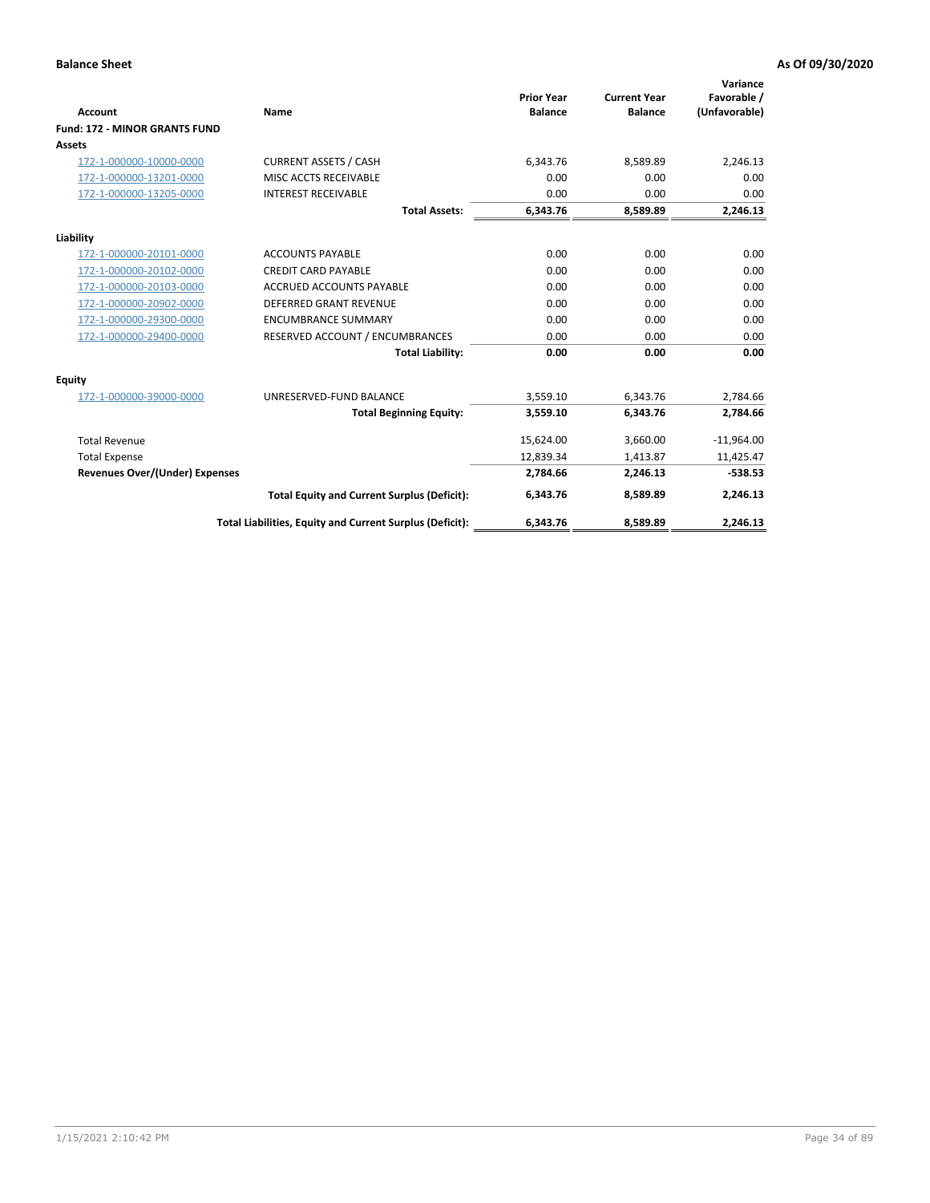**Balance Sheet** | **As Of 09/30/2020**

| Account | Name | Prior Year Balance | Current Year Balance | Variance Favorable / (Unfavorable) |
|---|---|---|---|---|
| **Fund: 172 - MINOR GRANTS FUND** | | | | |
| **Assets** | | | | |
| 172-1-000000-10000-0000 | CURRENT ASSETS / CASH | 6,343.76 | 8,589.89 | 2,246.13 |
| 172-1-000000-13201-0000 | MISC ACCTS RECEIVABLE | 0.00 | 0.00 | 0.00 |
| 172-1-000000-13205-0000 | INTEREST RECEIVABLE | 0.00 | 0.00 | 0.00 |
| | **Total Assets:** | **6,343.76** | **8,589.89** | **2,246.13** |
| **Liability** | | | | |
| 172-1-000000-20101-0000 | ACCOUNTS PAYABLE | 0.00 | 0.00 | 0.00 |
| 172-1-000000-20102-0000 | CREDIT CARD PAYABLE | 0.00 | 0.00 | 0.00 |
| 172-1-000000-20103-0000 | ACCRUED ACCOUNTS PAYABLE | 0.00 | 0.00 | 0.00 |
| 172-1-000000-20902-0000 | DEFERRED GRANT REVENUE | 0.00 | 0.00 | 0.00 |
| 172-1-000000-29300-0000 | ENCUMBRANCE SUMMARY | 0.00 | 0.00 | 0.00 |
| 172-1-000000-29400-0000 | RESERVED ACCOUNT / ENCUMBRANCES | 0.00 | 0.00 | 0.00 |
| | **Total Liability:** | **0.00** | **0.00** | **0.00** |
| **Equity** | | | | |
| 172-1-000000-39000-0000 | UNRESERVED-FUND BALANCE | 3,559.10 | 6,343.76 | 2,784.66 |
| | **Total Beginning Equity:** | **3,559.10** | **6,343.76** | **2,784.66** |
| Total Revenue | | 15,624.00 | 3,660.00 | -11,964.00 |
| Total Expense | | 12,839.34 | 1,413.87 | 11,425.47 |
| **Revenues Over/(Under) Expenses** | | **2,784.66** | **2,246.13** | **-538.53** |
| | **Total Equity and Current Surplus (Deficit):** | **6,343.76** | **8,589.89** | **2,246.13** |
| | **Total Liabilities, Equity and Current Surplus (Deficit):** | **6,343.76** | **8,589.89** | **2,246.13** |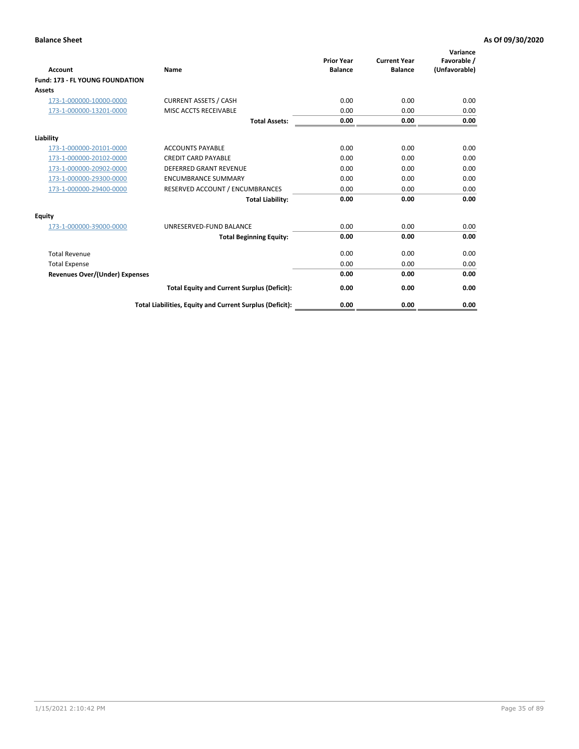**Balance Sheet** **As Of 09/30/2020**

| Account | Name | Prior Year Balance | Current Year Balance | Variance Favorable / (Unfavorable) |
|---|---|---|---|---|
| **Fund: 173 - FL YOUNG FOUNDATION** | | | | |
| **Assets** | | | | |
| 173-1-000000-10000-0000 | CURRENT ASSETS / CASH | 0.00 | 0.00 | 0.00 |
| 173-1-000000-13201-0000 | MISC ACCTS RECEIVABLE | 0.00 | 0.00 | 0.00 |
| | **Total Assets:** | **0.00** | **0.00** | **0.00** |
| **Liability** | | | | |
| 173-1-000000-20101-0000 | ACCOUNTS PAYABLE | 0.00 | 0.00 | 0.00 |
| 173-1-000000-20102-0000 | CREDIT CARD PAYABLE | 0.00 | 0.00 | 0.00 |
| 173-1-000000-20902-0000 | DEFERRED GRANT REVENUE | 0.00 | 0.00 | 0.00 |
| 173-1-000000-29300-0000 | ENCUMBRANCE SUMMARY | 0.00 | 0.00 | 0.00 |
| 173-1-000000-29400-0000 | RESERVED ACCOUNT / ENCUMBRANCES | 0.00 | 0.00 | 0.00 |
| | **Total Liability:** | **0.00** | **0.00** | **0.00** |
| **Equity** | | | | |
| 173-1-000000-39000-0000 | UNRESERVED-FUND BALANCE | 0.00 | 0.00 | 0.00 |
| | **Total Beginning Equity:** | **0.00** | **0.00** | **0.00** |
| Total Revenue | | 0.00 | 0.00 | 0.00 |
| Total Expense | | 0.00 | 0.00 | 0.00 |
| **Revenues Over/(Under) Expenses** | | **0.00** | **0.00** | **0.00** |
| | **Total Equity and Current Surplus (Deficit):** | **0.00** | **0.00** | **0.00** |
| | **Total Liabilities, Equity and Current Surplus (Deficit):** | **0.00** | **0.00** | **0.00** |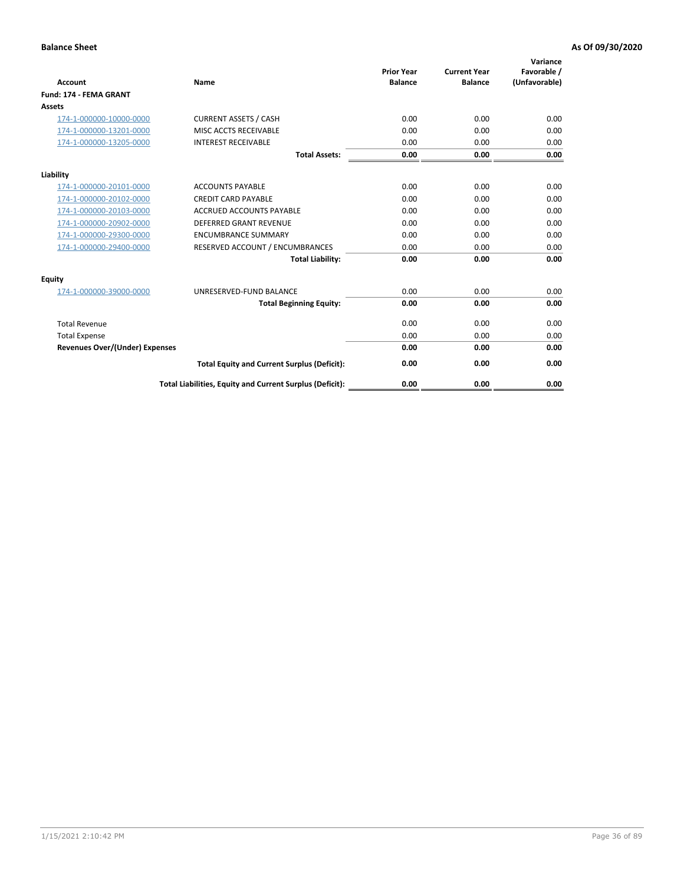**Balance Sheet** | **As Of 09/30/2020**

| Account | Name | Prior Year Balance | Current Year Balance | Variance Favorable / (Unfavorable) |
|---|---|---|---|---|
| **Fund: 174 - FEMA GRANT** | | | | |
| **Assets** | | | | |
| 174-1-000000-10000-0000 | CURRENT ASSETS / CASH | 0.00 | 0.00 | 0.00 |
| 174-1-000000-13201-0000 | MISC ACCTS RECEIVABLE | 0.00 | 0.00 | 0.00 |
| 174-1-000000-13205-0000 | INTEREST RECEIVABLE | 0.00 | 0.00 | 0.00 |
| | **Total Assets:** | **0.00** | **0.00** | **0.00** |
| **Liability** | | | | |
| 174-1-000000-20101-0000 | ACCOUNTS PAYABLE | 0.00 | 0.00 | 0.00 |
| 174-1-000000-20102-0000 | CREDIT CARD PAYABLE | 0.00 | 0.00 | 0.00 |
| 174-1-000000-20103-0000 | ACCRUED ACCOUNTS PAYABLE | 0.00 | 0.00 | 0.00 |
| 174-1-000000-20902-0000 | DEFERRED GRANT REVENUE | 0.00 | 0.00 | 0.00 |
| 174-1-000000-29300-0000 | ENCUMBRANCE SUMMARY | 0.00 | 0.00 | 0.00 |
| 174-1-000000-29400-0000 | RESERVED ACCOUNT / ENCUMBRANCES | 0.00 | 0.00 | 0.00 |
| | **Total Liability:** | **0.00** | **0.00** | **0.00** |
| **Equity** | | | | |
| 174-1-000000-39000-0000 | UNRESERVED-FUND BALANCE | 0.00 | 0.00 | 0.00 |
| | **Total Beginning Equity:** | **0.00** | **0.00** | **0.00** |
| Total Revenue | | 0.00 | 0.00 | 0.00 |
| Total Expense | | 0.00 | 0.00 | 0.00 |
| **Revenues Over/(Under) Expenses** | | **0.00** | **0.00** | **0.00** |
| | **Total Equity and Current Surplus (Deficit):** | **0.00** | **0.00** | **0.00** |
| | **Total Liabilities, Equity and Current Surplus (Deficit):** | **0.00** | **0.00** | **0.00** |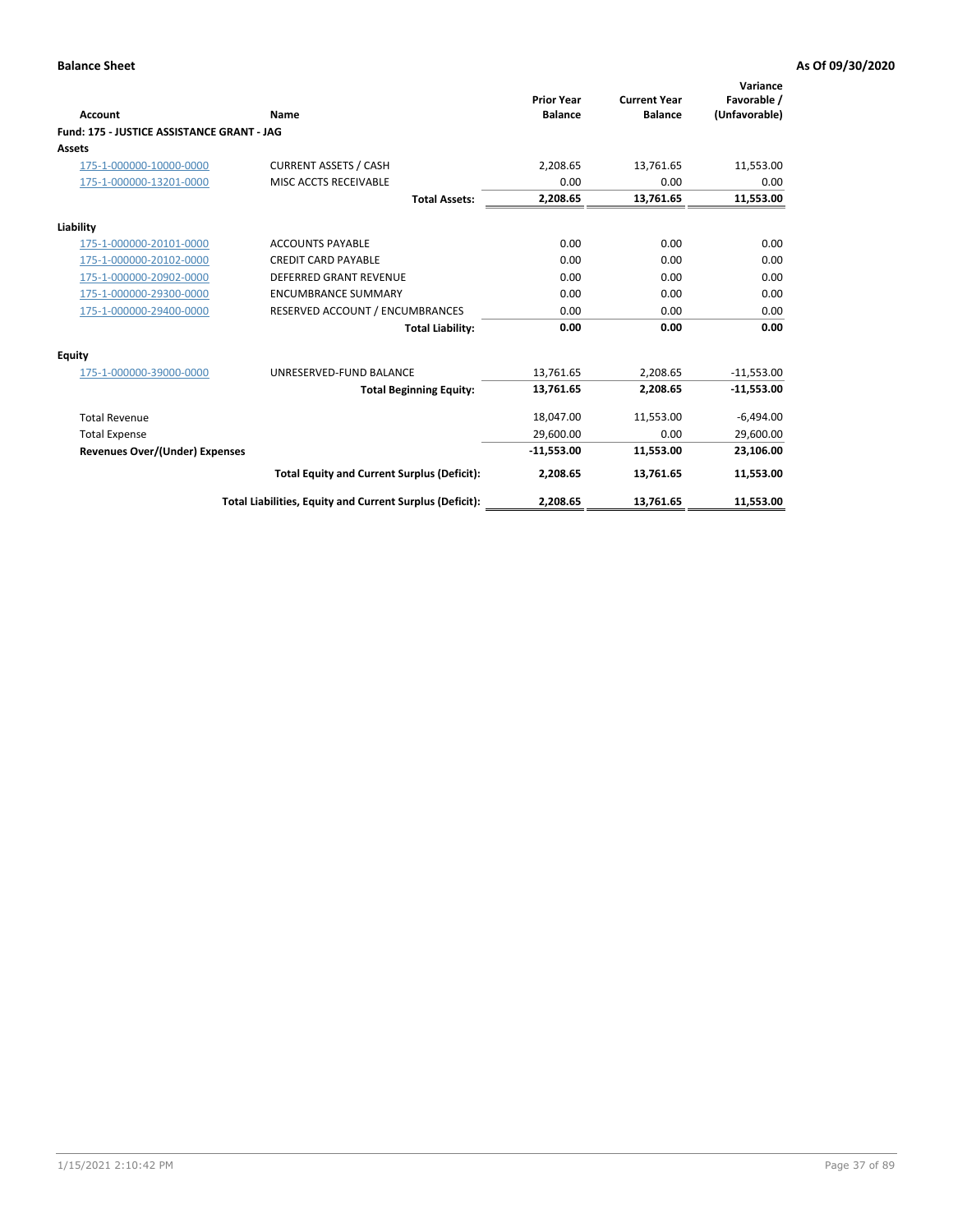**Balance Sheet** **As Of 09/30/2020**

| Account | Name | Prior Year Balance | Current Year Balance | Variance Favorable / (Unfavorable) |
|---|---|---|---|---|
| **Fund: 175 - JUSTICE ASSISTANCE GRANT - JAG** | | | | |
| **Assets** | | | | |
| 175-1-000000-10000-0000 | CURRENT ASSETS / CASH | 2,208.65 | 13,761.65 | 11,553.00 |
| 175-1-000000-13201-0000 | MISC ACCTS RECEIVABLE | 0.00 | 0.00 | 0.00 |
| | **Total Assets:** | **2,208.65** | **13,761.65** | **11,553.00** |
| **Liability** | | | | |
| 175-1-000000-20101-0000 | ACCOUNTS PAYABLE | 0.00 | 0.00 | 0.00 |
| 175-1-000000-20102-0000 | CREDIT CARD PAYABLE | 0.00 | 0.00 | 0.00 |
| 175-1-000000-20902-0000 | DEFERRED GRANT REVENUE | 0.00 | 0.00 | 0.00 |
| 175-1-000000-29300-0000 | ENCUMBRANCE SUMMARY | 0.00 | 0.00 | 0.00 |
| 175-1-000000-29400-0000 | RESERVED ACCOUNT / ENCUMBRANCES | 0.00 | 0.00 | 0.00 |
| | **Total Liability:** | **0.00** | **0.00** | **0.00** |
| **Equity** | | | | |
| 175-1-000000-39000-0000 | UNRESERVED-FUND BALANCE | 13,761.65 | 2,208.65 | -11,553.00 |
| | **Total Beginning Equity:** | **13,761.65** | **2,208.65** | **-11,553.00** |
| Total Revenue | | 18,047.00 | 11,553.00 | -6,494.00 |
| Total Expense | | 29,600.00 | 0.00 | 29,600.00 |
| **Revenues Over/(Under) Expenses** | | **-11,553.00** | **11,553.00** | **23,106.00** |
| | **Total Equity and Current Surplus (Deficit):** | **2,208.65** | **13,761.65** | **11,553.00** |
| | **Total Liabilities, Equity and Current Surplus (Deficit):** | **2,208.65** | **13,761.65** | **11,553.00** |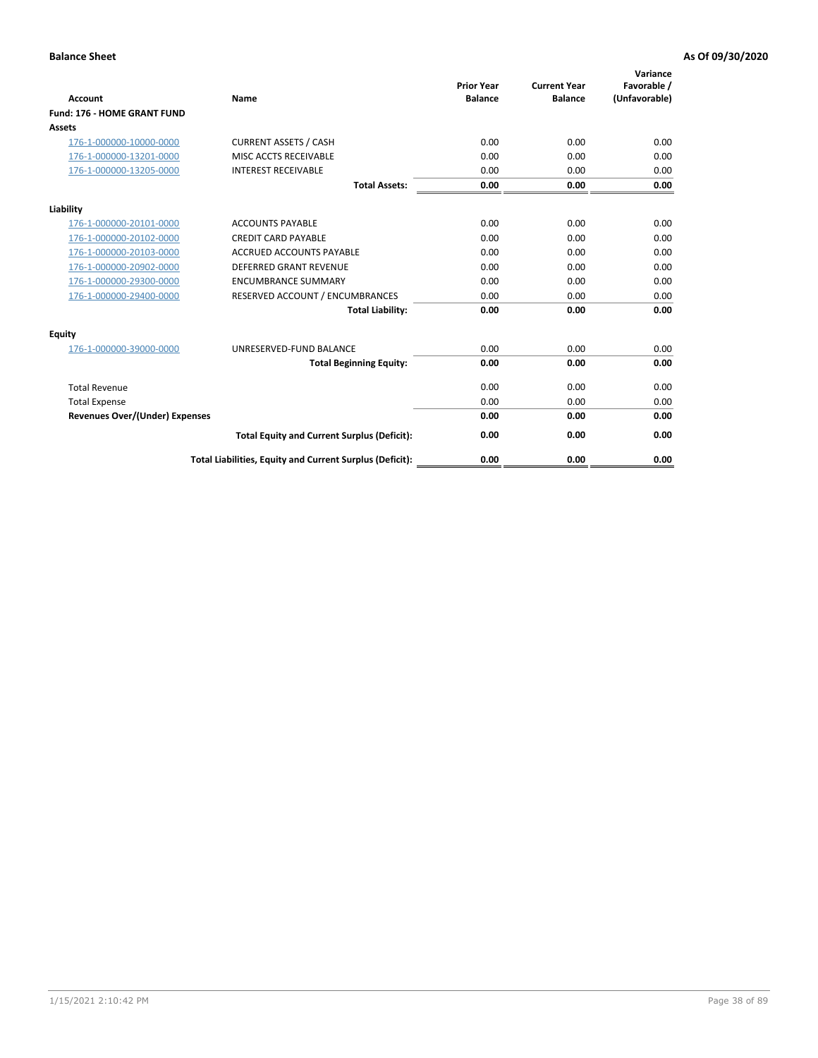**Balance Sheet** | **As Of 09/30/2020**

| Account | Name | Prior Year Balance | Current Year Balance | Variance Favorable / (Unfavorable) |
|---|---|---|---|---|
| **Fund: 176 - HOME GRANT FUND** | | | | |
| **Assets** | | | | |
| 176-1-000000-10000-0000 | CURRENT ASSETS / CASH | 0.00 | 0.00 | 0.00 |
| 176-1-000000-13201-0000 | MISC ACCTS RECEIVABLE | 0.00 | 0.00 | 0.00 |
| 176-1-000000-13205-0000 | INTEREST RECEIVABLE | 0.00 | 0.00 | 0.00 |
| | **Total Assets:** | **0.00** | **0.00** | **0.00** |
| **Liability** | | | | |
| 176-1-000000-20101-0000 | ACCOUNTS PAYABLE | 0.00 | 0.00 | 0.00 |
| 176-1-000000-20102-0000 | CREDIT CARD PAYABLE | 0.00 | 0.00 | 0.00 |
| 176-1-000000-20103-0000 | ACCRUED ACCOUNTS PAYABLE | 0.00 | 0.00 | 0.00 |
| 176-1-000000-20902-0000 | DEFERRED GRANT REVENUE | 0.00 | 0.00 | 0.00 |
| 176-1-000000-29300-0000 | ENCUMBRANCE SUMMARY | 0.00 | 0.00 | 0.00 |
| 176-1-000000-29400-0000 | RESERVED ACCOUNT / ENCUMBRANCES | 0.00 | 0.00 | 0.00 |
| | **Total Liability:** | **0.00** | **0.00** | **0.00** |
| **Equity** | | | | |
| 176-1-000000-39000-0000 | UNRESERVED-FUND BALANCE | 0.00 | 0.00 | 0.00 |
| | **Total Beginning Equity:** | **0.00** | **0.00** | **0.00** |
| Total Revenue | | 0.00 | 0.00 | 0.00 |
| Total Expense | | 0.00 | 0.00 | 0.00 |
| **Revenues Over/(Under) Expenses** | | **0.00** | **0.00** | **0.00** |
| | **Total Equity and Current Surplus (Deficit):** | **0.00** | **0.00** | **0.00** |
| | **Total Liabilities, Equity and Current Surplus (Deficit):** | **0.00** | **0.00** | **0.00** |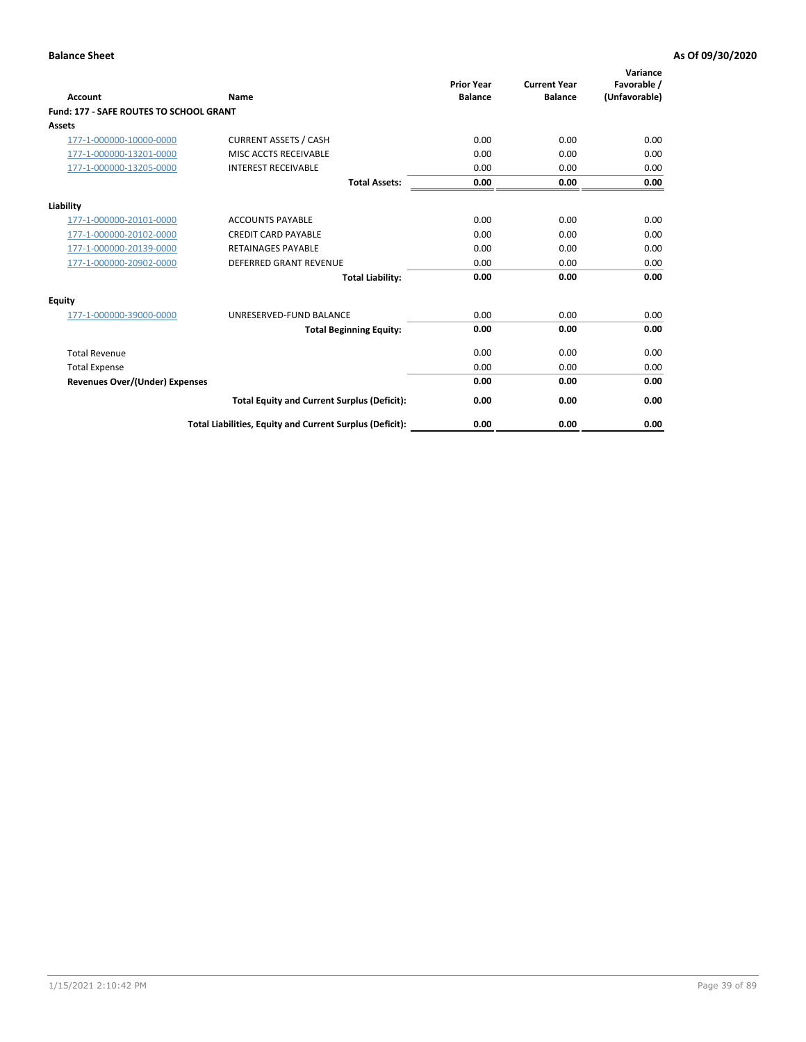**Balance Sheet** **As Of 09/30/2020**

| Account | Name | Prior Year Balance | Current Year Balance | Variance Favorable / (Unfavorable) |
|---|---|---|---|---|
| **Fund: 177 - SAFE ROUTES TO SCHOOL GRANT** | | | | |
| **Assets** | | | | |
| 177-1-000000-10000-0000 | CURRENT ASSETS / CASH | 0.00 | 0.00 | 0.00 |
| 177-1-000000-13201-0000 | MISC ACCTS RECEIVABLE | 0.00 | 0.00 | 0.00 |
| 177-1-000000-13205-0000 | INTEREST RECEIVABLE | 0.00 | 0.00 | 0.00 |
| | **Total Assets:** | **0.00** | **0.00** | **0.00** |
| **Liability** | | | | |
| 177-1-000000-20101-0000 | ACCOUNTS PAYABLE | 0.00 | 0.00 | 0.00 |
| 177-1-000000-20102-0000 | CREDIT CARD PAYABLE | 0.00 | 0.00 | 0.00 |
| 177-1-000000-20139-0000 | RETAINAGES PAYABLE | 0.00 | 0.00 | 0.00 |
| 177-1-000000-20902-0000 | DEFERRED GRANT REVENUE | 0.00 | 0.00 | 0.00 |
| | **Total Liability:** | **0.00** | **0.00** | **0.00** |
| **Equity** | | | | |
| 177-1-000000-39000-0000 | UNRESERVED-FUND BALANCE | 0.00 | 0.00 | 0.00 |
| | **Total Beginning Equity:** | **0.00** | **0.00** | **0.00** |
| Total Revenue | | 0.00 | 0.00 | 0.00 |
| Total Expense | | 0.00 | 0.00 | 0.00 |
| **Revenues Over/(Under) Expenses** | | **0.00** | **0.00** | **0.00** |
| | **Total Equity and Current Surplus (Deficit):** | **0.00** | **0.00** | **0.00** |
| | **Total Liabilities, Equity and Current Surplus (Deficit):** | **0.00** | **0.00** | **0.00** |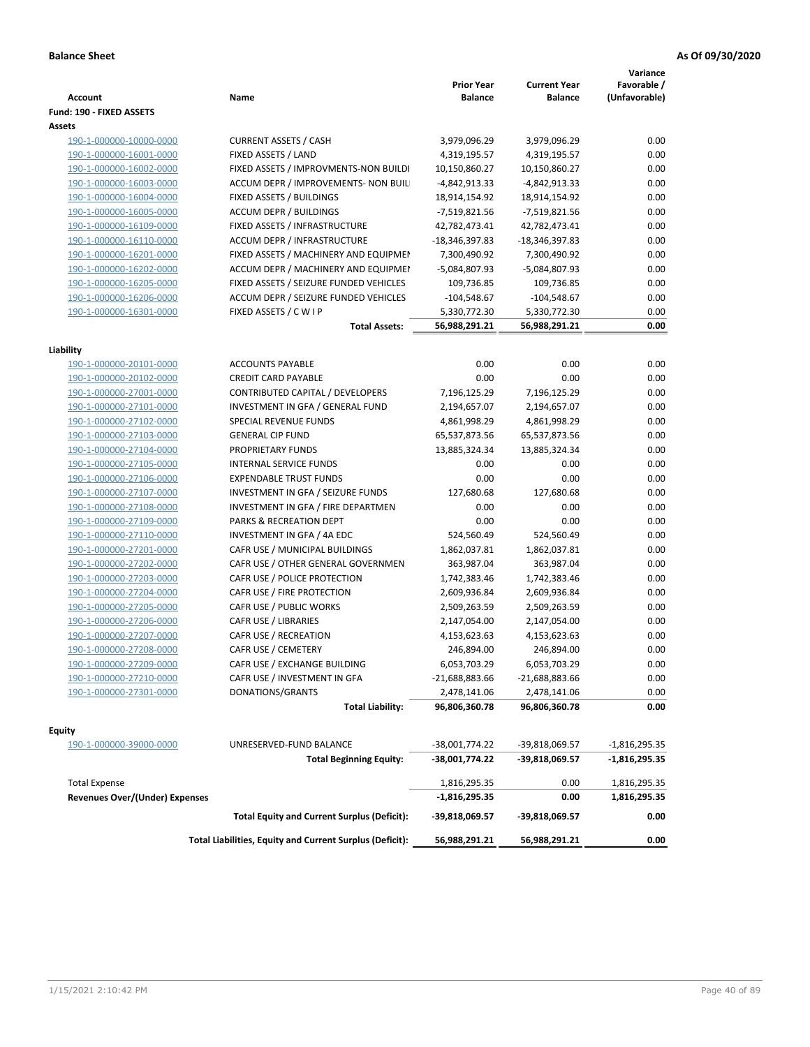**Balance Sheet** **As Of 09/30/2020**

| Account | Name | Prior Year Balance | Current Year Balance | Variance Favorable / (Unfavorable) |
|---|---|---|---|---|
| **Fund: 190 - FIXED ASSETS** | | | | |
| **Assets** | | | | |
| 190-1-000000-10000-0000 | CURRENT ASSETS / CASH | 3,979,096.29 | 3,979,096.29 | 0.00 |
| 190-1-000000-16001-0000 | FIXED ASSETS / LAND | 4,319,195.57 | 4,319,195.57 | 0.00 |
| 190-1-000000-16002-0000 | FIXED ASSETS / IMPROVMENTS-NON BUILDI | 10,150,860.27 | 10,150,860.27 | 0.00 |
| 190-1-000000-16003-0000 | ACCUM DEPR / IMPROVEMENTS- NON BUIL | -4,842,913.33 | -4,842,913.33 | 0.00 |
| 190-1-000000-16004-0000 | FIXED ASSETS / BUILDINGS | 18,914,154.92 | 18,914,154.92 | 0.00 |
| 190-1-000000-16005-0000 | ACCUM DEPR / BUILDINGS | -7,519,821.56 | -7,519,821.56 | 0.00 |
| 190-1-000000-16109-0000 | FIXED ASSETS / INFRASTRUCTURE | 42,782,473.41 | 42,782,473.41 | 0.00 |
| 190-1-000000-16110-0000 | ACCUM DEPR / INFRASTRUCTURE | -18,346,397.83 | -18,346,397.83 | 0.00 |
| 190-1-000000-16201-0000 | FIXED ASSETS / MACHINERY AND EQUIPMEN | 7,300,490.92 | 7,300,490.92 | 0.00 |
| 190-1-000000-16202-0000 | ACCUM DEPR / MACHINERY AND EQUIPMEI | -5,084,807.93 | -5,084,807.93 | 0.00 |
| 190-1-000000-16205-0000 | FIXED ASSETS / SEIZURE FUNDED VEHICLES | 109,736.85 | 109,736.85 | 0.00 |
| 190-1-000000-16206-0000 | ACCUM DEPR / SEIZURE FUNDED VEHICLES | -104,548.67 | -104,548.67 | 0.00 |
| 190-1-000000-16301-0000 | FIXED ASSETS / C W I P | 5,330,772.30 | 5,330,772.30 | 0.00 |
| | **Total Assets:** | **56,988,291.21** | **56,988,291.21** | **0.00** |
| **Liability** | | | | |
| 190-1-000000-20101-0000 | ACCOUNTS PAYABLE | 0.00 | 0.00 | 0.00 |
| 190-1-000000-20102-0000 | CREDIT CARD PAYABLE | 0.00 | 0.00 | 0.00 |
| 190-1-000000-27001-0000 | CONTRIBUTED CAPITAL / DEVELOPERS | 7,196,125.29 | 7,196,125.29 | 0.00 |
| 190-1-000000-27101-0000 | INVESTMENT IN GFA / GENERAL FUND | 2,194,657.07 | 2,194,657.07 | 0.00 |
| 190-1-000000-27102-0000 | SPECIAL REVENUE FUNDS | 4,861,998.29 | 4,861,998.29 | 0.00 |
| 190-1-000000-27103-0000 | GENERAL CIP FUND | 65,537,873.56 | 65,537,873.56 | 0.00 |
| 190-1-000000-27104-0000 | PROPRIETARY FUNDS | 13,885,324.34 | 13,885,324.34 | 0.00 |
| 190-1-000000-27105-0000 | INTERNAL SERVICE FUNDS | 0.00 | 0.00 | 0.00 |
| 190-1-000000-27106-0000 | EXPENDABLE TRUST FUNDS | 0.00 | 0.00 | 0.00 |
| 190-1-000000-27107-0000 | INVESTMENT IN GFA / SEIZURE FUNDS | 127,680.68 | 127,680.68 | 0.00 |
| 190-1-000000-27108-0000 | INVESTMENT IN GFA / FIRE DEPARTMEN | 0.00 | 0.00 | 0.00 |
| 190-1-000000-27109-0000 | PARKS & RECREATION DEPT | 0.00 | 0.00 | 0.00 |
| 190-1-000000-27110-0000 | INVESTMENT IN GFA / 4A EDC | 524,560.49 | 524,560.49 | 0.00 |
| 190-1-000000-27201-0000 | CAFR USE / MUNICIPAL BUILDINGS | 1,862,037.81 | 1,862,037.81 | 0.00 |
| 190-1-000000-27202-0000 | CAFR USE / OTHER GENERAL GOVERNMEN | 363,987.04 | 363,987.04 | 0.00 |
| 190-1-000000-27203-0000 | CAFR USE / POLICE PROTECTION | 1,742,383.46 | 1,742,383.46 | 0.00 |
| 190-1-000000-27204-0000 | CAFR USE / FIRE PROTECTION | 2,609,936.84 | 2,609,936.84 | 0.00 |
| 190-1-000000-27205-0000 | CAFR USE / PUBLIC WORKS | 2,509,263.59 | 2,509,263.59 | 0.00 |
| 190-1-000000-27206-0000 | CAFR USE / LIBRARIES | 2,147,054.00 | 2,147,054.00 | 0.00 |
| 190-1-000000-27207-0000 | CAFR USE / RECREATION | 4,153,623.63 | 4,153,623.63 | 0.00 |
| 190-1-000000-27208-0000 | CAFR USE / CEMETERY | 246,894.00 | 246,894.00 | 0.00 |
| 190-1-000000-27209-0000 | CAFR USE / EXCHANGE BUILDING | 6,053,703.29 | 6,053,703.29 | 0.00 |
| 190-1-000000-27210-0000 | CAFR USE / INVESTMENT IN GFA | -21,688,883.66 | -21,688,883.66 | 0.00 |
| 190-1-000000-27301-0000 | DONATIONS/GRANTS | 2,478,141.06 | 2,478,141.06 | 0.00 |
| | **Total Liability:** | **96,806,360.78** | **96,806,360.78** | **0.00** |
| **Equity** | | | | |
| 190-1-000000-39000-0000 | UNRESERVED-FUND BALANCE | -38,001,774.22 | -39,818,069.57 | -1,816,295.35 |
| | **Total Beginning Equity:** | **-38,001,774.22** | **-39,818,069.57** | **-1,816,295.35** |
| Total Expense | | 1,816,295.35 | 0.00 | 1,816,295.35 |
| **Revenues Over/(Under) Expenses** | | **-1,816,295.35** | **0.00** | **1,816,295.35** |
| | **Total Equity and Current Surplus (Deficit):** | **-39,818,069.57** | **-39,818,069.57** | **0.00** |
| | **Total Liabilities, Equity and Current Surplus (Deficit):** | **56,988,291.21** | **56,988,291.21** | **0.00** |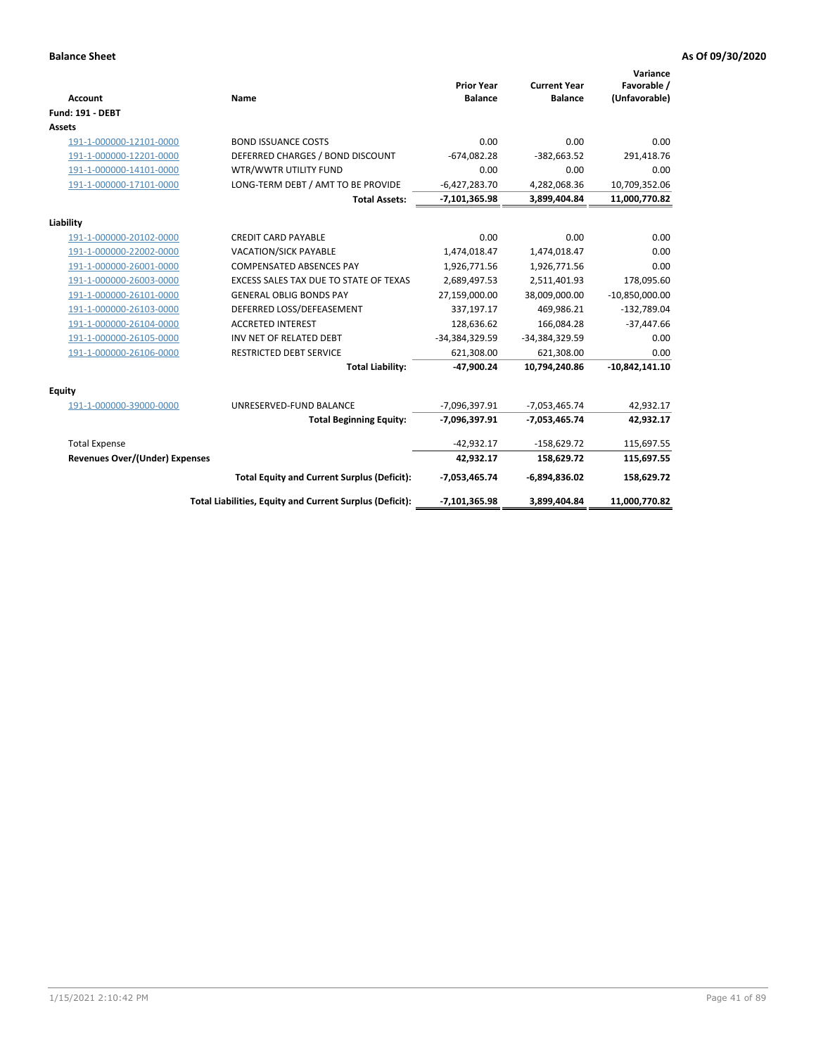**Balance Sheet** **As Of 09/30/2020**

| Account | Name | Prior Year Balance | Current Year Balance | Variance Favorable / (Unfavorable) |
|---|---|---|---|---|
| **Fund: 191 - DEBT** | | | | |
| **Assets** | | | | |
| 191-1-000000-12101-0000 | BOND ISSUANCE COSTS | 0.00 | 0.00 | 0.00 |
| 191-1-000000-12201-0000 | DEFERRED CHARGES / BOND DISCOUNT | -674,082.28 | -382,663.52 | 291,418.76 |
| 191-1-000000-14101-0000 | WTR/WWTR UTILITY FUND | 0.00 | 0.00 | 0.00 |
| 191-1-000000-17101-0000 | LONG-TERM DEBT / AMT TO BE PROVIDE | -6,427,283.70 | 4,282,068.36 | 10,709,352.06 |
| | **Total Assets:** | **-7,101,365.98** | **3,899,404.84** | **11,000,770.82** |
| **Liability** | | | | |
| 191-1-000000-20102-0000 | CREDIT CARD PAYABLE | 0.00 | 0.00 | 0.00 |
| 191-1-000000-22002-0000 | VACATION/SICK PAYABLE | 1,474,018.47 | 1,474,018.47 | 0.00 |
| 191-1-000000-26001-0000 | COMPENSATED ABSENCES PAY | 1,926,771.56 | 1,926,771.56 | 0.00 |
| 191-1-000000-26003-0000 | EXCESS SALES TAX DUE TO STATE OF TEXAS | 2,689,497.53 | 2,511,401.93 | 178,095.60 |
| 191-1-000000-26101-0000 | GENERAL OBLIG BONDS PAY | 27,159,000.00 | 38,009,000.00 | -10,850,000.00 |
| 191-1-000000-26103-0000 | DEFERRED LOSS/DEFEASEMENT | 337,197.17 | 469,986.21 | -132,789.04 |
| 191-1-000000-26104-0000 | ACCRETED INTEREST | 128,636.62 | 166,084.28 | -37,447.66 |
| 191-1-000000-26105-0000 | INV NET OF RELATED DEBT | -34,384,329.59 | -34,384,329.59 | 0.00 |
| 191-1-000000-26106-0000 | RESTRICTED DEBT SERVICE | 621,308.00 | 621,308.00 | 0.00 |
| | **Total Liability:** | **-47,900.24** | **10,794,240.86** | **-10,842,141.10** |
| **Equity** | | | | |
| 191-1-000000-39000-0000 | UNRESERVED-FUND BALANCE | -7,096,397.91 | -7,053,465.74 | 42,932.17 |
| | **Total Beginning Equity:** | **-7,096,397.91** | **-7,053,465.74** | **42,932.17** |
| Total Expense | | -42,932.17 | -158,629.72 | 115,697.55 |
| **Revenues Over/(Under) Expenses** | | **42,932.17** | **158,629.72** | **115,697.55** |
| | **Total Equity and Current Surplus (Deficit):** | **-7,053,465.74** | **-6,894,836.02** | **158,629.72** |
| | **Total Liabilities, Equity and Current Surplus (Deficit):** | **-7,101,365.98** | **3,899,404.84** | **11,000,770.82** |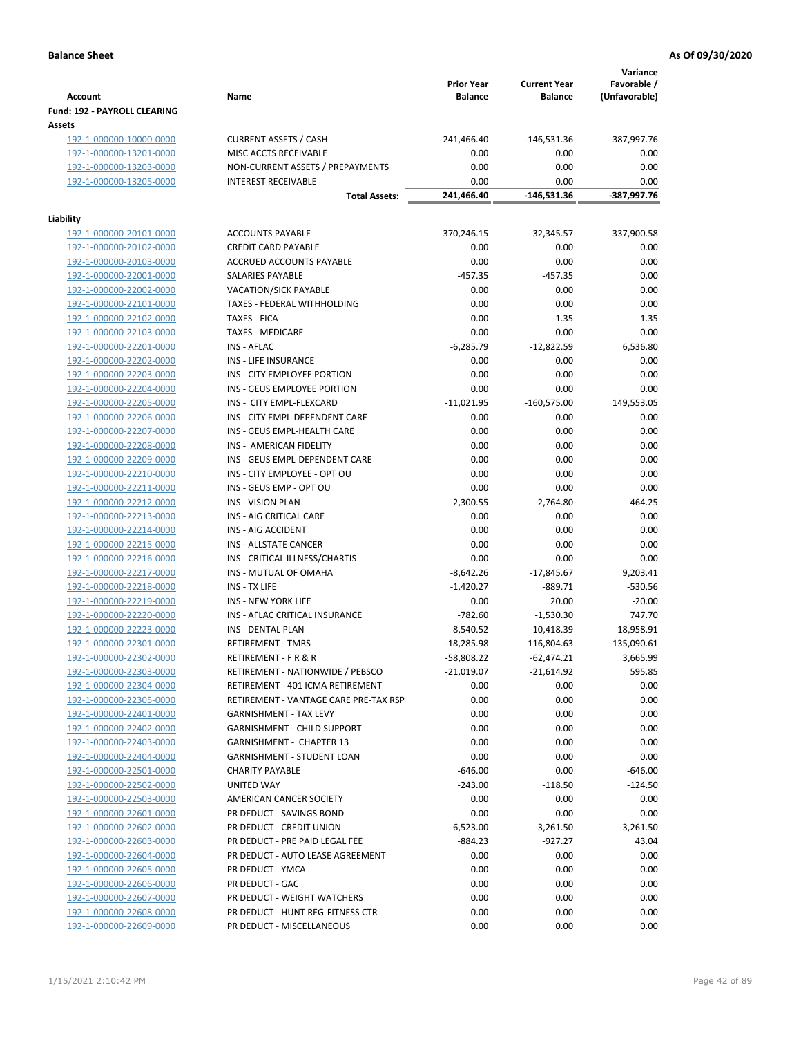**Balance Sheet** — As Of 09/30/2020

| Account | Name | Prior Year Balance | Current Year Balance | Variance Favorable / (Unfavorable) |
|---|---|---|---|---|
| **Fund: 192 - PAYROLL CLEARING** | | | | |
| **Assets** | | | | |
| 192-1-000000-10000-0000 | CURRENT ASSETS / CASH | 241,466.40 | -146,531.36 | -387,997.76 |
| 192-1-000000-13201-0000 | MISC ACCTS RECEIVABLE | 0.00 | 0.00 | 0.00 |
| 192-1-000000-13203-0000 | NON-CURRENT ASSETS / PREPAYMENTS | 0.00 | 0.00 | 0.00 |
| 192-1-000000-13205-0000 | INTEREST RECEIVABLE | 0.00 | 0.00 | 0.00 |
| | **Total Assets:** | **241,466.40** | **-146,531.36** | **-387,997.76** |
| **Liability** | | | | |
| 192-1-000000-20101-0000 | ACCOUNTS PAYABLE | 370,246.15 | 32,345.57 | 337,900.58 |
| 192-1-000000-20102-0000 | CREDIT CARD PAYABLE | 0.00 | 0.00 | 0.00 |
| 192-1-000000-20103-0000 | ACCRUED ACCOUNTS PAYABLE | 0.00 | 0.00 | 0.00 |
| 192-1-000000-22001-0000 | SALARIES PAYABLE | -457.35 | -457.35 | 0.00 |
| 192-1-000000-22002-0000 | VACATION/SICK PAYABLE | 0.00 | 0.00 | 0.00 |
| 192-1-000000-22101-0000 | TAXES - FEDERAL WITHHOLDING | 0.00 | 0.00 | 0.00 |
| 192-1-000000-22102-0000 | TAXES - FICA | 0.00 | -1.35 | 1.35 |
| 192-1-000000-22103-0000 | TAXES - MEDICARE | 0.00 | 0.00 | 0.00 |
| 192-1-000000-22201-0000 | INS - AFLAC | -6,285.79 | -12,822.59 | 6,536.80 |
| 192-1-000000-22202-0000 | INS - LIFE INSURANCE | 0.00 | 0.00 | 0.00 |
| 192-1-000000-22203-0000 | INS - CITY EMPLOYEE PORTION | 0.00 | 0.00 | 0.00 |
| 192-1-000000-22204-0000 | INS - GEUS EMPLOYEE PORTION | 0.00 | 0.00 | 0.00 |
| 192-1-000000-22205-0000 | INS - CITY EMPL-FLEXCARD | -11,021.95 | -160,575.00 | 149,553.05 |
| 192-1-000000-22206-0000 | INS - CITY EMPL-DEPENDENT CARE | 0.00 | 0.00 | 0.00 |
| 192-1-000000-22207-0000 | INS - GEUS EMPL-HEALTH CARE | 0.00 | 0.00 | 0.00 |
| 192-1-000000-22208-0000 | INS - AMERICAN FIDELITY | 0.00 | 0.00 | 0.00 |
| 192-1-000000-22209-0000 | INS - GEUS EMPL-DEPENDENT CARE | 0.00 | 0.00 | 0.00 |
| 192-1-000000-22210-0000 | INS - CITY EMPLOYEE - OPT OU | 0.00 | 0.00 | 0.00 |
| 192-1-000000-22211-0000 | INS - GEUS EMP - OPT OU | 0.00 | 0.00 | 0.00 |
| 192-1-000000-22212-0000 | INS - VISION PLAN | -2,300.55 | -2,764.80 | 464.25 |
| 192-1-000000-22213-0000 | INS - AIG CRITICAL CARE | 0.00 | 0.00 | 0.00 |
| 192-1-000000-22214-0000 | INS - AIG ACCIDENT | 0.00 | 0.00 | 0.00 |
| 192-1-000000-22215-0000 | INS - ALLSTATE CANCER | 0.00 | 0.00 | 0.00 |
| 192-1-000000-22216-0000 | INS - CRITICAL ILLNESS/CHARTIS | 0.00 | 0.00 | 0.00 |
| 192-1-000000-22217-0000 | INS - MUTUAL OF OMAHA | -8,642.26 | -17,845.67 | 9,203.41 |
| 192-1-000000-22218-0000 | INS - TX LIFE | -1,420.27 | -889.71 | -530.56 |
| 192-1-000000-22219-0000 | INS - NEW YORK LIFE | 0.00 | 20.00 | -20.00 |
| 192-1-000000-22220-0000 | INS - AFLAC CRITICAL INSURANCE | -782.60 | -1,530.30 | 747.70 |
| 192-1-000000-22223-0000 | INS - DENTAL PLAN | 8,540.52 | -10,418.39 | 18,958.91 |
| 192-1-000000-22301-0000 | RETIREMENT - TMRS | -18,285.98 | 116,804.63 | -135,090.61 |
| 192-1-000000-22302-0000 | RETIREMENT - F R & R | -58,808.22 | -62,474.21 | 3,665.99 |
| 192-1-000000-22303-0000 | RETIREMENT - NATIONWIDE / PEBSCO | -21,019.07 | -21,614.92 | 595.85 |
| 192-1-000000-22304-0000 | RETIREMENT - 401 ICMA RETIREMENT | 0.00 | 0.00 | 0.00 |
| 192-1-000000-22305-0000 | RETIREMENT - VANTAGE CARE PRE-TAX RSP | 0.00 | 0.00 | 0.00 |
| 192-1-000000-22401-0000 | GARNISHMENT - TAX LEVY | 0.00 | 0.00 | 0.00 |
| 192-1-000000-22402-0000 | GARNISHMENT - CHILD SUPPORT | 0.00 | 0.00 | 0.00 |
| 192-1-000000-22403-0000 | GARNISHMENT - CHAPTER 13 | 0.00 | 0.00 | 0.00 |
| 192-1-000000-22404-0000 | GARNISHMENT - STUDENT LOAN | 0.00 | 0.00 | 0.00 |
| 192-1-000000-22501-0000 | CHARITY PAYABLE | -646.00 | 0.00 | -646.00 |
| 192-1-000000-22502-0000 | UNITED WAY | -243.00 | -118.50 | -124.50 |
| 192-1-000000-22503-0000 | AMERICAN CANCER SOCIETY | 0.00 | 0.00 | 0.00 |
| 192-1-000000-22601-0000 | PR DEDUCT - SAVINGS BOND | 0.00 | 0.00 | 0.00 |
| 192-1-000000-22602-0000 | PR DEDUCT - CREDIT UNION | -6,523.00 | -3,261.50 | -3,261.50 |
| 192-1-000000-22603-0000 | PR DEDUCT - PRE PAID LEGAL FEE | -884.23 | -927.27 | 43.04 |
| 192-1-000000-22604-0000 | PR DEDUCT - AUTO LEASE AGREEMENT | 0.00 | 0.00 | 0.00 |
| 192-1-000000-22605-0000 | PR DEDUCT - YMCA | 0.00 | 0.00 | 0.00 |
| 192-1-000000-22606-0000 | PR DEDUCT - GAC | 0.00 | 0.00 | 0.00 |
| 192-1-000000-22607-0000 | PR DEDUCT - WEIGHT WATCHERS | 0.00 | 0.00 | 0.00 |
| 192-1-000000-22608-0000 | PR DEDUCT - HUNT REG-FITNESS CTR | 0.00 | 0.00 | 0.00 |
| 192-1-000000-22609-0000 | PR DEDUCT - MISCELLANEOUS | 0.00 | 0.00 | 0.00 |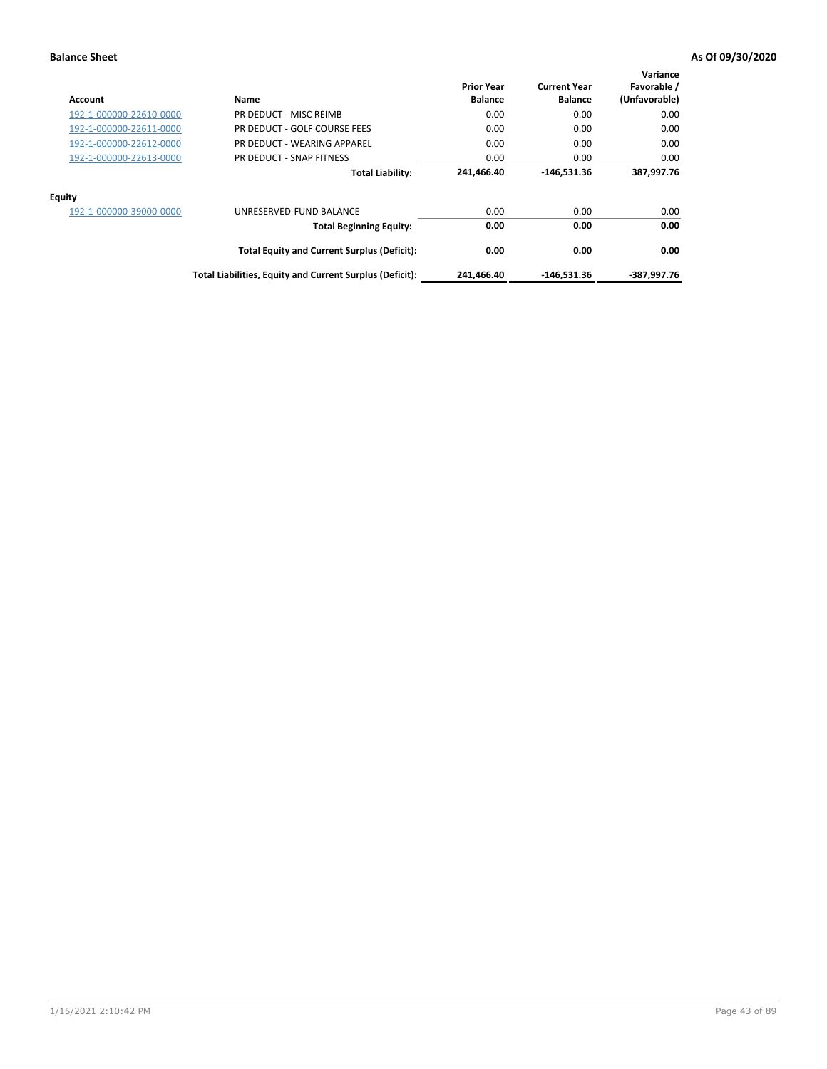**Balance Sheet** **As Of 09/30/2020**

| Account | Name | Prior Year Balance | Current Year Balance | Variance Favorable / (Unfavorable) |
|---|---|---|---|---|
| 192-1-000000-22610-0000 | PR DEDUCT - MISC REIMB | 0.00 | 0.00 | 0.00 |
| 192-1-000000-22611-0000 | PR DEDUCT - GOLF COURSE FEES | 0.00 | 0.00 | 0.00 |
| 192-1-000000-22612-0000 | PR DEDUCT - WEARING APPAREL | 0.00 | 0.00 | 0.00 |
| 192-1-000000-22613-0000 | PR DEDUCT - SNAP FITNESS | 0.00 | 0.00 | 0.00 |
| | **Total Liability:** | **241,466.40** | **-146,531.36** | **387,997.76** |
| **Equity** | | | | |
| 192-1-000000-39000-0000 | UNRESERVED-FUND BALANCE | 0.00 | 0.00 | 0.00 |
| | **Total Beginning Equity:** | **0.00** | **0.00** | **0.00** |
| | **Total Equity and Current Surplus (Deficit):** | **0.00** | **0.00** | **0.00** |
| | **Total Liabilities, Equity and Current Surplus (Deficit):** | **241,466.40** | **-146,531.36** | **-387,997.76** |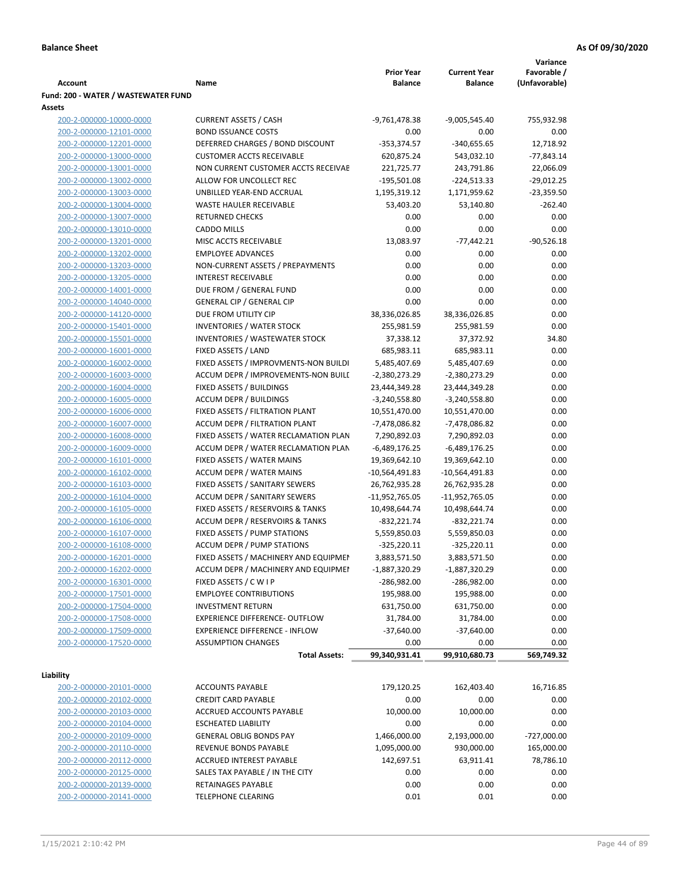**Balance Sheet** **As Of 09/30/2020**

| Account | Name | Prior Year Balance | Current Year Balance | Variance Favorable / (Unfavorable) |
|---|---|---|---|---|
| **Fund: 200 - WATER / WASTEWATER FUND** | | | | |
| **Assets** | | | | |
| 200-2-000000-10000-0000 | CURRENT ASSETS / CASH | -9,761,478.38 | -9,005,545.40 | 755,932.98 |
| 200-2-000000-12101-0000 | BOND ISSUANCE COSTS | 0.00 | 0.00 | 0.00 |
| 200-2-000000-12201-0000 | DEFERRED CHARGES / BOND DISCOUNT | -353,374.57 | -340,655.65 | 12,718.92 |
| 200-2-000000-13000-0000 | CUSTOMER ACCTS RECEIVABLE | 620,875.24 | 543,032.10 | -77,843.14 |
| 200-2-000000-13001-0000 | NON CURRENT CUSTOMER ACCTS RECEIVAE | 221,725.77 | 243,791.86 | 22,066.09 |
| 200-2-000000-13002-0000 | ALLOW FOR UNCOLLECT REC | -195,501.08 | -224,513.33 | -29,012.25 |
| 200-2-000000-13003-0000 | UNBILLED YEAR-END ACCRUAL | 1,195,319.12 | 1,171,959.62 | -23,359.50 |
| 200-2-000000-13004-0000 | WASTE HAULER RECEIVABLE | 53,403.20 | 53,140.80 | -262.40 |
| 200-2-000000-13007-0000 | RETURNED CHECKS | 0.00 | 0.00 | 0.00 |
| 200-2-000000-13010-0000 | CADDO MILLS | 0.00 | 0.00 | 0.00 |
| 200-2-000000-13201-0000 | MISC ACCTS RECEIVABLE | 13,083.97 | -77,442.21 | -90,526.18 |
| 200-2-000000-13202-0000 | EMPLOYEE ADVANCES | 0.00 | 0.00 | 0.00 |
| 200-2-000000-13203-0000 | NON-CURRENT ASSETS / PREPAYMENTS | 0.00 | 0.00 | 0.00 |
| 200-2-000000-13205-0000 | INTEREST RECEIVABLE | 0.00 | 0.00 | 0.00 |
| 200-2-000000-14001-0000 | DUE FROM / GENERAL FUND | 0.00 | 0.00 | 0.00 |
| 200-2-000000-14040-0000 | GENERAL CIP / GENERAL CIP | 0.00 | 0.00 | 0.00 |
| 200-2-000000-14120-0000 | DUE FROM UTILITY CIP | 38,336,026.85 | 38,336,026.85 | 0.00 |
| 200-2-000000-15401-0000 | INVENTORIES / WATER STOCK | 255,981.59 | 255,981.59 | 0.00 |
| 200-2-000000-15501-0000 | INVENTORIES / WASTEWATER STOCK | 37,338.12 | 37,372.92 | 34.80 |
| 200-2-000000-16001-0000 | FIXED ASSETS / LAND | 685,983.11 | 685,983.11 | 0.00 |
| 200-2-000000-16002-0000 | FIXED ASSETS / IMPROVMENTS-NON BUILDI | 5,485,407.69 | 5,485,407.69 | 0.00 |
| 200-2-000000-16003-0000 | ACCUM DEPR / IMPROVEMENTS-NON BUILI | -2,380,273.29 | -2,380,273.29 | 0.00 |
| 200-2-000000-16004-0000 | FIXED ASSETS / BUILDINGS | 23,444,349.28 | 23,444,349.28 | 0.00 |
| 200-2-000000-16005-0000 | ACCUM DEPR / BUILDINGS | -3,240,558.80 | -3,240,558.80 | 0.00 |
| 200-2-000000-16006-0000 | FIXED ASSETS / FILTRATION PLANT | 10,551,470.00 | 10,551,470.00 | 0.00 |
| 200-2-000000-16007-0000 | ACCUM DEPR / FILTRATION PLANT | -7,478,086.82 | -7,478,086.82 | 0.00 |
| 200-2-000000-16008-0000 | FIXED ASSETS / WATER RECLAMATION PLAN | 7,290,892.03 | 7,290,892.03 | 0.00 |
| 200-2-000000-16009-0000 | ACCUM DEPR / WATER RECLAMATION PLAN | -6,489,176.25 | -6,489,176.25 | 0.00 |
| 200-2-000000-16101-0000 | FIXED ASSETS / WATER MAINS | 19,369,642.10 | 19,369,642.10 | 0.00 |
| 200-2-000000-16102-0000 | ACCUM DEPR / WATER MAINS | -10,564,491.83 | -10,564,491.83 | 0.00 |
| 200-2-000000-16103-0000 | FIXED ASSETS / SANITARY SEWERS | 26,762,935.28 | 26,762,935.28 | 0.00 |
| 200-2-000000-16104-0000 | ACCUM DEPR / SANITARY SEWERS | -11,952,765.05 | -11,952,765.05 | 0.00 |
| 200-2-000000-16105-0000 | FIXED ASSETS / RESERVOIRS & TANKS | 10,498,644.74 | 10,498,644.74 | 0.00 |
| 200-2-000000-16106-0000 | ACCUM DEPR / RESERVOIRS & TANKS | -832,221.74 | -832,221.74 | 0.00 |
| 200-2-000000-16107-0000 | FIXED ASSETS / PUMP STATIONS | 5,559,850.03 | 5,559,850.03 | 0.00 |
| 200-2-000000-16108-0000 | ACCUM DEPR / PUMP STATIONS | -325,220.11 | -325,220.11 | 0.00 |
| 200-2-000000-16201-0000 | FIXED ASSETS / MACHINERY AND EQUIPMEN | 3,883,571.50 | 3,883,571.50 | 0.00 |
| 200-2-000000-16202-0000 | ACCUM DEPR / MACHINERY AND EQUIPMEI | -1,887,320.29 | -1,887,320.29 | 0.00 |
| 200-2-000000-16301-0000 | FIXED ASSETS / C W I P | -286,982.00 | -286,982.00 | 0.00 |
| 200-2-000000-17501-0000 | EMPLOYEE CONTRIBUTIONS | 195,988.00 | 195,988.00 | 0.00 |
| 200-2-000000-17504-0000 | INVESTMENT RETURN | 631,750.00 | 631,750.00 | 0.00 |
| 200-2-000000-17508-0000 | EXPERIENCE DIFFERENCE- OUTFLOW | 31,784.00 | 31,784.00 | 0.00 |
| 200-2-000000-17509-0000 | EXPERIENCE DIFFERENCE - INFLOW | -37,640.00 | -37,640.00 | 0.00 |
| 200-2-000000-17520-0000 | ASSUMPTION CHANGES | 0.00 | 0.00 | 0.00 |
| | **Total Assets:** | **99,340,931.41** | **99,910,680.73** | **569,749.32** |
| **Liability** | | | | |
| 200-2-000000-20101-0000 | ACCOUNTS PAYABLE | 179,120.25 | 162,403.40 | 16,716.85 |
| 200-2-000000-20102-0000 | CREDIT CARD PAYABLE | 0.00 | 0.00 | 0.00 |
| 200-2-000000-20103-0000 | ACCRUED ACCOUNTS PAYABLE | 10,000.00 | 10,000.00 | 0.00 |
| 200-2-000000-20104-0000 | ESCHEATED LIABILITY | 0.00 | 0.00 | 0.00 |
| 200-2-000000-20109-0000 | GENERAL OBLIG BONDS PAY | 1,466,000.00 | 2,193,000.00 | -727,000.00 |
| 200-2-000000-20110-0000 | REVENUE BONDS PAYABLE | 1,095,000.00 | 930,000.00 | 165,000.00 |
| 200-2-000000-20112-0000 | ACCRUED INTEREST PAYABLE | 142,697.51 | 63,911.41 | 78,786.10 |
| 200-2-000000-20125-0000 | SALES TAX PAYABLE / IN THE CITY | 0.00 | 0.00 | 0.00 |
| 200-2-000000-20139-0000 | RETAINAGES PAYABLE | 0.00 | 0.00 | 0.00 |
| 200-2-000000-20141-0000 | TELEPHONE CLEARING | 0.01 | 0.01 | 0.00 |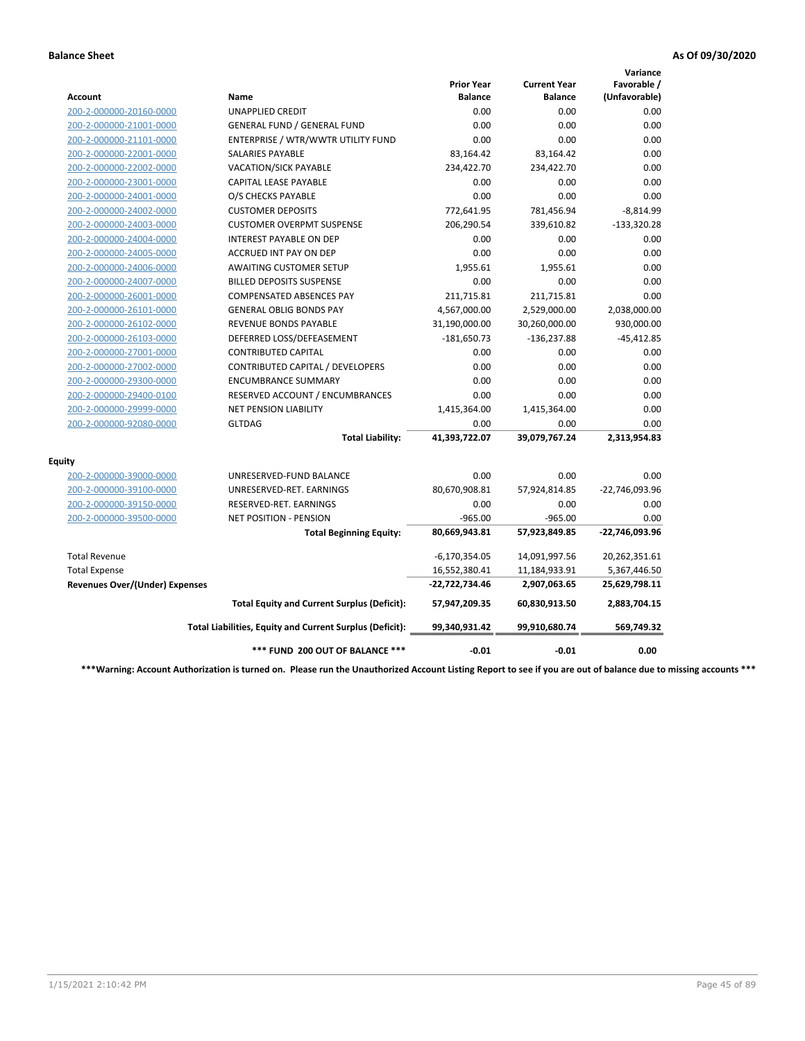**Balance Sheet** **As Of 09/30/2020**

| Account | Name | Prior Year Balance | Current Year Balance | Variance Favorable / (Unfavorable) |
|---|---|---|---|---|
| 200-2-000000-20160-0000 | UNAPPLIED CREDIT | 0.00 | 0.00 | 0.00 |
| 200-2-000000-21001-0000 | GENERAL FUND / GENERAL FUND | 0.00 | 0.00 | 0.00 |
| 200-2-000000-21101-0000 | ENTERPRISE / WTR/WWTR UTILITY FUND | 0.00 | 0.00 | 0.00 |
| 200-2-000000-22001-0000 | SALARIES PAYABLE | 83,164.42 | 83,164.42 | 0.00 |
| 200-2-000000-22002-0000 | VACATION/SICK PAYABLE | 234,422.70 | 234,422.70 | 0.00 |
| 200-2-000000-23001-0000 | CAPITAL LEASE PAYABLE | 0.00 | 0.00 | 0.00 |
| 200-2-000000-24001-0000 | O/S CHECKS PAYABLE | 0.00 | 0.00 | 0.00 |
| 200-2-000000-24002-0000 | CUSTOMER DEPOSITS | 772,641.95 | 781,456.94 | -8,814.99 |
| 200-2-000000-24003-0000 | CUSTOMER OVERPMT SUSPENSE | 206,290.54 | 339,610.82 | -133,320.28 |
| 200-2-000000-24004-0000 | INTEREST PAYABLE ON DEP | 0.00 | 0.00 | 0.00 |
| 200-2-000000-24005-0000 | ACCRUED INT PAY ON DEP | 0.00 | 0.00 | 0.00 |
| 200-2-000000-24006-0000 | AWAITING CUSTOMER SETUP | 1,955.61 | 1,955.61 | 0.00 |
| 200-2-000000-24007-0000 | BILLED DEPOSITS SUSPENSE | 0.00 | 0.00 | 0.00 |
| 200-2-000000-26001-0000 | COMPENSATED ABSENCES PAY | 211,715.81 | 211,715.81 | 0.00 |
| 200-2-000000-26101-0000 | GENERAL OBLIG BONDS PAY | 4,567,000.00 | 2,529,000.00 | 2,038,000.00 |
| 200-2-000000-26102-0000 | REVENUE BONDS PAYABLE | 31,190,000.00 | 30,260,000.00 | 930,000.00 |
| 200-2-000000-26103-0000 | DEFERRED LOSS/DEFEASEMENT | -181,650.73 | -136,237.88 | -45,412.85 |
| 200-2-000000-27001-0000 | CONTRIBUTED CAPITAL | 0.00 | 0.00 | 0.00 |
| 200-2-000000-27002-0000 | CONTRIBUTED CAPITAL / DEVELOPERS | 0.00 | 0.00 | 0.00 |
| 200-2-000000-29300-0000 | ENCUMBRANCE SUMMARY | 0.00 | 0.00 | 0.00 |
| 200-2-000000-29400-0100 | RESERVED ACCOUNT / ENCUMBRANCES | 0.00 | 0.00 | 0.00 |
| 200-2-000000-29999-0000 | NET PENSION LIABILITY | 1,415,364.00 | 1,415,364.00 | 0.00 |
| 200-2-000000-92080-0000 | GLTDAG | 0.00 | 0.00 | 0.00 |
| | **Total Liability:** | **41,393,722.07** | **39,079,767.24** | **2,313,954.83** |
| **Equity** | | | | |
| 200-2-000000-39000-0000 | UNRESERVED-FUND BALANCE | 0.00 | 0.00 | 0.00 |
| 200-2-000000-39100-0000 | UNRESERVED-RET. EARNINGS | 80,670,908.81 | 57,924,814.85 | -22,746,093.96 |
| 200-2-000000-39150-0000 | RESERVED-RET. EARNINGS | 0.00 | 0.00 | 0.00 |
| 200-2-000000-39500-0000 | NET POSITION - PENSION | -965.00 | -965.00 | 0.00 |
| | **Total Beginning Equity:** | **80,669,943.81** | **57,923,849.85** | **-22,746,093.96** |
| Total Revenue | | -6,170,354.05 | 14,091,997.56 | 20,262,351.61 |
| Total Expense | | 16,552,380.41 | 11,184,933.91 | 5,367,446.50 |
| **Revenues Over/(Under) Expenses** | | **-22,722,734.46** | **2,907,063.65** | **25,629,798.11** |
| | **Total Equity and Current Surplus (Deficit):** | **57,947,209.35** | **60,830,913.50** | **2,883,704.15** |
| | **Total Liabilities, Equity and Current Surplus (Deficit):** | **99,340,931.42** | **99,910,680.74** | **569,749.32** |
| | **\*\*\* FUND 200 OUT OF BALANCE \*\*\*** | **-0.01** | **-0.01** | **0.00** |

**\*\*\*Warning: Account Authorization is turned on. Please run the Unauthorized Account Listing Report to see if you are out of balance due to missing accounts \*\*\***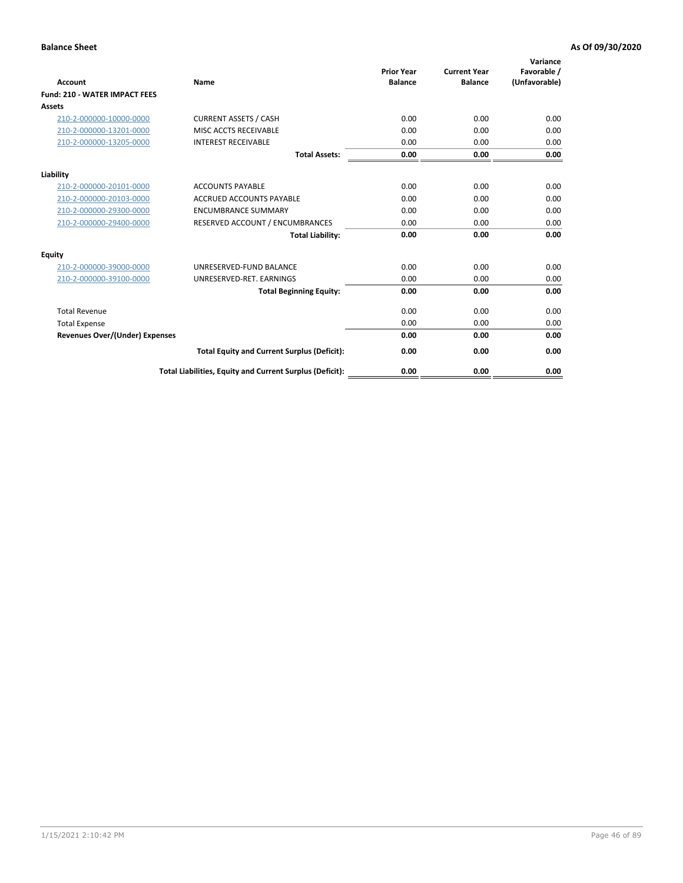**Balance Sheet** **As Of 09/30/2020**

| Account | Name | Prior Year Balance | Current Year Balance | Variance Favorable / (Unfavorable) |
|---|---|---|---|---|
| **Fund: 210 - WATER IMPACT FEES** | | | | |
| **Assets** | | | | |
| 210-2-000000-10000-0000 | CURRENT ASSETS / CASH | 0.00 | 0.00 | 0.00 |
| 210-2-000000-13201-0000 | MISC ACCTS RECEIVABLE | 0.00 | 0.00 | 0.00 |
| 210-2-000000-13205-0000 | INTEREST RECEIVABLE | 0.00 | 0.00 | 0.00 |
| | **Total Assets:** | **0.00** | **0.00** | **0.00** |
| **Liability** | | | | |
| 210-2-000000-20101-0000 | ACCOUNTS PAYABLE | 0.00 | 0.00 | 0.00 |
| 210-2-000000-20103-0000 | ACCRUED ACCOUNTS PAYABLE | 0.00 | 0.00 | 0.00 |
| 210-2-000000-29300-0000 | ENCUMBRANCE SUMMARY | 0.00 | 0.00 | 0.00 |
| 210-2-000000-29400-0000 | RESERVED ACCOUNT / ENCUMBRANCES | 0.00 | 0.00 | 0.00 |
| | **Total Liability:** | **0.00** | **0.00** | **0.00** |
| **Equity** | | | | |
| 210-2-000000-39000-0000 | UNRESERVED-FUND BALANCE | 0.00 | 0.00 | 0.00 |
| 210-2-000000-39100-0000 | UNRESERVED-RET. EARNINGS | 0.00 | 0.00 | 0.00 |
| | **Total Beginning Equity:** | **0.00** | **0.00** | **0.00** |
| Total Revenue | | 0.00 | 0.00 | 0.00 |
| Total Expense | | 0.00 | 0.00 | 0.00 |
| **Revenues Over/(Under) Expenses** | | **0.00** | **0.00** | **0.00** |
| | **Total Equity and Current Surplus (Deficit):** | **0.00** | **0.00** | **0.00** |
| | **Total Liabilities, Equity and Current Surplus (Deficit):** | **0.00** | **0.00** | **0.00** |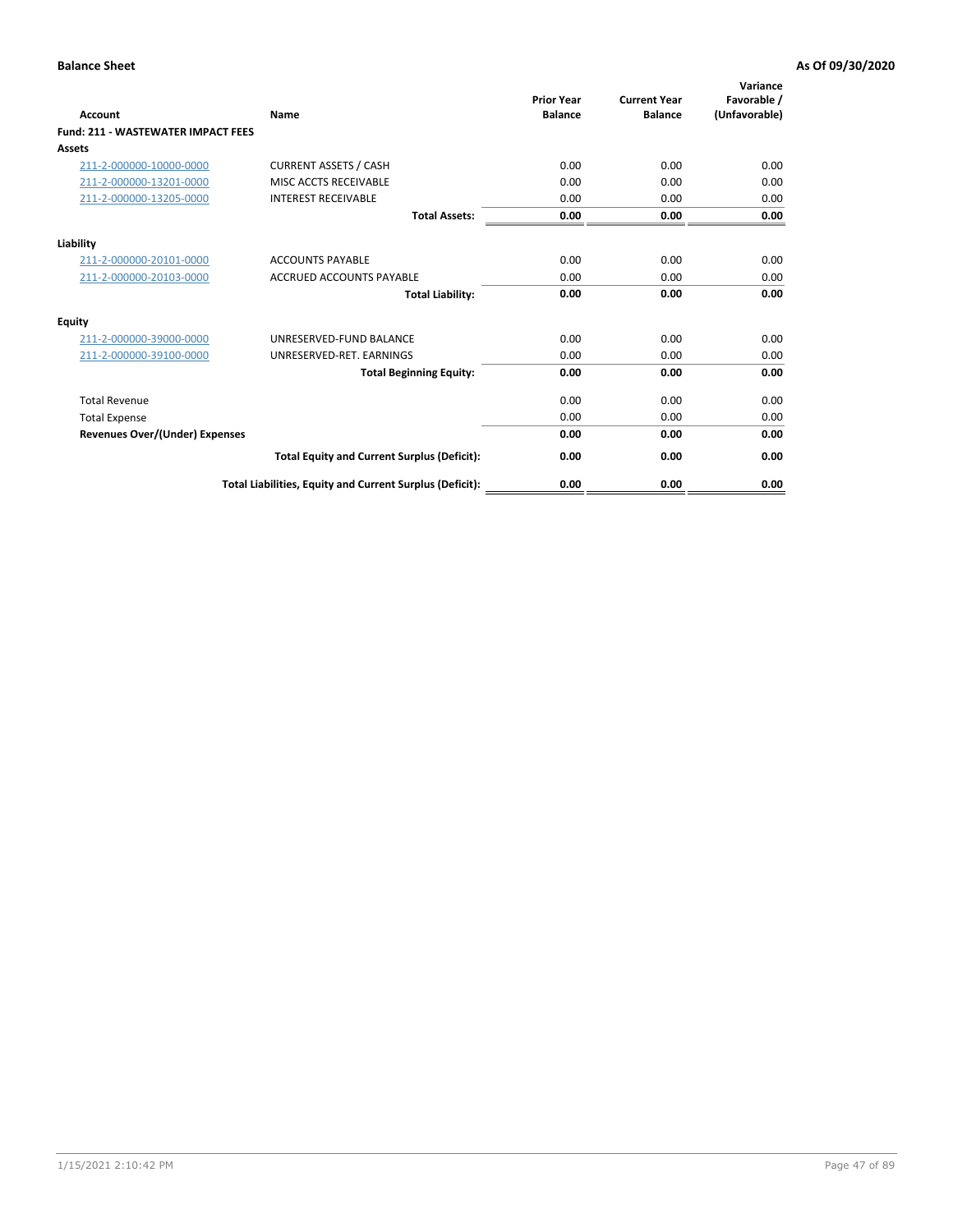**Balance Sheet** **As Of 09/30/2020**

| Account | Name | Prior Year Balance | Current Year Balance | Variance Favorable / (Unfavorable) |
|---|---|---|---|---|
| **Fund: 211 - WASTEWATER IMPACT FEES** | | | | |
| **Assets** | | | | |
| 211-2-000000-10000-0000 | CURRENT ASSETS / CASH | 0.00 | 0.00 | 0.00 |
| 211-2-000000-13201-0000 | MISC ACCTS RECEIVABLE | 0.00 | 0.00 | 0.00 |
| 211-2-000000-13205-0000 | INTEREST RECEIVABLE | 0.00 | 0.00 | 0.00 |
| | **Total Assets:** | **0.00** | **0.00** | **0.00** |
| **Liability** | | | | |
| 211-2-000000-20101-0000 | ACCOUNTS PAYABLE | 0.00 | 0.00 | 0.00 |
| 211-2-000000-20103-0000 | ACCRUED ACCOUNTS PAYABLE | 0.00 | 0.00 | 0.00 |
| | **Total Liability:** | **0.00** | **0.00** | **0.00** |
| **Equity** | | | | |
| 211-2-000000-39000-0000 | UNRESERVED-FUND BALANCE | 0.00 | 0.00 | 0.00 |
| 211-2-000000-39100-0000 | UNRESERVED-RET. EARNINGS | 0.00 | 0.00 | 0.00 |
| | **Total Beginning Equity:** | **0.00** | **0.00** | **0.00** |
| Total Revenue | | 0.00 | 0.00 | 0.00 |
| Total Expense | | 0.00 | 0.00 | 0.00 |
| **Revenues Over/(Under) Expenses** | | **0.00** | **0.00** | **0.00** |
| | **Total Equity and Current Surplus (Deficit):** | **0.00** | **0.00** | **0.00** |
| | **Total Liabilities, Equity and Current Surplus (Deficit):** | **0.00** | **0.00** | **0.00** |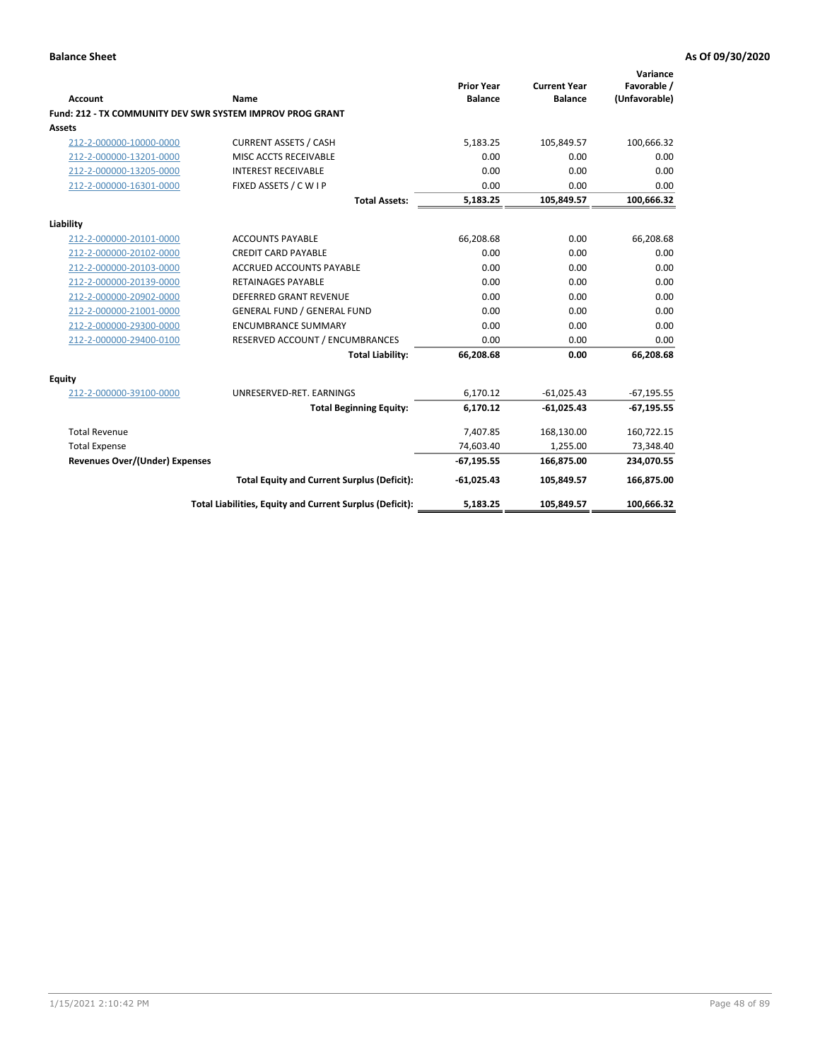**Balance Sheet** **As Of 09/30/2020**

| Account | Name | Prior Year Balance | Current Year Balance | Variance Favorable / (Unfavorable) |
|---|---|---|---|---|
| **Fund: 212 - TX COMMUNITY DEV SWR SYSTEM IMPROV PROG GRANT** | | | | |
| **Assets** | | | | |
| 212-2-000000-10000-0000 | CURRENT ASSETS / CASH | 5,183.25 | 105,849.57 | 100,666.32 |
| 212-2-000000-13201-0000 | MISC ACCTS RECEIVABLE | 0.00 | 0.00 | 0.00 |
| 212-2-000000-13205-0000 | INTEREST RECEIVABLE | 0.00 | 0.00 | 0.00 |
| 212-2-000000-16301-0000 | FIXED ASSETS / C W I P | 0.00 | 0.00 | 0.00 |
| | **Total Assets:** | **5,183.25** | **105,849.57** | **100,666.32** |
| **Liability** | | | | |
| 212-2-000000-20101-0000 | ACCOUNTS PAYABLE | 66,208.68 | 0.00 | 66,208.68 |
| 212-2-000000-20102-0000 | CREDIT CARD PAYABLE | 0.00 | 0.00 | 0.00 |
| 212-2-000000-20103-0000 | ACCRUED ACCOUNTS PAYABLE | 0.00 | 0.00 | 0.00 |
| 212-2-000000-20139-0000 | RETAINAGES PAYABLE | 0.00 | 0.00 | 0.00 |
| 212-2-000000-20902-0000 | DEFERRED GRANT REVENUE | 0.00 | 0.00 | 0.00 |
| 212-2-000000-21001-0000 | GENERAL FUND / GENERAL FUND | 0.00 | 0.00 | 0.00 |
| 212-2-000000-29300-0000 | ENCUMBRANCE SUMMARY | 0.00 | 0.00 | 0.00 |
| 212-2-000000-29400-0100 | RESERVED ACCOUNT / ENCUMBRANCES | 0.00 | 0.00 | 0.00 |
| | **Total Liability:** | **66,208.68** | **0.00** | **66,208.68** |
| **Equity** | | | | |
| 212-2-000000-39100-0000 | UNRESERVED-RET. EARNINGS | 6,170.12 | -61,025.43 | -67,195.55 |
| | **Total Beginning Equity:** | **6,170.12** | **-61,025.43** | **-67,195.55** |
| Total Revenue | | 7,407.85 | 168,130.00 | 160,722.15 |
| Total Expense | | 74,603.40 | 1,255.00 | 73,348.40 |
| **Revenues Over/(Under) Expenses** | | **-67,195.55** | **166,875.00** | **234,070.55** |
| | **Total Equity and Current Surplus (Deficit):** | **-61,025.43** | **105,849.57** | **166,875.00** |
| | **Total Liabilities, Equity and Current Surplus (Deficit):** | **5,183.25** | **105,849.57** | **100,666.32** |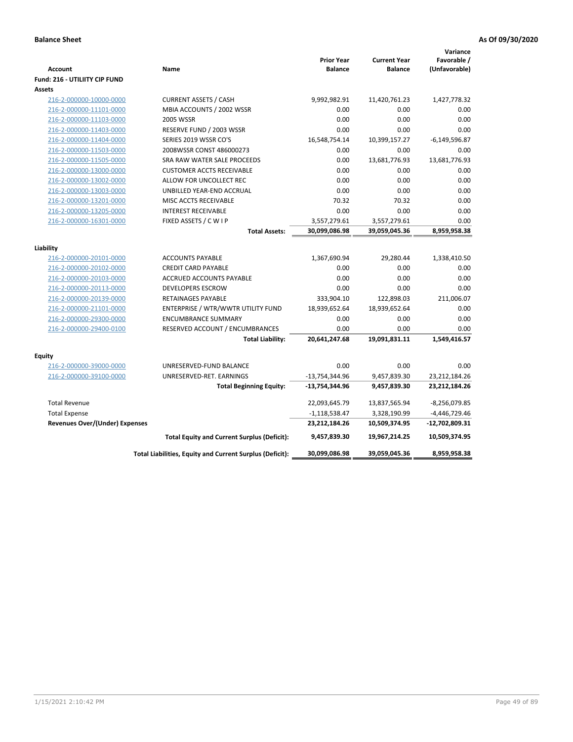**Balance Sheet** **As Of 09/30/2020**

| Account | Name | Prior Year Balance | Current Year Balance | Variance Favorable / (Unfavorable) |
|---|---|---|---|---|
| **Fund: 216 - UTILIITY CIP FUND** | | | | |
| **Assets** | | | | |
| 216-2-000000-10000-0000 | CURRENT ASSETS / CASH | 9,992,982.91 | 11,420,761.23 | 1,427,778.32 |
| 216-2-000000-11101-0000 | MBIA ACCOUNTS / 2002 WSSR | 0.00 | 0.00 | 0.00 |
| 216-2-000000-11103-0000 | 2005 WSSR | 0.00 | 0.00 | 0.00 |
| 216-2-000000-11403-0000 | RESERVE FUND / 2003 WSSR | 0.00 | 0.00 | 0.00 |
| 216-2-000000-11404-0000 | SERIES 2019 WSSR CO'S | 16,548,754.14 | 10,399,157.27 | -6,149,596.87 |
| 216-2-000000-11503-0000 | 2008WSSR CONST 486000273 | 0.00 | 0.00 | 0.00 |
| 216-2-000000-11505-0000 | SRA RAW WATER SALE PROCEEDS | 0.00 | 13,681,776.93 | 13,681,776.93 |
| 216-2-000000-13000-0000 | CUSTOMER ACCTS RECEIVABLE | 0.00 | 0.00 | 0.00 |
| 216-2-000000-13002-0000 | ALLOW FOR UNCOLLECT REC | 0.00 | 0.00 | 0.00 |
| 216-2-000000-13003-0000 | UNBILLED YEAR-END ACCRUAL | 0.00 | 0.00 | 0.00 |
| 216-2-000000-13201-0000 | MISC ACCTS RECEIVABLE | 70.32 | 70.32 | 0.00 |
| 216-2-000000-13205-0000 | INTEREST RECEIVABLE | 0.00 | 0.00 | 0.00 |
| 216-2-000000-16301-0000 | FIXED ASSETS / C W I P | 3,557,279.61 | 3,557,279.61 | 0.00 |
| | **Total Assets:** | **30,099,086.98** | **39,059,045.36** | **8,959,958.38** |
| **Liability** | | | | |
| 216-2-000000-20101-0000 | ACCOUNTS PAYABLE | 1,367,690.94 | 29,280.44 | 1,338,410.50 |
| 216-2-000000-20102-0000 | CREDIT CARD PAYABLE | 0.00 | 0.00 | 0.00 |
| 216-2-000000-20103-0000 | ACCRUED ACCOUNTS PAYABLE | 0.00 | 0.00 | 0.00 |
| 216-2-000000-20113-0000 | DEVELOPERS ESCROW | 0.00 | 0.00 | 0.00 |
| 216-2-000000-20139-0000 | RETAINAGES PAYABLE | 333,904.10 | 122,898.03 | 211,006.07 |
| 216-2-000000-21101-0000 | ENTERPRISE / WTR/WWTR UTILITY FUND | 18,939,652.64 | 18,939,652.64 | 0.00 |
| 216-2-000000-29300-0000 | ENCUMBRANCE SUMMARY | 0.00 | 0.00 | 0.00 |
| 216-2-000000-29400-0100 | RESERVED ACCOUNT / ENCUMBRANCES | 0.00 | 0.00 | 0.00 |
| | **Total Liability:** | **20,641,247.68** | **19,091,831.11** | **1,549,416.57** |
| **Equity** | | | | |
| 216-2-000000-39000-0000 | UNRESERVED-FUND BALANCE | 0.00 | 0.00 | 0.00 |
| 216-2-000000-39100-0000 | UNRESERVED-RET. EARNINGS | -13,754,344.96 | 9,457,839.30 | 23,212,184.26 |
| | **Total Beginning Equity:** | **-13,754,344.96** | **9,457,839.30** | **23,212,184.26** |
| Total Revenue | | 22,093,645.79 | 13,837,565.94 | -8,256,079.85 |
| Total Expense | | -1,118,538.47 | 3,328,190.99 | -4,446,729.46 |
| **Revenues Over/(Under) Expenses** | | **23,212,184.26** | **10,509,374.95** | **-12,702,809.31** |
| | **Total Equity and Current Surplus (Deficit):** | **9,457,839.30** | **19,967,214.25** | **10,509,374.95** |
| | **Total Liabilities, Equity and Current Surplus (Deficit):** | **30,099,086.98** | **39,059,045.36** | **8,959,958.38** |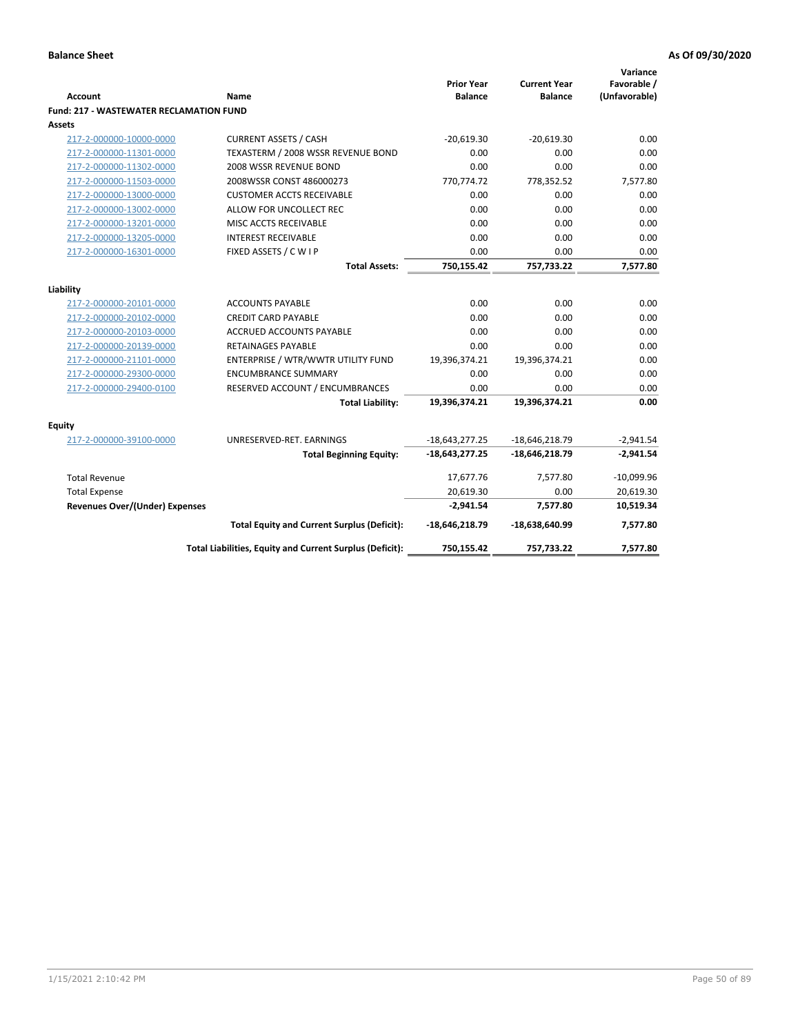**Balance Sheet** **As Of 09/30/2020**

| Account | Name | Prior Year Balance | Current Year Balance | Variance Favorable / (Unfavorable) |
|---|---|---|---|---|
| **Fund: 217 - WASTEWATER RECLAMATION FUND** | | | | |
| **Assets** | | | | |
| 217-2-000000-10000-0000 | CURRENT ASSETS / CASH | -20,619.30 | -20,619.30 | 0.00 |
| 217-2-000000-11301-0000 | TEXASTERM / 2008 WSSR REVENUE BOND | 0.00 | 0.00 | 0.00 |
| 217-2-000000-11302-0000 | 2008 WSSR REVENUE BOND | 0.00 | 0.00 | 0.00 |
| 217-2-000000-11503-0000 | 2008WSSR CONST 486000273 | 770,774.72 | 778,352.52 | 7,577.80 |
| 217-2-000000-13000-0000 | CUSTOMER ACCTS RECEIVABLE | 0.00 | 0.00 | 0.00 |
| 217-2-000000-13002-0000 | ALLOW FOR UNCOLLECT REC | 0.00 | 0.00 | 0.00 |
| 217-2-000000-13201-0000 | MISC ACCTS RECEIVABLE | 0.00 | 0.00 | 0.00 |
| 217-2-000000-13205-0000 | INTEREST RECEIVABLE | 0.00 | 0.00 | 0.00 |
| 217-2-000000-16301-0000 | FIXED ASSETS / C W I P | 0.00 | 0.00 | 0.00 |
| | **Total Assets:** | **750,155.42** | **757,733.22** | **7,577.80** |
| **Liability** | | | | |
| 217-2-000000-20101-0000 | ACCOUNTS PAYABLE | 0.00 | 0.00 | 0.00 |
| 217-2-000000-20102-0000 | CREDIT CARD PAYABLE | 0.00 | 0.00 | 0.00 |
| 217-2-000000-20103-0000 | ACCRUED ACCOUNTS PAYABLE | 0.00 | 0.00 | 0.00 |
| 217-2-000000-20139-0000 | RETAINAGES PAYABLE | 0.00 | 0.00 | 0.00 |
| 217-2-000000-21101-0000 | ENTERPRISE / WTR/WWTR UTILITY FUND | 19,396,374.21 | 19,396,374.21 | 0.00 |
| 217-2-000000-29300-0000 | ENCUMBRANCE SUMMARY | 0.00 | 0.00 | 0.00 |
| 217-2-000000-29400-0100 | RESERVED ACCOUNT / ENCUMBRANCES | 0.00 | 0.00 | 0.00 |
| | **Total Liability:** | **19,396,374.21** | **19,396,374.21** | **0.00** |
| **Equity** | | | | |
| 217-2-000000-39100-0000 | UNRESERVED-RET. EARNINGS | -18,643,277.25 | -18,646,218.79 | -2,941.54 |
| | **Total Beginning Equity:** | **-18,643,277.25** | **-18,646,218.79** | **-2,941.54** |
| Total Revenue | | 17,677.76 | 7,577.80 | -10,099.96 |
| Total Expense | | 20,619.30 | 0.00 | 20,619.30 |
| **Revenues Over/(Under) Expenses** | | **-2,941.54** | **7,577.80** | **10,519.34** |
| | **Total Equity and Current Surplus (Deficit):** | **-18,646,218.79** | **-18,638,640.99** | **7,577.80** |
| | **Total Liabilities, Equity and Current Surplus (Deficit):** | **750,155.42** | **757,733.22** | **7,577.80** |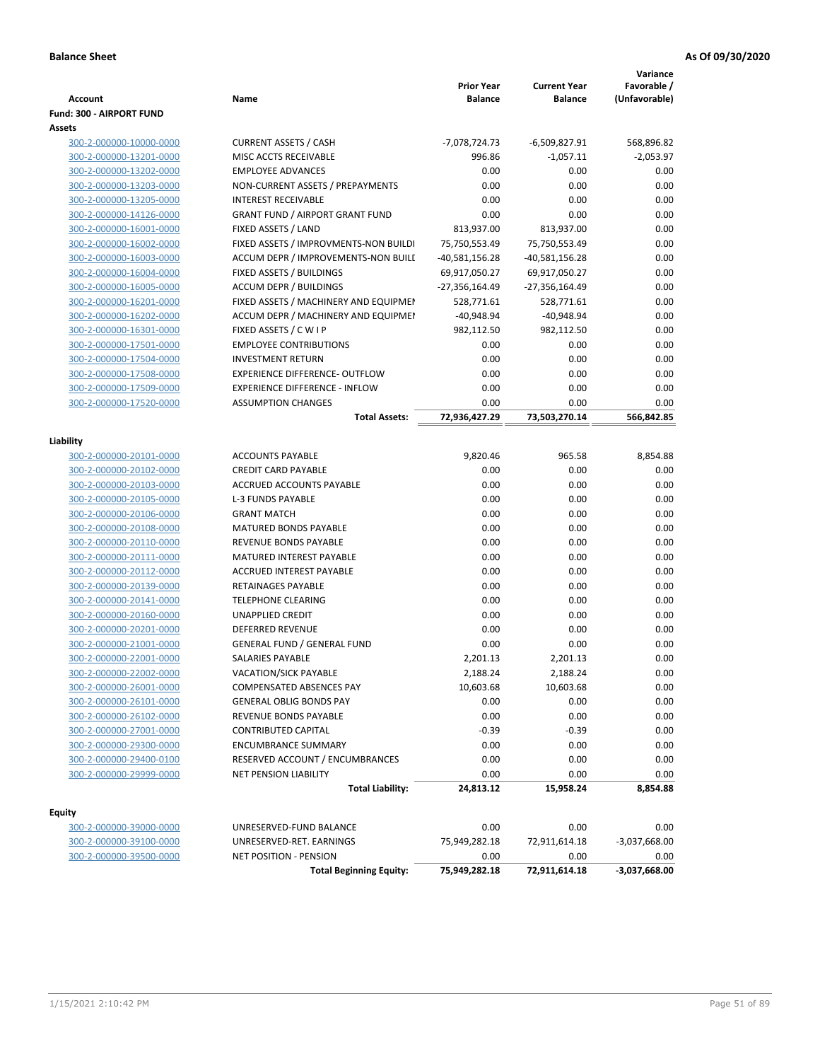**Balance Sheet** **As Of 09/30/2020**

| Account | Name | Prior Year Balance | Current Year Balance | Variance Favorable / (Unfavorable) |
|---|---|---|---|---|
| **Fund: 300 - AIRPORT FUND** | | | | |
| **Assets** | | | | |
| 300-2-000000-10000-0000 | CURRENT ASSETS / CASH | -7,078,724.73 | -6,509,827.91 | 568,896.82 |
| 300-2-000000-13201-0000 | MISC ACCTS RECEIVABLE | 996.86 | -1,057.11 | -2,053.97 |
| 300-2-000000-13202-0000 | EMPLOYEE ADVANCES | 0.00 | 0.00 | 0.00 |
| 300-2-000000-13203-0000 | NON-CURRENT ASSETS / PREPAYMENTS | 0.00 | 0.00 | 0.00 |
| 300-2-000000-13205-0000 | INTEREST RECEIVABLE | 0.00 | 0.00 | 0.00 |
| 300-2-000000-14126-0000 | GRANT FUND / AIRPORT GRANT FUND | 0.00 | 0.00 | 0.00 |
| 300-2-000000-16001-0000 | FIXED ASSETS / LAND | 813,937.00 | 813,937.00 | 0.00 |
| 300-2-000000-16002-0000 | FIXED ASSETS / IMPROVMENTS-NON BUILDI | 75,750,553.49 | 75,750,553.49 | 0.00 |
| 300-2-000000-16003-0000 | ACCUM DEPR / IMPROVEMENTS-NON BUILI | -40,581,156.28 | -40,581,156.28 | 0.00 |
| 300-2-000000-16004-0000 | FIXED ASSETS / BUILDINGS | 69,917,050.27 | 69,917,050.27 | 0.00 |
| 300-2-000000-16005-0000 | ACCUM DEPR / BUILDINGS | -27,356,164.49 | -27,356,164.49 | 0.00 |
| 300-2-000000-16201-0000 | FIXED ASSETS / MACHINERY AND EQUIPMEI | 528,771.61 | 528,771.61 | 0.00 |
| 300-2-000000-16202-0000 | ACCUM DEPR / MACHINERY AND EQUIPMEI | -40,948.94 | -40,948.94 | 0.00 |
| 300-2-000000-16301-0000 | FIXED ASSETS / C W I P | 982,112.50 | 982,112.50 | 0.00 |
| 300-2-000000-17501-0000 | EMPLOYEE CONTRIBUTIONS | 0.00 | 0.00 | 0.00 |
| 300-2-000000-17504-0000 | INVESTMENT RETURN | 0.00 | 0.00 | 0.00 |
| 300-2-000000-17508-0000 | EXPERIENCE DIFFERENCE- OUTFLOW | 0.00 | 0.00 | 0.00 |
| 300-2-000000-17509-0000 | EXPERIENCE DIFFERENCE - INFLOW | 0.00 | 0.00 | 0.00 |
| 300-2-000000-17520-0000 | ASSUMPTION CHANGES | 0.00 | 0.00 | 0.00 |
| | **Total Assets:** | **72,936,427.29** | **73,503,270.14** | **566,842.85** |
| **Liability** | | | | |
| 300-2-000000-20101-0000 | ACCOUNTS PAYABLE | 9,820.46 | 965.58 | 8,854.88 |
| 300-2-000000-20102-0000 | CREDIT CARD PAYABLE | 0.00 | 0.00 | 0.00 |
| 300-2-000000-20103-0000 | ACCRUED ACCOUNTS PAYABLE | 0.00 | 0.00 | 0.00 |
| 300-2-000000-20105-0000 | L-3 FUNDS PAYABLE | 0.00 | 0.00 | 0.00 |
| 300-2-000000-20106-0000 | GRANT MATCH | 0.00 | 0.00 | 0.00 |
| 300-2-000000-20108-0000 | MATURED BONDS PAYABLE | 0.00 | 0.00 | 0.00 |
| 300-2-000000-20110-0000 | REVENUE BONDS PAYABLE | 0.00 | 0.00 | 0.00 |
| 300-2-000000-20111-0000 | MATURED INTEREST PAYABLE | 0.00 | 0.00 | 0.00 |
| 300-2-000000-20112-0000 | ACCRUED INTEREST PAYABLE | 0.00 | 0.00 | 0.00 |
| 300-2-000000-20139-0000 | RETAINAGES PAYABLE | 0.00 | 0.00 | 0.00 |
| 300-2-000000-20141-0000 | TELEPHONE CLEARING | 0.00 | 0.00 | 0.00 |
| 300-2-000000-20160-0000 | UNAPPLIED CREDIT | 0.00 | 0.00 | 0.00 |
| 300-2-000000-20201-0000 | DEFERRED REVENUE | 0.00 | 0.00 | 0.00 |
| 300-2-000000-21001-0000 | GENERAL FUND / GENERAL FUND | 0.00 | 0.00 | 0.00 |
| 300-2-000000-22001-0000 | SALARIES PAYABLE | 2,201.13 | 2,201.13 | 0.00 |
| 300-2-000000-22002-0000 | VACATION/SICK PAYABLE | 2,188.24 | 2,188.24 | 0.00 |
| 300-2-000000-26001-0000 | COMPENSATED ABSENCES PAY | 10,603.68 | 10,603.68 | 0.00 |
| 300-2-000000-26101-0000 | GENERAL OBLIG BONDS PAY | 0.00 | 0.00 | 0.00 |
| 300-2-000000-26102-0000 | REVENUE BONDS PAYABLE | 0.00 | 0.00 | 0.00 |
| 300-2-000000-27001-0000 | CONTRIBUTED CAPITAL | -0.39 | -0.39 | 0.00 |
| 300-2-000000-29300-0000 | ENCUMBRANCE SUMMARY | 0.00 | 0.00 | 0.00 |
| 300-2-000000-29400-0100 | RESERVED ACCOUNT / ENCUMBRANCES | 0.00 | 0.00 | 0.00 |
| 300-2-000000-29999-0000 | NET PENSION LIABILITY | 0.00 | 0.00 | 0.00 |
| | **Total Liability:** | **24,813.12** | **15,958.24** | **8,854.88** |
| **Equity** | | | | |
| 300-2-000000-39000-0000 | UNRESERVED-FUND BALANCE | 0.00 | 0.00 | 0.00 |
| 300-2-000000-39100-0000 | UNRESERVED-RET. EARNINGS | 75,949,282.18 | 72,911,614.18 | -3,037,668.00 |
| 300-2-000000-39500-0000 | NET POSITION - PENSION | 0.00 | 0.00 | 0.00 |
| | **Total Beginning Equity:** | **75,949,282.18** | **72,911,614.18** | **-3,037,668.00** |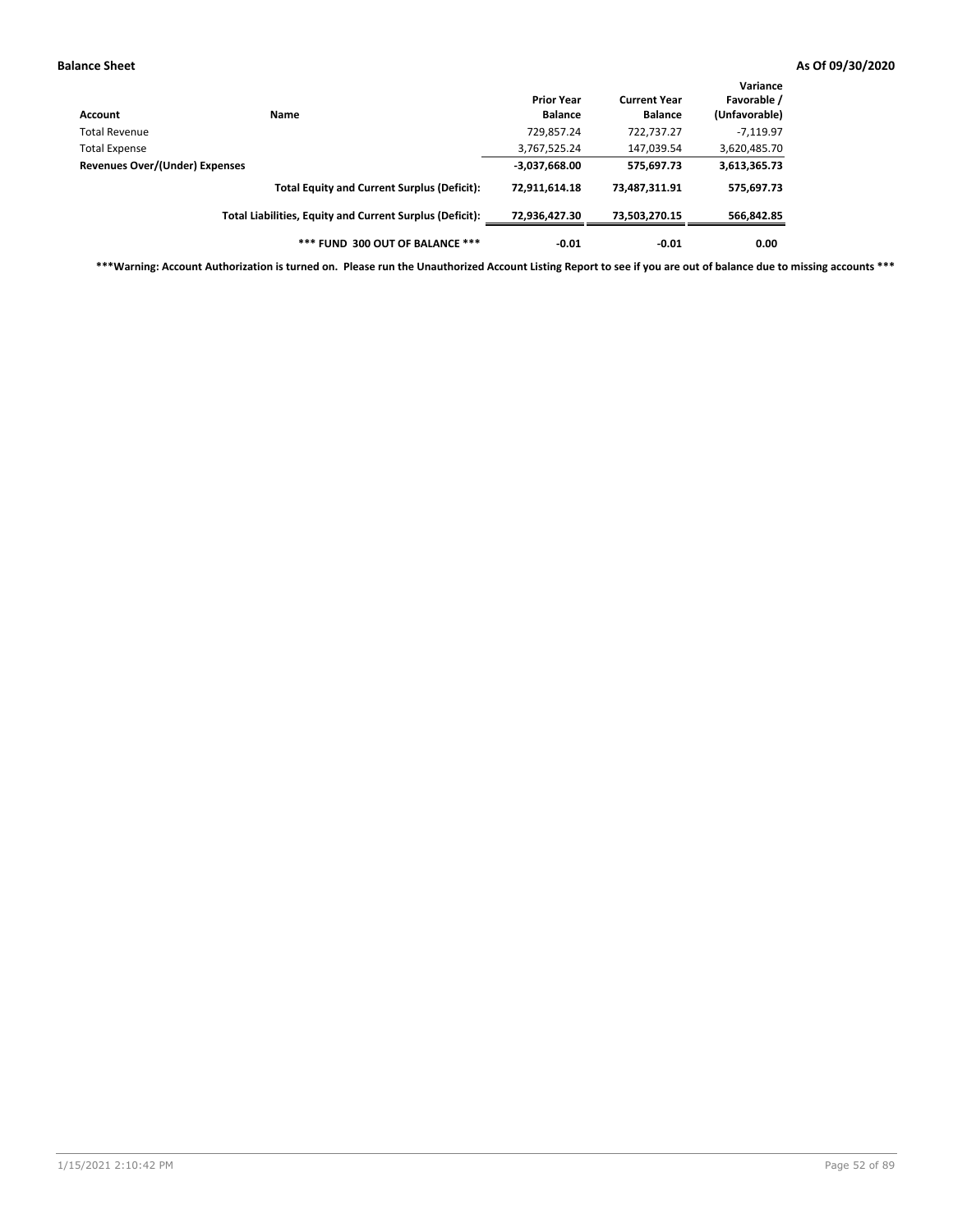**Balance Sheet** **As Of 09/30/2020**

| Account | Name | Prior Year Balance | Current Year Balance | Variance Favorable / (Unfavorable) |
|---|---|---|---|---|
| Total Revenue | | 729,857.24 | 722,737.27 | -7,119.97 |
| Total Expense | | 3,767,525.24 | 147,039.54 | 3,620,485.70 |
| **Revenues Over/(Under) Expenses** | | **-3,037,668.00** | **575,697.73** | **3,613,365.73** |
| | **Total Equity and Current Surplus (Deficit):** | **72,911,614.18** | **73,487,311.91** | **575,697.73** |
| | **Total Liabilities, Equity and Current Surplus (Deficit):** | **72,936,427.30** | **73,503,270.15** | **566,842.85** |
| | **\*\*\* FUND 300 OUT OF BALANCE \*\*\*** | **-0.01** | **-0.01** | **0.00** |

**\*\*\*Warning: Account Authorization is turned on. Please run the Unauthorized Account Listing Report to see if you are out of balance due to missing accounts \*\*\***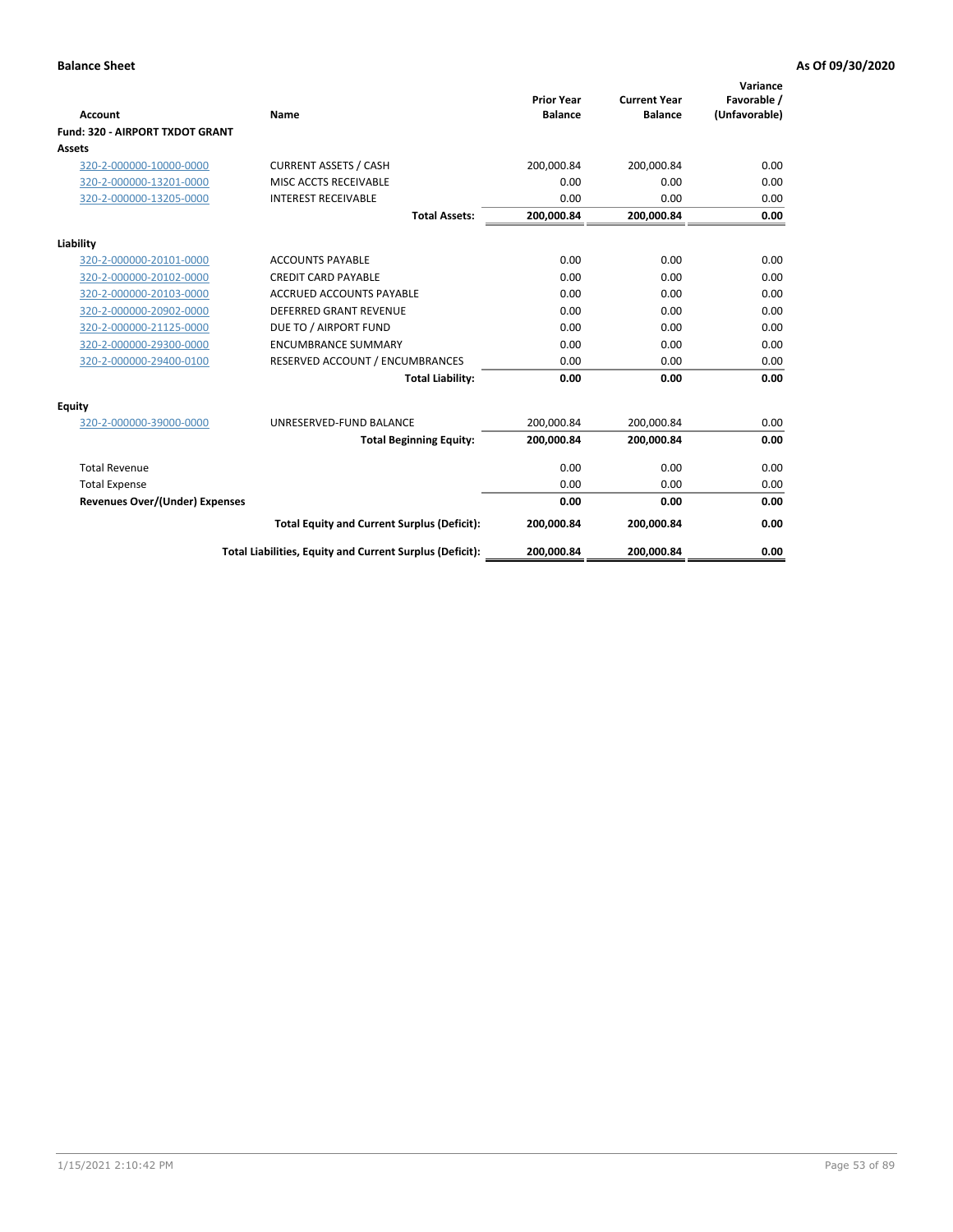**Balance Sheet** **As Of 09/30/2020**

| Account | Name | Prior Year Balance | Current Year Balance | Variance Favorable / (Unfavorable) |
|---|---|---|---|---|
| **Fund: 320 - AIRPORT TXDOT GRANT** | | | | |
| **Assets** | | | | |
| 320-2-000000-10000-0000 | CURRENT ASSETS / CASH | 200,000.84 | 200,000.84 | 0.00 |
| 320-2-000000-13201-0000 | MISC ACCTS RECEIVABLE | 0.00 | 0.00 | 0.00 |
| 320-2-000000-13205-0000 | INTEREST RECEIVABLE | 0.00 | 0.00 | 0.00 |
| | **Total Assets:** | **200,000.84** | **200,000.84** | **0.00** |
| **Liability** | | | | |
| 320-2-000000-20101-0000 | ACCOUNTS PAYABLE | 0.00 | 0.00 | 0.00 |
| 320-2-000000-20102-0000 | CREDIT CARD PAYABLE | 0.00 | 0.00 | 0.00 |
| 320-2-000000-20103-0000 | ACCRUED ACCOUNTS PAYABLE | 0.00 | 0.00 | 0.00 |
| 320-2-000000-20902-0000 | DEFERRED GRANT REVENUE | 0.00 | 0.00 | 0.00 |
| 320-2-000000-21125-0000 | DUE TO / AIRPORT FUND | 0.00 | 0.00 | 0.00 |
| 320-2-000000-29300-0000 | ENCUMBRANCE SUMMARY | 0.00 | 0.00 | 0.00 |
| 320-2-000000-29400-0100 | RESERVED ACCOUNT / ENCUMBRANCES | 0.00 | 0.00 | 0.00 |
| | **Total Liability:** | **0.00** | **0.00** | **0.00** |
| **Equity** | | | | |
| 320-2-000000-39000-0000 | UNRESERVED-FUND BALANCE | 200,000.84 | 200,000.84 | 0.00 |
| | **Total Beginning Equity:** | **200,000.84** | **200,000.84** | **0.00** |
| Total Revenue | | 0.00 | 0.00 | 0.00 |
| Total Expense | | 0.00 | 0.00 | 0.00 |
| **Revenues Over/(Under) Expenses** | | **0.00** | **0.00** | **0.00** |
| | **Total Equity and Current Surplus (Deficit):** | **200,000.84** | **200,000.84** | **0.00** |
| | **Total Liabilities, Equity and Current Surplus (Deficit):** | **200,000.84** | **200,000.84** | **0.00** |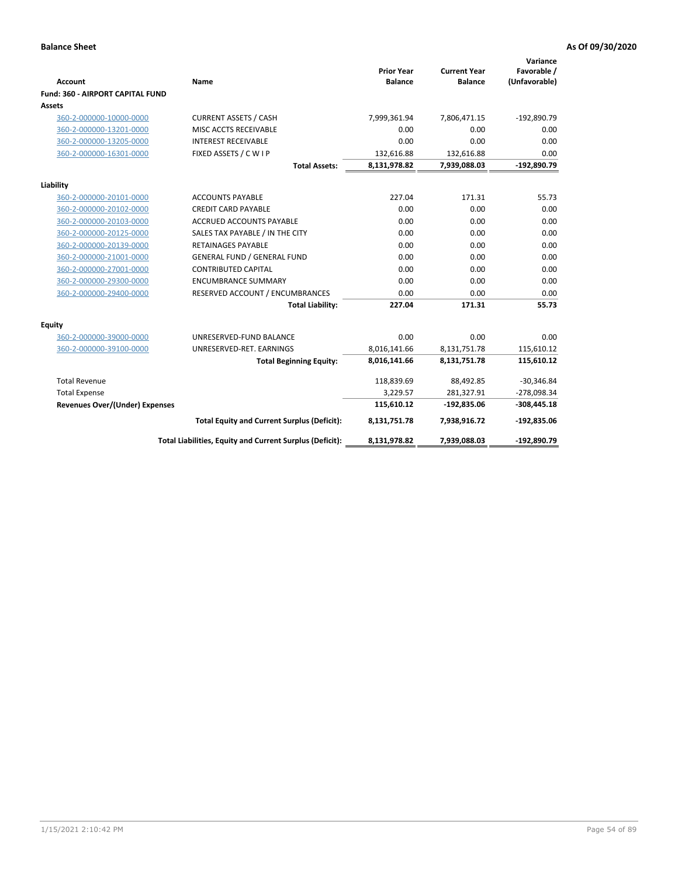**Balance Sheet** **As Of 09/30/2020**

| Account | Name | Prior Year Balance | Current Year Balance | Variance Favorable / (Unfavorable) |
|---|---|---|---|---|
| **Fund: 360 - AIRPORT CAPITAL FUND** | | | | |
| **Assets** | | | | |
| 360-2-000000-10000-0000 | CURRENT ASSETS / CASH | 7,999,361.94 | 7,806,471.15 | -192,890.79 |
| 360-2-000000-13201-0000 | MISC ACCTS RECEIVABLE | 0.00 | 0.00 | 0.00 |
| 360-2-000000-13205-0000 | INTEREST RECEIVABLE | 0.00 | 0.00 | 0.00 |
| 360-2-000000-16301-0000 | FIXED ASSETS / C W I P | 132,616.88 | 132,616.88 | 0.00 |
| | **Total Assets:** | **8,131,978.82** | **7,939,088.03** | **-192,890.79** |
| **Liability** | | | | |
| 360-2-000000-20101-0000 | ACCOUNTS PAYABLE | 227.04 | 171.31 | 55.73 |
| 360-2-000000-20102-0000 | CREDIT CARD PAYABLE | 0.00 | 0.00 | 0.00 |
| 360-2-000000-20103-0000 | ACCRUED ACCOUNTS PAYABLE | 0.00 | 0.00 | 0.00 |
| 360-2-000000-20125-0000 | SALES TAX PAYABLE / IN THE CITY | 0.00 | 0.00 | 0.00 |
| 360-2-000000-20139-0000 | RETAINAGES PAYABLE | 0.00 | 0.00 | 0.00 |
| 360-2-000000-21001-0000 | GENERAL FUND / GENERAL FUND | 0.00 | 0.00 | 0.00 |
| 360-2-000000-27001-0000 | CONTRIBUTED CAPITAL | 0.00 | 0.00 | 0.00 |
| 360-2-000000-29300-0000 | ENCUMBRANCE SUMMARY | 0.00 | 0.00 | 0.00 |
| 360-2-000000-29400-0000 | RESERVED ACCOUNT / ENCUMBRANCES | 0.00 | 0.00 | 0.00 |
| | **Total Liability:** | **227.04** | **171.31** | **55.73** |
| **Equity** | | | | |
| 360-2-000000-39000-0000 | UNRESERVED-FUND BALANCE | 0.00 | 0.00 | 0.00 |
| 360-2-000000-39100-0000 | UNRESERVED-RET. EARNINGS | 8,016,141.66 | 8,131,751.78 | 115,610.12 |
| | **Total Beginning Equity:** | **8,016,141.66** | **8,131,751.78** | **115,610.12** |
| Total Revenue | | 118,839.69 | 88,492.85 | -30,346.84 |
| Total Expense | | 3,229.57 | 281,327.91 | -278,098.34 |
| **Revenues Over/(Under) Expenses** | | **115,610.12** | **-192,835.06** | **-308,445.18** |
| | **Total Equity and Current Surplus (Deficit):** | **8,131,751.78** | **7,938,916.72** | **-192,835.06** |
| | **Total Liabilities, Equity and Current Surplus (Deficit):** | **8,131,978.82** | **7,939,088.03** | **-192,890.79** |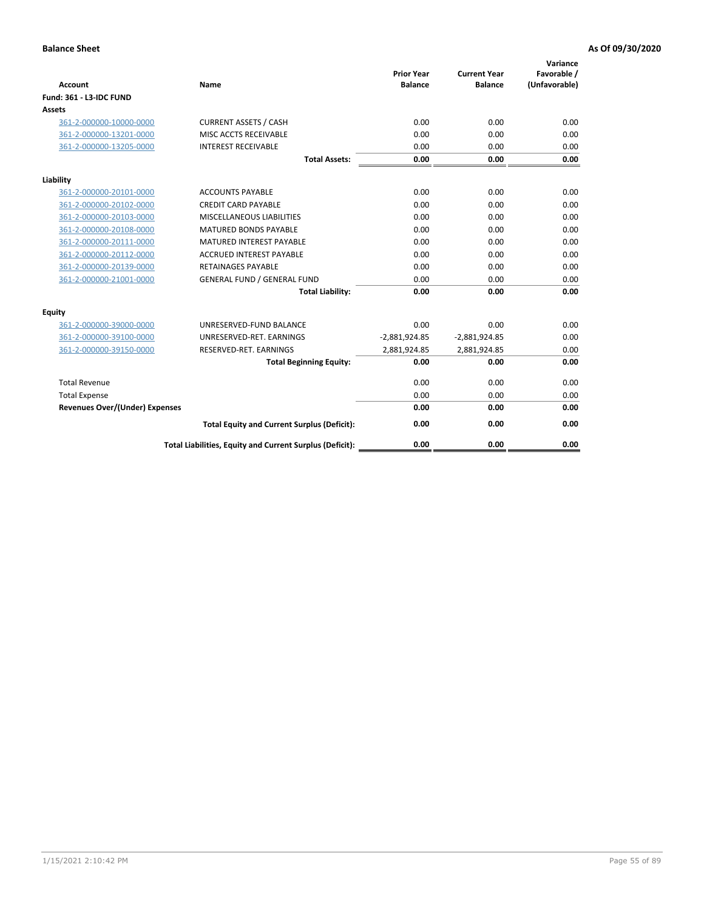**Balance Sheet** — As Of 09/30/2020

| Account | Name | Prior Year Balance | Current Year Balance | Variance Favorable / (Unfavorable) |
|---|---|---|---|---|
| **Fund: 361 - L3-IDC FUND** | | | | |
| **Assets** | | | | |
| 361-2-000000-10000-0000 | CURRENT ASSETS / CASH | 0.00 | 0.00 | 0.00 |
| 361-2-000000-13201-0000 | MISC ACCTS RECEIVABLE | 0.00 | 0.00 | 0.00 |
| 361-2-000000-13205-0000 | INTEREST RECEIVABLE | 0.00 | 0.00 | 0.00 |
| | **Total Assets:** | **0.00** | **0.00** | **0.00** |
| **Liability** | | | | |
| 361-2-000000-20101-0000 | ACCOUNTS PAYABLE | 0.00 | 0.00 | 0.00 |
| 361-2-000000-20102-0000 | CREDIT CARD PAYABLE | 0.00 | 0.00 | 0.00 |
| 361-2-000000-20103-0000 | MISCELLANEOUS LIABILITIES | 0.00 | 0.00 | 0.00 |
| 361-2-000000-20108-0000 | MATURED BONDS PAYABLE | 0.00 | 0.00 | 0.00 |
| 361-2-000000-20111-0000 | MATURED INTEREST PAYABLE | 0.00 | 0.00 | 0.00 |
| 361-2-000000-20112-0000 | ACCRUED INTEREST PAYABLE | 0.00 | 0.00 | 0.00 |
| 361-2-000000-20139-0000 | RETAINAGES PAYABLE | 0.00 | 0.00 | 0.00 |
| 361-2-000000-21001-0000 | GENERAL FUND / GENERAL FUND | 0.00 | 0.00 | 0.00 |
| | **Total Liability:** | **0.00** | **0.00** | **0.00** |
| **Equity** | | | | |
| 361-2-000000-39000-0000 | UNRESERVED-FUND BALANCE | 0.00 | 0.00 | 0.00 |
| 361-2-000000-39100-0000 | UNRESERVED-RET. EARNINGS | -2,881,924.85 | -2,881,924.85 | 0.00 |
| 361-2-000000-39150-0000 | RESERVED-RET. EARNINGS | 2,881,924.85 | 2,881,924.85 | 0.00 |
| | **Total Beginning Equity:** | **0.00** | **0.00** | **0.00** |
| Total Revenue | | 0.00 | 0.00 | 0.00 |
| Total Expense | | 0.00 | 0.00 | 0.00 |
| **Revenues Over/(Under) Expenses** | | **0.00** | **0.00** | **0.00** |
| | **Total Equity and Current Surplus (Deficit):** | **0.00** | **0.00** | **0.00** |
| | **Total Liabilities, Equity and Current Surplus (Deficit):** | **0.00** | **0.00** | **0.00** |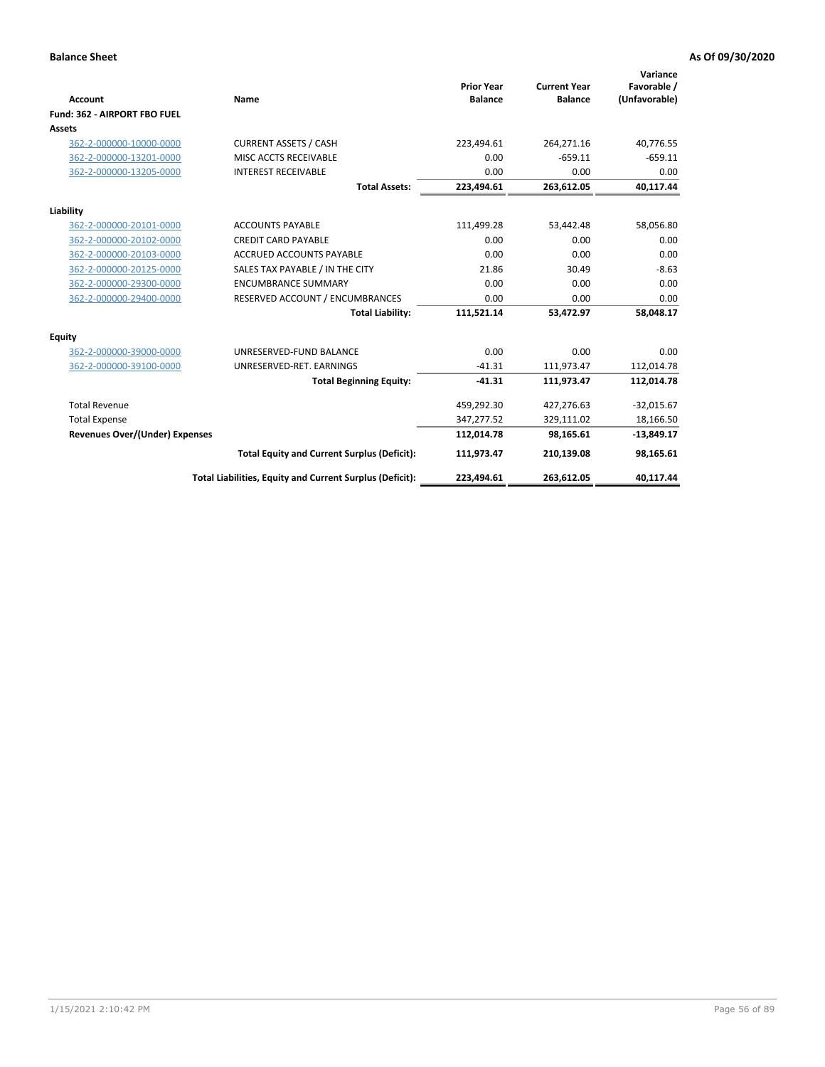**Balance Sheet** **As Of 09/30/2020**

| Account | Name | Prior Year Balance | Current Year Balance | Variance Favorable / (Unfavorable) |
|---|---|---|---|---|
| **Fund: 362 - AIRPORT FBO FUEL** | | | | |
| **Assets** | | | | |
| 362-2-000000-10000-0000 | CURRENT ASSETS / CASH | 223,494.61 | 264,271.16 | 40,776.55 |
| 362-2-000000-13201-0000 | MISC ACCTS RECEIVABLE | 0.00 | -659.11 | -659.11 |
| 362-2-000000-13205-0000 | INTEREST RECEIVABLE | 0.00 | 0.00 | 0.00 |
| | **Total Assets:** | **223,494.61** | **263,612.05** | **40,117.44** |
| **Liability** | | | | |
| 362-2-000000-20101-0000 | ACCOUNTS PAYABLE | 111,499.28 | 53,442.48 | 58,056.80 |
| 362-2-000000-20102-0000 | CREDIT CARD PAYABLE | 0.00 | 0.00 | 0.00 |
| 362-2-000000-20103-0000 | ACCRUED ACCOUNTS PAYABLE | 0.00 | 0.00 | 0.00 |
| 362-2-000000-20125-0000 | SALES TAX PAYABLE / IN THE CITY | 21.86 | 30.49 | -8.63 |
| 362-2-000000-29300-0000 | ENCUMBRANCE SUMMARY | 0.00 | 0.00 | 0.00 |
| 362-2-000000-29400-0000 | RESERVED ACCOUNT / ENCUMBRANCES | 0.00 | 0.00 | 0.00 |
| | **Total Liability:** | **111,521.14** | **53,472.97** | **58,048.17** |
| **Equity** | | | | |
| 362-2-000000-39000-0000 | UNRESERVED-FUND BALANCE | 0.00 | 0.00 | 0.00 |
| 362-2-000000-39100-0000 | UNRESERVED-RET. EARNINGS | -41.31 | 111,973.47 | 112,014.78 |
| | **Total Beginning Equity:** | **-41.31** | **111,973.47** | **112,014.78** |
| Total Revenue | | 459,292.30 | 427,276.63 | -32,015.67 |
| Total Expense | | 347,277.52 | 329,111.02 | 18,166.50 |
| **Revenues Over/(Under) Expenses** | | **112,014.78** | **98,165.61** | **-13,849.17** |
| | **Total Equity and Current Surplus (Deficit):** | **111,973.47** | **210,139.08** | **98,165.61** |
| | **Total Liabilities, Equity and Current Surplus (Deficit):** | **223,494.61** | **263,612.05** | **40,117.44** |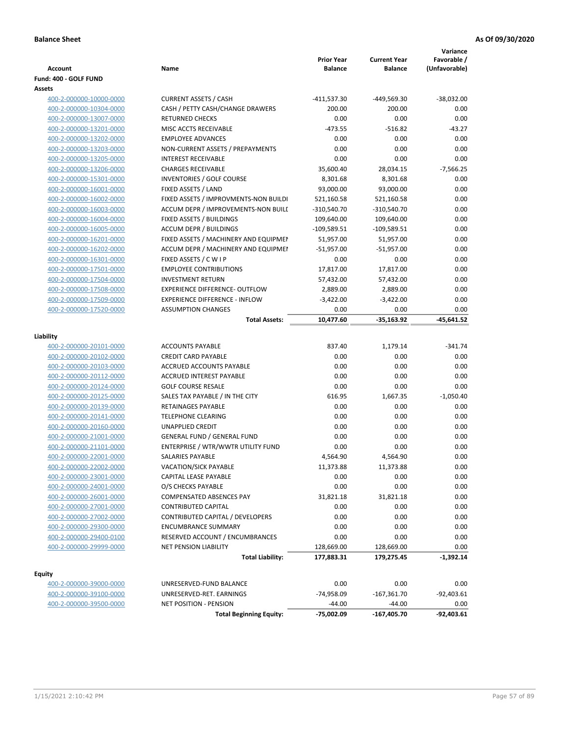**Balance Sheet** **As Of 09/30/2020**

| Account | Name | Prior Year Balance | Current Year Balance | Variance Favorable / (Unfavorable) |
|---|---|---|---|---|
| **Fund: 400 - GOLF FUND** | | | | |
| **Assets** | | | | |
| 400-2-000000-10000-0000 | CURRENT ASSETS / CASH | -411,537.30 | -449,569.30 | -38,032.00 |
| 400-2-000000-10304-0000 | CASH / PETTY CASH/CHANGE DRAWERS | 200.00 | 200.00 | 0.00 |
| 400-2-000000-13007-0000 | RETURNED CHECKS | 0.00 | 0.00 | 0.00 |
| 400-2-000000-13201-0000 | MISC ACCTS RECEIVABLE | -473.55 | -516.82 | -43.27 |
| 400-2-000000-13202-0000 | EMPLOYEE ADVANCES | 0.00 | 0.00 | 0.00 |
| 400-2-000000-13203-0000 | NON-CURRENT ASSETS / PREPAYMENTS | 0.00 | 0.00 | 0.00 |
| 400-2-000000-13205-0000 | INTEREST RECEIVABLE | 0.00 | 0.00 | 0.00 |
| 400-2-000000-13206-0000 | CHARGES RECEIVABLE | 35,600.40 | 28,034.15 | -7,566.25 |
| 400-2-000000-15301-0000 | INVENTORIES / GOLF COURSE | 8,301.68 | 8,301.68 | 0.00 |
| 400-2-000000-16001-0000 | FIXED ASSETS / LAND | 93,000.00 | 93,000.00 | 0.00 |
| 400-2-000000-16002-0000 | FIXED ASSETS / IMPROVMENTS-NON BUILDI | 521,160.58 | 521,160.58 | 0.00 |
| 400-2-000000-16003-0000 | ACCUM DEPR / IMPROVEMENTS-NON BUILI | -310,540.70 | -310,540.70 | 0.00 |
| 400-2-000000-16004-0000 | FIXED ASSETS / BUILDINGS | 109,640.00 | 109,640.00 | 0.00 |
| 400-2-000000-16005-0000 | ACCUM DEPR / BUILDINGS | -109,589.51 | -109,589.51 | 0.00 |
| 400-2-000000-16201-0000 | FIXED ASSETS / MACHINERY AND EQUIPMEN | 51,957.00 | 51,957.00 | 0.00 |
| 400-2-000000-16202-0000 | ACCUM DEPR / MACHINERY AND EQUIPMEI | -51,957.00 | -51,957.00 | 0.00 |
| 400-2-000000-16301-0000 | FIXED ASSETS / C W I P | 0.00 | 0.00 | 0.00 |
| 400-2-000000-17501-0000 | EMPLOYEE CONTRIBUTIONS | 17,817.00 | 17,817.00 | 0.00 |
| 400-2-000000-17504-0000 | INVESTMENT RETURN | 57,432.00 | 57,432.00 | 0.00 |
| 400-2-000000-17508-0000 | EXPERIENCE DIFFERENCE- OUTFLOW | 2,889.00 | 2,889.00 | 0.00 |
| 400-2-000000-17509-0000 | EXPERIENCE DIFFERENCE - INFLOW | -3,422.00 | -3,422.00 | 0.00 |
| 400-2-000000-17520-0000 | ASSUMPTION CHANGES | 0.00 | 0.00 | 0.00 |
| | **Total Assets:** | **10,477.60** | **-35,163.92** | **-45,641.52** |
| **Liability** | | | | |
| 400-2-000000-20101-0000 | ACCOUNTS PAYABLE | 837.40 | 1,179.14 | -341.74 |
| 400-2-000000-20102-0000 | CREDIT CARD PAYABLE | 0.00 | 0.00 | 0.00 |
| 400-2-000000-20103-0000 | ACCRUED ACCOUNTS PAYABLE | 0.00 | 0.00 | 0.00 |
| 400-2-000000-20112-0000 | ACCRUED INTEREST PAYABLE | 0.00 | 0.00 | 0.00 |
| 400-2-000000-20124-0000 | GOLF COURSE RESALE | 0.00 | 0.00 | 0.00 |
| 400-2-000000-20125-0000 | SALES TAX PAYABLE / IN THE CITY | 616.95 | 1,667.35 | -1,050.40 |
| 400-2-000000-20139-0000 | RETAINAGES PAYABLE | 0.00 | 0.00 | 0.00 |
| 400-2-000000-20141-0000 | TELEPHONE CLEARING | 0.00 | 0.00 | 0.00 |
| 400-2-000000-20160-0000 | UNAPPLIED CREDIT | 0.00 | 0.00 | 0.00 |
| 400-2-000000-21001-0000 | GENERAL FUND / GENERAL FUND | 0.00 | 0.00 | 0.00 |
| 400-2-000000-21101-0000 | ENTERPRISE / WTR/WWTR UTILITY FUND | 0.00 | 0.00 | 0.00 |
| 400-2-000000-22001-0000 | SALARIES PAYABLE | 4,564.90 | 4,564.90 | 0.00 |
| 400-2-000000-22002-0000 | VACATION/SICK PAYABLE | 11,373.88 | 11,373.88 | 0.00 |
| 400-2-000000-23001-0000 | CAPITAL LEASE PAYABLE | 0.00 | 0.00 | 0.00 |
| 400-2-000000-24001-0000 | O/S CHECKS PAYABLE | 0.00 | 0.00 | 0.00 |
| 400-2-000000-26001-0000 | COMPENSATED ABSENCES PAY | 31,821.18 | 31,821.18 | 0.00 |
| 400-2-000000-27001-0000 | CONTRIBUTED CAPITAL | 0.00 | 0.00 | 0.00 |
| 400-2-000000-27002-0000 | CONTRIBUTED CAPITAL / DEVELOPERS | 0.00 | 0.00 | 0.00 |
| 400-2-000000-29300-0000 | ENCUMBRANCE SUMMARY | 0.00 | 0.00 | 0.00 |
| 400-2-000000-29400-0100 | RESERVED ACCOUNT / ENCUMBRANCES | 0.00 | 0.00 | 0.00 |
| 400-2-000000-29999-0000 | NET PENSION LIABILITY | 128,669.00 | 128,669.00 | 0.00 |
| | **Total Liability:** | **177,883.31** | **179,275.45** | **-1,392.14** |
| **Equity** | | | | |
| 400-2-000000-39000-0000 | UNRESERVED-FUND BALANCE | 0.00 | 0.00 | 0.00 |
| 400-2-000000-39100-0000 | UNRESERVED-RET. EARNINGS | -74,958.09 | -167,361.70 | -92,403.61 |
| 400-2-000000-39500-0000 | NET POSITION - PENSION | -44.00 | -44.00 | 0.00 |
| | **Total Beginning Equity:** | **-75,002.09** | **-167,405.70** | **-92,403.61** |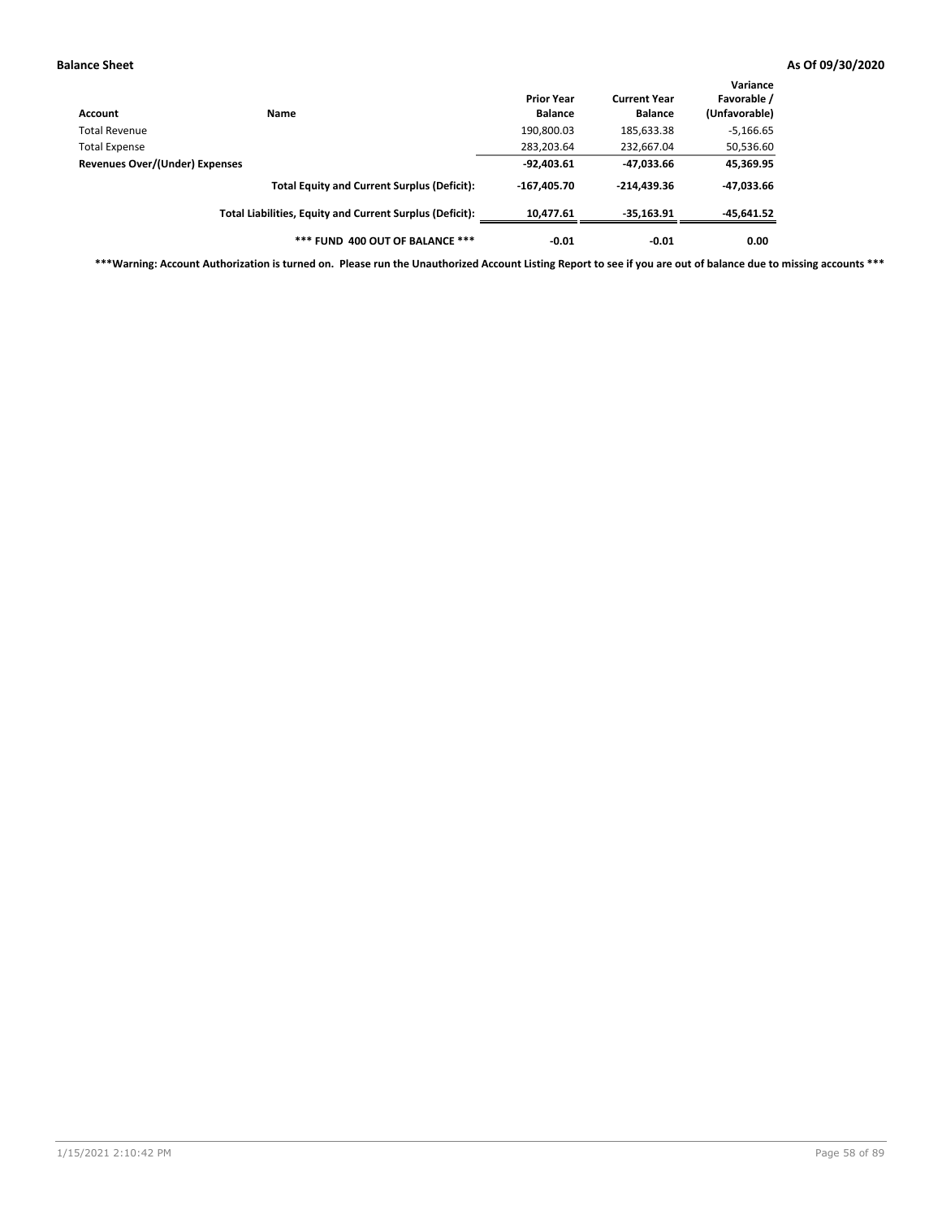**Balance Sheet** **As Of 09/30/2020**

| Account | Name | Prior Year Balance | Current Year Balance | Variance Favorable / (Unfavorable) |
|---|---|---|---|---|
| Total Revenue | | 190,800.03 | 185,633.38 | -5,166.65 |
| Total Expense | | 283,203.64 | 232,667.04 | 50,536.60 |
| **Revenues Over/(Under) Expenses** | | **-92,403.61** | **-47,033.66** | **45,369.95** |
| | **Total Equity and Current Surplus (Deficit):** | **-167,405.70** | **-214,439.36** | **-47,033.66** |
| | **Total Liabilities, Equity and Current Surplus (Deficit):** | **10,477.61** | **-35,163.91** | **-45,641.52** |
| | **\*\*\* FUND 400 OUT OF BALANCE \*\*\*** | **-0.01** | **-0.01** | **0.00** |

**\*\*\*Warning: Account Authorization is turned on. Please run the Unauthorized Account Listing Report to see if you are out of balance due to missing accounts \*\*\***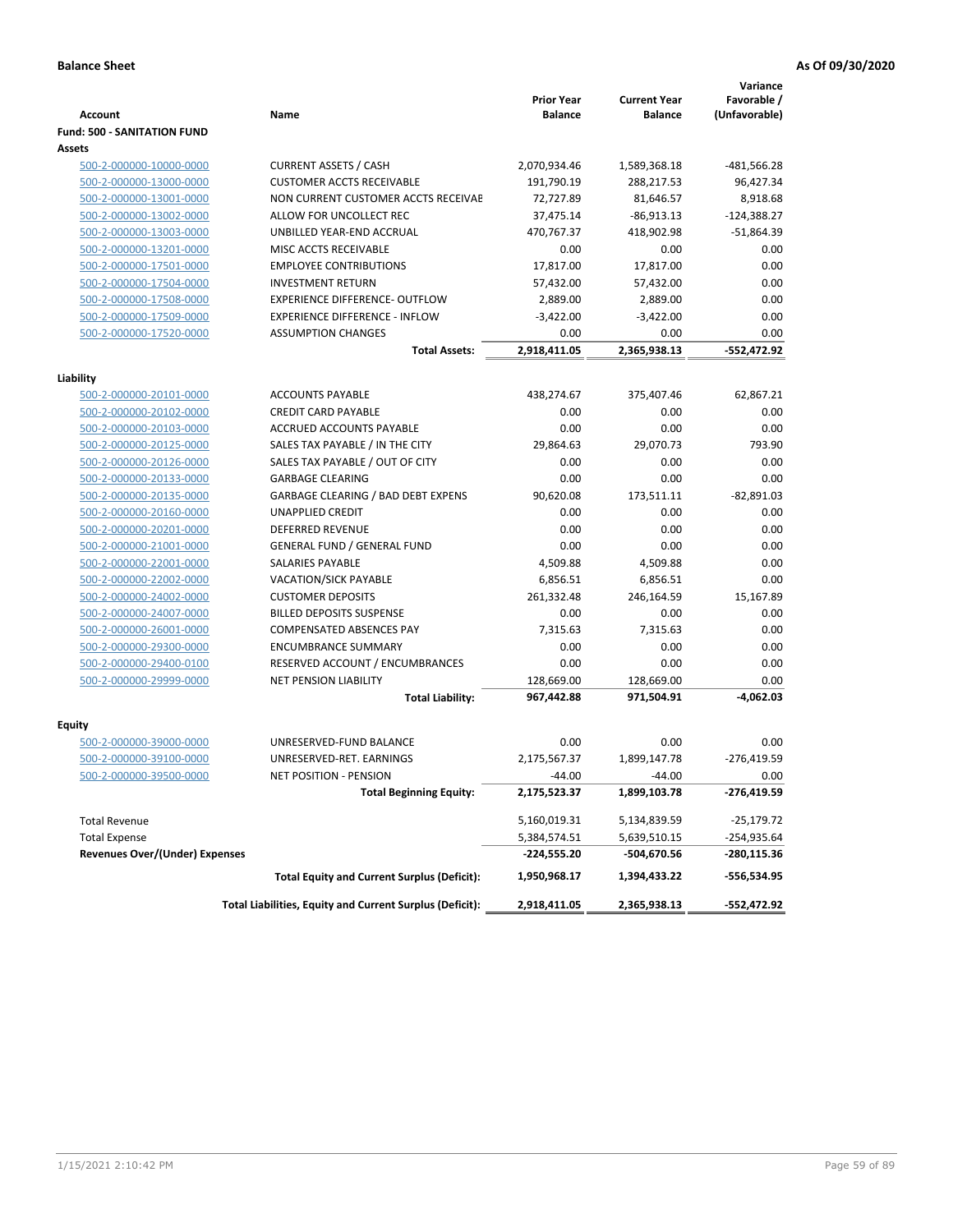**Balance Sheet** **As Of 09/30/2020**

| Account | Name | Prior Year Balance | Current Year Balance | Variance Favorable / (Unfavorable) |
|---|---|---|---|---|
| **Fund: 500 - SANITATION FUND** | | | | |
| **Assets** | | | | |
| 500-2-000000-10000-0000 | CURRENT ASSETS / CASH | 2,070,934.46 | 1,589,368.18 | -481,566.28 |
| 500-2-000000-13000-0000 | CUSTOMER ACCTS RECEIVABLE | 191,790.19 | 288,217.53 | 96,427.34 |
| 500-2-000000-13001-0000 | NON CURRENT CUSTOMER ACCTS RECEIVAE | 72,727.89 | 81,646.57 | 8,918.68 |
| 500-2-000000-13002-0000 | ALLOW FOR UNCOLLECT REC | 37,475.14 | -86,913.13 | -124,388.27 |
| 500-2-000000-13003-0000 | UNBILLED YEAR-END ACCRUAL | 470,767.37 | 418,902.98 | -51,864.39 |
| 500-2-000000-13201-0000 | MISC ACCTS RECEIVABLE | 0.00 | 0.00 | 0.00 |
| 500-2-000000-17501-0000 | EMPLOYEE CONTRIBUTIONS | 17,817.00 | 17,817.00 | 0.00 |
| 500-2-000000-17504-0000 | INVESTMENT RETURN | 57,432.00 | 57,432.00 | 0.00 |
| 500-2-000000-17508-0000 | EXPERIENCE DIFFERENCE- OUTFLOW | 2,889.00 | 2,889.00 | 0.00 |
| 500-2-000000-17509-0000 | EXPERIENCE DIFFERENCE - INFLOW | -3,422.00 | -3,422.00 | 0.00 |
| 500-2-000000-17520-0000 | ASSUMPTION CHANGES | 0.00 | 0.00 | 0.00 |
| | **Total Assets:** | **2,918,411.05** | **2,365,938.13** | **-552,472.92** |
| **Liability** | | | | |
| 500-2-000000-20101-0000 | ACCOUNTS PAYABLE | 438,274.67 | 375,407.46 | 62,867.21 |
| 500-2-000000-20102-0000 | CREDIT CARD PAYABLE | 0.00 | 0.00 | 0.00 |
| 500-2-000000-20103-0000 | ACCRUED ACCOUNTS PAYABLE | 0.00 | 0.00 | 0.00 |
| 500-2-000000-20125-0000 | SALES TAX PAYABLE / IN THE CITY | 29,864.63 | 29,070.73 | 793.90 |
| 500-2-000000-20126-0000 | SALES TAX PAYABLE / OUT OF CITY | 0.00 | 0.00 | 0.00 |
| 500-2-000000-20133-0000 | GARBAGE CLEARING | 0.00 | 0.00 | 0.00 |
| 500-2-000000-20135-0000 | GARBAGE CLEARING / BAD DEBT EXPENS | 90,620.08 | 173,511.11 | -82,891.03 |
| 500-2-000000-20160-0000 | UNAPPLIED CREDIT | 0.00 | 0.00 | 0.00 |
| 500-2-000000-20201-0000 | DEFERRED REVENUE | 0.00 | 0.00 | 0.00 |
| 500-2-000000-21001-0000 | GENERAL FUND / GENERAL FUND | 0.00 | 0.00 | 0.00 |
| 500-2-000000-22001-0000 | SALARIES PAYABLE | 4,509.88 | 4,509.88 | 0.00 |
| 500-2-000000-22002-0000 | VACATION/SICK PAYABLE | 6,856.51 | 6,856.51 | 0.00 |
| 500-2-000000-24002-0000 | CUSTOMER DEPOSITS | 261,332.48 | 246,164.59 | 15,167.89 |
| 500-2-000000-24007-0000 | BILLED DEPOSITS SUSPENSE | 0.00 | 0.00 | 0.00 |
| 500-2-000000-26001-0000 | COMPENSATED ABSENCES PAY | 7,315.63 | 7,315.63 | 0.00 |
| 500-2-000000-29300-0000 | ENCUMBRANCE SUMMARY | 0.00 | 0.00 | 0.00 |
| 500-2-000000-29400-0100 | RESERVED ACCOUNT / ENCUMBRANCES | 0.00 | 0.00 | 0.00 |
| 500-2-000000-29999-0000 | NET PENSION LIABILITY | 128,669.00 | 128,669.00 | 0.00 |
| | **Total Liability:** | **967,442.88** | **971,504.91** | **-4,062.03** |
| **Equity** | | | | |
| 500-2-000000-39000-0000 | UNRESERVED-FUND BALANCE | 0.00 | 0.00 | 0.00 |
| 500-2-000000-39100-0000 | UNRESERVED-RET. EARNINGS | 2,175,567.37 | 1,899,147.78 | -276,419.59 |
| 500-2-000000-39500-0000 | NET POSITION - PENSION | -44.00 | -44.00 | 0.00 |
| | **Total Beginning Equity:** | **2,175,523.37** | **1,899,103.78** | **-276,419.59** |
| Total Revenue | | 5,160,019.31 | 5,134,839.59 | -25,179.72 |
| Total Expense | | 5,384,574.51 | 5,639,510.15 | -254,935.64 |
| **Revenues Over/(Under) Expenses** | | **-224,555.20** | **-504,670.56** | **-280,115.36** |
| | **Total Equity and Current Surplus (Deficit):** | **1,950,968.17** | **1,394,433.22** | **-556,534.95** |
| | **Total Liabilities, Equity and Current Surplus (Deficit):** | **2,918,411.05** | **2,365,938.13** | **-552,472.92** |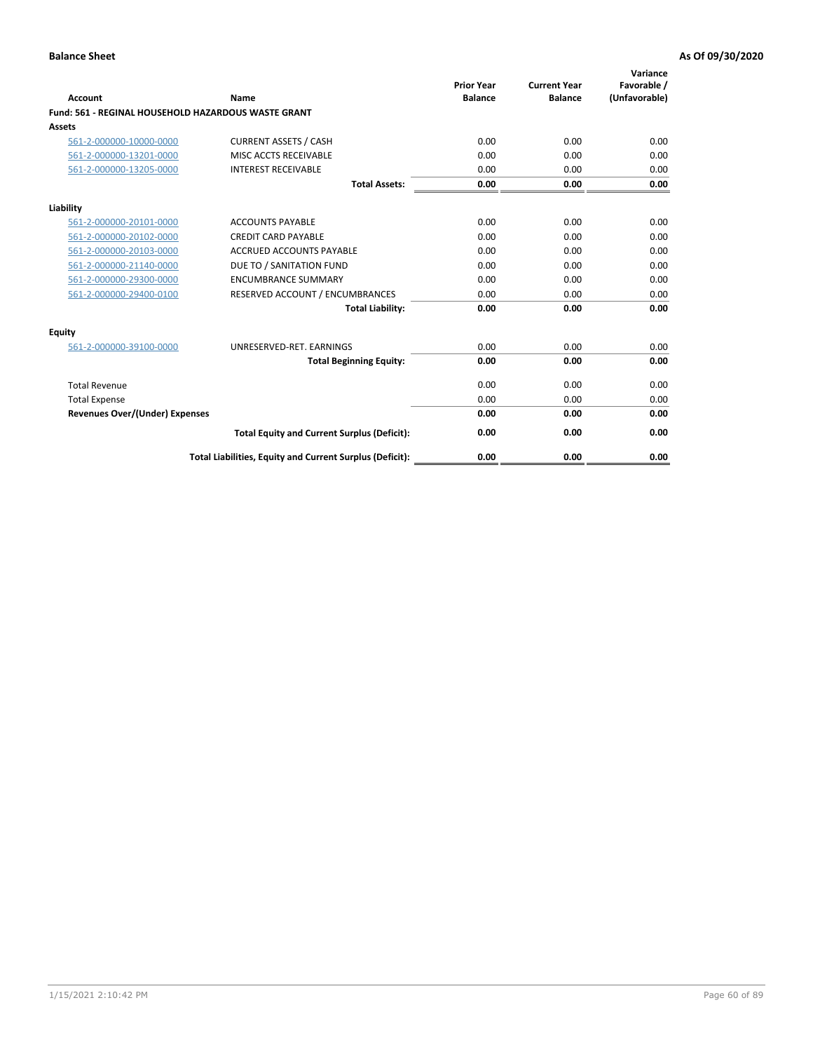**Balance Sheet** | **As Of 09/30/2020**

| Account | Name | Prior Year Balance | Current Year Balance | Variance Favorable / (Unfavorable) |
|---|---|---|---|---|
| **Fund: 561 - REGINAL HOUSEHOLD HAZARDOUS WASTE GRANT** | | | | |
| **Assets** | | | | |
| 561-2-000000-10000-0000 | CURRENT ASSETS / CASH | 0.00 | 0.00 | 0.00 |
| 561-2-000000-13201-0000 | MISC ACCTS RECEIVABLE | 0.00 | 0.00 | 0.00 |
| 561-2-000000-13205-0000 | INTEREST RECEIVABLE | 0.00 | 0.00 | 0.00 |
| | **Total Assets:** | **0.00** | **0.00** | **0.00** |
| **Liability** | | | | |
| 561-2-000000-20101-0000 | ACCOUNTS PAYABLE | 0.00 | 0.00 | 0.00 |
| 561-2-000000-20102-0000 | CREDIT CARD PAYABLE | 0.00 | 0.00 | 0.00 |
| 561-2-000000-20103-0000 | ACCRUED ACCOUNTS PAYABLE | 0.00 | 0.00 | 0.00 |
| 561-2-000000-21140-0000 | DUE TO / SANITATION FUND | 0.00 | 0.00 | 0.00 |
| 561-2-000000-29300-0000 | ENCUMBRANCE SUMMARY | 0.00 | 0.00 | 0.00 |
| 561-2-000000-29400-0100 | RESERVED ACCOUNT / ENCUMBRANCES | 0.00 | 0.00 | 0.00 |
| | **Total Liability:** | **0.00** | **0.00** | **0.00** |
| **Equity** | | | | |
| 561-2-000000-39100-0000 | UNRESERVED-RET. EARNINGS | 0.00 | 0.00 | 0.00 |
| | **Total Beginning Equity:** | **0.00** | **0.00** | **0.00** |
| Total Revenue | | 0.00 | 0.00 | 0.00 |
| Total Expense | | 0.00 | 0.00 | 0.00 |
| **Revenues Over/(Under) Expenses** | | **0.00** | **0.00** | **0.00** |
| | **Total Equity and Current Surplus (Deficit):** | **0.00** | **0.00** | **0.00** |
| | **Total Liabilities, Equity and Current Surplus (Deficit):** | **0.00** | **0.00** | **0.00** |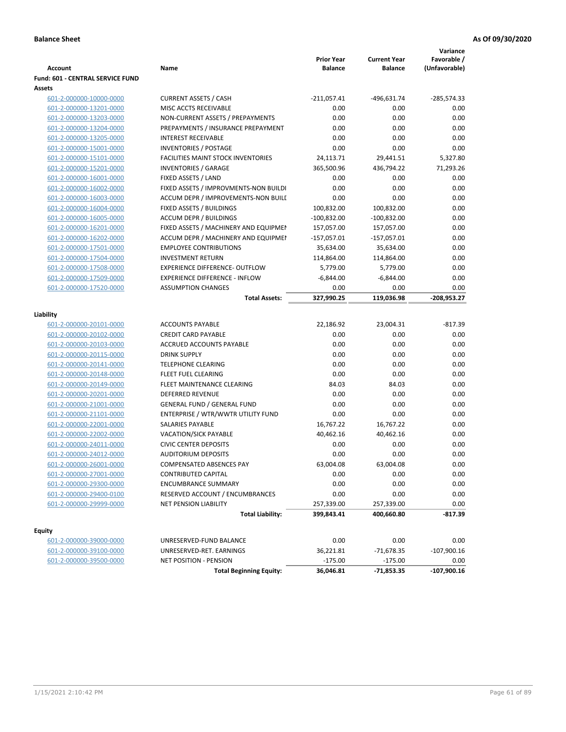**Balance Sheet** **As Of 09/30/2020**

| Account | Name | Prior Year Balance | Current Year Balance | Variance Favorable / (Unfavorable) |
|---|---|---|---|---|
| **Fund: 601 - CENTRAL SERVICE FUND** | | | | |
| **Assets** | | | | |
| 601-2-000000-10000-0000 | CURRENT ASSETS / CASH | -211,057.41 | -496,631.74 | -285,574.33 |
| 601-2-000000-13201-0000 | MISC ACCTS RECEIVABLE | 0.00 | 0.00 | 0.00 |
| 601-2-000000-13203-0000 | NON-CURRENT ASSETS / PREPAYMENTS | 0.00 | 0.00 | 0.00 |
| 601-2-000000-13204-0000 | PREPAYMENTS / INSURANCE PREPAYMENT | 0.00 | 0.00 | 0.00 |
| 601-2-000000-13205-0000 | INTEREST RECEIVABLE | 0.00 | 0.00 | 0.00 |
| 601-2-000000-15001-0000 | INVENTORIES / POSTAGE | 0.00 | 0.00 | 0.00 |
| 601-2-000000-15101-0000 | FACILITIES MAINT STOCK INVENTORIES | 24,113.71 | 29,441.51 | 5,327.80 |
| 601-2-000000-15201-0000 | INVENTORIES / GARAGE | 365,500.96 | 436,794.22 | 71,293.26 |
| 601-2-000000-16001-0000 | FIXED ASSETS / LAND | 0.00 | 0.00 | 0.00 |
| 601-2-000000-16002-0000 | FIXED ASSETS / IMPROVMENTS-NON BUILDI | 0.00 | 0.00 | 0.00 |
| 601-2-000000-16003-0000 | ACCUM DEPR / IMPROVEMENTS-NON BUILI | 0.00 | 0.00 | 0.00 |
| 601-2-000000-16004-0000 | FIXED ASSETS / BUILDINGS | 100,832.00 | 100,832.00 | 0.00 |
| 601-2-000000-16005-0000 | ACCUM DEPR / BUILDINGS | -100,832.00 | -100,832.00 | 0.00 |
| 601-2-000000-16201-0000 | FIXED ASSETS / MACHINERY AND EQUIPMEI | 157,057.00 | 157,057.00 | 0.00 |
| 601-2-000000-16202-0000 | ACCUM DEPR / MACHINERY AND EQUIPMEI | -157,057.01 | -157,057.01 | 0.00 |
| 601-2-000000-17501-0000 | EMPLOYEE CONTRIBUTIONS | 35,634.00 | 35,634.00 | 0.00 |
| 601-2-000000-17504-0000 | INVESTMENT RETURN | 114,864.00 | 114,864.00 | 0.00 |
| 601-2-000000-17508-0000 | EXPERIENCE DIFFERENCE- OUTFLOW | 5,779.00 | 5,779.00 | 0.00 |
| 601-2-000000-17509-0000 | EXPERIENCE DIFFERENCE - INFLOW | -6,844.00 | -6,844.00 | 0.00 |
| 601-2-000000-17520-0000 | ASSUMPTION CHANGES | 0.00 | 0.00 | 0.00 |
| | **Total Assets:** | **327,990.25** | **119,036.98** | **-208,953.27** |
| **Liability** | | | | |
| 601-2-000000-20101-0000 | ACCOUNTS PAYABLE | 22,186.92 | 23,004.31 | -817.39 |
| 601-2-000000-20102-0000 | CREDIT CARD PAYABLE | 0.00 | 0.00 | 0.00 |
| 601-2-000000-20103-0000 | ACCRUED ACCOUNTS PAYABLE | 0.00 | 0.00 | 0.00 |
| 601-2-000000-20115-0000 | DRINK SUPPLY | 0.00 | 0.00 | 0.00 |
| 601-2-000000-20141-0000 | TELEPHONE CLEARING | 0.00 | 0.00 | 0.00 |
| 601-2-000000-20148-0000 | FLEET FUEL CLEARING | 0.00 | 0.00 | 0.00 |
| 601-2-000000-20149-0000 | FLEET MAINTENANCE CLEARING | 84.03 | 84.03 | 0.00 |
| 601-2-000000-20201-0000 | DEFERRED REVENUE | 0.00 | 0.00 | 0.00 |
| 601-2-000000-21001-0000 | GENERAL FUND / GENERAL FUND | 0.00 | 0.00 | 0.00 |
| 601-2-000000-21101-0000 | ENTERPRISE / WTR/WWTR UTILITY FUND | 0.00 | 0.00 | 0.00 |
| 601-2-000000-22001-0000 | SALARIES PAYABLE | 16,767.22 | 16,767.22 | 0.00 |
| 601-2-000000-22002-0000 | VACATION/SICK PAYABLE | 40,462.16 | 40,462.16 | 0.00 |
| 601-2-000000-24011-0000 | CIVIC CENTER DEPOSITS | 0.00 | 0.00 | 0.00 |
| 601-2-000000-24012-0000 | AUDITORIUM DEPOSITS | 0.00 | 0.00 | 0.00 |
| 601-2-000000-26001-0000 | COMPENSATED ABSENCES PAY | 63,004.08 | 63,004.08 | 0.00 |
| 601-2-000000-27001-0000 | CONTRIBUTED CAPITAL | 0.00 | 0.00 | 0.00 |
| 601-2-000000-29300-0000 | ENCUMBRANCE SUMMARY | 0.00 | 0.00 | 0.00 |
| 601-2-000000-29400-0100 | RESERVED ACCOUNT / ENCUMBRANCES | 0.00 | 0.00 | 0.00 |
| 601-2-000000-29999-0000 | NET PENSION LIABILITY | 257,339.00 | 257,339.00 | 0.00 |
| | **Total Liability:** | **399,843.41** | **400,660.80** | **-817.39** |
| **Equity** | | | | |
| 601-2-000000-39000-0000 | UNRESERVED-FUND BALANCE | 0.00 | 0.00 | 0.00 |
| 601-2-000000-39100-0000 | UNRESERVED-RET. EARNINGS | 36,221.81 | -71,678.35 | -107,900.16 |
| 601-2-000000-39500-0000 | NET POSITION - PENSION | -175.00 | -175.00 | 0.00 |
| | **Total Beginning Equity:** | **36,046.81** | **-71,853.35** | **-107,900.16** |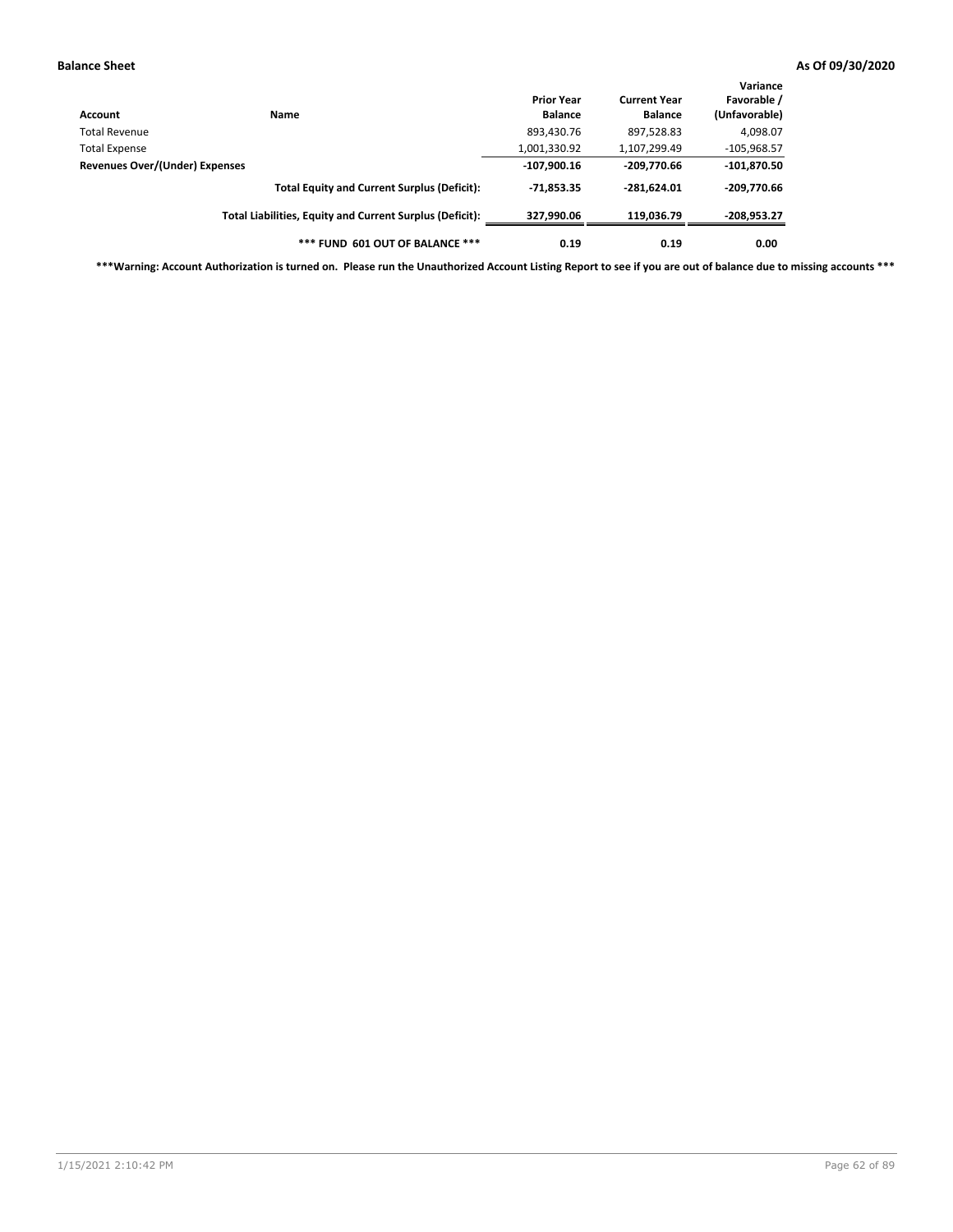**Balance Sheet** **As Of 09/30/2020**

| Account | Name | Prior Year Balance | Current Year Balance | Variance Favorable / (Unfavorable) |
|---|---|---|---|---|
| Total Revenue | | 893,430.76 | 897,528.83 | 4,098.07 |
| Total Expense | | 1,001,330.92 | 1,107,299.49 | -105,968.57 |
| **Revenues Over/(Under) Expenses** | | **-107,900.16** | **-209,770.66** | **-101,870.50** |
| | **Total Equity and Current Surplus (Deficit):** | **-71,853.35** | **-281,624.01** | **-209,770.66** |
| | **Total Liabilities, Equity and Current Surplus (Deficit):** | **327,990.06** | **119,036.79** | **-208,953.27** |
| | **\*\*\* FUND 601 OUT OF BALANCE \*\*\*** | **0.19** | **0.19** | **0.00** |

**\*\*\*Warning: Account Authorization is turned on. Please run the Unauthorized Account Listing Report to see if you are out of balance due to missing accounts \*\*\***

1/15/2021 2:10:42 PM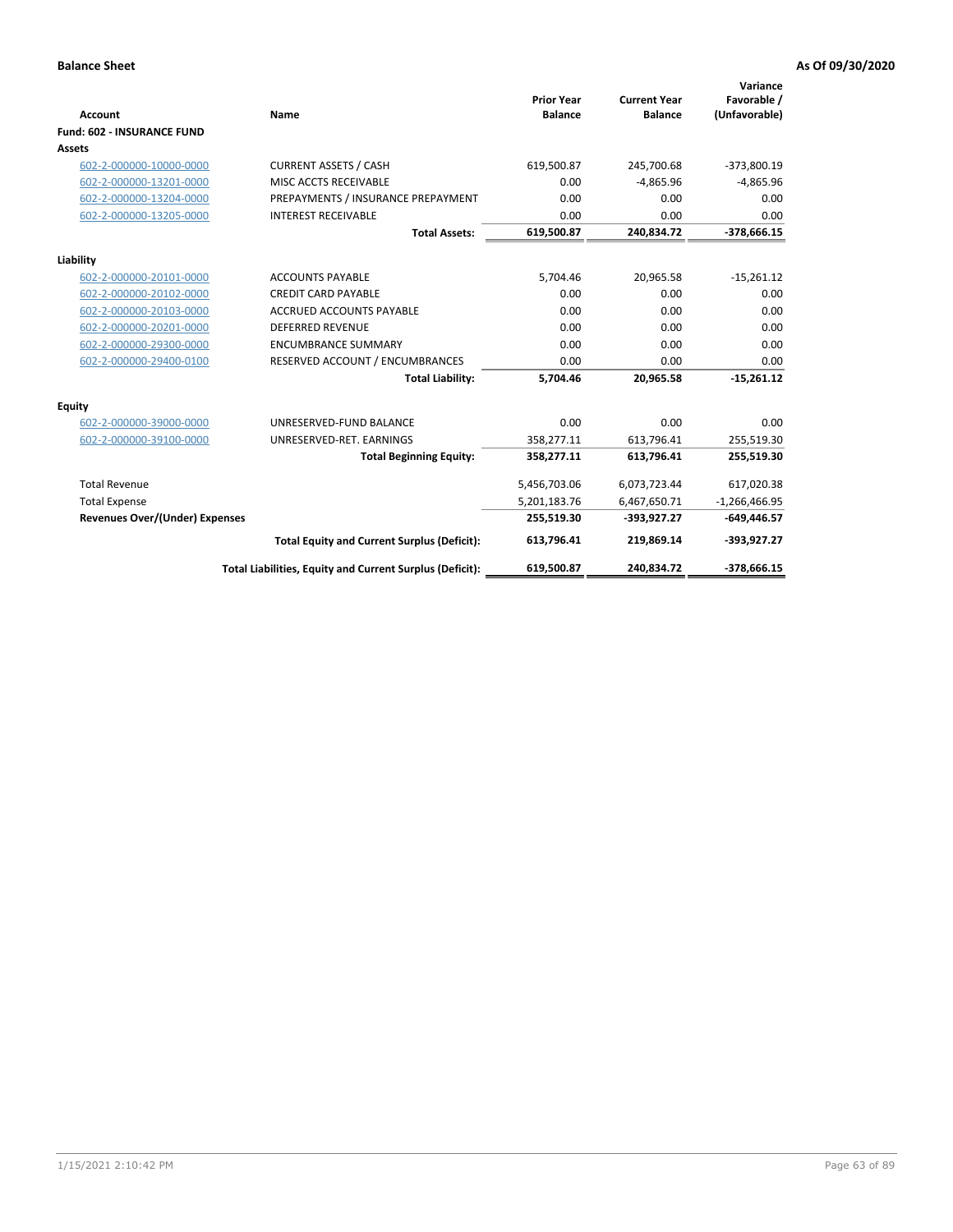**Balance Sheet** **As Of 09/30/2020**

| Account | Name | Prior Year Balance | Current Year Balance | Variance Favorable / (Unfavorable) |
|---|---|---|---|---|
| **Fund: 602 - INSURANCE FUND** | | | | |
| **Assets** | | | | |
| 602-2-000000-10000-0000 | CURRENT ASSETS / CASH | 619,500.87 | 245,700.68 | -373,800.19 |
| 602-2-000000-13201-0000 | MISC ACCTS RECEIVABLE | 0.00 | -4,865.96 | -4,865.96 |
| 602-2-000000-13204-0000 | PREPAYMENTS / INSURANCE PREPAYMENT | 0.00 | 0.00 | 0.00 |
| 602-2-000000-13205-0000 | INTEREST RECEIVABLE | 0.00 | 0.00 | 0.00 |
| | **Total Assets:** | **619,500.87** | **240,834.72** | **-378,666.15** |
| **Liability** | | | | |
| 602-2-000000-20101-0000 | ACCOUNTS PAYABLE | 5,704.46 | 20,965.58 | -15,261.12 |
| 602-2-000000-20102-0000 | CREDIT CARD PAYABLE | 0.00 | 0.00 | 0.00 |
| 602-2-000000-20103-0000 | ACCRUED ACCOUNTS PAYABLE | 0.00 | 0.00 | 0.00 |
| 602-2-000000-20201-0000 | DEFERRED REVENUE | 0.00 | 0.00 | 0.00 |
| 602-2-000000-29300-0000 | ENCUMBRANCE SUMMARY | 0.00 | 0.00 | 0.00 |
| 602-2-000000-29400-0100 | RESERVED ACCOUNT / ENCUMBRANCES | 0.00 | 0.00 | 0.00 |
| | **Total Liability:** | **5,704.46** | **20,965.58** | **-15,261.12** |
| **Equity** | | | | |
| 602-2-000000-39000-0000 | UNRESERVED-FUND BALANCE | 0.00 | 0.00 | 0.00 |
| 602-2-000000-39100-0000 | UNRESERVED-RET. EARNINGS | 358,277.11 | 613,796.41 | 255,519.30 |
| | **Total Beginning Equity:** | **358,277.11** | **613,796.41** | **255,519.30** |
| Total Revenue | | 5,456,703.06 | 6,073,723.44 | 617,020.38 |
| Total Expense | | 5,201,183.76 | 6,467,650.71 | -1,266,466.95 |
| **Revenues Over/(Under) Expenses** | | **255,519.30** | **-393,927.27** | **-649,446.57** |
| | **Total Equity and Current Surplus (Deficit):** | **613,796.41** | **219,869.14** | **-393,927.27** |
| | **Total Liabilities, Equity and Current Surplus (Deficit):** | **619,500.87** | **240,834.72** | **-378,666.15** |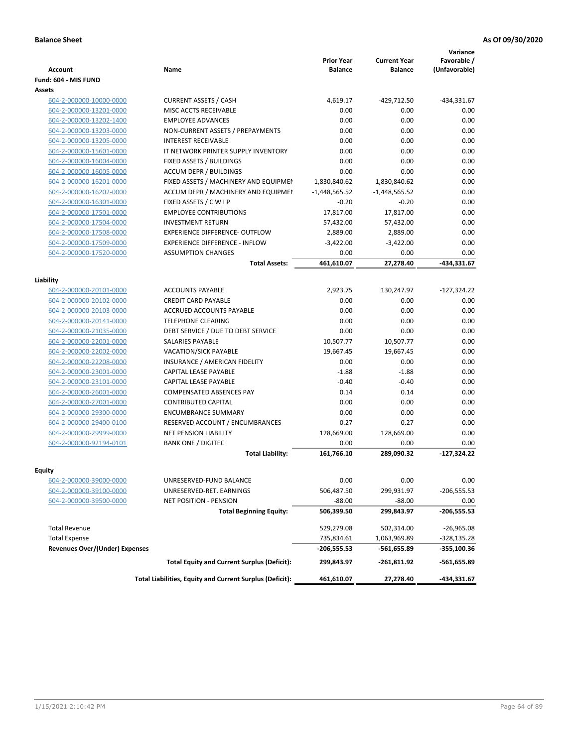**Balance Sheet** **As Of 09/30/2020**

| Account | Name | Prior Year Balance | Current Year Balance | Variance Favorable / (Unfavorable) |
|---|---|---|---|---|
| **Fund: 604 - MIS FUND** | | | | |
| **Assets** | | | | |
| 604-2-000000-10000-0000 | CURRENT ASSETS / CASH | 4,619.17 | -429,712.50 | -434,331.67 |
| 604-2-000000-13201-0000 | MISC ACCTS RECEIVABLE | 0.00 | 0.00 | 0.00 |
| 604-2-000000-13202-1400 | EMPLOYEE ADVANCES | 0.00 | 0.00 | 0.00 |
| 604-2-000000-13203-0000 | NON-CURRENT ASSETS / PREPAYMENTS | 0.00 | 0.00 | 0.00 |
| 604-2-000000-13205-0000 | INTEREST RECEIVABLE | 0.00 | 0.00 | 0.00 |
| 604-2-000000-15601-0000 | IT NETWORK PRINTER SUPPLY INVENTORY | 0.00 | 0.00 | 0.00 |
| 604-2-000000-16004-0000 | FIXED ASSETS / BUILDINGS | 0.00 | 0.00 | 0.00 |
| 604-2-000000-16005-0000 | ACCUM DEPR / BUILDINGS | 0.00 | 0.00 | 0.00 |
| 604-2-000000-16201-0000 | FIXED ASSETS / MACHINERY AND EQUIPMEN | 1,830,840.62 | 1,830,840.62 | 0.00 |
| 604-2-000000-16202-0000 | ACCUM DEPR / MACHINERY AND EQUIPMEN | -1,448,565.52 | -1,448,565.52 | 0.00 |
| 604-2-000000-16301-0000 | FIXED ASSETS / C W I P | -0.20 | -0.20 | 0.00 |
| 604-2-000000-17501-0000 | EMPLOYEE CONTRIBUTIONS | 17,817.00 | 17,817.00 | 0.00 |
| 604-2-000000-17504-0000 | INVESTMENT RETURN | 57,432.00 | 57,432.00 | 0.00 |
| 604-2-000000-17508-0000 | EXPERIENCE DIFFERENCE- OUTFLOW | 2,889.00 | 2,889.00 | 0.00 |
| 604-2-000000-17509-0000 | EXPERIENCE DIFFERENCE - INFLOW | -3,422.00 | -3,422.00 | 0.00 |
| 604-2-000000-17520-0000 | ASSUMPTION CHANGES | 0.00 | 0.00 | 0.00 |
| | **Total Assets:** | **461,610.07** | **27,278.40** | **-434,331.67** |
| **Liability** | | | | |
| 604-2-000000-20101-0000 | ACCOUNTS PAYABLE | 2,923.75 | 130,247.97 | -127,324.22 |
| 604-2-000000-20102-0000 | CREDIT CARD PAYABLE | 0.00 | 0.00 | 0.00 |
| 604-2-000000-20103-0000 | ACCRUED ACCOUNTS PAYABLE | 0.00 | 0.00 | 0.00 |
| 604-2-000000-20141-0000 | TELEPHONE CLEARING | 0.00 | 0.00 | 0.00 |
| 604-2-000000-21035-0000 | DEBT SERVICE / DUE TO DEBT SERVICE | 0.00 | 0.00 | 0.00 |
| 604-2-000000-22001-0000 | SALARIES PAYABLE | 10,507.77 | 10,507.77 | 0.00 |
| 604-2-000000-22002-0000 | VACATION/SICK PAYABLE | 19,667.45 | 19,667.45 | 0.00 |
| 604-2-000000-22208-0000 | INSURANCE / AMERICAN FIDELITY | 0.00 | 0.00 | 0.00 |
| 604-2-000000-23001-0000 | CAPITAL LEASE PAYABLE | -1.88 | -1.88 | 0.00 |
| 604-2-000000-23101-0000 | CAPITAL LEASE PAYABLE | -0.40 | -0.40 | 0.00 |
| 604-2-000000-26001-0000 | COMPENSATED ABSENCES PAY | 0.14 | 0.14 | 0.00 |
| 604-2-000000-27001-0000 | CONTRIBUTED CAPITAL | 0.00 | 0.00 | 0.00 |
| 604-2-000000-29300-0000 | ENCUMBRANCE SUMMARY | 0.00 | 0.00 | 0.00 |
| 604-2-000000-29400-0100 | RESERVED ACCOUNT / ENCUMBRANCES | 0.27 | 0.27 | 0.00 |
| 604-2-000000-29999-0000 | NET PENSION LIABILITY | 128,669.00 | 128,669.00 | 0.00 |
| 604-2-000000-92194-0101 | BANK ONE / DIGITEC | 0.00 | 0.00 | 0.00 |
| | **Total Liability:** | **161,766.10** | **289,090.32** | **-127,324.22** |
| **Equity** | | | | |
| 604-2-000000-39000-0000 | UNRESERVED-FUND BALANCE | 0.00 | 0.00 | 0.00 |
| 604-2-000000-39100-0000 | UNRESERVED-RET. EARNINGS | 506,487.50 | 299,931.97 | -206,555.53 |
| 604-2-000000-39500-0000 | NET POSITION - PENSION | -88.00 | -88.00 | 0.00 |
| | **Total Beginning Equity:** | **506,399.50** | **299,843.97** | **-206,555.53** |
| Total Revenue | | 529,279.08 | 502,314.00 | -26,965.08 |
| Total Expense | | 735,834.61 | 1,063,969.89 | -328,135.28 |
| **Revenues Over/(Under) Expenses** | | **-206,555.53** | **-561,655.89** | **-355,100.36** |
| | **Total Equity and Current Surplus (Deficit):** | **299,843.97** | **-261,811.92** | **-561,655.89** |
| | **Total Liabilities, Equity and Current Surplus (Deficit):** | **461,610.07** | **27,278.40** | **-434,331.67** |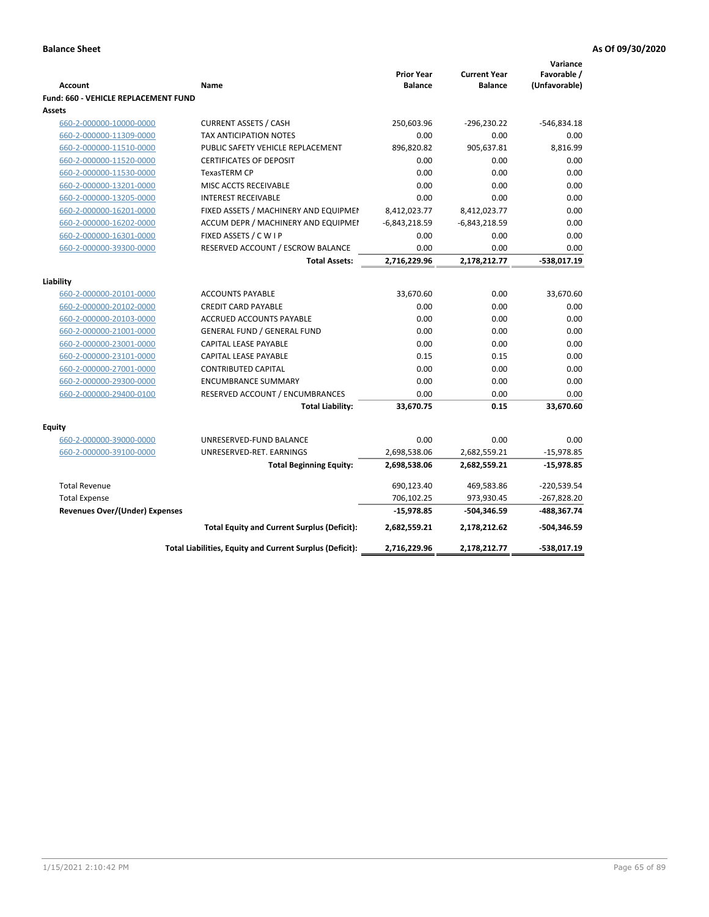**Balance Sheet** **As Of 09/30/2020**

| Account | Name | Prior Year Balance | Current Year Balance | Variance Favorable / (Unfavorable) |
|---|---|---|---|---|
| **Fund: 660 - VEHICLE REPLACEMENT FUND** | | | | |
| **Assets** | | | | |
| 660-2-000000-10000-0000 | CURRENT ASSETS / CASH | 250,603.96 | -296,230.22 | -546,834.18 |
| 660-2-000000-11309-0000 | TAX ANTICIPATION NOTES | 0.00 | 0.00 | 0.00 |
| 660-2-000000-11510-0000 | PUBLIC SAFETY VEHICLE REPLACEMENT | 896,820.82 | 905,637.81 | 8,816.99 |
| 660-2-000000-11520-0000 | CERTIFICATES OF DEPOSIT | 0.00 | 0.00 | 0.00 |
| 660-2-000000-11530-0000 | TexasTERM CP | 0.00 | 0.00 | 0.00 |
| 660-2-000000-13201-0000 | MISC ACCTS RECEIVABLE | 0.00 | 0.00 | 0.00 |
| 660-2-000000-13205-0000 | INTEREST RECEIVABLE | 0.00 | 0.00 | 0.00 |
| 660-2-000000-16201-0000 | FIXED ASSETS / MACHINERY AND EQUIPMEN | 8,412,023.77 | 8,412,023.77 | 0.00 |
| 660-2-000000-16202-0000 | ACCUM DEPR / MACHINERY AND EQUIPMEI | -6,843,218.59 | -6,843,218.59 | 0.00 |
| 660-2-000000-16301-0000 | FIXED ASSETS / C W I P | 0.00 | 0.00 | 0.00 |
| 660-2-000000-39300-0000 | RESERVED ACCOUNT / ESCROW BALANCE | 0.00 | 0.00 | 0.00 |
| | **Total Assets:** | **2,716,229.96** | **2,178,212.77** | **-538,017.19** |
| **Liability** | | | | |
| 660-2-000000-20101-0000 | ACCOUNTS PAYABLE | 33,670.60 | 0.00 | 33,670.60 |
| 660-2-000000-20102-0000 | CREDIT CARD PAYABLE | 0.00 | 0.00 | 0.00 |
| 660-2-000000-20103-0000 | ACCRUED ACCOUNTS PAYABLE | 0.00 | 0.00 | 0.00 |
| 660-2-000000-21001-0000 | GENERAL FUND / GENERAL FUND | 0.00 | 0.00 | 0.00 |
| 660-2-000000-23001-0000 | CAPITAL LEASE PAYABLE | 0.00 | 0.00 | 0.00 |
| 660-2-000000-23101-0000 | CAPITAL LEASE PAYABLE | 0.15 | 0.15 | 0.00 |
| 660-2-000000-27001-0000 | CONTRIBUTED CAPITAL | 0.00 | 0.00 | 0.00 |
| 660-2-000000-29300-0000 | ENCUMBRANCE SUMMARY | 0.00 | 0.00 | 0.00 |
| 660-2-000000-29400-0100 | RESERVED ACCOUNT / ENCUMBRANCES | 0.00 | 0.00 | 0.00 |
| | **Total Liability:** | **33,670.75** | **0.15** | **33,670.60** |
| **Equity** | | | | |
| 660-2-000000-39000-0000 | UNRESERVED-FUND BALANCE | 0.00 | 0.00 | 0.00 |
| 660-2-000000-39100-0000 | UNRESERVED-RET. EARNINGS | 2,698,538.06 | 2,682,559.21 | -15,978.85 |
| | **Total Beginning Equity:** | **2,698,538.06** | **2,682,559.21** | **-15,978.85** |
| Total Revenue | | 690,123.40 | 469,583.86 | -220,539.54 |
| Total Expense | | 706,102.25 | 973,930.45 | -267,828.20 |
| **Revenues Over/(Under) Expenses** | | **-15,978.85** | **-504,346.59** | **-488,367.74** |
| | **Total Equity and Current Surplus (Deficit):** | **2,682,559.21** | **2,178,212.62** | **-504,346.59** |
| | **Total Liabilities, Equity and Current Surplus (Deficit):** | **2,716,229.96** | **2,178,212.77** | **-538,017.19** |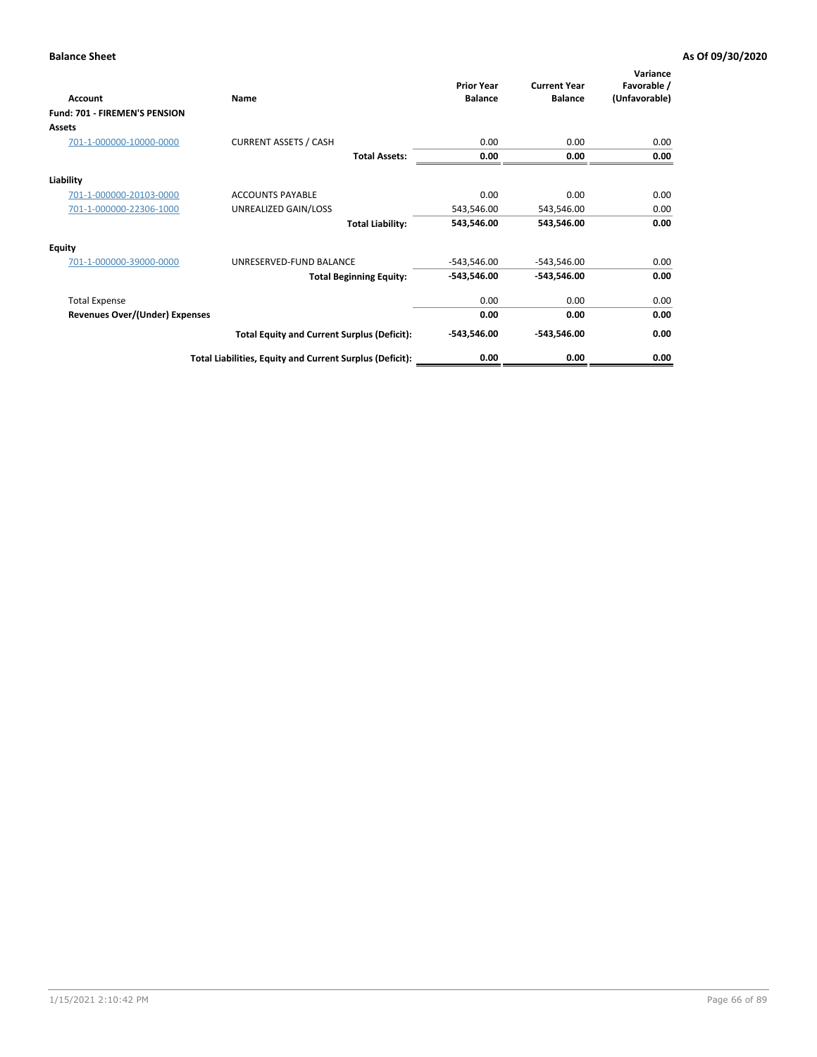**Balance Sheet** — As Of 09/30/2020

| Account | Name | Prior Year Balance | Current Year Balance | Variance Favorable / (Unfavorable) |
|---|---|---|---|---|
| **Fund: 701 - FIREMEN'S PENSION** | | | | |
| **Assets** | | | | |
| 701-1-000000-10000-0000 | CURRENT ASSETS / CASH | 0.00 | 0.00 | 0.00 |
| | **Total Assets:** | **0.00** | **0.00** | **0.00** |
| **Liability** | | | | |
| 701-1-000000-20103-0000 | ACCOUNTS PAYABLE | 0.00 | 0.00 | 0.00 |
| 701-1-000000-22306-1000 | UNREALIZED GAIN/LOSS | 543,546.00 | 543,546.00 | 0.00 |
| | **Total Liability:** | **543,546.00** | **543,546.00** | **0.00** |
| **Equity** | | | | |
| 701-1-000000-39000-0000 | UNRESERVED-FUND BALANCE | -543,546.00 | -543,546.00 | 0.00 |
| | **Total Beginning Equity:** | **-543,546.00** | **-543,546.00** | **0.00** |
| Total Expense | | 0.00 | 0.00 | 0.00 |
| **Revenues Over/(Under) Expenses** | | **0.00** | **0.00** | **0.00** |
| | **Total Equity and Current Surplus (Deficit):** | **-543,546.00** | **-543,546.00** | **0.00** |
| | **Total Liabilities, Equity and Current Surplus (Deficit):** | **0.00** | **0.00** | **0.00** |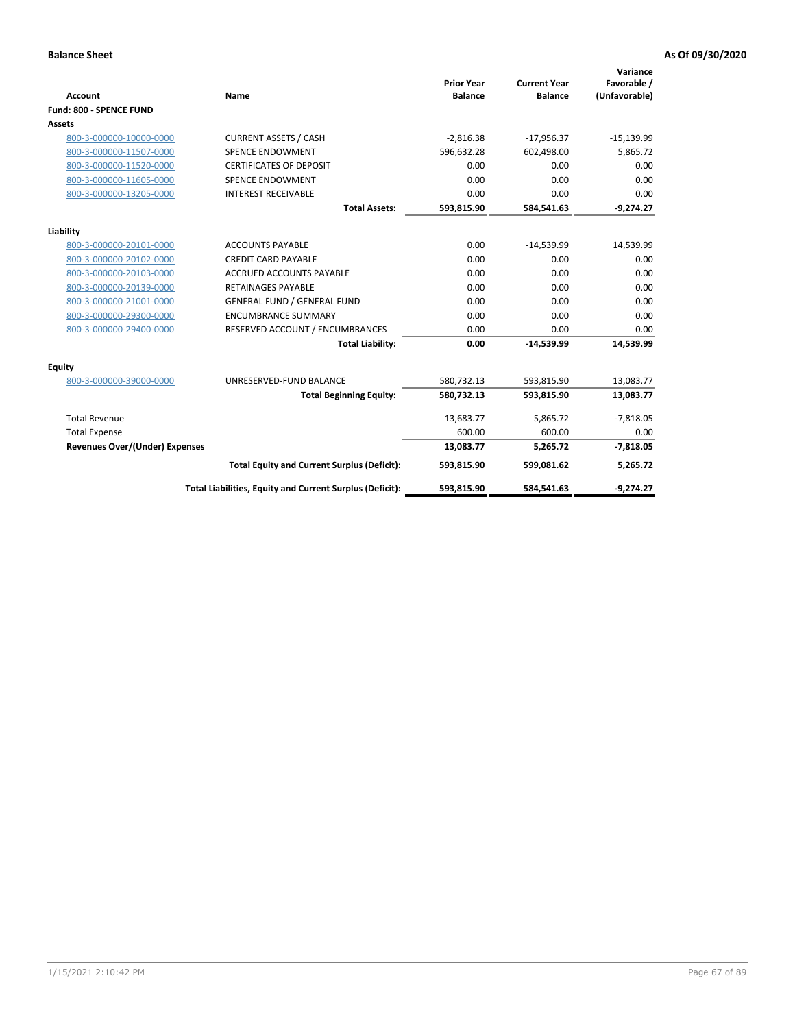**Balance Sheet** | **As Of 09/30/2020**

| Account | Name | Prior Year Balance | Current Year Balance | Variance Favorable / (Unfavorable) |
|---|---|---|---|---|
| **Fund: 800 - SPENCE FUND** | | | | |
| **Assets** | | | | |
| 800-3-000000-10000-0000 | CURRENT ASSETS / CASH | -2,816.38 | -17,956.37 | -15,139.99 |
| 800-3-000000-11507-0000 | SPENCE ENDOWMENT | 596,632.28 | 602,498.00 | 5,865.72 |
| 800-3-000000-11520-0000 | CERTIFICATES OF DEPOSIT | 0.00 | 0.00 | 0.00 |
| 800-3-000000-11605-0000 | SPENCE ENDOWMENT | 0.00 | 0.00 | 0.00 |
| 800-3-000000-13205-0000 | INTEREST RECEIVABLE | 0.00 | 0.00 | 0.00 |
| | **Total Assets:** | **593,815.90** | **584,541.63** | **-9,274.27** |
| **Liability** | | | | |
| 800-3-000000-20101-0000 | ACCOUNTS PAYABLE | 0.00 | -14,539.99 | 14,539.99 |
| 800-3-000000-20102-0000 | CREDIT CARD PAYABLE | 0.00 | 0.00 | 0.00 |
| 800-3-000000-20103-0000 | ACCRUED ACCOUNTS PAYABLE | 0.00 | 0.00 | 0.00 |
| 800-3-000000-20139-0000 | RETAINAGES PAYABLE | 0.00 | 0.00 | 0.00 |
| 800-3-000000-21001-0000 | GENERAL FUND / GENERAL FUND | 0.00 | 0.00 | 0.00 |
| 800-3-000000-29300-0000 | ENCUMBRANCE SUMMARY | 0.00 | 0.00 | 0.00 |
| 800-3-000000-29400-0000 | RESERVED ACCOUNT / ENCUMBRANCES | 0.00 | 0.00 | 0.00 |
| | **Total Liability:** | **0.00** | **-14,539.99** | **14,539.99** |
| **Equity** | | | | |
| 800-3-000000-39000-0000 | UNRESERVED-FUND BALANCE | 580,732.13 | 593,815.90 | 13,083.77 |
| | **Total Beginning Equity:** | **580,732.13** | **593,815.90** | **13,083.77** |
| Total Revenue | | 13,683.77 | 5,865.72 | -7,818.05 |
| Total Expense | | 600.00 | 600.00 | 0.00 |
| **Revenues Over/(Under) Expenses** | | **13,083.77** | **5,265.72** | **-7,818.05** |
| | **Total Equity and Current Surplus (Deficit):** | **593,815.90** | **599,081.62** | **5,265.72** |
| | **Total Liabilities, Equity and Current Surplus (Deficit):** | **593,815.90** | **584,541.63** | **-9,274.27** |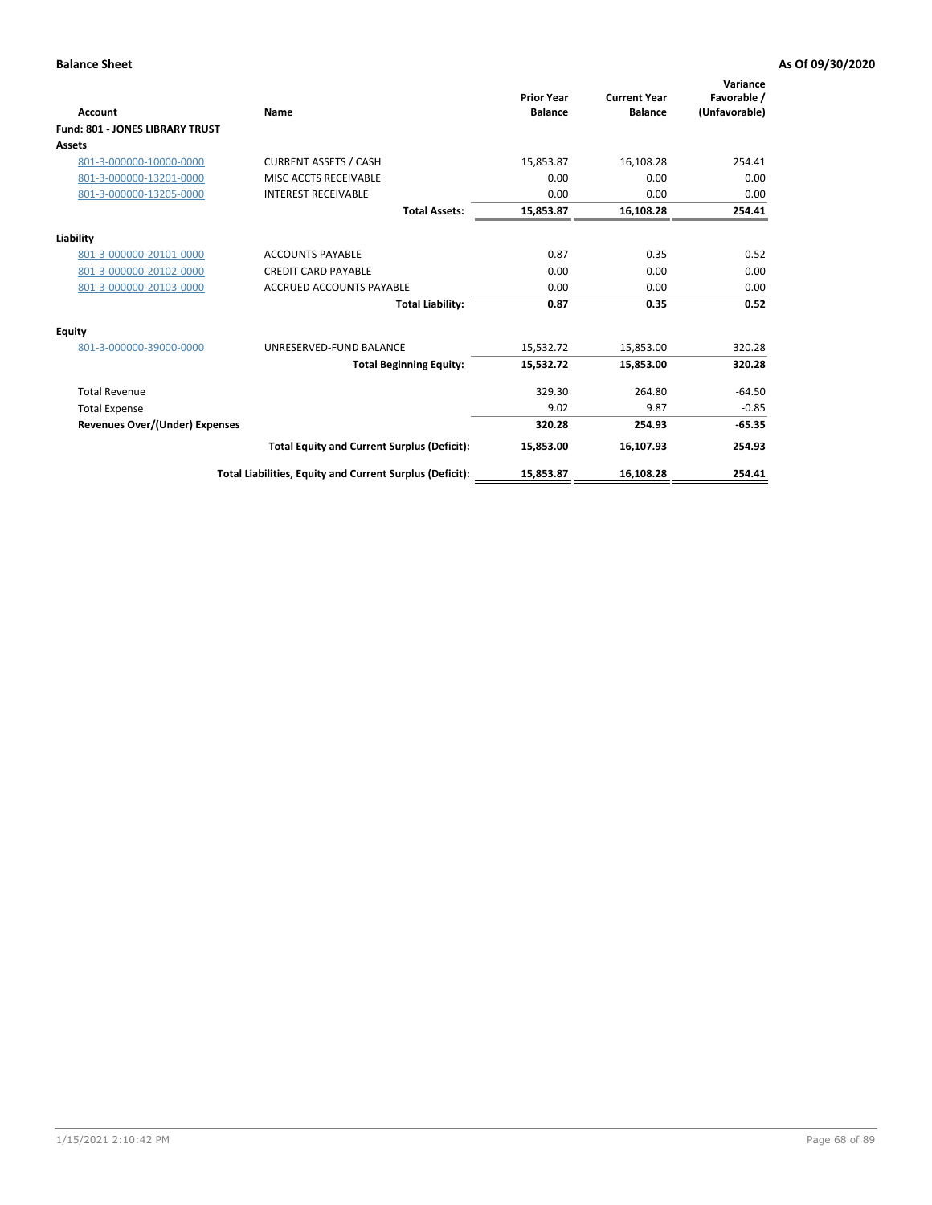**Balance Sheet** **As Of 09/30/2020**

| Account | Name | Prior Year Balance | Current Year Balance | Variance Favorable / (Unfavorable) |
|---|---|---|---|---|
| **Fund: 801 - JONES LIBRARY TRUST** | | | | |
| **Assets** | | | | |
| 801-3-000000-10000-0000 | CURRENT ASSETS / CASH | 15,853.87 | 16,108.28 | 254.41 |
| 801-3-000000-13201-0000 | MISC ACCTS RECEIVABLE | 0.00 | 0.00 | 0.00 |
| 801-3-000000-13205-0000 | INTEREST RECEIVABLE | 0.00 | 0.00 | 0.00 |
| | **Total Assets:** | **15,853.87** | **16,108.28** | **254.41** |
| **Liability** | | | | |
| 801-3-000000-20101-0000 | ACCOUNTS PAYABLE | 0.87 | 0.35 | 0.52 |
| 801-3-000000-20102-0000 | CREDIT CARD PAYABLE | 0.00 | 0.00 | 0.00 |
| 801-3-000000-20103-0000 | ACCRUED ACCOUNTS PAYABLE | 0.00 | 0.00 | 0.00 |
| | **Total Liability:** | **0.87** | **0.35** | **0.52** |
| **Equity** | | | | |
| 801-3-000000-39000-0000 | UNRESERVED-FUND BALANCE | 15,532.72 | 15,853.00 | 320.28 |
| | **Total Beginning Equity:** | **15,532.72** | **15,853.00** | **320.28** |
| Total Revenue | | 329.30 | 264.80 | -64.50 |
| Total Expense | | 9.02 | 9.87 | -0.85 |
| **Revenues Over/(Under) Expenses** | | **320.28** | **254.93** | **-65.35** |
| | **Total Equity and Current Surplus (Deficit):** | **15,853.00** | **16,107.93** | **254.93** |
| | **Total Liabilities, Equity and Current Surplus (Deficit):** | **15,853.87** | **16,108.28** | **254.41** |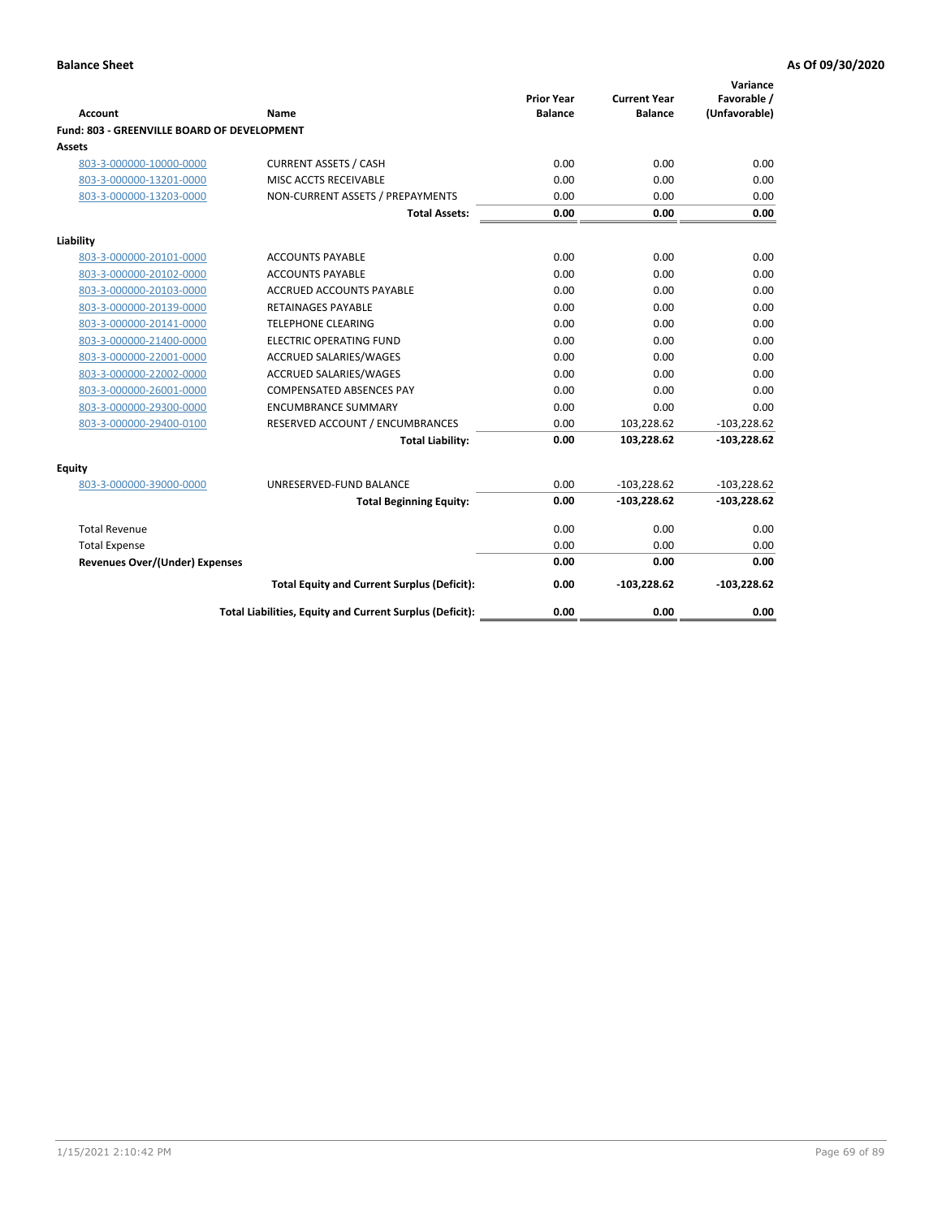**Balance Sheet** **As Of 09/30/2020**

| Account | Name | Prior Year Balance | Current Year Balance | Variance Favorable / (Unfavorable) |
|---|---|---|---|---|
| **Fund: 803 - GREENVILLE BOARD OF DEVELOPMENT** | | | | |
| **Assets** | | | | |
| 803-3-000000-10000-0000 | CURRENT ASSETS / CASH | 0.00 | 0.00 | 0.00 |
| 803-3-000000-13201-0000 | MISC ACCTS RECEIVABLE | 0.00 | 0.00 | 0.00 |
| 803-3-000000-13203-0000 | NON-CURRENT ASSETS / PREPAYMENTS | 0.00 | 0.00 | 0.00 |
| | **Total Assets:** | **0.00** | **0.00** | **0.00** |
| **Liability** | | | | |
| 803-3-000000-20101-0000 | ACCOUNTS PAYABLE | 0.00 | 0.00 | 0.00 |
| 803-3-000000-20102-0000 | ACCOUNTS PAYABLE | 0.00 | 0.00 | 0.00 |
| 803-3-000000-20103-0000 | ACCRUED ACCOUNTS PAYABLE | 0.00 | 0.00 | 0.00 |
| 803-3-000000-20139-0000 | RETAINAGES PAYABLE | 0.00 | 0.00 | 0.00 |
| 803-3-000000-20141-0000 | TELEPHONE CLEARING | 0.00 | 0.00 | 0.00 |
| 803-3-000000-21400-0000 | ELECTRIC OPERATING FUND | 0.00 | 0.00 | 0.00 |
| 803-3-000000-22001-0000 | ACCRUED SALARIES/WAGES | 0.00 | 0.00 | 0.00 |
| 803-3-000000-22002-0000 | ACCRUED SALARIES/WAGES | 0.00 | 0.00 | 0.00 |
| 803-3-000000-26001-0000 | COMPENSATED ABSENCES PAY | 0.00 | 0.00 | 0.00 |
| 803-3-000000-29300-0000 | ENCUMBRANCE SUMMARY | 0.00 | 0.00 | 0.00 |
| 803-3-000000-29400-0100 | RESERVED ACCOUNT / ENCUMBRANCES | 0.00 | 103,228.62 | -103,228.62 |
| | **Total Liability:** | **0.00** | **103,228.62** | **-103,228.62** |
| **Equity** | | | | |
| 803-3-000000-39000-0000 | UNRESERVED-FUND BALANCE | 0.00 | -103,228.62 | -103,228.62 |
| | **Total Beginning Equity:** | **0.00** | **-103,228.62** | **-103,228.62** |
| Total Revenue | | 0.00 | 0.00 | 0.00 |
| Total Expense | | 0.00 | 0.00 | 0.00 |
| **Revenues Over/(Under) Expenses** | | **0.00** | **0.00** | **0.00** |
| | **Total Equity and Current Surplus (Deficit):** | **0.00** | **-103,228.62** | **-103,228.62** |
| | **Total Liabilities, Equity and Current Surplus (Deficit):** | **0.00** | **0.00** | **0.00** |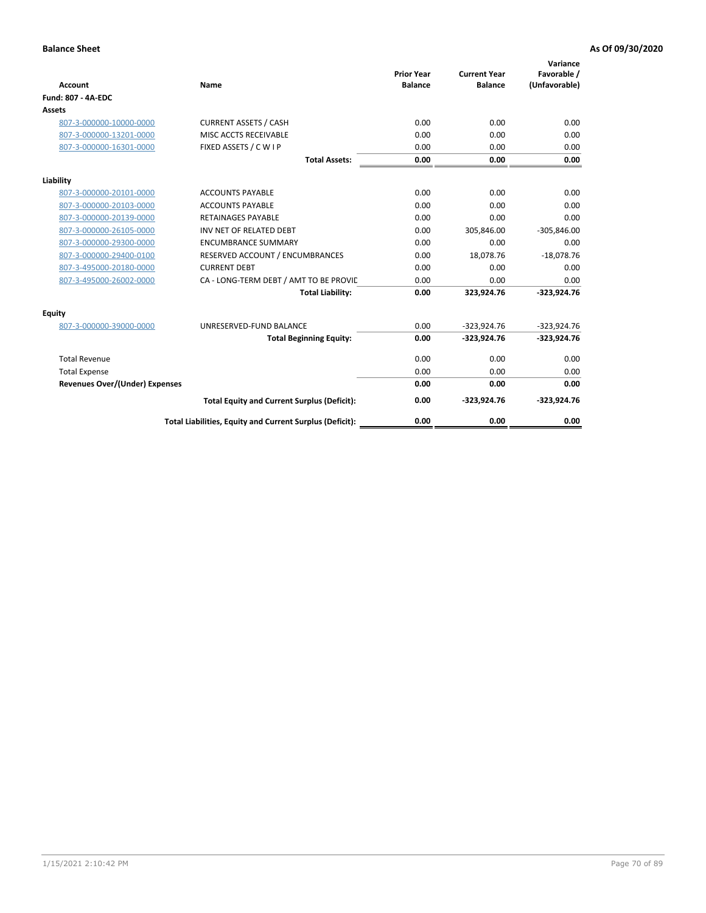**Balance Sheet** **As Of 09/30/2020**

| Account | Name | Prior Year Balance | Current Year Balance | Variance Favorable / (Unfavorable) |
|---|---|---|---|---|
| **Fund: 807 - 4A-EDC** | | | | |
| **Assets** | | | | |
| 807-3-000000-10000-0000 | CURRENT ASSETS / CASH | 0.00 | 0.00 | 0.00 |
| 807-3-000000-13201-0000 | MISC ACCTS RECEIVABLE | 0.00 | 0.00 | 0.00 |
| 807-3-000000-16301-0000 | FIXED ASSETS / C W I P | 0.00 | 0.00 | 0.00 |
| | **Total Assets:** | **0.00** | **0.00** | **0.00** |
| **Liability** | | | | |
| 807-3-000000-20101-0000 | ACCOUNTS PAYABLE | 0.00 | 0.00 | 0.00 |
| 807-3-000000-20103-0000 | ACCOUNTS PAYABLE | 0.00 | 0.00 | 0.00 |
| 807-3-000000-20139-0000 | RETAINAGES PAYABLE | 0.00 | 0.00 | 0.00 |
| 807-3-000000-26105-0000 | INV NET OF RELATED DEBT | 0.00 | 305,846.00 | -305,846.00 |
| 807-3-000000-29300-0000 | ENCUMBRANCE SUMMARY | 0.00 | 0.00 | 0.00 |
| 807-3-000000-29400-0100 | RESERVED ACCOUNT / ENCUMBRANCES | 0.00 | 18,078.76 | -18,078.76 |
| 807-3-495000-20180-0000 | CURRENT DEBT | 0.00 | 0.00 | 0.00 |
| 807-3-495000-26002-0000 | CA - LONG-TERM DEBT / AMT TO BE PROVID | 0.00 | 0.00 | 0.00 |
| | **Total Liability:** | **0.00** | **323,924.76** | **-323,924.76** |
| **Equity** | | | | |
| 807-3-000000-39000-0000 | UNRESERVED-FUND BALANCE | 0.00 | -323,924.76 | -323,924.76 |
| | **Total Beginning Equity:** | **0.00** | **-323,924.76** | **-323,924.76** |
| Total Revenue | | 0.00 | 0.00 | 0.00 |
| Total Expense | | 0.00 | 0.00 | 0.00 |
| **Revenues Over/(Under) Expenses** | | **0.00** | **0.00** | **0.00** |
| | **Total Equity and Current Surplus (Deficit):** | **0.00** | **-323,924.76** | **-323,924.76** |
| | **Total Liabilities, Equity and Current Surplus (Deficit):** | **0.00** | **0.00** | **0.00** |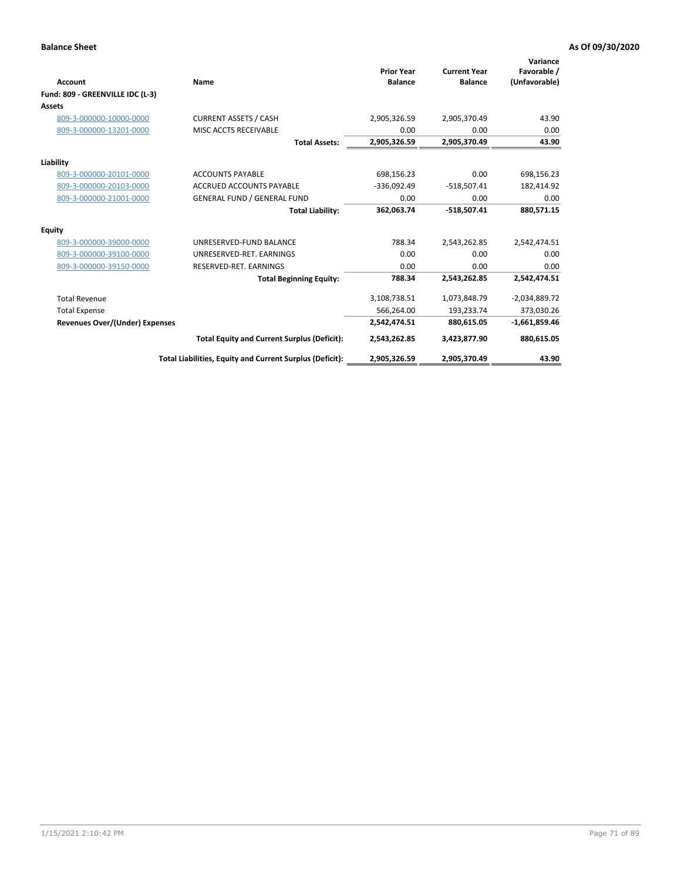**Balance Sheet** **As Of 09/30/2020**

| Account | Name | Prior Year Balance | Current Year Balance | Variance Favorable / (Unfavorable) |
|---|---|---|---|---|
| **Fund: 809 - GREENVILLE IDC (L-3)** | | | | |
| **Assets** | | | | |
| 809-3-000000-10000-0000 | CURRENT ASSETS / CASH | 2,905,326.59 | 2,905,370.49 | 43.90 |
| 809-3-000000-13201-0000 | MISC ACCTS RECEIVABLE | 0.00 | 0.00 | 0.00 |
| | **Total Assets:** | **2,905,326.59** | **2,905,370.49** | **43.90** |
| **Liability** | | | | |
| 809-3-000000-20101-0000 | ACCOUNTS PAYABLE | 698,156.23 | 0.00 | 698,156.23 |
| 809-3-000000-20103-0000 | ACCRUED ACCOUNTS PAYABLE | -336,092.49 | -518,507.41 | 182,414.92 |
| 809-3-000000-21001-0000 | GENERAL FUND / GENERAL FUND | 0.00 | 0.00 | 0.00 |
| | **Total Liability:** | **362,063.74** | **-518,507.41** | **880,571.15** |
| **Equity** | | | | |
| 809-3-000000-39000-0000 | UNRESERVED-FUND BALANCE | 788.34 | 2,543,262.85 | 2,542,474.51 |
| 809-3-000000-39100-0000 | UNRESERVED-RET. EARNINGS | 0.00 | 0.00 | 0.00 |
| 809-3-000000-39150-0000 | RESERVED-RET. EARNINGS | 0.00 | 0.00 | 0.00 |
| | **Total Beginning Equity:** | **788.34** | **2,543,262.85** | **2,542,474.51** |
| Total Revenue | | 3,108,738.51 | 1,073,848.79 | -2,034,889.72 |
| Total Expense | | 566,264.00 | 193,233.74 | 373,030.26 |
| **Revenues Over/(Under) Expenses** | | **2,542,474.51** | **880,615.05** | **-1,661,859.46** |
| | **Total Equity and Current Surplus (Deficit):** | **2,543,262.85** | **3,423,877.90** | **880,615.05** |
| | **Total Liabilities, Equity and Current Surplus (Deficit):** | **2,905,326.59** | **2,905,370.49** | **43.90** |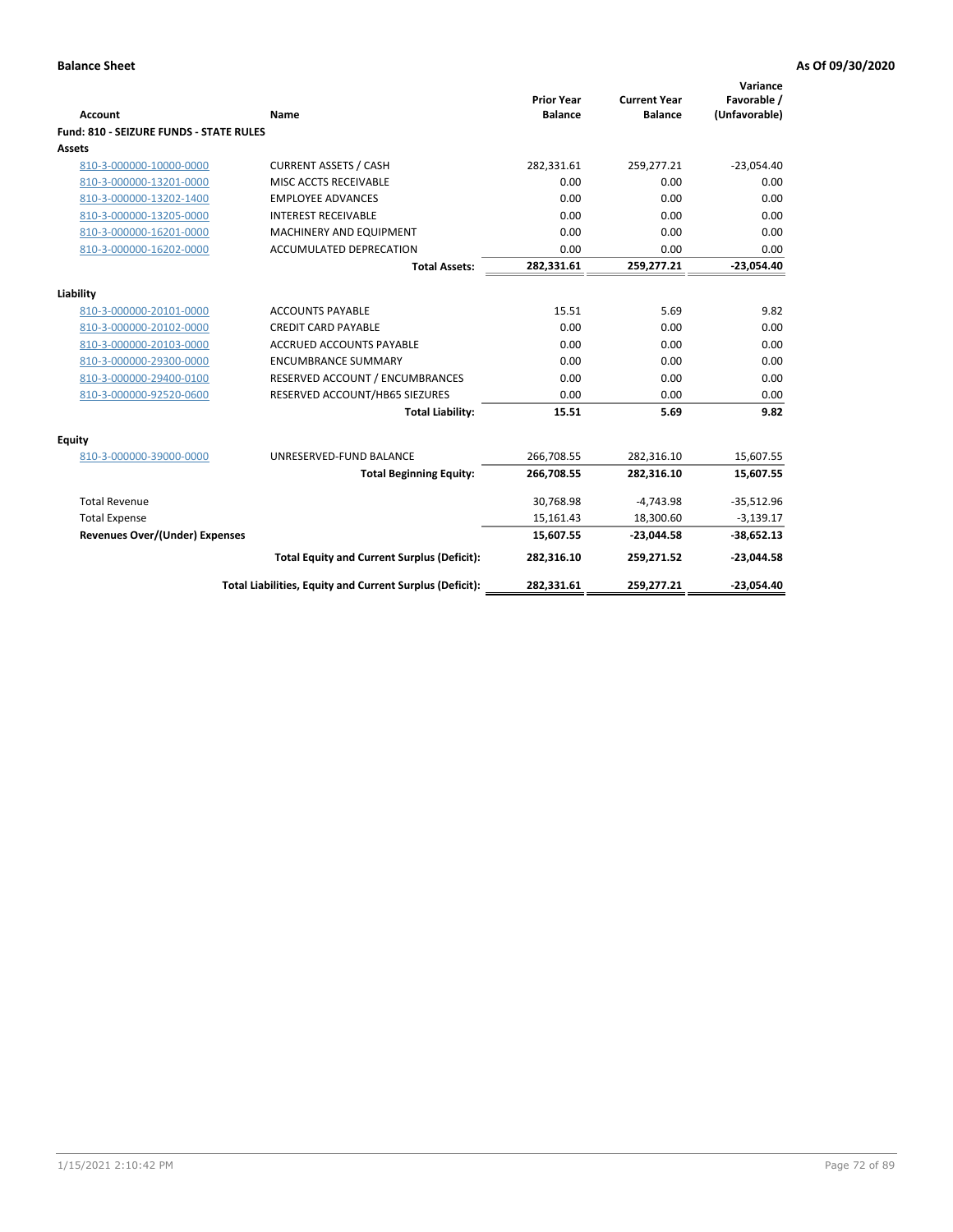**Balance Sheet** **As Of 09/30/2020**

| Account | Name | Prior Year Balance | Current Year Balance | Variance Favorable / (Unfavorable) |
|---|---|---|---|---|
| **Fund: 810 - SEIZURE FUNDS - STATE RULES** | | | | |
| **Assets** | | | | |
| 810-3-000000-10000-0000 | CURRENT ASSETS / CASH | 282,331.61 | 259,277.21 | -23,054.40 |
| 810-3-000000-13201-0000 | MISC ACCTS RECEIVABLE | 0.00 | 0.00 | 0.00 |
| 810-3-000000-13202-1400 | EMPLOYEE ADVANCES | 0.00 | 0.00 | 0.00 |
| 810-3-000000-13205-0000 | INTEREST RECEIVABLE | 0.00 | 0.00 | 0.00 |
| 810-3-000000-16201-0000 | MACHINERY AND EQUIPMENT | 0.00 | 0.00 | 0.00 |
| 810-3-000000-16202-0000 | ACCUMULATED DEPRECATION | 0.00 | 0.00 | 0.00 |
| | **Total Assets:** | **282,331.61** | **259,277.21** | **-23,054.40** |
| **Liability** | | | | |
| 810-3-000000-20101-0000 | ACCOUNTS PAYABLE | 15.51 | 5.69 | 9.82 |
| 810-3-000000-20102-0000 | CREDIT CARD PAYABLE | 0.00 | 0.00 | 0.00 |
| 810-3-000000-20103-0000 | ACCRUED ACCOUNTS PAYABLE | 0.00 | 0.00 | 0.00 |
| 810-3-000000-29300-0000 | ENCUMBRANCE SUMMARY | 0.00 | 0.00 | 0.00 |
| 810-3-000000-29400-0100 | RESERVED ACCOUNT / ENCUMBRANCES | 0.00 | 0.00 | 0.00 |
| 810-3-000000-92520-0600 | RESERVED ACCOUNT/HB65 SIEZURES | 0.00 | 0.00 | 0.00 |
| | **Total Liability:** | **15.51** | **5.69** | **9.82** |
| **Equity** | | | | |
| 810-3-000000-39000-0000 | UNRESERVED-FUND BALANCE | 266,708.55 | 282,316.10 | 15,607.55 |
| | **Total Beginning Equity:** | **266,708.55** | **282,316.10** | **15,607.55** |
| Total Revenue | | 30,768.98 | -4,743.98 | -35,512.96 |
| Total Expense | | 15,161.43 | 18,300.60 | -3,139.17 |
| **Revenues Over/(Under) Expenses** | | **15,607.55** | **-23,044.58** | **-38,652.13** |
| | **Total Equity and Current Surplus (Deficit):** | **282,316.10** | **259,271.52** | **-23,044.58** |
| | **Total Liabilities, Equity and Current Surplus (Deficit):** | **282,331.61** | **259,277.21** | **-23,054.40** |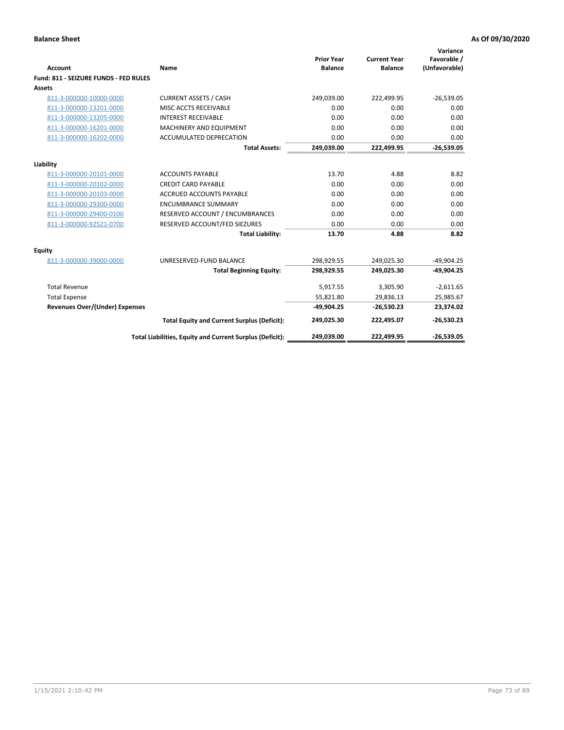**Balance Sheet** **As Of 09/30/2020**

| Account | Name | Prior Year Balance | Current Year Balance | Variance Favorable / (Unfavorable) |
|---|---|---|---|---|
| **Fund: 811 - SEIZURE FUNDS - FED RULES** | | | | |
| **Assets** | | | | |
| 811-3-000000-10000-0000 | CURRENT ASSETS / CASH | 249,039.00 | 222,499.95 | -26,539.05 |
| 811-3-000000-13201-0000 | MISC ACCTS RECEIVABLE | 0.00 | 0.00 | 0.00 |
| 811-3-000000-13205-0000 | INTEREST RECEIVABLE | 0.00 | 0.00 | 0.00 |
| 811-3-000000-16201-0000 | MACHINERY AND EQUIPMENT | 0.00 | 0.00 | 0.00 |
| 811-3-000000-16202-0000 | ACCUMULATED DEPRECATION | 0.00 | 0.00 | 0.00 |
| | **Total Assets:** | **249,039.00** | **222,499.95** | **-26,539.05** |
| **Liability** | | | | |
| 811-3-000000-20101-0000 | ACCOUNTS PAYABLE | 13.70 | 4.88 | 8.82 |
| 811-3-000000-20102-0000 | CREDIT CARD PAYABLE | 0.00 | 0.00 | 0.00 |
| 811-3-000000-20103-0000 | ACCRUED ACCOUNTS PAYABLE | 0.00 | 0.00 | 0.00 |
| 811-3-000000-29300-0000 | ENCUMBRANCE SUMMARY | 0.00 | 0.00 | 0.00 |
| 811-3-000000-29400-0100 | RESERVED ACCOUNT / ENCUMBRANCES | 0.00 | 0.00 | 0.00 |
| 811-3-000000-92521-0700 | RESERVED ACCOUNT/FED SIEZURES | 0.00 | 0.00 | 0.00 |
| | **Total Liability:** | **13.70** | **4.88** | **8.82** |
| **Equity** | | | | |
| 811-3-000000-39000-0000 | UNRESERVED-FUND BALANCE | 298,929.55 | 249,025.30 | -49,904.25 |
| | **Total Beginning Equity:** | **298,929.55** | **249,025.30** | **-49,904.25** |
| Total Revenue | | 5,917.55 | 3,305.90 | -2,611.65 |
| Total Expense | | 55,821.80 | 29,836.13 | 25,985.67 |
| **Revenues Over/(Under) Expenses** | | **-49,904.25** | **-26,530.23** | **23,374.02** |
| | **Total Equity and Current Surplus (Deficit):** | **249,025.30** | **222,495.07** | **-26,530.23** |
| | **Total Liabilities, Equity and Current Surplus (Deficit):** | **249,039.00** | **222,499.95** | **-26,539.05** |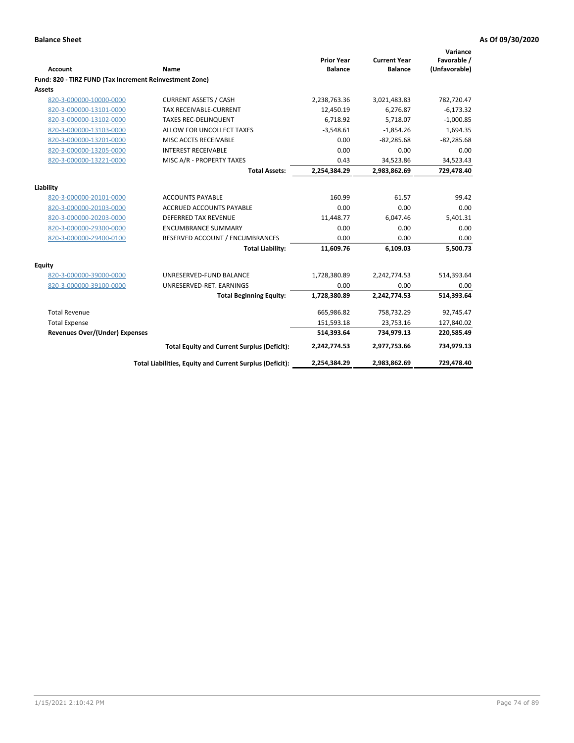**Balance Sheet** **As Of 09/30/2020**

| Account | Name | Prior Year Balance | Current Year Balance | Variance Favorable / (Unfavorable) |
|---|---|---|---|---|
| **Fund: 820 - TIRZ FUND (Tax Increment Reinvestment Zone)** | | | | |
| **Assets** | | | | |
| 820-3-000000-10000-0000 | CURRENT ASSETS / CASH | 2,238,763.36 | 3,021,483.83 | 782,720.47 |
| 820-3-000000-13101-0000 | TAX RECEIVABLE-CURRENT | 12,450.19 | 6,276.87 | -6,173.32 |
| 820-3-000000-13102-0000 | TAXES REC-DELINQUENT | 6,718.92 | 5,718.07 | -1,000.85 |
| 820-3-000000-13103-0000 | ALLOW FOR UNCOLLECT TAXES | -3,548.61 | -1,854.26 | 1,694.35 |
| 820-3-000000-13201-0000 | MISC ACCTS RECEIVABLE | 0.00 | -82,285.68 | -82,285.68 |
| 820-3-000000-13205-0000 | INTEREST RECEIVABLE | 0.00 | 0.00 | 0.00 |
| 820-3-000000-13221-0000 | MISC A/R - PROPERTY TAXES | 0.43 | 34,523.86 | 34,523.43 |
| | **Total Assets:** | **2,254,384.29** | **2,983,862.69** | **729,478.40** |
| **Liability** | | | | |
| 820-3-000000-20101-0000 | ACCOUNTS PAYABLE | 160.99 | 61.57 | 99.42 |
| 820-3-000000-20103-0000 | ACCRUED ACCOUNTS PAYABLE | 0.00 | 0.00 | 0.00 |
| 820-3-000000-20203-0000 | DEFERRED TAX REVENUE | 11,448.77 | 6,047.46 | 5,401.31 |
| 820-3-000000-29300-0000 | ENCUMBRANCE SUMMARY | 0.00 | 0.00 | 0.00 |
| 820-3-000000-29400-0100 | RESERVED ACCOUNT / ENCUMBRANCES | 0.00 | 0.00 | 0.00 |
| | **Total Liability:** | **11,609.76** | **6,109.03** | **5,500.73** |
| **Equity** | | | | |
| 820-3-000000-39000-0000 | UNRESERVED-FUND BALANCE | 1,728,380.89 | 2,242,774.53 | 514,393.64 |
| 820-3-000000-39100-0000 | UNRESERVED-RET. EARNINGS | 0.00 | 0.00 | 0.00 |
| | **Total Beginning Equity:** | **1,728,380.89** | **2,242,774.53** | **514,393.64** |
| Total Revenue | | 665,986.82 | 758,732.29 | 92,745.47 |
| Total Expense | | 151,593.18 | 23,753.16 | 127,840.02 |
| **Revenues Over/(Under) Expenses** | | **514,393.64** | **734,979.13** | **220,585.49** |
| | **Total Equity and Current Surplus (Deficit):** | **2,242,774.53** | **2,977,753.66** | **734,979.13** |
| | **Total Liabilities, Equity and Current Surplus (Deficit):** | **2,254,384.29** | **2,983,862.69** | **729,478.40** |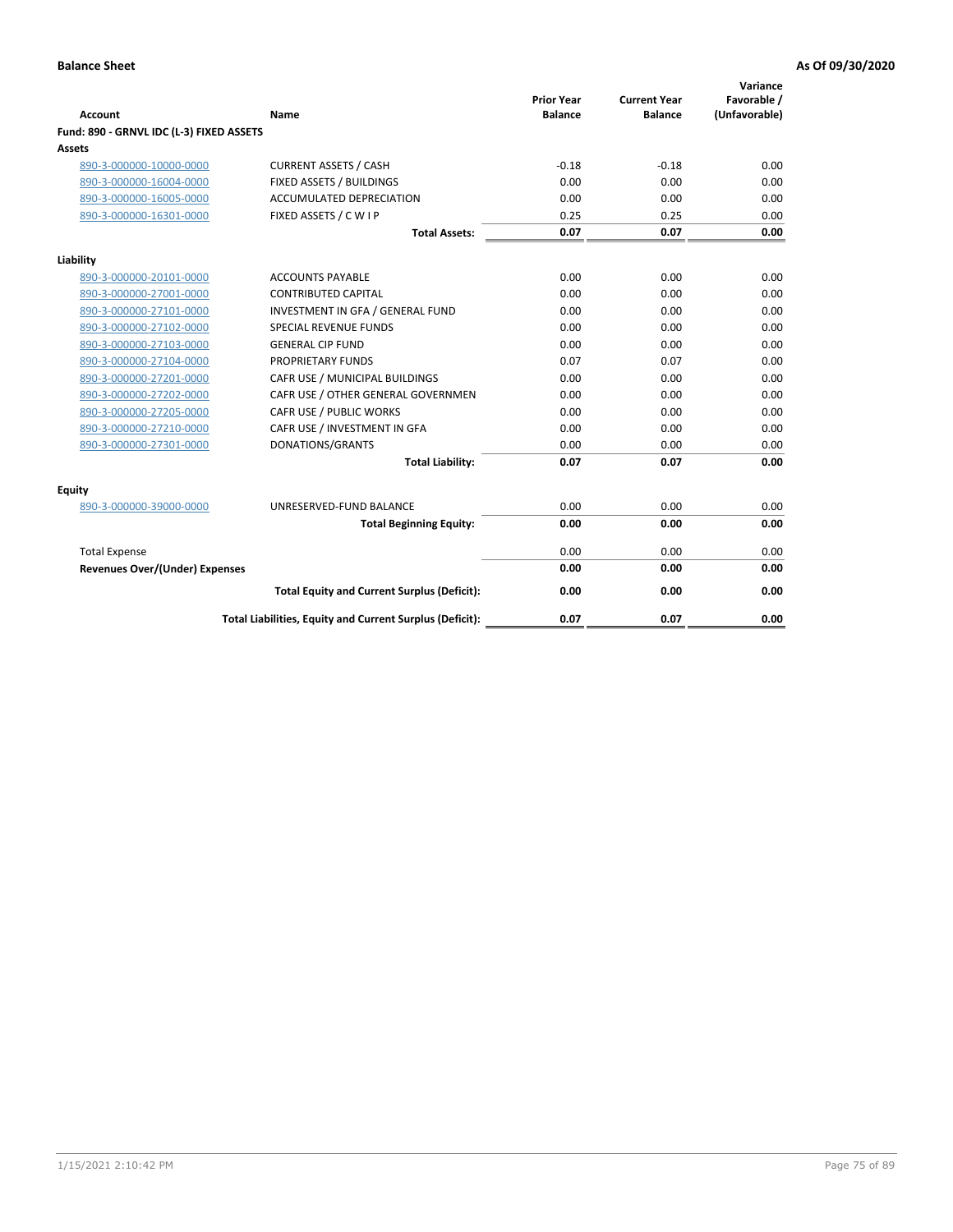**Balance Sheet** **As Of 09/30/2020**

| Account | Name | Prior Year Balance | Current Year Balance | Variance Favorable / (Unfavorable) |
|---|---|---|---|---|
| **Fund: 890 - GRNVL IDC (L-3) FIXED ASSETS** | | | | |
| **Assets** | | | | |
| 890-3-000000-10000-0000 | CURRENT ASSETS / CASH | -0.18 | -0.18 | 0.00 |
| 890-3-000000-16004-0000 | FIXED ASSETS / BUILDINGS | 0.00 | 0.00 | 0.00 |
| 890-3-000000-16005-0000 | ACCUMULATED DEPRECIATION | 0.00 | 0.00 | 0.00 |
| 890-3-000000-16301-0000 | FIXED ASSETS / C W I P | 0.25 | 0.25 | 0.00 |
| | **Total Assets:** | **0.07** | **0.07** | **0.00** |
| **Liability** | | | | |
| 890-3-000000-20101-0000 | ACCOUNTS PAYABLE | 0.00 | 0.00 | 0.00 |
| 890-3-000000-27001-0000 | CONTRIBUTED CAPITAL | 0.00 | 0.00 | 0.00 |
| 890-3-000000-27101-0000 | INVESTMENT IN GFA / GENERAL FUND | 0.00 | 0.00 | 0.00 |
| 890-3-000000-27102-0000 | SPECIAL REVENUE FUNDS | 0.00 | 0.00 | 0.00 |
| 890-3-000000-27103-0000 | GENERAL CIP FUND | 0.00 | 0.00 | 0.00 |
| 890-3-000000-27104-0000 | PROPRIETARY FUNDS | 0.07 | 0.07 | 0.00 |
| 890-3-000000-27201-0000 | CAFR USE / MUNICIPAL BUILDINGS | 0.00 | 0.00 | 0.00 |
| 890-3-000000-27202-0000 | CAFR USE / OTHER GENERAL GOVERNMEN | 0.00 | 0.00 | 0.00 |
| 890-3-000000-27205-0000 | CAFR USE / PUBLIC WORKS | 0.00 | 0.00 | 0.00 |
| 890-3-000000-27210-0000 | CAFR USE / INVESTMENT IN GFA | 0.00 | 0.00 | 0.00 |
| 890-3-000000-27301-0000 | DONATIONS/GRANTS | 0.00 | 0.00 | 0.00 |
| | **Total Liability:** | **0.07** | **0.07** | **0.00** |
| **Equity** | | | | |
| 890-3-000000-39000-0000 | UNRESERVED-FUND BALANCE | 0.00 | 0.00 | 0.00 |
| | **Total Beginning Equity:** | **0.00** | **0.00** | **0.00** |
| Total Expense | | 0.00 | 0.00 | 0.00 |
| **Revenues Over/(Under) Expenses** | | **0.00** | **0.00** | **0.00** |
| | **Total Equity and Current Surplus (Deficit):** | **0.00** | **0.00** | **0.00** |
| | **Total Liabilities, Equity and Current Surplus (Deficit):** | **0.07** | **0.07** | **0.00** |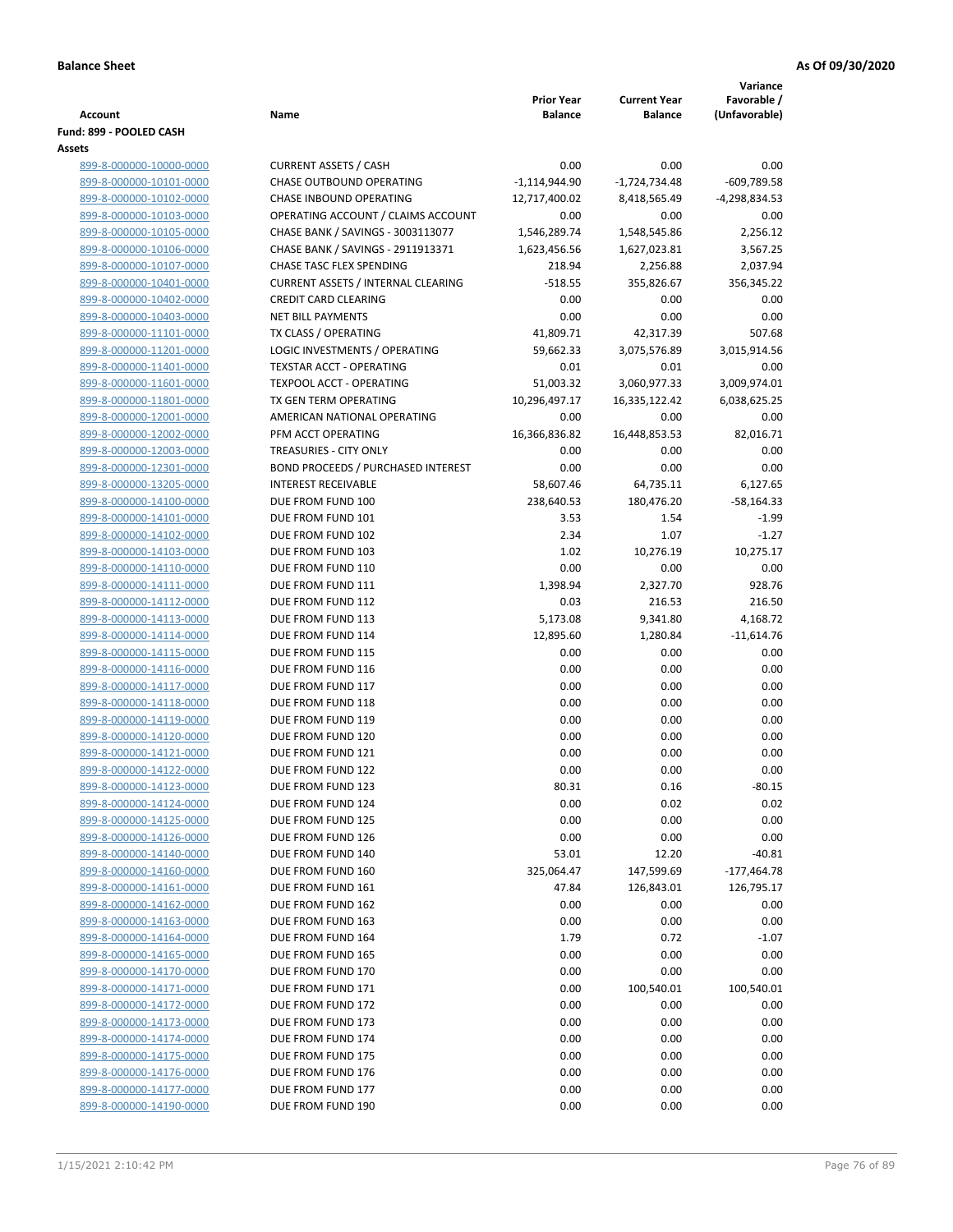**Balance Sheet** **As Of 09/30/2020**

| Account | Name | Prior Year Balance | Current Year Balance | Variance Favorable / (Unfavorable) |
|---|---|---|---|---|
| **Fund: 899 - POOLED CASH** | | | | |
| **Assets** | | | | |
| 899-8-000000-10000-0000 | CURRENT ASSETS / CASH | 0.00 | 0.00 | 0.00 |
| 899-8-000000-10101-0000 | CHASE OUTBOUND OPERATING | -1,114,944.90 | -1,724,734.48 | -609,789.58 |
| 899-8-000000-10102-0000 | CHASE INBOUND OPERATING | 12,717,400.02 | 8,418,565.49 | -4,298,834.53 |
| 899-8-000000-10103-0000 | OPERATING ACCOUNT / CLAIMS ACCOUNT | 0.00 | 0.00 | 0.00 |
| 899-8-000000-10105-0000 | CHASE BANK / SAVINGS - 3003113077 | 1,546,289.74 | 1,548,545.86 | 2,256.12 |
| 899-8-000000-10106-0000 | CHASE BANK / SAVINGS - 2911913371 | 1,623,456.56 | 1,627,023.81 | 3,567.25 |
| 899-8-000000-10107-0000 | CHASE TASC FLEX SPENDING | 218.94 | 2,256.88 | 2,037.94 |
| 899-8-000000-10401-0000 | CURRENT ASSETS / INTERNAL CLEARING | -518.55 | 355,826.67 | 356,345.22 |
| 899-8-000000-10402-0000 | CREDIT CARD CLEARING | 0.00 | 0.00 | 0.00 |
| 899-8-000000-10403-0000 | NET BILL PAYMENTS | 0.00 | 0.00 | 0.00 |
| 899-8-000000-11101-0000 | TX CLASS / OPERATING | 41,809.71 | 42,317.39 | 507.68 |
| 899-8-000000-11201-0000 | LOGIC INVESTMENTS / OPERATING | 59,662.33 | 3,075,576.89 | 3,015,914.56 |
| 899-8-000000-11401-0000 | TEXSTAR ACCT - OPERATING | 0.01 | 0.01 | 0.00 |
| 899-8-000000-11601-0000 | TEXPOOL ACCT - OPERATING | 51,003.32 | 3,060,977.33 | 3,009,974.01 |
| 899-8-000000-11801-0000 | TX GEN TERM OPERATING | 10,296,497.17 | 16,335,122.42 | 6,038,625.25 |
| 899-8-000000-12001-0000 | AMERICAN NATIONAL OPERATING | 0.00 | 0.00 | 0.00 |
| 899-8-000000-12002-0000 | PFM ACCT OPERATING | 16,366,836.82 | 16,448,853.53 | 82,016.71 |
| 899-8-000000-12003-0000 | TREASURIES - CITY ONLY | 0.00 | 0.00 | 0.00 |
| 899-8-000000-12301-0000 | BOND PROCEEDS / PURCHASED INTEREST | 0.00 | 0.00 | 0.00 |
| 899-8-000000-13205-0000 | INTEREST RECEIVABLE | 58,607.46 | 64,735.11 | 6,127.65 |
| 899-8-000000-14100-0000 | DUE FROM FUND 100 | 238,640.53 | 180,476.20 | -58,164.33 |
| 899-8-000000-14101-0000 | DUE FROM FUND 101 | 3.53 | 1.54 | -1.99 |
| 899-8-000000-14102-0000 | DUE FROM FUND 102 | 2.34 | 1.07 | -1.27 |
| 899-8-000000-14103-0000 | DUE FROM FUND 103 | 1.02 | 10,276.19 | 10,275.17 |
| 899-8-000000-14110-0000 | DUE FROM FUND 110 | 0.00 | 0.00 | 0.00 |
| 899-8-000000-14111-0000 | DUE FROM FUND 111 | 1,398.94 | 2,327.70 | 928.76 |
| 899-8-000000-14112-0000 | DUE FROM FUND 112 | 0.03 | 216.53 | 216.50 |
| 899-8-000000-14113-0000 | DUE FROM FUND 113 | 5,173.08 | 9,341.80 | 4,168.72 |
| 899-8-000000-14114-0000 | DUE FROM FUND 114 | 12,895.60 | 1,280.84 | -11,614.76 |
| 899-8-000000-14115-0000 | DUE FROM FUND 115 | 0.00 | 0.00 | 0.00 |
| 899-8-000000-14116-0000 | DUE FROM FUND 116 | 0.00 | 0.00 | 0.00 |
| 899-8-000000-14117-0000 | DUE FROM FUND 117 | 0.00 | 0.00 | 0.00 |
| 899-8-000000-14118-0000 | DUE FROM FUND 118 | 0.00 | 0.00 | 0.00 |
| 899-8-000000-14119-0000 | DUE FROM FUND 119 | 0.00 | 0.00 | 0.00 |
| 899-8-000000-14120-0000 | DUE FROM FUND 120 | 0.00 | 0.00 | 0.00 |
| 899-8-000000-14121-0000 | DUE FROM FUND 121 | 0.00 | 0.00 | 0.00 |
| 899-8-000000-14122-0000 | DUE FROM FUND 122 | 0.00 | 0.00 | 0.00 |
| 899-8-000000-14123-0000 | DUE FROM FUND 123 | 80.31 | 0.16 | -80.15 |
| 899-8-000000-14124-0000 | DUE FROM FUND 124 | 0.00 | 0.02 | 0.02 |
| 899-8-000000-14125-0000 | DUE FROM FUND 125 | 0.00 | 0.00 | 0.00 |
| 899-8-000000-14126-0000 | DUE FROM FUND 126 | 0.00 | 0.00 | 0.00 |
| 899-8-000000-14140-0000 | DUE FROM FUND 140 | 53.01 | 12.20 | -40.81 |
| 899-8-000000-14160-0000 | DUE FROM FUND 160 | 325,064.47 | 147,599.69 | -177,464.78 |
| 899-8-000000-14161-0000 | DUE FROM FUND 161 | 47.84 | 126,843.01 | 126,795.17 |
| 899-8-000000-14162-0000 | DUE FROM FUND 162 | 0.00 | 0.00 | 0.00 |
| 899-8-000000-14163-0000 | DUE FROM FUND 163 | 0.00 | 0.00 | 0.00 |
| 899-8-000000-14164-0000 | DUE FROM FUND 164 | 1.79 | 0.72 | -1.07 |
| 899-8-000000-14165-0000 | DUE FROM FUND 165 | 0.00 | 0.00 | 0.00 |
| 899-8-000000-14170-0000 | DUE FROM FUND 170 | 0.00 | 0.00 | 0.00 |
| 899-8-000000-14171-0000 | DUE FROM FUND 171 | 0.00 | 100,540.01 | 100,540.01 |
| 899-8-000000-14172-0000 | DUE FROM FUND 172 | 0.00 | 0.00 | 0.00 |
| 899-8-000000-14173-0000 | DUE FROM FUND 173 | 0.00 | 0.00 | 0.00 |
| 899-8-000000-14174-0000 | DUE FROM FUND 174 | 0.00 | 0.00 | 0.00 |
| 899-8-000000-14175-0000 | DUE FROM FUND 175 | 0.00 | 0.00 | 0.00 |
| 899-8-000000-14176-0000 | DUE FROM FUND 176 | 0.00 | 0.00 | 0.00 |
| 899-8-000000-14177-0000 | DUE FROM FUND 177 | 0.00 | 0.00 | 0.00 |
| 899-8-000000-14190-0000 | DUE FROM FUND 190 | 0.00 | 0.00 | 0.00 |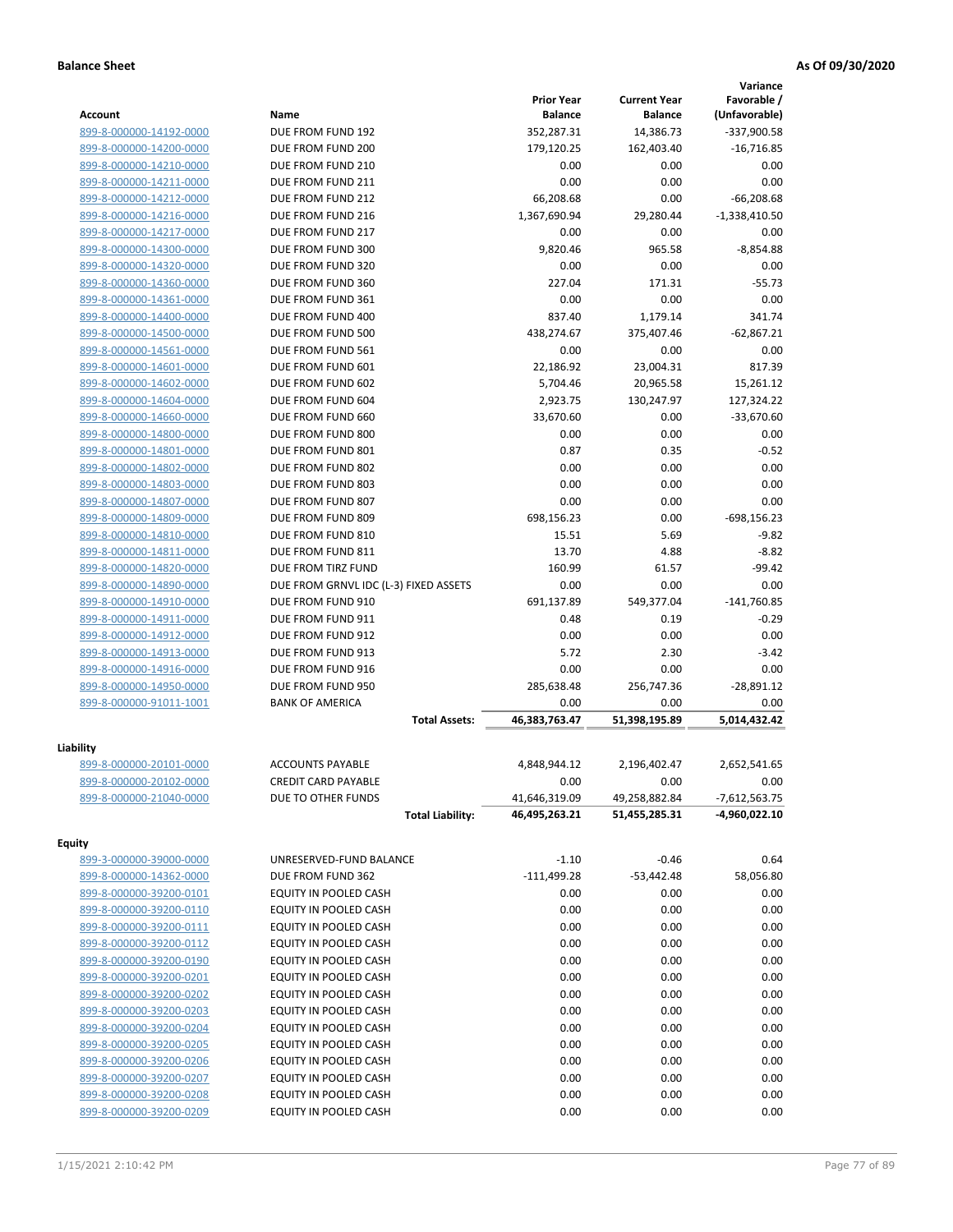**Balance Sheet** **As Of 09/30/2020**

| Account | Name | Prior Year Balance | Current Year Balance | Variance Favorable / (Unfavorable) |
|---|---|---|---|---|
| 899-8-000000-14192-0000 | DUE FROM FUND 192 | 352,287.31 | 14,386.73 | -337,900.58 |
| 899-8-000000-14200-0000 | DUE FROM FUND 200 | 179,120.25 | 162,403.40 | -16,716.85 |
| 899-8-000000-14210-0000 | DUE FROM FUND 210 | 0.00 | 0.00 | 0.00 |
| 899-8-000000-14211-0000 | DUE FROM FUND 211 | 0.00 | 0.00 | 0.00 |
| 899-8-000000-14212-0000 | DUE FROM FUND 212 | 66,208.68 | 0.00 | -66,208.68 |
| 899-8-000000-14216-0000 | DUE FROM FUND 216 | 1,367,690.94 | 29,280.44 | -1,338,410.50 |
| 899-8-000000-14217-0000 | DUE FROM FUND 217 | 0.00 | 0.00 | 0.00 |
| 899-8-000000-14300-0000 | DUE FROM FUND 300 | 9,820.46 | 965.58 | -8,854.88 |
| 899-8-000000-14320-0000 | DUE FROM FUND 320 | 0.00 | 0.00 | 0.00 |
| 899-8-000000-14360-0000 | DUE FROM FUND 360 | 227.04 | 171.31 | -55.73 |
| 899-8-000000-14361-0000 | DUE FROM FUND 361 | 0.00 | 0.00 | 0.00 |
| 899-8-000000-14400-0000 | DUE FROM FUND 400 | 837.40 | 1,179.14 | 341.74 |
| 899-8-000000-14500-0000 | DUE FROM FUND 500 | 438,274.67 | 375,407.46 | -62,867.21 |
| 899-8-000000-14561-0000 | DUE FROM FUND 561 | 0.00 | 0.00 | 0.00 |
| 899-8-000000-14601-0000 | DUE FROM FUND 601 | 22,186.92 | 23,004.31 | 817.39 |
| 899-8-000000-14602-0000 | DUE FROM FUND 602 | 5,704.46 | 20,965.58 | 15,261.12 |
| 899-8-000000-14604-0000 | DUE FROM FUND 604 | 2,923.75 | 130,247.97 | 127,324.22 |
| 899-8-000000-14660-0000 | DUE FROM FUND 660 | 33,670.60 | 0.00 | -33,670.60 |
| 899-8-000000-14800-0000 | DUE FROM FUND 800 | 0.00 | 0.00 | 0.00 |
| 899-8-000000-14801-0000 | DUE FROM FUND 801 | 0.87 | 0.35 | -0.52 |
| 899-8-000000-14802-0000 | DUE FROM FUND 802 | 0.00 | 0.00 | 0.00 |
| 899-8-000000-14803-0000 | DUE FROM FUND 803 | 0.00 | 0.00 | 0.00 |
| 899-8-000000-14807-0000 | DUE FROM FUND 807 | 0.00 | 0.00 | 0.00 |
| 899-8-000000-14809-0000 | DUE FROM FUND 809 | 698,156.23 | 0.00 | -698,156.23 |
| 899-8-000000-14810-0000 | DUE FROM FUND 810 | 15.51 | 5.69 | -9.82 |
| 899-8-000000-14811-0000 | DUE FROM FUND 811 | 13.70 | 4.88 | -8.82 |
| 899-8-000000-14820-0000 | DUE FROM TIRZ FUND | 160.99 | 61.57 | -99.42 |
| 899-8-000000-14890-0000 | DUE FROM GRNVL IDC (L-3) FIXED ASSETS | 0.00 | 0.00 | 0.00 |
| 899-8-000000-14910-0000 | DUE FROM FUND 910 | 691,137.89 | 549,377.04 | -141,760.85 |
| 899-8-000000-14911-0000 | DUE FROM FUND 911 | 0.48 | 0.19 | -0.29 |
| 899-8-000000-14912-0000 | DUE FROM FUND 912 | 0.00 | 0.00 | 0.00 |
| 899-8-000000-14913-0000 | DUE FROM FUND 913 | 5.72 | 2.30 | -3.42 |
| 899-8-000000-14916-0000 | DUE FROM FUND 916 | 0.00 | 0.00 | 0.00 |
| 899-8-000000-14950-0000 | DUE FROM FUND 950 | 285,638.48 | 256,747.36 | -28,891.12 |
| 899-8-000000-91011-1001 | BANK OF AMERICA | 0.00 | 0.00 | 0.00 |
| | **Total Assets:** | **46,383,763.47** | **51,398,195.89** | **5,014,432.42** |

**Liability**

| Account | Name | Prior Year Balance | Current Year Balance | Variance Favorable / (Unfavorable) |
|---|---|---|---|---|
| 899-8-000000-20101-0000 | ACCOUNTS PAYABLE | 4,848,944.12 | 2,196,402.47 | 2,652,541.65 |
| 899-8-000000-20102-0000 | CREDIT CARD PAYABLE | 0.00 | 0.00 | 0.00 |
| 899-8-000000-21040-0000 | DUE TO OTHER FUNDS | 41,646,319.09 | 49,258,882.84 | -7,612,563.75 |
| | **Total Liability:** | **46,495,263.21** | **51,455,285.31** | **-4,960,022.10** |

**Equity**

| Account | Name | Prior Year Balance | Current Year Balance | Variance Favorable / (Unfavorable) |
|---|---|---|---|---|
| 899-3-000000-39000-0000 | UNRESERVED-FUND BALANCE | -1.10 | -0.46 | 0.64 |
| 899-8-000000-14362-0000 | DUE FROM FUND 362 | -111,499.28 | -53,442.48 | 58,056.80 |
| 899-8-000000-39200-0101 | EQUITY IN POOLED CASH | 0.00 | 0.00 | 0.00 |
| 899-8-000000-39200-0110 | EQUITY IN POOLED CASH | 0.00 | 0.00 | 0.00 |
| 899-8-000000-39200-0111 | EQUITY IN POOLED CASH | 0.00 | 0.00 | 0.00 |
| 899-8-000000-39200-0112 | EQUITY IN POOLED CASH | 0.00 | 0.00 | 0.00 |
| 899-8-000000-39200-0190 | EQUITY IN POOLED CASH | 0.00 | 0.00 | 0.00 |
| 899-8-000000-39200-0201 | EQUITY IN POOLED CASH | 0.00 | 0.00 | 0.00 |
| 899-8-000000-39200-0202 | EQUITY IN POOLED CASH | 0.00 | 0.00 | 0.00 |
| 899-8-000000-39200-0203 | EQUITY IN POOLED CASH | 0.00 | 0.00 | 0.00 |
| 899-8-000000-39200-0204 | EQUITY IN POOLED CASH | 0.00 | 0.00 | 0.00 |
| 899-8-000000-39200-0205 | EQUITY IN POOLED CASH | 0.00 | 0.00 | 0.00 |
| 899-8-000000-39200-0206 | EQUITY IN POOLED CASH | 0.00 | 0.00 | 0.00 |
| 899-8-000000-39200-0207 | EQUITY IN POOLED CASH | 0.00 | 0.00 | 0.00 |
| 899-8-000000-39200-0208 | EQUITY IN POOLED CASH | 0.00 | 0.00 | 0.00 |
| 899-8-000000-39200-0209 | EQUITY IN POOLED CASH | 0.00 | 0.00 | 0.00 |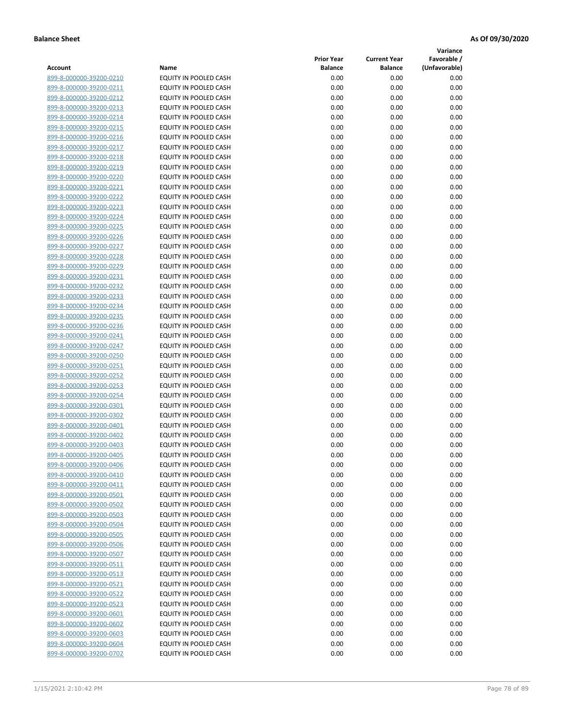**Balance Sheet** **As Of 09/30/2020**

| Account | Name | Prior Year Balance | Current Year Balance | Variance Favorable / (Unfavorable) |
|---|---|---|---|---|
| 899-8-000000-39200-0210 | EQUITY IN POOLED CASH | 0.00 | 0.00 | 0.00 |
| 899-8-000000-39200-0211 | EQUITY IN POOLED CASH | 0.00 | 0.00 | 0.00 |
| 899-8-000000-39200-0212 | EQUITY IN POOLED CASH | 0.00 | 0.00 | 0.00 |
| 899-8-000000-39200-0213 | EQUITY IN POOLED CASH | 0.00 | 0.00 | 0.00 |
| 899-8-000000-39200-0214 | EQUITY IN POOLED CASH | 0.00 | 0.00 | 0.00 |
| 899-8-000000-39200-0215 | EQUITY IN POOLED CASH | 0.00 | 0.00 | 0.00 |
| 899-8-000000-39200-0216 | EQUITY IN POOLED CASH | 0.00 | 0.00 | 0.00 |
| 899-8-000000-39200-0217 | EQUITY IN POOLED CASH | 0.00 | 0.00 | 0.00 |
| 899-8-000000-39200-0218 | EQUITY IN POOLED CASH | 0.00 | 0.00 | 0.00 |
| 899-8-000000-39200-0219 | EQUITY IN POOLED CASH | 0.00 | 0.00 | 0.00 |
| 899-8-000000-39200-0220 | EQUITY IN POOLED CASH | 0.00 | 0.00 | 0.00 |
| 899-8-000000-39200-0221 | EQUITY IN POOLED CASH | 0.00 | 0.00 | 0.00 |
| 899-8-000000-39200-0222 | EQUITY IN POOLED CASH | 0.00 | 0.00 | 0.00 |
| 899-8-000000-39200-0223 | EQUITY IN POOLED CASH | 0.00 | 0.00 | 0.00 |
| 899-8-000000-39200-0224 | EQUITY IN POOLED CASH | 0.00 | 0.00 | 0.00 |
| 899-8-000000-39200-0225 | EQUITY IN POOLED CASH | 0.00 | 0.00 | 0.00 |
| 899-8-000000-39200-0226 | EQUITY IN POOLED CASH | 0.00 | 0.00 | 0.00 |
| 899-8-000000-39200-0227 | EQUITY IN POOLED CASH | 0.00 | 0.00 | 0.00 |
| 899-8-000000-39200-0228 | EQUITY IN POOLED CASH | 0.00 | 0.00 | 0.00 |
| 899-8-000000-39200-0229 | EQUITY IN POOLED CASH | 0.00 | 0.00 | 0.00 |
| 899-8-000000-39200-0231 | EQUITY IN POOLED CASH | 0.00 | 0.00 | 0.00 |
| 899-8-000000-39200-0232 | EQUITY IN POOLED CASH | 0.00 | 0.00 | 0.00 |
| 899-8-000000-39200-0233 | EQUITY IN POOLED CASH | 0.00 | 0.00 | 0.00 |
| 899-8-000000-39200-0234 | EQUITY IN POOLED CASH | 0.00 | 0.00 | 0.00 |
| 899-8-000000-39200-0235 | EQUITY IN POOLED CASH | 0.00 | 0.00 | 0.00 |
| 899-8-000000-39200-0236 | EQUITY IN POOLED CASH | 0.00 | 0.00 | 0.00 |
| 899-8-000000-39200-0241 | EQUITY IN POOLED CASH | 0.00 | 0.00 | 0.00 |
| 899-8-000000-39200-0247 | EQUITY IN POOLED CASH | 0.00 | 0.00 | 0.00 |
| 899-8-000000-39200-0250 | EQUITY IN POOLED CASH | 0.00 | 0.00 | 0.00 |
| 899-8-000000-39200-0251 | EQUITY IN POOLED CASH | 0.00 | 0.00 | 0.00 |
| 899-8-000000-39200-0252 | EQUITY IN POOLED CASH | 0.00 | 0.00 | 0.00 |
| 899-8-000000-39200-0253 | EQUITY IN POOLED CASH | 0.00 | 0.00 | 0.00 |
| 899-8-000000-39200-0254 | EQUITY IN POOLED CASH | 0.00 | 0.00 | 0.00 |
| 899-8-000000-39200-0301 | EQUITY IN POOLED CASH | 0.00 | 0.00 | 0.00 |
| 899-8-000000-39200-0302 | EQUITY IN POOLED CASH | 0.00 | 0.00 | 0.00 |
| 899-8-000000-39200-0401 | EQUITY IN POOLED CASH | 0.00 | 0.00 | 0.00 |
| 899-8-000000-39200-0402 | EQUITY IN POOLED CASH | 0.00 | 0.00 | 0.00 |
| 899-8-000000-39200-0403 | EQUITY IN POOLED CASH | 0.00 | 0.00 | 0.00 |
| 899-8-000000-39200-0405 | EQUITY IN POOLED CASH | 0.00 | 0.00 | 0.00 |
| 899-8-000000-39200-0406 | EQUITY IN POOLED CASH | 0.00 | 0.00 | 0.00 |
| 899-8-000000-39200-0410 | EQUITY IN POOLED CASH | 0.00 | 0.00 | 0.00 |
| 899-8-000000-39200-0411 | EQUITY IN POOLED CASH | 0.00 | 0.00 | 0.00 |
| 899-8-000000-39200-0501 | EQUITY IN POOLED CASH | 0.00 | 0.00 | 0.00 |
| 899-8-000000-39200-0502 | EQUITY IN POOLED CASH | 0.00 | 0.00 | 0.00 |
| 899-8-000000-39200-0503 | EQUITY IN POOLED CASH | 0.00 | 0.00 | 0.00 |
| 899-8-000000-39200-0504 | EQUITY IN POOLED CASH | 0.00 | 0.00 | 0.00 |
| 899-8-000000-39200-0505 | EQUITY IN POOLED CASH | 0.00 | 0.00 | 0.00 |
| 899-8-000000-39200-0506 | EQUITY IN POOLED CASH | 0.00 | 0.00 | 0.00 |
| 899-8-000000-39200-0507 | EQUITY IN POOLED CASH | 0.00 | 0.00 | 0.00 |
| 899-8-000000-39200-0511 | EQUITY IN POOLED CASH | 0.00 | 0.00 | 0.00 |
| 899-8-000000-39200-0513 | EQUITY IN POOLED CASH | 0.00 | 0.00 | 0.00 |
| 899-8-000000-39200-0521 | EQUITY IN POOLED CASH | 0.00 | 0.00 | 0.00 |
| 899-8-000000-39200-0522 | EQUITY IN POOLED CASH | 0.00 | 0.00 | 0.00 |
| 899-8-000000-39200-0523 | EQUITY IN POOLED CASH | 0.00 | 0.00 | 0.00 |
| 899-8-000000-39200-0601 | EQUITY IN POOLED CASH | 0.00 | 0.00 | 0.00 |
| 899-8-000000-39200-0602 | EQUITY IN POOLED CASH | 0.00 | 0.00 | 0.00 |
| 899-8-000000-39200-0603 | EQUITY IN POOLED CASH | 0.00 | 0.00 | 0.00 |
| 899-8-000000-39200-0604 | EQUITY IN POOLED CASH | 0.00 | 0.00 | 0.00 |
| 899-8-000000-39200-0702 | EQUITY IN POOLED CASH | 0.00 | 0.00 | 0.00 |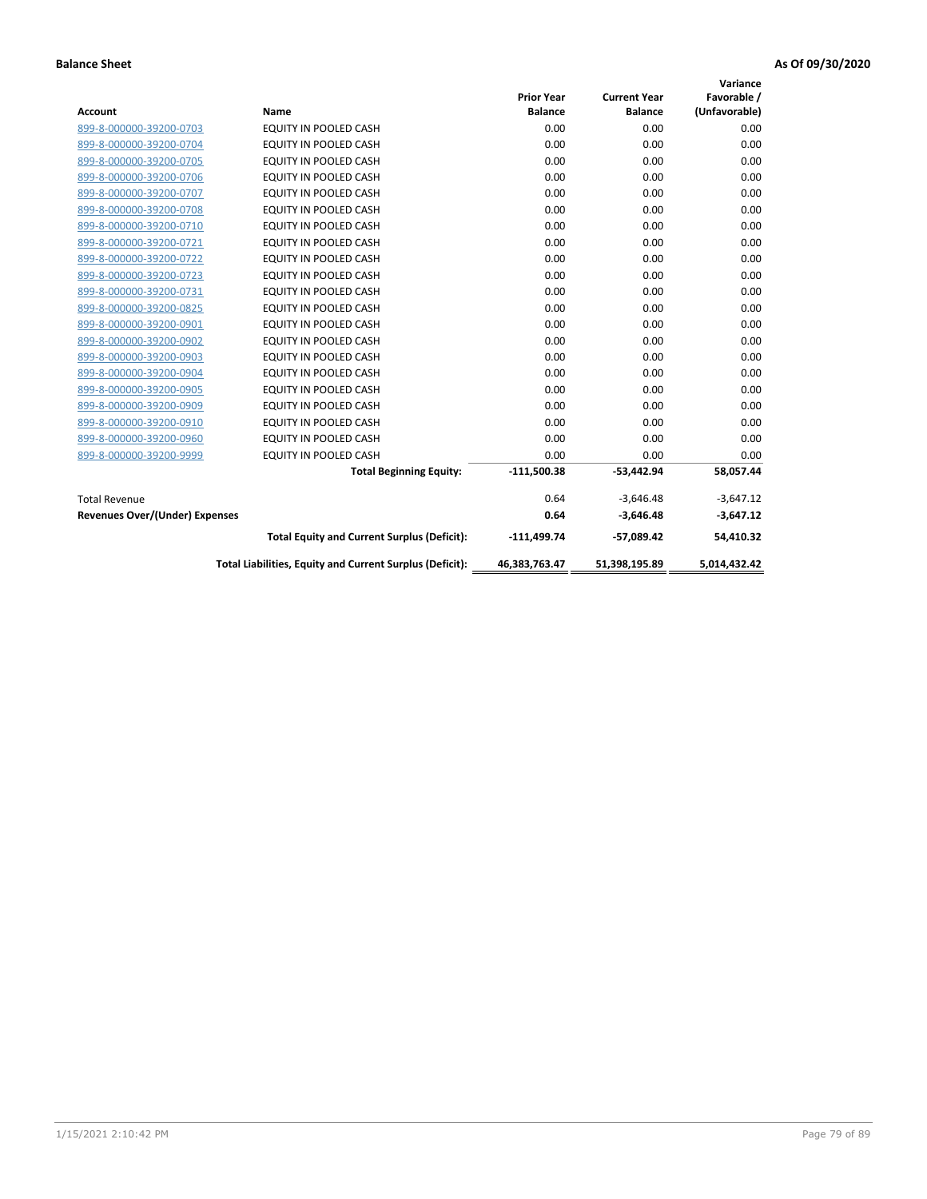**Balance Sheet** **As Of 09/30/2020**

| Account | Name | Prior Year Balance | Current Year Balance | Variance Favorable / (Unfavorable) |
|---|---|---|---|---|
| 899-8-000000-39200-0703 | EQUITY IN POOLED CASH | 0.00 | 0.00 | 0.00 |
| 899-8-000000-39200-0704 | EQUITY IN POOLED CASH | 0.00 | 0.00 | 0.00 |
| 899-8-000000-39200-0705 | EQUITY IN POOLED CASH | 0.00 | 0.00 | 0.00 |
| 899-8-000000-39200-0706 | EQUITY IN POOLED CASH | 0.00 | 0.00 | 0.00 |
| 899-8-000000-39200-0707 | EQUITY IN POOLED CASH | 0.00 | 0.00 | 0.00 |
| 899-8-000000-39200-0708 | EQUITY IN POOLED CASH | 0.00 | 0.00 | 0.00 |
| 899-8-000000-39200-0710 | EQUITY IN POOLED CASH | 0.00 | 0.00 | 0.00 |
| 899-8-000000-39200-0721 | EQUITY IN POOLED CASH | 0.00 | 0.00 | 0.00 |
| 899-8-000000-39200-0722 | EQUITY IN POOLED CASH | 0.00 | 0.00 | 0.00 |
| 899-8-000000-39200-0723 | EQUITY IN POOLED CASH | 0.00 | 0.00 | 0.00 |
| 899-8-000000-39200-0731 | EQUITY IN POOLED CASH | 0.00 | 0.00 | 0.00 |
| 899-8-000000-39200-0825 | EQUITY IN POOLED CASH | 0.00 | 0.00 | 0.00 |
| 899-8-000000-39200-0901 | EQUITY IN POOLED CASH | 0.00 | 0.00 | 0.00 |
| 899-8-000000-39200-0902 | EQUITY IN POOLED CASH | 0.00 | 0.00 | 0.00 |
| 899-8-000000-39200-0903 | EQUITY IN POOLED CASH | 0.00 | 0.00 | 0.00 |
| 899-8-000000-39200-0904 | EQUITY IN POOLED CASH | 0.00 | 0.00 | 0.00 |
| 899-8-000000-39200-0905 | EQUITY IN POOLED CASH | 0.00 | 0.00 | 0.00 |
| 899-8-000000-39200-0909 | EQUITY IN POOLED CASH | 0.00 | 0.00 | 0.00 |
| 899-8-000000-39200-0910 | EQUITY IN POOLED CASH | 0.00 | 0.00 | 0.00 |
| 899-8-000000-39200-0960 | EQUITY IN POOLED CASH | 0.00 | 0.00 | 0.00 |
| 899-8-000000-39200-9999 | EQUITY IN POOLED CASH | 0.00 | 0.00 | 0.00 |
| | **Total Beginning Equity:** | **-111,500.38** | **-53,442.94** | **58,057.44** |
| Total Revenue | | 0.64 | -3,646.48 | -3,647.12 |
| **Revenues Over/(Under) Expenses** | | **0.64** | **-3,646.48** | **-3,647.12** |
| | **Total Equity and Current Surplus (Deficit):** | **-111,499.74** | **-57,089.42** | **54,410.32** |
| | **Total Liabilities, Equity and Current Surplus (Deficit):** | **46,383,763.47** | **51,398,195.89** | **5,014,432.42** |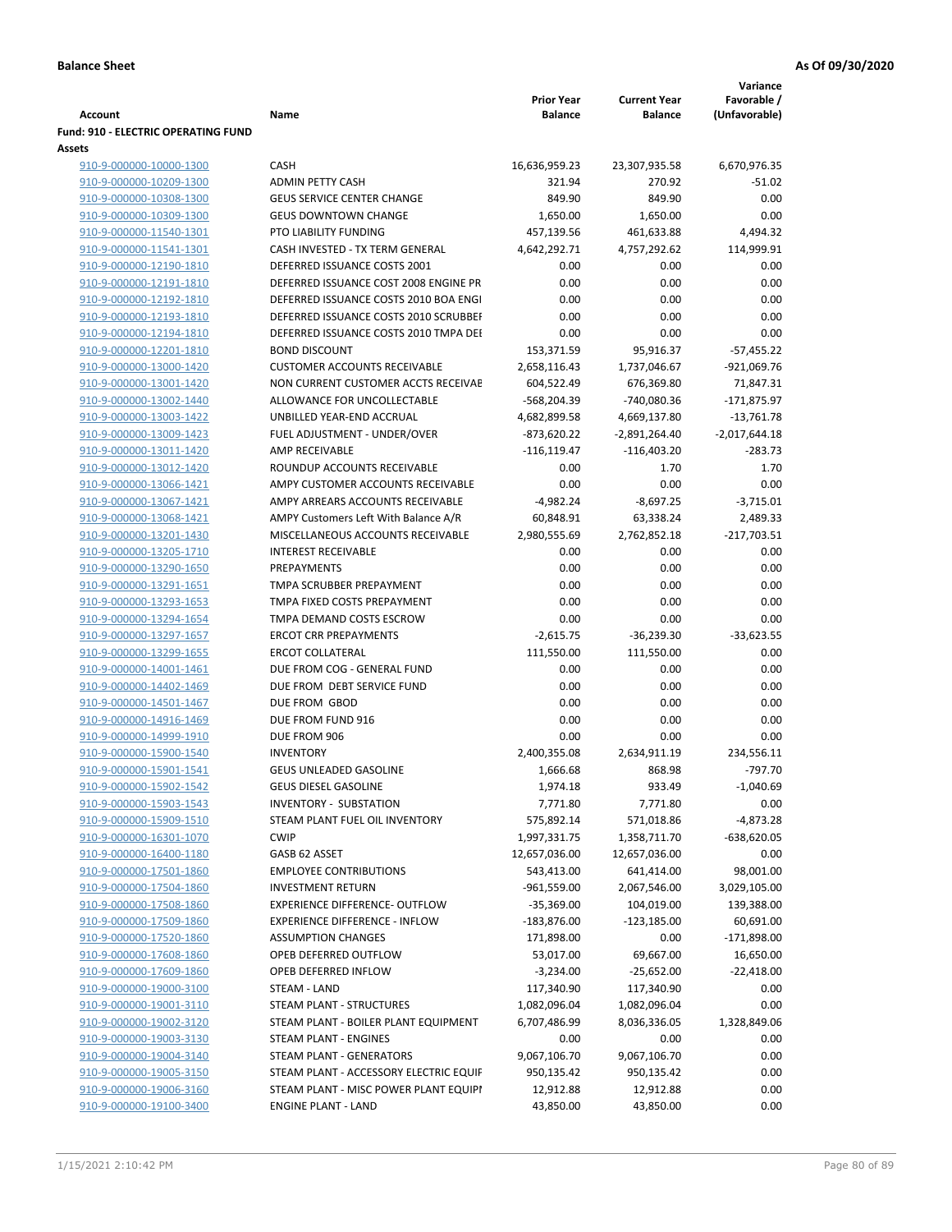**Balance Sheet** **As Of 09/30/2020**

| Account | Name | Prior Year Balance | Current Year Balance | Variance Favorable / (Unfavorable) |
|---|---|---|---|---|
| **Fund: 910 - ELECTRIC OPERATING FUND** | | | | |
| **Assets** | | | | |
| 910-9-000000-10000-1300 | CASH | 16,636,959.23 | 23,307,935.58 | 6,670,976.35 |
| 910-9-000000-10209-1300 | ADMIN PETTY CASH | 321.94 | 270.92 | -51.02 |
| 910-9-000000-10308-1300 | GEUS SERVICE CENTER CHANGE | 849.90 | 849.90 | 0.00 |
| 910-9-000000-10309-1300 | GEUS DOWNTOWN CHANGE | 1,650.00 | 1,650.00 | 0.00 |
| 910-9-000000-11540-1301 | PTO LIABILITY FUNDING | 457,139.56 | 461,633.88 | 4,494.32 |
| 910-9-000000-11541-1301 | CASH INVESTED - TX TERM GENERAL | 4,642,292.71 | 4,757,292.62 | 114,999.91 |
| 910-9-000000-12190-1810 | DEFERRED ISSUANCE COSTS 2001 | 0.00 | 0.00 | 0.00 |
| 910-9-000000-12191-1810 | DEFERRED ISSUANCE COST 2008 ENGINE PR | 0.00 | 0.00 | 0.00 |
| 910-9-000000-12192-1810 | DEFERRED ISSUANCE COSTS 2010 BOA ENGI | 0.00 | 0.00 | 0.00 |
| 910-9-000000-12193-1810 | DEFERRED ISSUANCE COSTS 2010 SCRUBBEI | 0.00 | 0.00 | 0.00 |
| 910-9-000000-12194-1810 | DEFERRED ISSUANCE COSTS 2010 TMPA DEI | 0.00 | 0.00 | 0.00 |
| 910-9-000000-12201-1810 | BOND DISCOUNT | 153,371.59 | 95,916.37 | -57,455.22 |
| 910-9-000000-13000-1420 | CUSTOMER ACCOUNTS RECEIVABLE | 2,658,116.43 | 1,737,046.67 | -921,069.76 |
| 910-9-000000-13001-1420 | NON CURRENT CUSTOMER ACCTS RECEIVAE | 604,522.49 | 676,369.80 | 71,847.31 |
| 910-9-000000-13002-1440 | ALLOWANCE FOR UNCOLLECTABLE | -568,204.39 | -740,080.36 | -171,875.97 |
| 910-9-000000-13003-1422 | UNBILLED YEAR-END ACCRUAL | 4,682,899.58 | 4,669,137.80 | -13,761.78 |
| 910-9-000000-13009-1423 | FUEL ADJUSTMENT - UNDER/OVER | -873,620.22 | -2,891,264.40 | -2,017,644.18 |
| 910-9-000000-13011-1420 | AMP RECEIVABLE | -116,119.47 | -116,403.20 | -283.73 |
| 910-9-000000-13012-1420 | ROUNDUP ACCOUNTS RECEIVABLE | 0.00 | 1.70 | 1.70 |
| 910-9-000000-13066-1421 | AMPY CUSTOMER ACCOUNTS RECEIVABLE | 0.00 | 0.00 | 0.00 |
| 910-9-000000-13067-1421 | AMPY ARREARS ACCOUNTS RECEIVABLE | -4,982.24 | -8,697.25 | -3,715.01 |
| 910-9-000000-13068-1421 | AMPY Customers Left With Balance A/R | 60,848.91 | 63,338.24 | 2,489.33 |
| 910-9-000000-13201-1430 | MISCELLANEOUS ACCOUNTS RECEIVABLE | 2,980,555.69 | 2,762,852.18 | -217,703.51 |
| 910-9-000000-13205-1710 | INTEREST RECEIVABLE | 0.00 | 0.00 | 0.00 |
| 910-9-000000-13290-1650 | PREPAYMENTS | 0.00 | 0.00 | 0.00 |
| 910-9-000000-13291-1651 | TMPA SCRUBBER PREPAYMENT | 0.00 | 0.00 | 0.00 |
| 910-9-000000-13293-1653 | TMPA FIXED COSTS PREPAYMENT | 0.00 | 0.00 | 0.00 |
| 910-9-000000-13294-1654 | TMPA DEMAND COSTS ESCROW | 0.00 | 0.00 | 0.00 |
| 910-9-000000-13297-1657 | ERCOT CRR PREPAYMENTS | -2,615.75 | -36,239.30 | -33,623.55 |
| 910-9-000000-13299-1655 | ERCOT COLLATERAL | 111,550.00 | 111,550.00 | 0.00 |
| 910-9-000000-14001-1461 | DUE FROM COG - GENERAL FUND | 0.00 | 0.00 | 0.00 |
| 910-9-000000-14402-1469 | DUE FROM DEBT SERVICE FUND | 0.00 | 0.00 | 0.00 |
| 910-9-000000-14501-1467 | DUE FROM GBOD | 0.00 | 0.00 | 0.00 |
| 910-9-000000-14916-1469 | DUE FROM FUND 916 | 0.00 | 0.00 | 0.00 |
| 910-9-000000-14999-1910 | DUE FROM 906 | 0.00 | 0.00 | 0.00 |
| 910-9-000000-15900-1540 | INVENTORY | 2,400,355.08 | 2,634,911.19 | 234,556.11 |
| 910-9-000000-15901-1541 | GEUS UNLEADED GASOLINE | 1,666.68 | 868.98 | -797.70 |
| 910-9-000000-15902-1542 | GEUS DIESEL GASOLINE | 1,974.18 | 933.49 | -1,040.69 |
| 910-9-000000-15903-1543 | INVENTORY - SUBSTATION | 7,771.80 | 7,771.80 | 0.00 |
| 910-9-000000-15909-1510 | STEAM PLANT FUEL OIL INVENTORY | 575,892.14 | 571,018.86 | -4,873.28 |
| 910-9-000000-16301-1070 | CWIP | 1,997,331.75 | 1,358,711.70 | -638,620.05 |
| 910-9-000000-16400-1180 | GASB 62 ASSET | 12,657,036.00 | 12,657,036.00 | 0.00 |
| 910-9-000000-17501-1860 | EMPLOYEE CONTRIBUTIONS | 543,413.00 | 641,414.00 | 98,001.00 |
| 910-9-000000-17504-1860 | INVESTMENT RETURN | -961,559.00 | 2,067,546.00 | 3,029,105.00 |
| 910-9-000000-17508-1860 | EXPERIENCE DIFFERENCE- OUTFLOW | -35,369.00 | 104,019.00 | 139,388.00 |
| 910-9-000000-17509-1860 | EXPERIENCE DIFFERENCE - INFLOW | -183,876.00 | -123,185.00 | 60,691.00 |
| 910-9-000000-17520-1860 | ASSUMPTION CHANGES | 171,898.00 | 0.00 | -171,898.00 |
| 910-9-000000-17608-1860 | OPEB DEFERRED OUTFLOW | 53,017.00 | 69,667.00 | 16,650.00 |
| 910-9-000000-17609-1860 | OPEB DEFERRED INFLOW | -3,234.00 | -25,652.00 | -22,418.00 |
| 910-9-000000-19000-3100 | STEAM - LAND | 117,340.90 | 117,340.90 | 0.00 |
| 910-9-000000-19001-3110 | STEAM PLANT - STRUCTURES | 1,082,096.04 | 1,082,096.04 | 0.00 |
| 910-9-000000-19002-3120 | STEAM PLANT - BOILER PLANT EQUIPMENT | 6,707,486.99 | 8,036,336.05 | 1,328,849.06 |
| 910-9-000000-19003-3130 | STEAM PLANT - ENGINES | 0.00 | 0.00 | 0.00 |
| 910-9-000000-19004-3140 | STEAM PLANT - GENERATORS | 9,067,106.70 | 9,067,106.70 | 0.00 |
| 910-9-000000-19005-3150 | STEAM PLANT - ACCESSORY ELECTRIC EQUIF | 950,135.42 | 950,135.42 | 0.00 |
| 910-9-000000-19006-3160 | STEAM PLANT - MISC POWER PLANT EQUIPI | 12,912.88 | 12,912.88 | 0.00 |
| 910-9-000000-19100-3400 | ENGINE PLANT - LAND | 43,850.00 | 43,850.00 | 0.00 |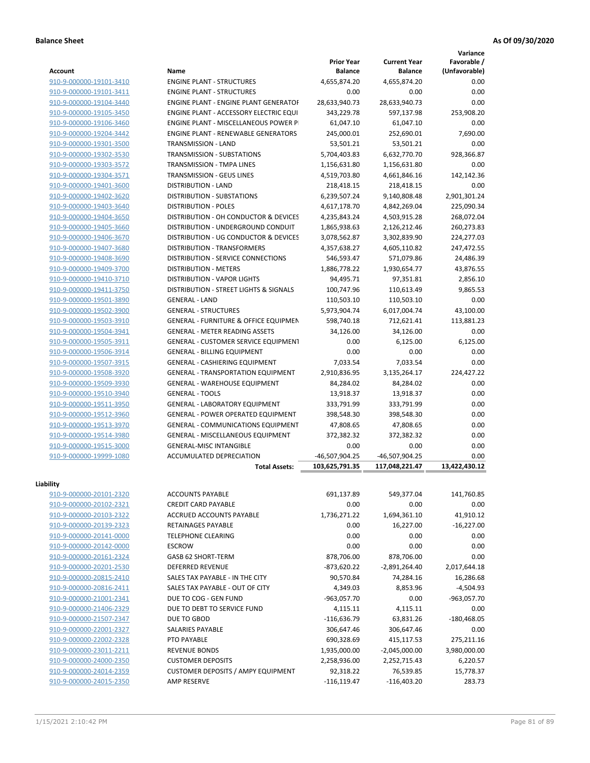**Balance Sheet** **As Of 09/30/2020**

| Account | Name | Prior Year Balance | Current Year Balance | Variance Favorable / (Unfavorable) |
|---|---|---|---|---|
| 910-9-000000-19101-3410 | ENGINE PLANT - STRUCTURES | 4,655,874.20 | 4,655,874.20 | 0.00 |
| 910-9-000000-19101-3411 | ENGINE PLANT - STRUCTURES | 0.00 | 0.00 | 0.00 |
| 910-9-000000-19104-3440 | ENGINE PLANT - ENGINE PLANT GENERATOF | 28,633,940.73 | 28,633,940.73 | 0.00 |
| 910-9-000000-19105-3450 | ENGINE PLANT - ACCESSORY ELECTRIC EQUI | 343,229.78 | 597,137.98 | 253,908.20 |
| 910-9-000000-19106-3460 | ENGINE PLANT - MISCELLANEOUS POWER P | 61,047.10 | 61,047.10 | 0.00 |
| 910-9-000000-19204-3442 | ENGINE PLANT - RENEWABLE GENERATORS | 245,000.01 | 252,690.01 | 7,690.00 |
| 910-9-000000-19301-3500 | TRANSMISSION - LAND | 53,501.21 | 53,501.21 | 0.00 |
| 910-9-000000-19302-3530 | TRANSMISSION - SUBSTATIONS | 5,704,403.83 | 6,632,770.70 | 928,366.87 |
| 910-9-000000-19303-3572 | TRANSMISSION - TMPA LINES | 1,156,631.80 | 1,156,631.80 | 0.00 |
| 910-9-000000-19304-3571 | TRANSMISSION - GEUS LINES | 4,519,703.80 | 4,661,846.16 | 142,142.36 |
| 910-9-000000-19401-3600 | DISTRIBUTION - LAND | 218,418.15 | 218,418.15 | 0.00 |
| 910-9-000000-19402-3620 | DISTRIBUTION - SUBSTATIONS | 6,239,507.24 | 9,140,808.48 | 2,901,301.24 |
| 910-9-000000-19403-3640 | DISTRIBUTION - POLES | 4,617,178.70 | 4,842,269.04 | 225,090.34 |
| 910-9-000000-19404-3650 | DISTRIBUTION - OH CONDUCTOR & DEVICES | 4,235,843.24 | 4,503,915.28 | 268,072.04 |
| 910-9-000000-19405-3660 | DISTRIBUTION - UNDERGROUND CONDUIT | 1,865,938.63 | 2,126,212.46 | 260,273.83 |
| 910-9-000000-19406-3670 | DISTRIBUTION - UG CONDUCTOR & DEVICES | 3,078,562.87 | 3,302,839.90 | 224,277.03 |
| 910-9-000000-19407-3680 | DISTRIBUTION - TRANSFORMERS | 4,357,638.27 | 4,605,110.82 | 247,472.55 |
| 910-9-000000-19408-3690 | DISTRIBUTION - SERVICE CONNECTIONS | 546,593.47 | 571,079.86 | 24,486.39 |
| 910-9-000000-19409-3700 | DISTRIBUTION - METERS | 1,886,778.22 | 1,930,654.77 | 43,876.55 |
| 910-9-000000-19410-3710 | DISTRIBUTION - VAPOR LIGHTS | 94,495.71 | 97,351.81 | 2,856.10 |
| 910-9-000000-19411-3750 | DISTRIBUTION - STREET LIGHTS & SIGNALS | 100,747.96 | 110,613.49 | 9,865.53 |
| 910-9-000000-19501-3890 | GENERAL - LAND | 110,503.10 | 110,503.10 | 0.00 |
| 910-9-000000-19502-3900 | GENERAL - STRUCTURES | 5,973,904.74 | 6,017,004.74 | 43,100.00 |
| 910-9-000000-19503-3910 | GENERAL - FURNITURE & OFFICE EQUIPMEN | 598,740.18 | 712,621.41 | 113,881.23 |
| 910-9-000000-19504-3941 | GENERAL - METER READING ASSETS | 34,126.00 | 34,126.00 | 0.00 |
| 910-9-000000-19505-3911 | GENERAL - CUSTOMER SERVICE EQUIPMENT | 0.00 | 6,125.00 | 6,125.00 |
| 910-9-000000-19506-3914 | GENERAL - BILLING EQUIPMENT | 0.00 | 0.00 | 0.00 |
| 910-9-000000-19507-3915 | GENERAL - CASHIERING EQUIPMENT | 7,033.54 | 7,033.54 | 0.00 |
| 910-9-000000-19508-3920 | GENERAL - TRANSPORTATION EQUIPMENT | 2,910,836.95 | 3,135,264.17 | 224,427.22 |
| 910-9-000000-19509-3930 | GENERAL - WAREHOUSE EQUIPMENT | 84,284.02 | 84,284.02 | 0.00 |
| 910-9-000000-19510-3940 | GENERAL - TOOLS | 13,918.37 | 13,918.37 | 0.00 |
| 910-9-000000-19511-3950 | GENERAL - LABORATORY EQUIPMENT | 333,791.99 | 333,791.99 | 0.00 |
| 910-9-000000-19512-3960 | GENERAL - POWER OPERATED EQUIPMENT | 398,548.30 | 398,548.30 | 0.00 |
| 910-9-000000-19513-3970 | GENERAL - COMMUNICATIONS EQUIPMENT | 47,808.65 | 47,808.65 | 0.00 |
| 910-9-000000-19514-3980 | GENERAL - MISCELLANEOUS EQUIPMENT | 372,382.32 | 372,382.32 | 0.00 |
| 910-9-000000-19515-3000 | GENERAL-MISC INTANGIBLE | 0.00 | 0.00 | 0.00 |
| 910-9-000000-19999-1080 | ACCUMULATED DEPRECIATION | -46,507,904.25 | -46,507,904.25 | 0.00 |
| | **Total Assets:** | **103,625,791.35** | **117,048,221.47** | **13,422,430.12** |

**Liability**

| Account | Name | Prior Year Balance | Current Year Balance | Variance Favorable / (Unfavorable) |
|---|---|---|---|---|
| 910-9-000000-20101-2320 | ACCOUNTS PAYABLE | 691,137.89 | 549,377.04 | 141,760.85 |
| 910-9-000000-20102-2321 | CREDIT CARD PAYABLE | 0.00 | 0.00 | 0.00 |
| 910-9-000000-20103-2322 | ACCRUED ACCOUNTS PAYABLE | 1,736,271.22 | 1,694,361.10 | 41,910.12 |
| 910-9-000000-20139-2323 | RETAINAGES PAYABLE | 0.00 | 16,227.00 | -16,227.00 |
| 910-9-000000-20141-0000 | TELEPHONE CLEARING | 0.00 | 0.00 | 0.00 |
| 910-9-000000-20142-0000 | ESCROW | 0.00 | 0.00 | 0.00 |
| 910-9-000000-20161-2324 | GASB 62 SHORT-TERM | 878,706.00 | 878,706.00 | 0.00 |
| 910-9-000000-20201-2530 | DEFERRED REVENUE | -873,620.22 | -2,891,264.40 | 2,017,644.18 |
| 910-9-000000-20815-2410 | SALES TAX PAYABLE - IN THE CITY | 90,570.84 | 74,284.16 | 16,286.68 |
| 910-9-000000-20816-2411 | SALES TAX PAYABLE - OUT OF CITY | 4,349.03 | 8,853.96 | -4,504.93 |
| 910-9-000000-21001-2341 | DUE TO COG - GEN FUND | -963,057.70 | 0.00 | -963,057.70 |
| 910-9-000000-21406-2329 | DUE TO DEBT TO SERVICE FUND | 4,115.11 | 4,115.11 | 0.00 |
| 910-9-000000-21507-2347 | DUE TO GBOD | -116,636.79 | 63,831.26 | -180,468.05 |
| 910-9-000000-22001-2327 | SALARIES PAYABLE | 306,647.46 | 306,647.46 | 0.00 |
| 910-9-000000-22002-2328 | PTO PAYABLE | 690,328.69 | 415,117.53 | 275,211.16 |
| 910-9-000000-23011-2211 | REVENUE BONDS | 1,935,000.00 | -2,045,000.00 | 3,980,000.00 |
| 910-9-000000-24000-2350 | CUSTOMER DEPOSITS | 2,258,936.00 | 2,252,715.43 | 6,220.57 |
| 910-9-000000-24014-2359 | CUSTOMER DEPOSITS / AMPY EQUIPMENT | 92,318.22 | 76,539.85 | 15,778.37 |
| 910-9-000000-24015-2350 | AMP RESERVE | -116,119.47 | -116,403.20 | 283.73 |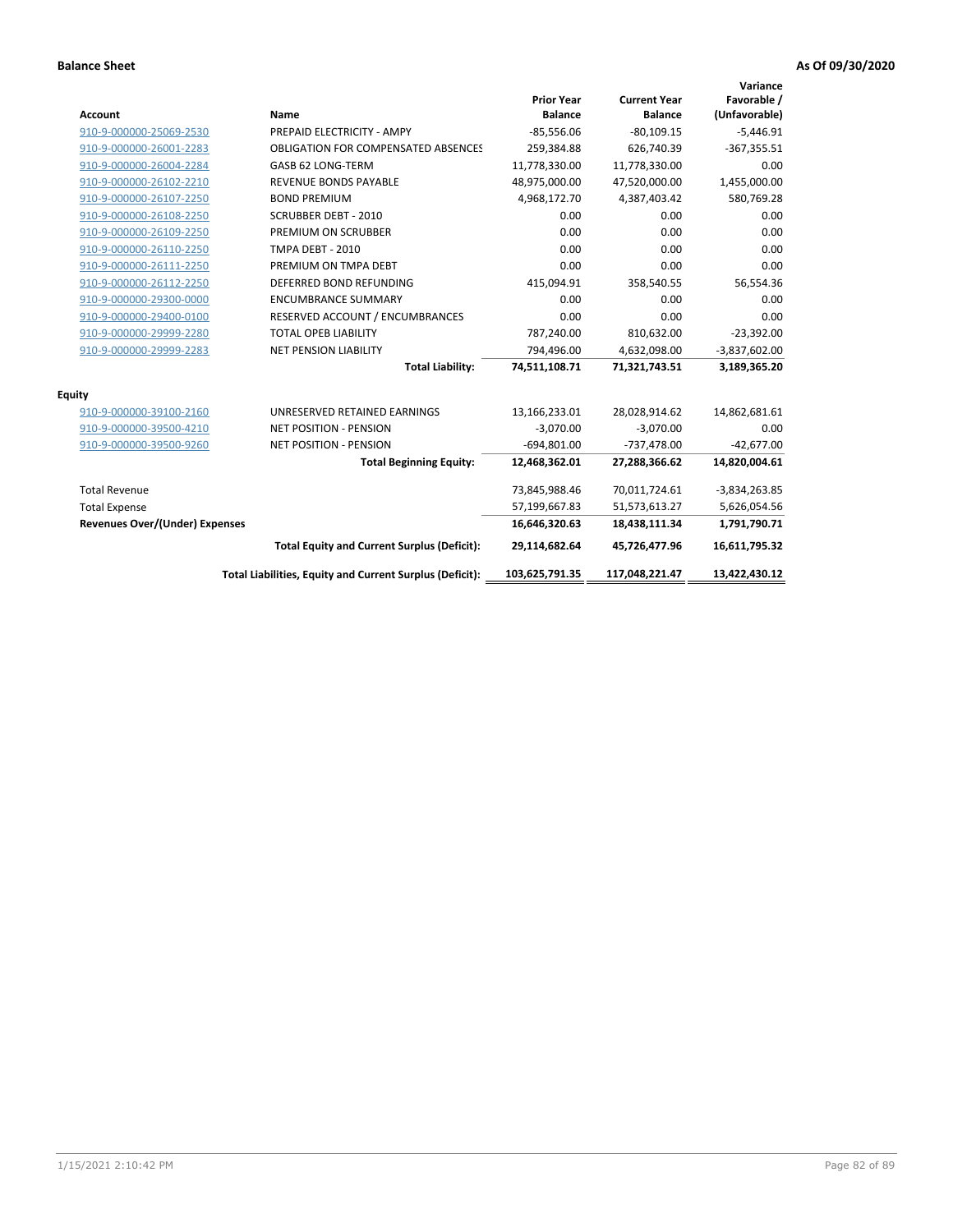**Balance Sheet** **As Of 09/30/2020**

| Account | Name | Prior Year Balance | Current Year Balance | Variance Favorable / (Unfavorable) |
|---|---|---|---|---|
| 910-9-000000-25069-2530 | PREPAID ELECTRICITY - AMPY | -85,556.06 | -80,109.15 | -5,446.91 |
| 910-9-000000-26001-2283 | OBLIGATION FOR COMPENSATED ABSENCES | 259,384.88 | 626,740.39 | -367,355.51 |
| 910-9-000000-26004-2284 | GASB 62 LONG-TERM | 11,778,330.00 | 11,778,330.00 | 0.00 |
| 910-9-000000-26102-2210 | REVENUE BONDS PAYABLE | 48,975,000.00 | 47,520,000.00 | 1,455,000.00 |
| 910-9-000000-26107-2250 | BOND PREMIUM | 4,968,172.70 | 4,387,403.42 | 580,769.28 |
| 910-9-000000-26108-2250 | SCRUBBER DEBT - 2010 | 0.00 | 0.00 | 0.00 |
| 910-9-000000-26109-2250 | PREMIUM ON SCRUBBER | 0.00 | 0.00 | 0.00 |
| 910-9-000000-26110-2250 | TMPA DEBT - 2010 | 0.00 | 0.00 | 0.00 |
| 910-9-000000-26111-2250 | PREMIUM ON TMPA DEBT | 0.00 | 0.00 | 0.00 |
| 910-9-000000-26112-2250 | DEFERRED BOND REFUNDING | 415,094.91 | 358,540.55 | 56,554.36 |
| 910-9-000000-29300-0000 | ENCUMBRANCE SUMMARY | 0.00 | 0.00 | 0.00 |
| 910-9-000000-29400-0100 | RESERVED ACCOUNT / ENCUMBRANCES | 0.00 | 0.00 | 0.00 |
| 910-9-000000-29999-2280 | TOTAL OPEB LIABILITY | 787,240.00 | 810,632.00 | -23,392.00 |
| 910-9-000000-29999-2283 | NET PENSION LIABILITY | 794,496.00 | 4,632,098.00 | -3,837,602.00 |
| | **Total Liability:** | **74,511,108.71** | **71,321,743.51** | **3,189,365.20** |
| **Equity** | | | | |
| 910-9-000000-39100-2160 | UNRESERVED RETAINED EARNINGS | 13,166,233.01 | 28,028,914.62 | 14,862,681.61 |
| 910-9-000000-39500-4210 | NET POSITION - PENSION | -3,070.00 | -3,070.00 | 0.00 |
| 910-9-000000-39500-9260 | NET POSITION - PENSION | -694,801.00 | -737,478.00 | -42,677.00 |
| | **Total Beginning Equity:** | **12,468,362.01** | **27,288,366.62** | **14,820,004.61** |
| Total Revenue | | 73,845,988.46 | 70,011,724.61 | -3,834,263.85 |
| Total Expense | | 57,199,667.83 | 51,573,613.27 | 5,626,054.56 |
| **Revenues Over/(Under) Expenses** | | **16,646,320.63** | **18,438,111.34** | **1,791,790.71** |
| | **Total Equity and Current Surplus (Deficit):** | **29,114,682.64** | **45,726,477.96** | **16,611,795.32** |
| | **Total Liabilities, Equity and Current Surplus (Deficit):** | **103,625,791.35** | **117,048,221.47** | **13,422,430.12** |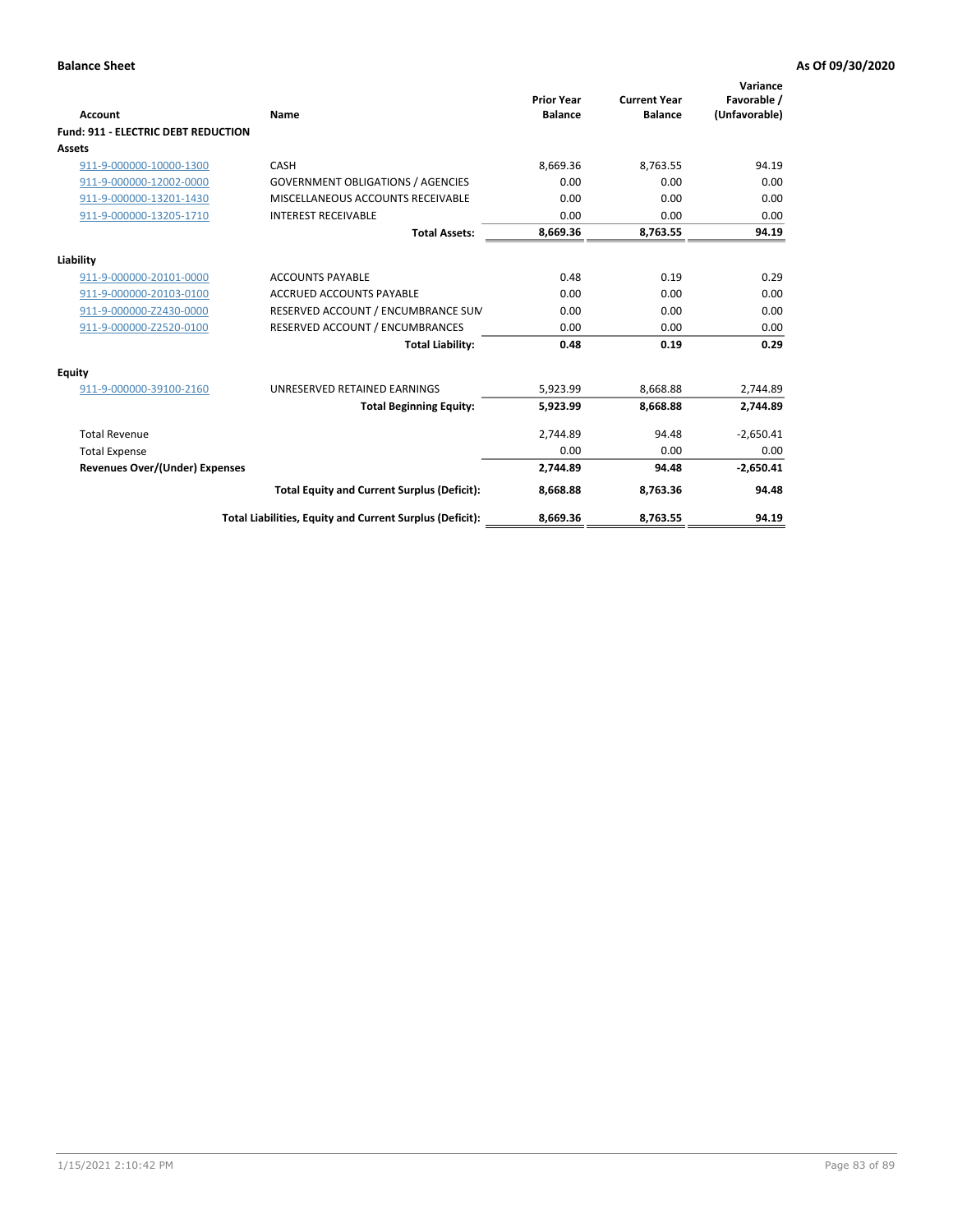**Balance Sheet** | **As Of 09/30/2020**

| Account | Name | Prior Year Balance | Current Year Balance | Variance Favorable / (Unfavorable) |
|---|---|---|---|---|
| **Fund: 911 - ELECTRIC DEBT REDUCTION** | | | | |
| **Assets** | | | | |
| 911-9-000000-10000-1300 | CASH | 8,669.36 | 8,763.55 | 94.19 |
| 911-9-000000-12002-0000 | GOVERNMENT OBLIGATIONS / AGENCIES | 0.00 | 0.00 | 0.00 |
| 911-9-000000-13201-1430 | MISCELLANEOUS ACCOUNTS RECEIVABLE | 0.00 | 0.00 | 0.00 |
| 911-9-000000-13205-1710 | INTEREST RECEIVABLE | 0.00 | 0.00 | 0.00 |
| | **Total Assets:** | **8,669.36** | **8,763.55** | **94.19** |
| **Liability** | | | | |
| 911-9-000000-20101-0000 | ACCOUNTS PAYABLE | 0.48 | 0.19 | 0.29 |
| 911-9-000000-20103-0100 | ACCRUED ACCOUNTS PAYABLE | 0.00 | 0.00 | 0.00 |
| 911-9-000000-Z2430-0000 | RESERVED ACCOUNT / ENCUMBRANCE SUM | 0.00 | 0.00 | 0.00 |
| 911-9-000000-Z2520-0100 | RESERVED ACCOUNT / ENCUMBRANCES | 0.00 | 0.00 | 0.00 |
| | **Total Liability:** | **0.48** | **0.19** | **0.29** |
| **Equity** | | | | |
| 911-9-000000-39100-2160 | UNRESERVED RETAINED EARNINGS | 5,923.99 | 8,668.88 | 2,744.89 |
| | **Total Beginning Equity:** | **5,923.99** | **8,668.88** | **2,744.89** |
| Total Revenue | | 2,744.89 | 94.48 | -2,650.41 |
| Total Expense | | 0.00 | 0.00 | 0.00 |
| **Revenues Over/(Under) Expenses** | | **2,744.89** | **94.48** | **-2,650.41** |
| | **Total Equity and Current Surplus (Deficit):** | **8,668.88** | **8,763.36** | **94.48** |
| | **Total Liabilities, Equity and Current Surplus (Deficit):** | **8,669.36** | **8,763.55** | **94.19** |

1/15/2021 2:10:42 PM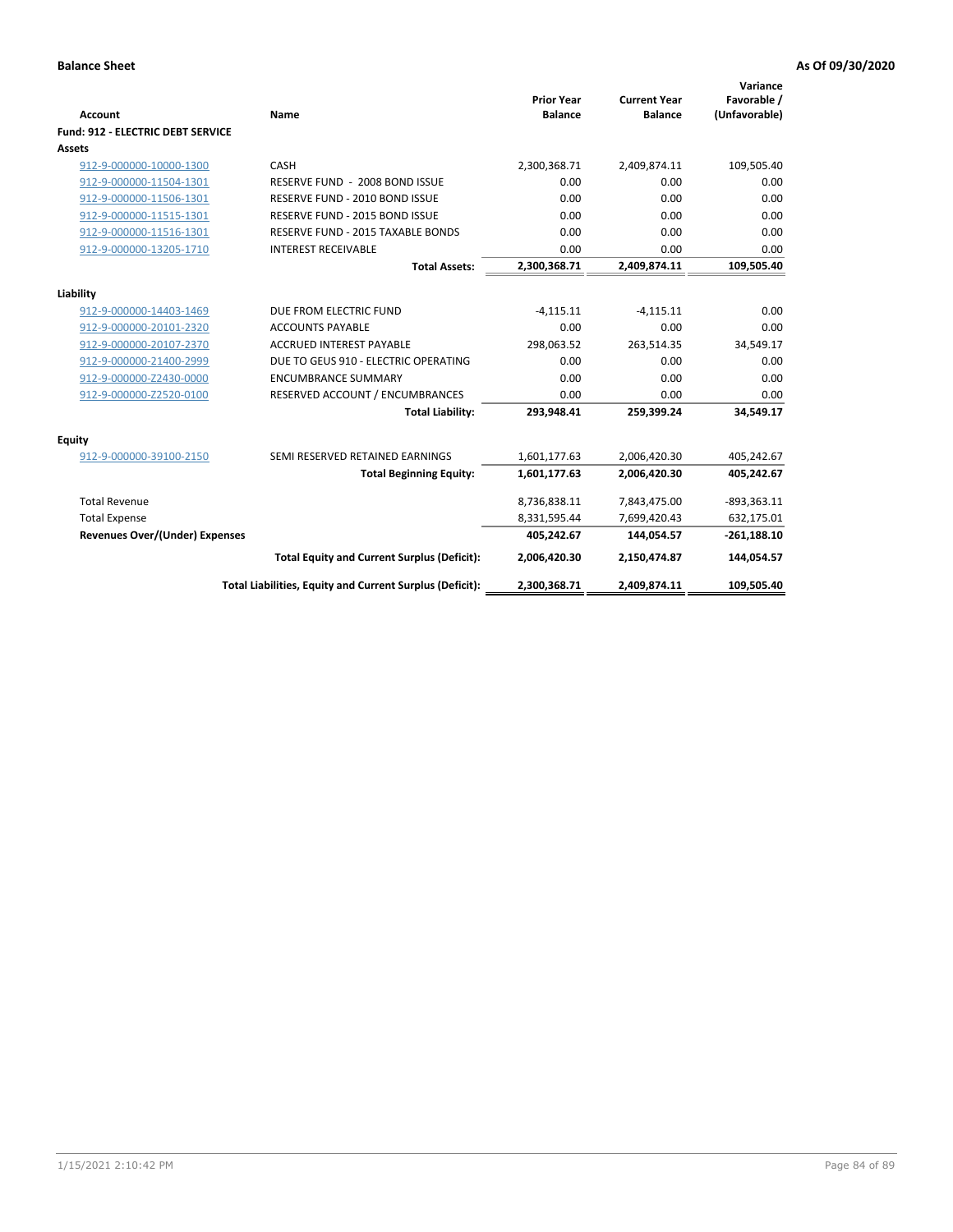**Balance Sheet** **As Of 09/30/2020**

| Account | Name | Prior Year Balance | Current Year Balance | Variance Favorable / (Unfavorable) |
|---|---|---|---|---|
| **Fund: 912 - ELECTRIC DEBT SERVICE** | | | | |
| **Assets** | | | | |
| 912-9-000000-10000-1300 | CASH | 2,300,368.71 | 2,409,874.11 | 109,505.40 |
| 912-9-000000-11504-1301 | RESERVE FUND - 2008 BOND ISSUE | 0.00 | 0.00 | 0.00 |
| 912-9-000000-11506-1301 | RESERVE FUND - 2010 BOND ISSUE | 0.00 | 0.00 | 0.00 |
| 912-9-000000-11515-1301 | RESERVE FUND - 2015 BOND ISSUE | 0.00 | 0.00 | 0.00 |
| 912-9-000000-11516-1301 | RESERVE FUND - 2015 TAXABLE BONDS | 0.00 | 0.00 | 0.00 |
| 912-9-000000-13205-1710 | INTEREST RECEIVABLE | 0.00 | 0.00 | 0.00 |
| | **Total Assets:** | **2,300,368.71** | **2,409,874.11** | **109,505.40** |
| **Liability** | | | | |
| 912-9-000000-14403-1469 | DUE FROM ELECTRIC FUND | -4,115.11 | -4,115.11 | 0.00 |
| 912-9-000000-20101-2320 | ACCOUNTS PAYABLE | 0.00 | 0.00 | 0.00 |
| 912-9-000000-20107-2370 | ACCRUED INTEREST PAYABLE | 298,063.52 | 263,514.35 | 34,549.17 |
| 912-9-000000-21400-2999 | DUE TO GEUS 910 - ELECTRIC OPERATING | 0.00 | 0.00 | 0.00 |
| 912-9-000000-Z2430-0000 | ENCUMBRANCE SUMMARY | 0.00 | 0.00 | 0.00 |
| 912-9-000000-Z2520-0100 | RESERVED ACCOUNT / ENCUMBRANCES | 0.00 | 0.00 | 0.00 |
| | **Total Liability:** | **293,948.41** | **259,399.24** | **34,549.17** |
| **Equity** | | | | |
| 912-9-000000-39100-2150 | SEMI RESERVED RETAINED EARNINGS | 1,601,177.63 | 2,006,420.30 | 405,242.67 |
| | **Total Beginning Equity:** | **1,601,177.63** | **2,006,420.30** | **405,242.67** |
| Total Revenue | | 8,736,838.11 | 7,843,475.00 | -893,363.11 |
| Total Expense | | 8,331,595.44 | 7,699,420.43 | 632,175.01 |
| **Revenues Over/(Under) Expenses** | | **405,242.67** | **144,054.57** | **-261,188.10** |
| | **Total Equity and Current Surplus (Deficit):** | **2,006,420.30** | **2,150,474.87** | **144,054.57** |
| | **Total Liabilities, Equity and Current Surplus (Deficit):** | **2,300,368.71** | **2,409,874.11** | **109,505.40** |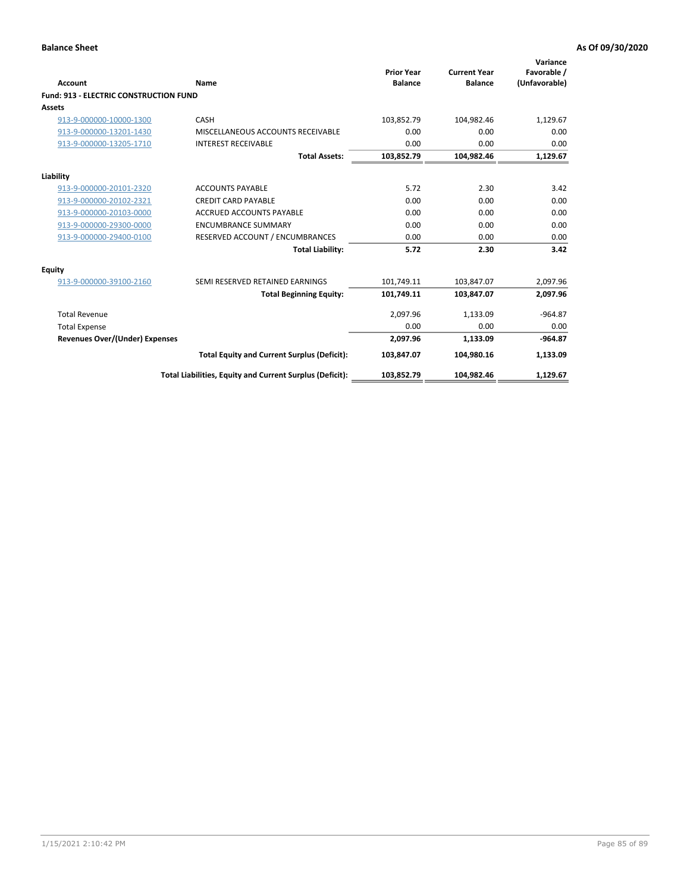**Balance Sheet** **As Of 09/30/2020**

| Account | Name | Prior Year Balance | Current Year Balance | Variance Favorable / (Unfavorable) |
|---|---|---|---|---|
| **Fund: 913 - ELECTRIC CONSTRUCTION FUND** | | | | |
| **Assets** | | | | |
| 913-9-000000-10000-1300 | CASH | 103,852.79 | 104,982.46 | 1,129.67 |
| 913-9-000000-13201-1430 | MISCELLANEOUS ACCOUNTS RECEIVABLE | 0.00 | 0.00 | 0.00 |
| 913-9-000000-13205-1710 | INTEREST RECEIVABLE | 0.00 | 0.00 | 0.00 |
| | **Total Assets:** | **103,852.79** | **104,982.46** | **1,129.67** |
| **Liability** | | | | |
| 913-9-000000-20101-2320 | ACCOUNTS PAYABLE | 5.72 | 2.30 | 3.42 |
| 913-9-000000-20102-2321 | CREDIT CARD PAYABLE | 0.00 | 0.00 | 0.00 |
| 913-9-000000-20103-0000 | ACCRUED ACCOUNTS PAYABLE | 0.00 | 0.00 | 0.00 |
| 913-9-000000-29300-0000 | ENCUMBRANCE SUMMARY | 0.00 | 0.00 | 0.00 |
| 913-9-000000-29400-0100 | RESERVED ACCOUNT / ENCUMBRANCES | 0.00 | 0.00 | 0.00 |
| | **Total Liability:** | **5.72** | **2.30** | **3.42** |
| **Equity** | | | | |
| 913-9-000000-39100-2160 | SEMI RESERVED RETAINED EARNINGS | 101,749.11 | 103,847.07 | 2,097.96 |
| | **Total Beginning Equity:** | **101,749.11** | **103,847.07** | **2,097.96** |
| Total Revenue | | 2,097.96 | 1,133.09 | -964.87 |
| Total Expense | | 0.00 | 0.00 | 0.00 |
| **Revenues Over/(Under) Expenses** | | **2,097.96** | **1,133.09** | **-964.87** |
| | **Total Equity and Current Surplus (Deficit):** | **103,847.07** | **104,980.16** | **1,133.09** |
| | **Total Liabilities, Equity and Current Surplus (Deficit):** | **103,852.79** | **104,982.46** | **1,129.67** |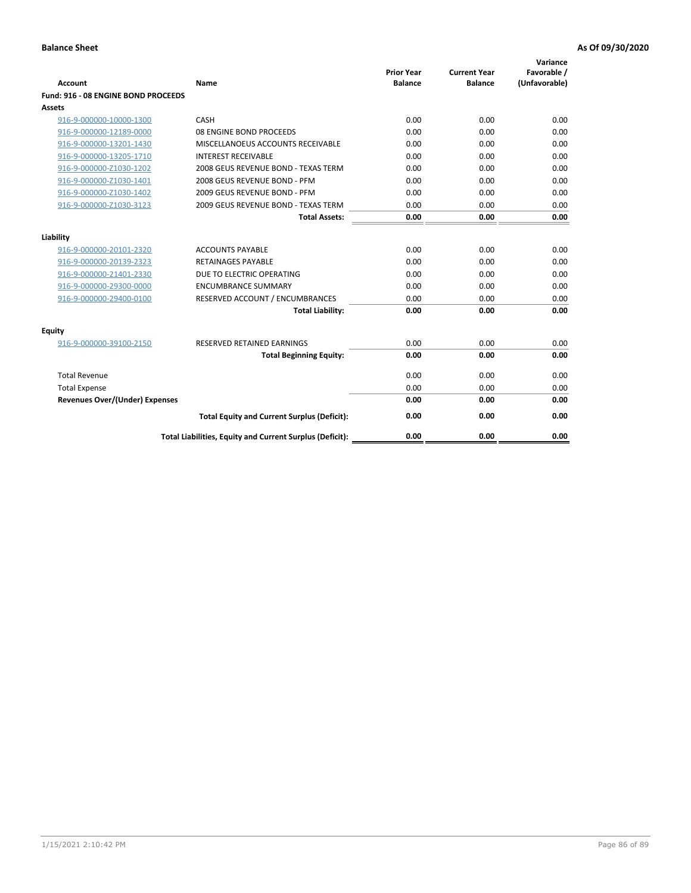**Balance Sheet** **As Of 09/30/2020**

| Account | Name | Prior Year Balance | Current Year Balance | Variance Favorable / (Unfavorable) |
|---|---|---|---|---|
| **Fund: 916 - 08 ENGINE BOND PROCEEDS** | | | | |
| **Assets** | | | | |
| 916-9-000000-10000-1300 | CASH | 0.00 | 0.00 | 0.00 |
| 916-9-000000-12189-0000 | 08 ENGINE BOND PROCEEDS | 0.00 | 0.00 | 0.00 |
| 916-9-000000-13201-1430 | MISCELLANOEUS ACCOUNTS RECEIVABLE | 0.00 | 0.00 | 0.00 |
| 916-9-000000-13205-1710 | INTEREST RECEIVABLE | 0.00 | 0.00 | 0.00 |
| 916-9-000000-Z1030-1202 | 2008 GEUS REVENUE BOND - TEXAS TERM | 0.00 | 0.00 | 0.00 |
| 916-9-000000-Z1030-1401 | 2008 GEUS REVENUE BOND - PFM | 0.00 | 0.00 | 0.00 |
| 916-9-000000-Z1030-1402 | 2009 GEUS REVENUE BOND - PFM | 0.00 | 0.00 | 0.00 |
| 916-9-000000-Z1030-3123 | 2009 GEUS REVENUE BOND - TEXAS TERM | 0.00 | 0.00 | 0.00 |
| | **Total Assets:** | **0.00** | **0.00** | **0.00** |
| **Liability** | | | | |
| 916-9-000000-20101-2320 | ACCOUNTS PAYABLE | 0.00 | 0.00 | 0.00 |
| 916-9-000000-20139-2323 | RETAINAGES PAYABLE | 0.00 | 0.00 | 0.00 |
| 916-9-000000-21401-2330 | DUE TO ELECTRIC OPERATING | 0.00 | 0.00 | 0.00 |
| 916-9-000000-29300-0000 | ENCUMBRANCE SUMMARY | 0.00 | 0.00 | 0.00 |
| 916-9-000000-29400-0100 | RESERVED ACCOUNT / ENCUMBRANCES | 0.00 | 0.00 | 0.00 |
| | **Total Liability:** | **0.00** | **0.00** | **0.00** |
| **Equity** | | | | |
| 916-9-000000-39100-2150 | RESERVED RETAINED EARNINGS | 0.00 | 0.00 | 0.00 |
| | **Total Beginning Equity:** | **0.00** | **0.00** | **0.00** |
| Total Revenue | | 0.00 | 0.00 | 0.00 |
| Total Expense | | 0.00 | 0.00 | 0.00 |
| **Revenues Over/(Under) Expenses** | | **0.00** | **0.00** | **0.00** |
| | **Total Equity and Current Surplus (Deficit):** | **0.00** | **0.00** | **0.00** |
| | **Total Liabilities, Equity and Current Surplus (Deficit):** | **0.00** | **0.00** | **0.00** |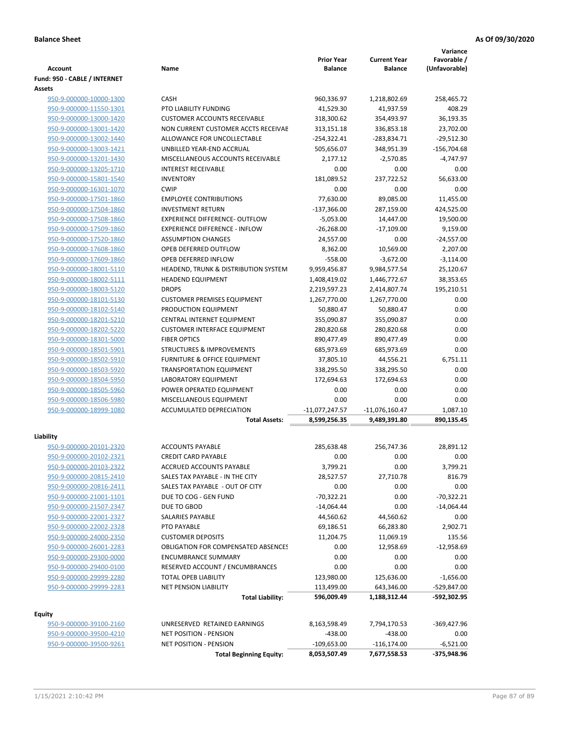**Balance Sheet** | **As Of 09/30/2020**

| Account | Name | Prior Year Balance | Current Year Balance | Variance Favorable / (Unfavorable) |
|---|---|---|---|---|
| **Fund: 950 - CABLE / INTERNET** | | | | |
| **Assets** | | | | |
| 950-9-000000-10000-1300 | CASH | 960,336.97 | 1,218,802.69 | 258,465.72 |
| 950-9-000000-11550-1301 | PTO LIABILITY FUNDING | 41,529.30 | 41,937.59 | 408.29 |
| 950-9-000000-13000-1420 | CUSTOMER ACCOUNTS RECEIVABLE | 318,300.62 | 354,493.97 | 36,193.35 |
| 950-9-000000-13001-1420 | NON CURRENT CUSTOMER ACCTS RECEIVAE | 313,151.18 | 336,853.18 | 23,702.00 |
| 950-9-000000-13002-1440 | ALLOWANCE FOR UNCOLLECTABLE | -254,322.41 | -283,834.71 | -29,512.30 |
| 950-9-000000-13003-1421 | UNBILLED YEAR-END ACCRUAL | 505,656.07 | 348,951.39 | -156,704.68 |
| 950-9-000000-13201-1430 | MISCELLANEOUS ACCOUNTS RECEIVABLE | 2,177.12 | -2,570.85 | -4,747.97 |
| 950-9-000000-13205-1710 | INTEREST RECEIVABLE | 0.00 | 0.00 | 0.00 |
| 950-9-000000-15801-1540 | INVENTORY | 181,089.52 | 237,722.52 | 56,633.00 |
| 950-9-000000-16301-1070 | CWIP | 0.00 | 0.00 | 0.00 |
| 950-9-000000-17501-1860 | EMPLOYEE CONTRIBUTIONS | 77,630.00 | 89,085.00 | 11,455.00 |
| 950-9-000000-17504-1860 | INVESTMENT RETURN | -137,366.00 | 287,159.00 | 424,525.00 |
| 950-9-000000-17508-1860 | EXPERIENCE DIFFERENCE- OUTFLOW | -5,053.00 | 14,447.00 | 19,500.00 |
| 950-9-000000-17509-1860 | EXPERIENCE DIFFERENCE - INFLOW | -26,268.00 | -17,109.00 | 9,159.00 |
| 950-9-000000-17520-1860 | ASSUMPTION CHANGES | 24,557.00 | 0.00 | -24,557.00 |
| 950-9-000000-17608-1860 | OPEB DEFERRED OUTFLOW | 8,362.00 | 10,569.00 | 2,207.00 |
| 950-9-000000-17609-1860 | OPEB DEFERRED INFLOW | -558.00 | -3,672.00 | -3,114.00 |
| 950-9-000000-18001-5110 | HEADEND, TRUNK & DISTRIBUTION SYSTEM | 9,959,456.87 | 9,984,577.54 | 25,120.67 |
| 950-9-000000-18002-5111 | HEADEND EQUIPMENT | 1,408,419.02 | 1,446,772.67 | 38,353.65 |
| 950-9-000000-18003-5120 | DROPS | 2,219,597.23 | 2,414,807.74 | 195,210.51 |
| 950-9-000000-18101-5130 | CUSTOMER PREMISES EQUIPMENT | 1,267,770.00 | 1,267,770.00 | 0.00 |
| 950-9-000000-18102-5140 | PRODUCTION EQUIPMENT | 50,880.47 | 50,880.47 | 0.00 |
| 950-9-000000-18201-5210 | CENTRAL INTERNET EQUIPMENT | 355,090.87 | 355,090.87 | 0.00 |
| 950-9-000000-18202-5220 | CUSTOMER INTERFACE EQUIPMENT | 280,820.68 | 280,820.68 | 0.00 |
| 950-9-000000-18301-5000 | FIBER OPTICS | 890,477.49 | 890,477.49 | 0.00 |
| 950-9-000000-18501-5901 | STRUCTURES & IMPROVEMENTS | 685,973.69 | 685,973.69 | 0.00 |
| 950-9-000000-18502-5910 | FURNITURE & OFFICE EQUIPMENT | 37,805.10 | 44,556.21 | 6,751.11 |
| 950-9-000000-18503-5920 | TRANSPORTATION EQUIPMENT | 338,295.50 | 338,295.50 | 0.00 |
| 950-9-000000-18504-5950 | LABORATORY EQUIPMENT | 172,694.63 | 172,694.63 | 0.00 |
| 950-9-000000-18505-5960 | POWER OPERATED EQUIPMENT | 0.00 | 0.00 | 0.00 |
| 950-9-000000-18506-5980 | MISCELLANEOUS EQUIPMENT | 0.00 | 0.00 | 0.00 |
| 950-9-000000-18999-1080 | ACCUMULATED DEPRECIATION | -11,077,247.57 | -11,076,160.47 | 1,087.10 |
| | **Total Assets:** | **8,599,256.35** | **9,489,391.80** | **890,135.45** |
| **Liability** | | | | |
| 950-9-000000-20101-2320 | ACCOUNTS PAYABLE | 285,638.48 | 256,747.36 | 28,891.12 |
| 950-9-000000-20102-2321 | CREDIT CARD PAYABLE | 0.00 | 0.00 | 0.00 |
| 950-9-000000-20103-2322 | ACCRUED ACCOUNTS PAYABLE | 3,799.21 | 0.00 | 3,799.21 |
| 950-9-000000-20815-2410 | SALES TAX PAYABLE - IN THE CITY | 28,527.57 | 27,710.78 | 816.79 |
| 950-9-000000-20816-2411 | SALES TAX PAYABLE - OUT OF CITY | 0.00 | 0.00 | 0.00 |
| 950-9-000000-21001-1101 | DUE TO COG - GEN FUND | -70,322.21 | 0.00 | -70,322.21 |
| 950-9-000000-21507-2347 | DUE TO GBOD | -14,064.44 | 0.00 | -14,064.44 |
| 950-9-000000-22001-2327 | SALARIES PAYABLE | 44,560.62 | 44,560.62 | 0.00 |
| 950-9-000000-22002-2328 | PTO PAYABLE | 69,186.51 | 66,283.80 | 2,902.71 |
| 950-9-000000-24000-2350 | CUSTOMER DEPOSITS | 11,204.75 | 11,069.19 | 135.56 |
| 950-9-000000-26001-2283 | OBLIGATION FOR COMPENSATED ABSENCES | 0.00 | 12,958.69 | -12,958.69 |
| 950-9-000000-29300-0000 | ENCUMBRANCE SUMMARY | 0.00 | 0.00 | 0.00 |
| 950-9-000000-29400-0100 | RESERVED ACCOUNT / ENCUMBRANCES | 0.00 | 0.00 | 0.00 |
| 950-9-000000-29999-2280 | TOTAL OPEB LIABILITY | 123,980.00 | 125,636.00 | -1,656.00 |
| 950-9-000000-29999-2283 | NET PENSION LIABILITY | 113,499.00 | 643,346.00 | -529,847.00 |
| | **Total Liability:** | **596,009.49** | **1,188,312.44** | **-592,302.95** |
| **Equity** | | | | |
| 950-9-000000-39100-2160 | UNRESERVED RETAINED EARNINGS | 8,163,598.49 | 7,794,170.53 | -369,427.96 |
| 950-9-000000-39500-4210 | NET POSITION - PENSION | -438.00 | -438.00 | 0.00 |
| 950-9-000000-39500-9261 | NET POSITION - PENSION | -109,653.00 | -116,174.00 | -6,521.00 |
| | **Total Beginning Equity:** | **8,053,507.49** | **7,677,558.53** | **-375,948.96** |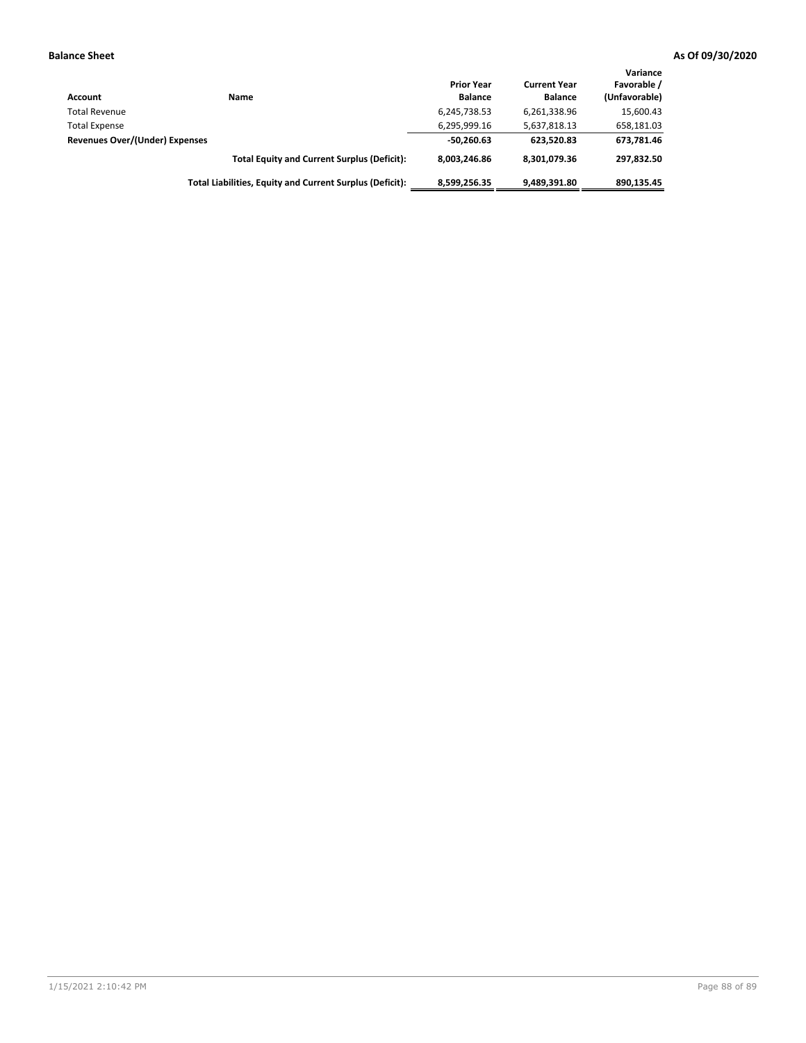**Balance Sheet** **As Of 09/30/2020**

| Account | Name | Prior Year Balance | Current Year Balance | Variance Favorable / (Unfavorable) |
|---|---|---|---|---|
| Total Revenue | | 6,245,738.53 | 6,261,338.96 | 15,600.43 |
| Total Expense | | 6,295,999.16 | 5,637,818.13 | 658,181.03 |
| **Revenues Over/(Under) Expenses** | | **-50,260.63** | **623,520.83** | **673,781.46** |
| | **Total Equity and Current Surplus (Deficit):** | **8,003,246.86** | **8,301,079.36** | **297,832.50** |
| | **Total Liabilities, Equity and Current Surplus (Deficit):** | **8,599,256.35** | **9,489,391.80** | **890,135.45** |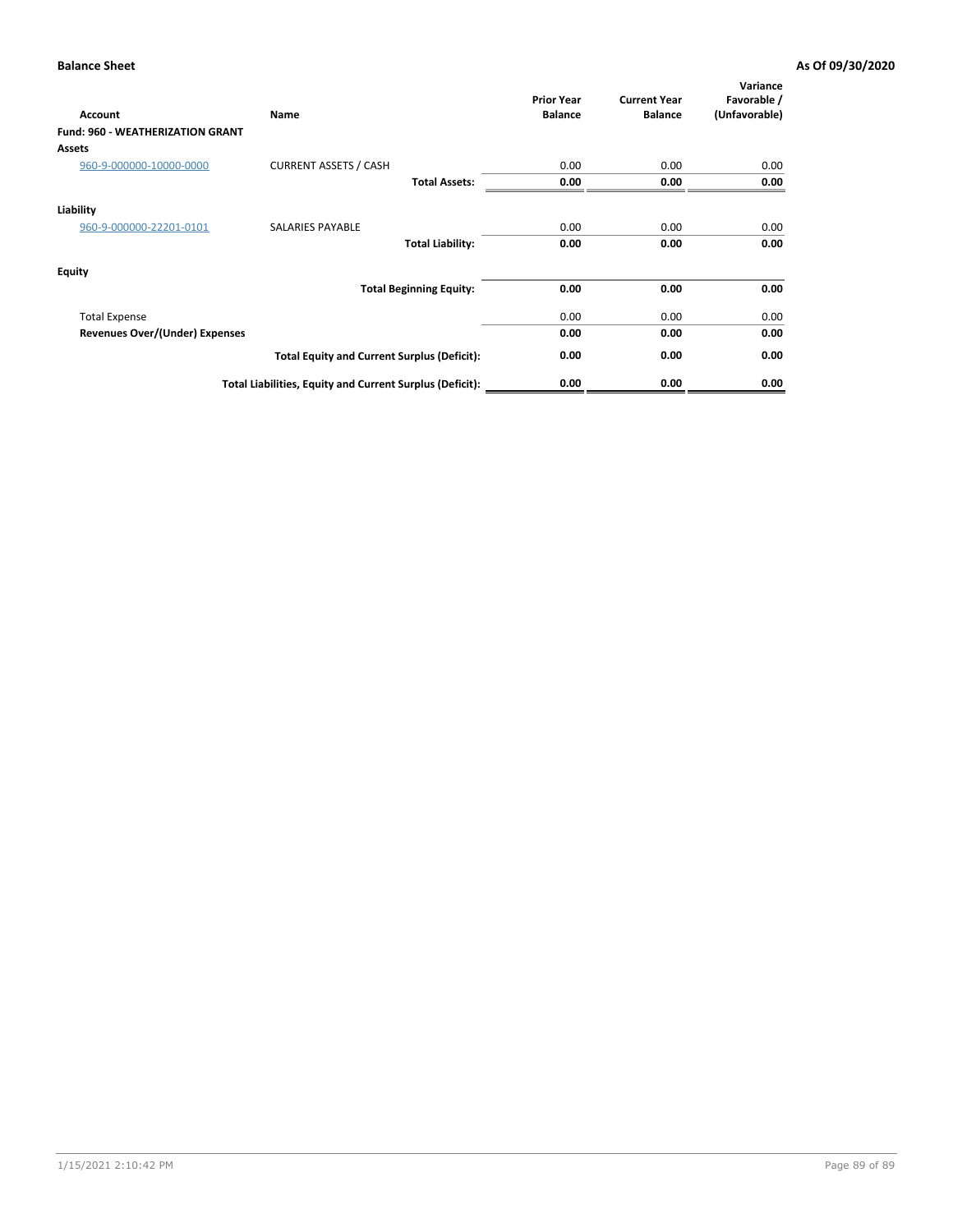**Balance Sheet** **As Of 09/30/2020**

| Account | Name | Prior Year Balance | Current Year Balance | Variance Favorable / (Unfavorable) |
|---|---|---|---|---|
| **Fund: 960 - WEATHERIZATION GRANT** | | | | |
| **Assets** | | | | |
| 960-9-000000-10000-0000 | CURRENT ASSETS / CASH | 0.00 | 0.00 | 0.00 |
| | **Total Assets:** | **0.00** | **0.00** | **0.00** |
| **Liability** | | | | |
| 960-9-000000-22201-0101 | SALARIES PAYABLE | 0.00 | 0.00 | 0.00 |
| | **Total Liability:** | **0.00** | **0.00** | **0.00** |
| **Equity** | | | | |
| | **Total Beginning Equity:** | **0.00** | **0.00** | **0.00** |
| Total Expense | | 0.00 | 0.00 | 0.00 |
| **Revenues Over/(Under) Expenses** | | **0.00** | **0.00** | **0.00** |
| | **Total Equity and Current Surplus (Deficit):** | **0.00** | **0.00** | **0.00** |
| | **Total Liabilities, Equity and Current Surplus (Deficit):** | **0.00** | **0.00** | **0.00** |

1/15/2021 2:10:42 PM